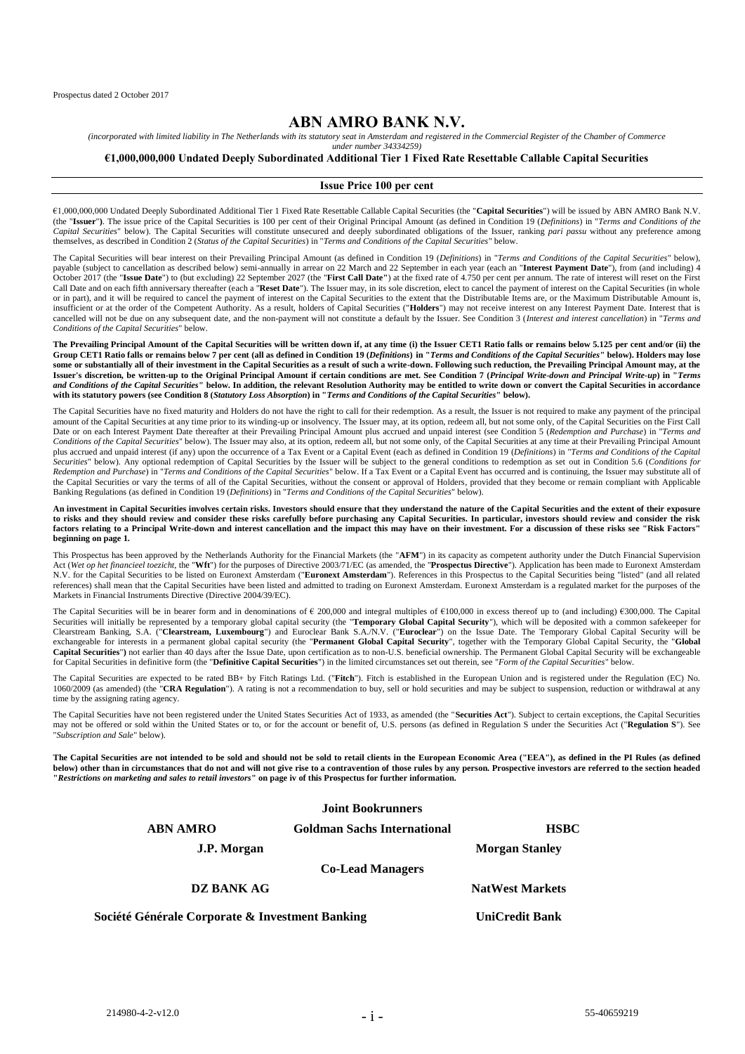Prospectus dated 2 October 2017

# ABN AMRO BANK N.V.

*(incorporated with limited liability in The Netherlands with its statutory seat in Amsterdam and registered in the Commercial Register of the Chamber of Commerce under number 34334259)*

**€1,000,000,000 Undated Deeply Subordinated Additional Tier 1 Fixed Rate Resettable Callable Capital Securities**

**Issue Price 100 per cent**

€1,000,000,000 Undated Deeply Subordinated Additional Tier 1 Fixed Rate Resettable Callable Capital Securities (the "**Capital Securities**") will be issued by ABN AMRO Bank N.V. (the "**Issuer**"**)**. The issue price of the Capital Securities is 100 per cent of their Original Principal Amount (as defined in Condition 19 (*Definitions*) in "*Terms and Conditions of the Capital Securities*" below). The Capital Securities will constitute unsecured and deeply subordinated obligations of the Issuer, ranking *pari passu* without any preference among themselves, as described in Condition 2 (*Status of the Capital Securities*) in "*Terms and Conditions of the Capital Securities*" below.

The Capital Securities will bear interest on their Prevailing Principal Amount (as defined in Condition 19 (*Definitions*) in "*Terms and Conditions of the Capital Securities*" below), payable (subject to cancellation as described below) semi-annually in arrear on 22 March and 22 September in each year (each an "**Interest Payment Date**"), from (and including) 4 October 2017 (the "**Issue Date**") to (but excluding) 22 September 2027 (the "**First Call Date**") at the fixed rate of 4.750 per cent per annum. The rate of interest will reset on the First Call Date and on each fifth anniversary thereafter (each a "**Reset Date**"). The Issuer may, in its sole discretion, elect to cancel the payment of interest on the Capital Securities (in whole or in part), and it will be required to cancel the payment of interest on the Capital Securities to the extent that the Distributable Items are, or the Maximum Distributable Amount is, insufficient or at the order of the Competent Authority. As a result, holders of Capital Securities ("**Holders**") may not receive interest on any Interest Payment Date. Interest that is cancelled will not be due on any subsequent date, and the non-payment will not constitute a default by the Issuer. See Condition 3 (*Interest and interest cancellation*) in "*Terms and Conditions of the Capital Securities*" below.

**The Prevailing Principal Amount of the Capital Securities will be written down if, at any time (i) the Issuer CET1 Ratio falls or remains below 5.125 per cent and/or (ii) the Group CET1 Ratio falls or remains below 7 per cent (all as defined in Condition 19 (*Definitions*) in "*Terms and Conditions of the Capital Securities*" below). Holders may lose some or substantially all of their investment in the Capital Securities as a result of such a write-down. Following such reduction, the Prevailing Principal Amount may, at the Issuer's discretion, be written-up to the Original Principal Amount if certain conditions are met. See Condition 7 (*Principal Write-down and Principal Write-up*) in "*Terms and Conditions of the Capital Securities*" below. In addition, the relevant Resolution Authority may be entitled to write down or convert the Capital Securities in accordance with its statutory powers (see Condition 8 (*Statutory Loss Absorption*) in "*Terms and Conditions of the Capital Securities*" below).**

The Capital Securities have no fixed maturity and Holders do not have the right to call for their redemption. As a result, the Issuer is not required to make any payment of the principal amount of the Capital Securities at any time prior to its winding-up or insolvency. The Issuer may, at its option, redeem all, but not some only, of the Capital Securities on the First Call Date or on each Interest Payment Date thereafter at their Prevailing Principal Amount plus accrued and unpaid interest (see Condition 5 (*Redemption and Purchase*) in "*Terms and Conditions of the Capital Securities*" below). The Issuer may also, at its option, redeem all, but not some only, of the Capital Securities at any time at their Prevailing Principal Amount plus accrued and unpaid interest (if any) upon the occurrence of a Tax Event or a Capital Event (each as defined in Condition 19 (*Definitions*) in "*Terms and Conditions of the Capital Securities*" below). Any optional redemption of Capital Securities by the Issuer will be subject to the general conditions to redemption as set out in Condition 5.6 (*Conditions for Redemption and Purchase*) in "*Terms and Conditions of the Capital Securities*" below. If a Tax Event or a Capital Event has occurred and is continuing, the Issuer may substitute all of the Capital Securities or vary the terms of all of the Capital Securities, without the consent or approval of Holders, provided that they become or remain compliant with Applicable Banking Regulations (as defined in Condition 19 (*Definitions*) in "*Terms and Conditions of the Capital Securities*" below).

**An investment in Capital Securities involves certain risks. Investors should ensure that they understand the nature of the Capital Securities and the extent of their exposure to risks and they should review and consider these risks carefully before purchasing any Capital Securities. In particular, investors should review and consider the risk factors relating to a Principal Write-down and interest cancellation and the impact this may have on their investment. For a discussion of these risks see "Risk Factors" beginning on page 1.**

This Prospectus has been approved by the Netherlands Authority for the Financial Markets (the "**AFM**") in its capacity as competent authority under the Dutch Financial Supervision Act (*Wet op het financieel toezicht*, the "**Wft**") for the purposes of Directive 2003/71/EC (as amended, the "**Prospectus Directive**"). Application has been made to Euronext Amsterdam N.V. for the Capital Securities to be listed on Euronext Amsterdam ("**Euronext Amsterdam**"). References in this Prospectus to the Capital Securities being "listed" (and all related references) shall mean that the Capital Securities have been listed and admitted to trading on Euronext Amsterdam. Euronext Amsterdam is a regulated market for the purposes of the Markets in Financial Instruments Directive (Directive 2004/39/EC).

The Capital Securities will be in bearer form and in denominations of € 200,000 and integral multiples of €100,000 in excess thereof up to (and including) €300,000. The Capital Securities will initially be represented by a temporary global capital security (the "**Temporary Global Capital Security**"), which will be deposited with a common safekeeper for Clearstream Banking, S.A. ("**Clearstream, Luxembourg**") and Euroclear Bank S.A./N.V. ("**Euroclear**") on the Issue Date. The Temporary Global Capital Security will be exchangeable for interests in a permanent global capital security (the "**Permanent Global Capital Security**", together with the Temporary Global Capital Security, the "**Global Capital Securities**") not earlier than 40 days after the Issue Date, upon certification as to non-U.S. beneficial ownership. The Permanent Global Capital Security will be exchangeable for Capital Securities in definitive form (the "**Definitive Capital Securities**") in the limited circumstances set out therein, see "*Form of the Capital Securities*" below.

The Capital Securities are expected to be rated BB+ by Fitch Ratings Ltd. ("**Fitch**"). Fitch is established in the European Union and is registered under the Regulation (EC) No. 1060/2009 (as amended) (the "**CRA Regulation**"). A rating is not a recommendation to buy, sell or hold securities and may be subject to suspension, reduction or withdrawal at any time by the assigning rating agency.

The Capital Securities have not been registered under the United States Securities Act of 1933, as amended (the "**Securities Act**"). Subject to certain exceptions, the Capital Securities may not be offered or sold within the United States or to, or for the account or benefit of, U.S. persons (as defined in Regulation S under the Securities Act ("**Regulation S**"). See "*Subscription and Sale*" below).

**The Capital Securities are not intended to be sold and should not be sold to retail clients in the European Economic Area ("EEA"), as defined in the PI Rules (as defined below) other than in circumstances that do not and will not give rise to a contravention of those rules by any person. Prospective investors are referred to the section headed "*Restrictions on marketing and sales to retail investors*" on page iv of this Prospectus for further information.**

**Joint Bookrunners**

**ABN AMRO** | **Goldman Sachs International** | **HSBC**

**J.P. Morgan** | **Morgan Stanley**

**Co-Lead Managers**

**DZ BANK AG** | **NatWest Markets**

**Société Générale Corporate & Investment Banking** | **UniCredit Bank**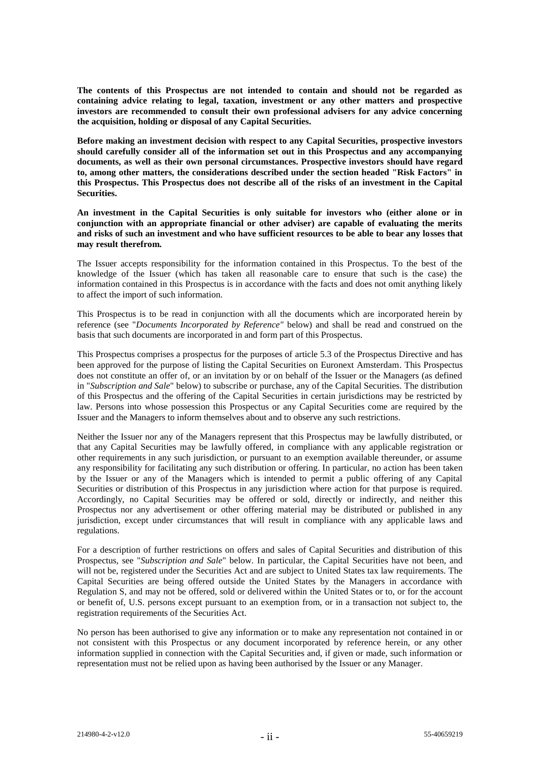**The contents of this Prospectus are not intended to contain and should not be regarded as containing advice relating to legal, taxation, investment or any other matters and prospective investors are recommended to consult their own professional advisers for any advice concerning the acquisition, holding or disposal of any Capital Securities.**

**Before making an investment decision with respect to any Capital Securities, prospective investors should carefully consider all of the information set out in this Prospectus and any accompanying documents, as well as their own personal circumstances. Prospective investors should have regard to, among other matters, the considerations described under the section headed "Risk Factors" in this Prospectus. This Prospectus does not describe all of the risks of an investment in the Capital Securities.**

**An investment in the Capital Securities is only suitable for investors who (either alone or in conjunction with an appropriate financial or other adviser) are capable of evaluating the merits and risks of such an investment and who have sufficient resources to be able to bear any losses that may result therefrom.**

The Issuer accepts responsibility for the information contained in this Prospectus. To the best of the knowledge of the Issuer (which has taken all reasonable care to ensure that such is the case) the information contained in this Prospectus is in accordance with the facts and does not omit anything likely to affect the import of such information.

This Prospectus is to be read in conjunction with all the documents which are incorporated herein by reference (see "*Documents Incorporated by Reference"* below) and shall be read and construed on the basis that such documents are incorporated in and form part of this Prospectus.

This Prospectus comprises a prospectus for the purposes of article 5.3 of the Prospectus Directive and has been approved for the purpose of listing the Capital Securities on Euronext Amsterdam. This Prospectus does not constitute an offer of, or an invitation by or on behalf of the Issuer or the Managers (as defined in "*Subscription and Sale*" below) to subscribe or purchase, any of the Capital Securities. The distribution of this Prospectus and the offering of the Capital Securities in certain jurisdictions may be restricted by law. Persons into whose possession this Prospectus or any Capital Securities come are required by the Issuer and the Managers to inform themselves about and to observe any such restrictions.

Neither the Issuer nor any of the Managers represent that this Prospectus may be lawfully distributed, or that any Capital Securities may be lawfully offered, in compliance with any applicable registration or other requirements in any such jurisdiction, or pursuant to an exemption available thereunder, or assume any responsibility for facilitating any such distribution or offering. In particular, no action has been taken by the Issuer or any of the Managers which is intended to permit a public offering of any Capital Securities or distribution of this Prospectus in any jurisdiction where action for that purpose is required. Accordingly, no Capital Securities may be offered or sold, directly or indirectly, and neither this Prospectus nor any advertisement or other offering material may be distributed or published in any jurisdiction, except under circumstances that will result in compliance with any applicable laws and regulations.

For a description of further restrictions on offers and sales of Capital Securities and distribution of this Prospectus, see "*Subscription and Sale*" below. In particular, the Capital Securities have not been, and will not be, registered under the Securities Act and are subject to United States tax law requirements. The Capital Securities are being offered outside the United States by the Managers in accordance with Regulation S, and may not be offered, sold or delivered within the United States or to, or for the account or benefit of, U.S. persons except pursuant to an exemption from, or in a transaction not subject to, the registration requirements of the Securities Act.

No person has been authorised to give any information or to make any representation not contained in or not consistent with this Prospectus or any document incorporated by reference herein, or any other information supplied in connection with the Capital Securities and, if given or made, such information or representation must not be relied upon as having been authorised by the Issuer or any Manager.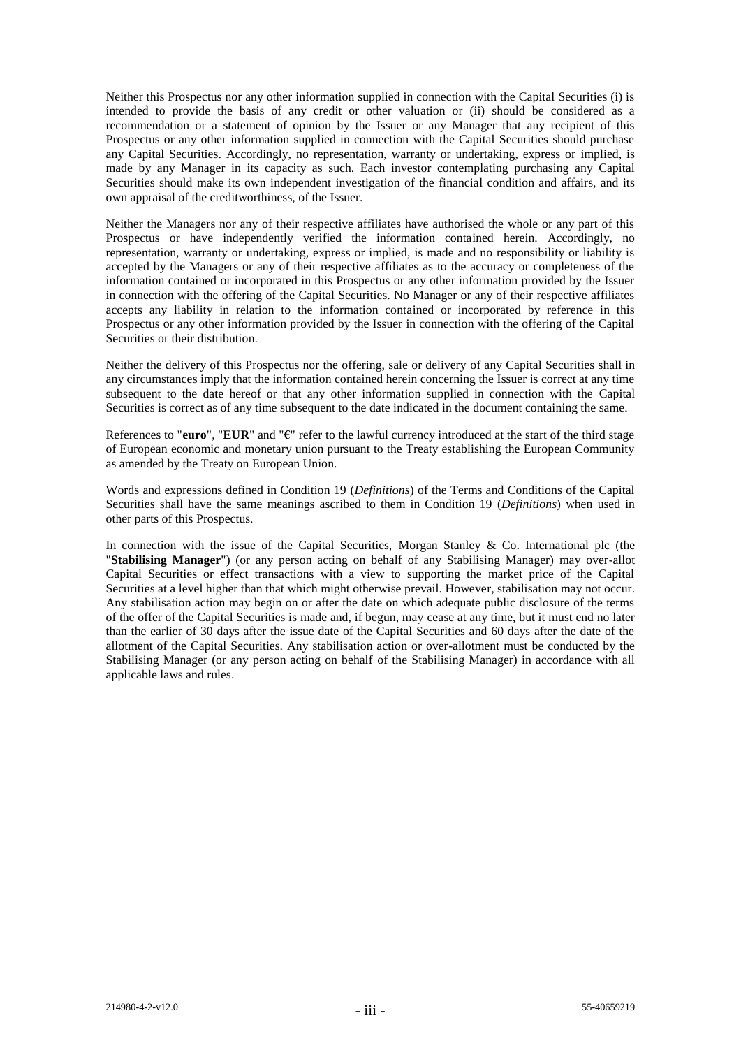Neither this Prospectus nor any other information supplied in connection with the Capital Securities (i) is intended to provide the basis of any credit or other valuation or (ii) should be considered as a recommendation or a statement of opinion by the Issuer or any Manager that any recipient of this Prospectus or any other information supplied in connection with the Capital Securities should purchase any Capital Securities. Accordingly, no representation, warranty or undertaking, express or implied, is made by any Manager in its capacity as such. Each investor contemplating purchasing any Capital Securities should make its own independent investigation of the financial condition and affairs, and its own appraisal of the creditworthiness, of the Issuer.

Neither the Managers nor any of their respective affiliates have authorised the whole or any part of this Prospectus or have independently verified the information contained herein. Accordingly, no representation, warranty or undertaking, express or implied, is made and no responsibility or liability is accepted by the Managers or any of their respective affiliates as to the accuracy or completeness of the information contained or incorporated in this Prospectus or any other information provided by the Issuer in connection with the offering of the Capital Securities. No Manager or any of their respective affiliates accepts any liability in relation to the information contained or incorporated by reference in this Prospectus or any other information provided by the Issuer in connection with the offering of the Capital Securities or their distribution.

Neither the delivery of this Prospectus nor the offering, sale or delivery of any Capital Securities shall in any circumstances imply that the information contained herein concerning the Issuer is correct at any time subsequent to the date hereof or that any other information supplied in connection with the Capital Securities is correct as of any time subsequent to the date indicated in the document containing the same.

References to "**euro**", "**EUR**" and "**€**" refer to the lawful currency introduced at the start of the third stage of European economic and monetary union pursuant to the Treaty establishing the European Community as amended by the Treaty on European Union.

Words and expressions defined in Condition 19 (*Definitions*) of the Terms and Conditions of the Capital Securities shall have the same meanings ascribed to them in Condition 19 (*Definitions*) when used in other parts of this Prospectus.

In connection with the issue of the Capital Securities, Morgan Stanley & Co. International plc (the "**Stabilising Manager**") (or any person acting on behalf of any Stabilising Manager) may over-allot Capital Securities or effect transactions with a view to supporting the market price of the Capital Securities at a level higher than that which might otherwise prevail. However, stabilisation may not occur. Any stabilisation action may begin on or after the date on which adequate public disclosure of the terms of the offer of the Capital Securities is made and, if begun, may cease at any time, but it must end no later than the earlier of 30 days after the issue date of the Capital Securities and 60 days after the date of the allotment of the Capital Securities. Any stabilisation action or over-allotment must be conducted by the Stabilising Manager (or any person acting on behalf of the Stabilising Manager) in accordance with all applicable laws and rules.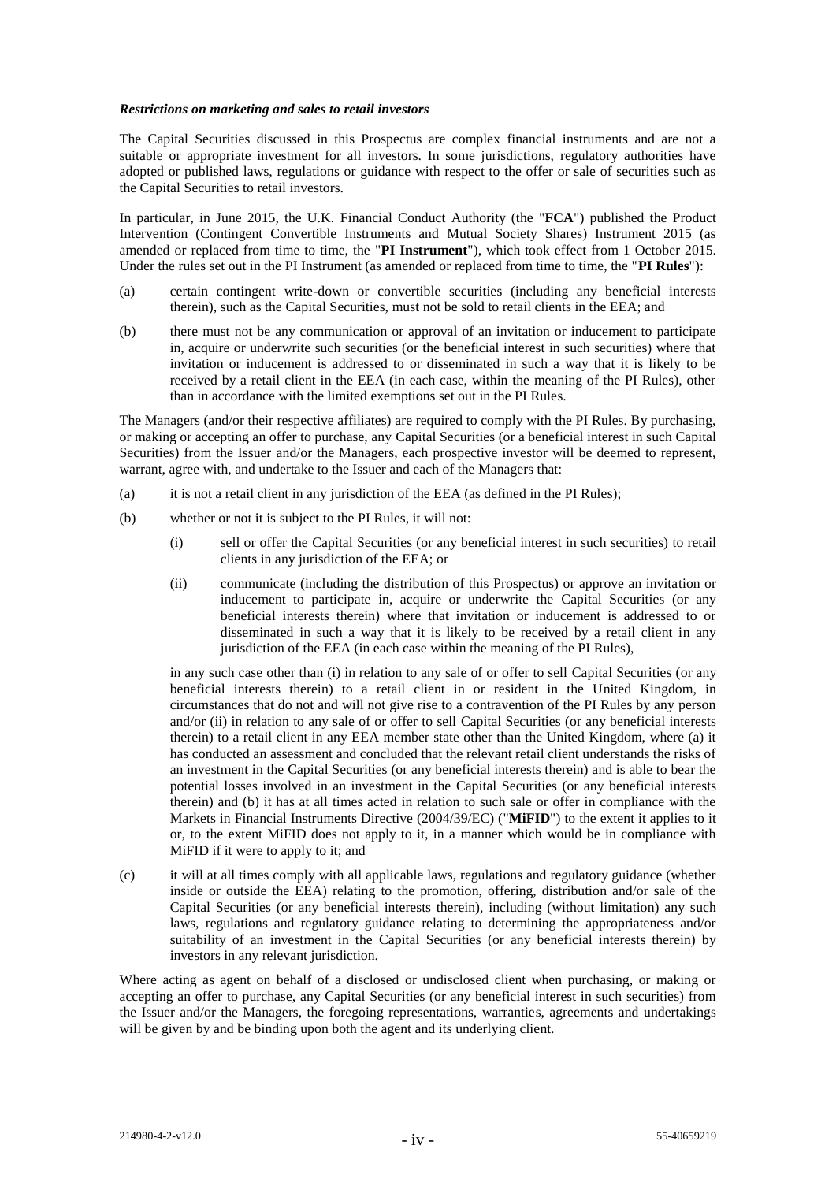***Restrictions on marketing and sales to retail investors***

The Capital Securities discussed in this Prospectus are complex financial instruments and are not a suitable or appropriate investment for all investors. In some jurisdictions, regulatory authorities have adopted or published laws, regulations or guidance with respect to the offer or sale of securities such as the Capital Securities to retail investors.

In particular, in June 2015, the U.K. Financial Conduct Authority (the "**FCA**") published the Product Intervention (Contingent Convertible Instruments and Mutual Society Shares) Instrument 2015 (as amended or replaced from time to time, the "**PI Instrument**"), which took effect from 1 October 2015. Under the rules set out in the PI Instrument (as amended or replaced from time to time, the "**PI Rules**"):

(a) certain contingent write-down or convertible securities (including any beneficial interests therein), such as the Capital Securities, must not be sold to retail clients in the EEA; and

(b) there must not be any communication or approval of an invitation or inducement to participate in, acquire or underwrite such securities (or the beneficial interest in such securities) where that invitation or inducement is addressed to or disseminated in such a way that it is likely to be received by a retail client in the EEA (in each case, within the meaning of the PI Rules), other than in accordance with the limited exemptions set out in the PI Rules.

The Managers (and/or their respective affiliates) are required to comply with the PI Rules. By purchasing, or making or accepting an offer to purchase, any Capital Securities (or a beneficial interest in such Capital Securities) from the Issuer and/or the Managers, each prospective investor will be deemed to represent, warrant, agree with, and undertake to the Issuer and each of the Managers that:

(a) it is not a retail client in any jurisdiction of the EEA (as defined in the PI Rules);

(b) whether or not it is subject to the PI Rules, it will not:

   (i) sell or offer the Capital Securities (or any beneficial interest in such securities) to retail clients in any jurisdiction of the EEA; or

   (ii) communicate (including the distribution of this Prospectus) or approve an invitation or inducement to participate in, acquire or underwrite the Capital Securities (or any beneficial interests therein) where that invitation or inducement is addressed to or disseminated in such a way that it is likely to be received by a retail client in any jurisdiction of the EEA (in each case within the meaning of the PI Rules),

   in any such case other than (i) in relation to any sale of or offer to sell Capital Securities (or any beneficial interests therein) to a retail client in or resident in the United Kingdom, in circumstances that do not and will not give rise to a contravention of the PI Rules by any person and/or (ii) in relation to any sale of or offer to sell Capital Securities (or any beneficial interests therein) to a retail client in any EEA member state other than the United Kingdom, where (a) it has conducted an assessment and concluded that the relevant retail client understands the risks of an investment in the Capital Securities (or any beneficial interests therein) and is able to bear the potential losses involved in an investment in the Capital Securities (or any beneficial interests therein) and (b) it has at all times acted in relation to such sale or offer in compliance with the Markets in Financial Instruments Directive (2004/39/EC) ("**MiFID**") to the extent it applies to it or, to the extent MiFID does not apply to it, in a manner which would be in compliance with MiFID if it were to apply to it; and

(c) it will at all times comply with all applicable laws, regulations and regulatory guidance (whether inside or outside the EEA) relating to the promotion, offering, distribution and/or sale of the Capital Securities (or any beneficial interests therein), including (without limitation) any such laws, regulations and regulatory guidance relating to determining the appropriateness and/or suitability of an investment in the Capital Securities (or any beneficial interests therein) by investors in any relevant jurisdiction.

Where acting as agent on behalf of a disclosed or undisclosed client when purchasing, or making or accepting an offer to purchase, any Capital Securities (or any beneficial interest in such securities) from the Issuer and/or the Managers, the foregoing representations, warranties, agreements and undertakings will be given by and be binding upon both the agent and its underlying client.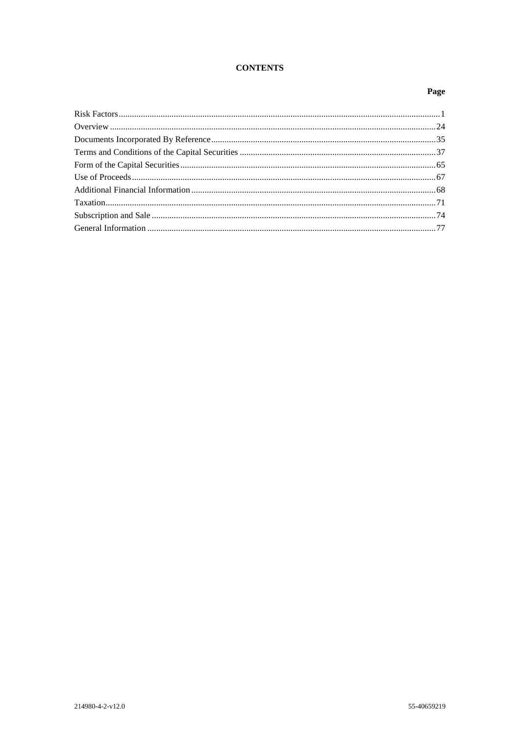# CONTENTS

| | Page |
|---|---|
| Risk Factors | 1 |
| Overview | 24 |
| Documents Incorporated By Reference | 35 |
| Terms and Conditions of the Capital Securities | 37 |
| Form of the Capital Securities | 65 |
| Use of Proceeds | 67 |
| Additional Financial Information | 68 |
| Taxation | 71 |
| Subscription and Sale | 74 |
| General Information | 77 |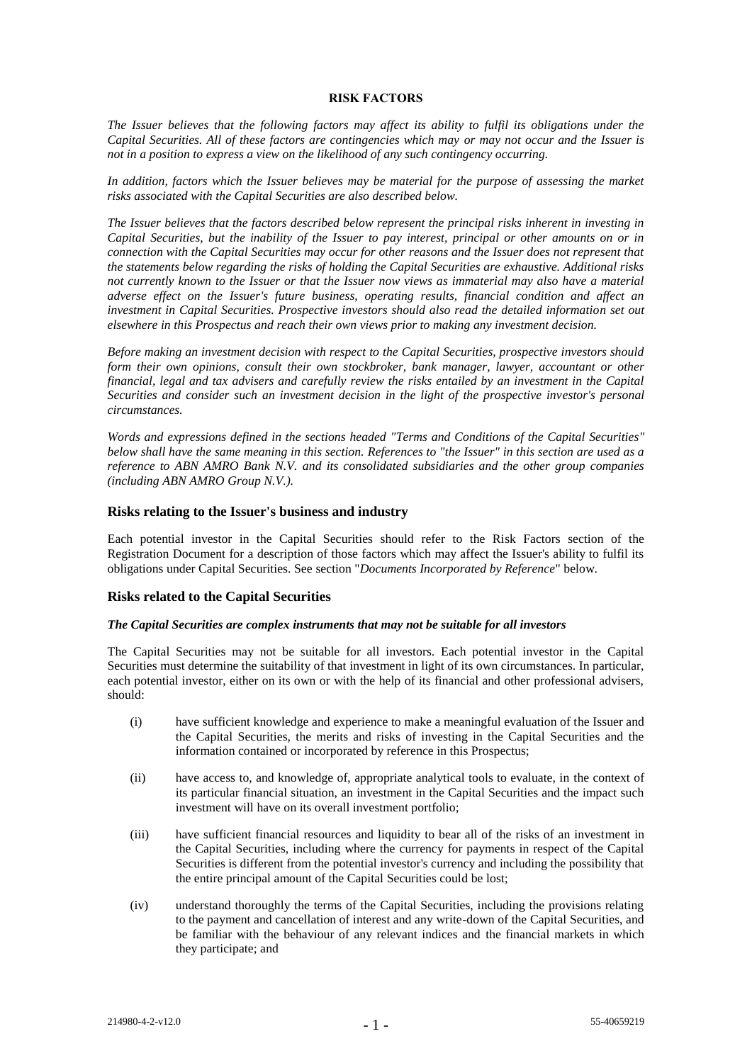## RISK FACTORS

*The Issuer believes that the following factors may affect its ability to fulfil its obligations under the Capital Securities. All of these factors are contingencies which may or may not occur and the Issuer is not in a position to express a view on the likelihood of any such contingency occurring.*

*In addition, factors which the Issuer believes may be material for the purpose of assessing the market risks associated with the Capital Securities are also described below.*

*The Issuer believes that the factors described below represent the principal risks inherent in investing in Capital Securities, but the inability of the Issuer to pay interest, principal or other amounts on or in connection with the Capital Securities may occur for other reasons and the Issuer does not represent that the statements below regarding the risks of holding the Capital Securities are exhaustive. Additional risks not currently known to the Issuer or that the Issuer now views as immaterial may also have a material adverse effect on the Issuer's future business, operating results, financial condition and affect an investment in Capital Securities. Prospective investors should also read the detailed information set out elsewhere in this Prospectus and reach their own views prior to making any investment decision.*

*Before making an investment decision with respect to the Capital Securities, prospective investors should form their own opinions, consult their own stockbroker, bank manager, lawyer, accountant or other financial, legal and tax advisers and carefully review the risks entailed by an investment in the Capital Securities and consider such an investment decision in the light of the prospective investor's personal circumstances.*

*Words and expressions defined in the sections headed "Terms and Conditions of the Capital Securities" below shall have the same meaning in this section. References to "the Issuer" in this section are used as a reference to ABN AMRO Bank N.V. and its consolidated subsidiaries and the other group companies (including ABN AMRO Group N.V.).*

### Risks relating to the Issuer's business and industry

Each potential investor in the Capital Securities should refer to the Risk Factors section of the Registration Document for a description of those factors which may affect the Issuer's ability to fulfil its obligations under Capital Securities. See section "*Documents Incorporated by Reference*" below.

### Risks related to the Capital Securities

#### *The Capital Securities are complex instruments that may not be suitable for all investors*

The Capital Securities may not be suitable for all investors. Each potential investor in the Capital Securities must determine the suitability of that investment in light of its own circumstances. In particular, each potential investor, either on its own or with the help of its financial and other professional advisers, should:

(i) have sufficient knowledge and experience to make a meaningful evaluation of the Issuer and the Capital Securities, the merits and risks of investing in the Capital Securities and the information contained or incorporated by reference in this Prospectus;

(ii) have access to, and knowledge of, appropriate analytical tools to evaluate, in the context of its particular financial situation, an investment in the Capital Securities and the impact such investment will have on its overall investment portfolio;

(iii) have sufficient financial resources and liquidity to bear all of the risks of an investment in the Capital Securities, including where the currency for payments in respect of the Capital Securities is different from the potential investor's currency and including the possibility that the entire principal amount of the Capital Securities could be lost;

(iv) understand thoroughly the terms of the Capital Securities, including the provisions relating to the payment and cancellation of interest and any write-down of the Capital Securities, and be familiar with the behaviour of any relevant indices and the financial markets in which they participate; and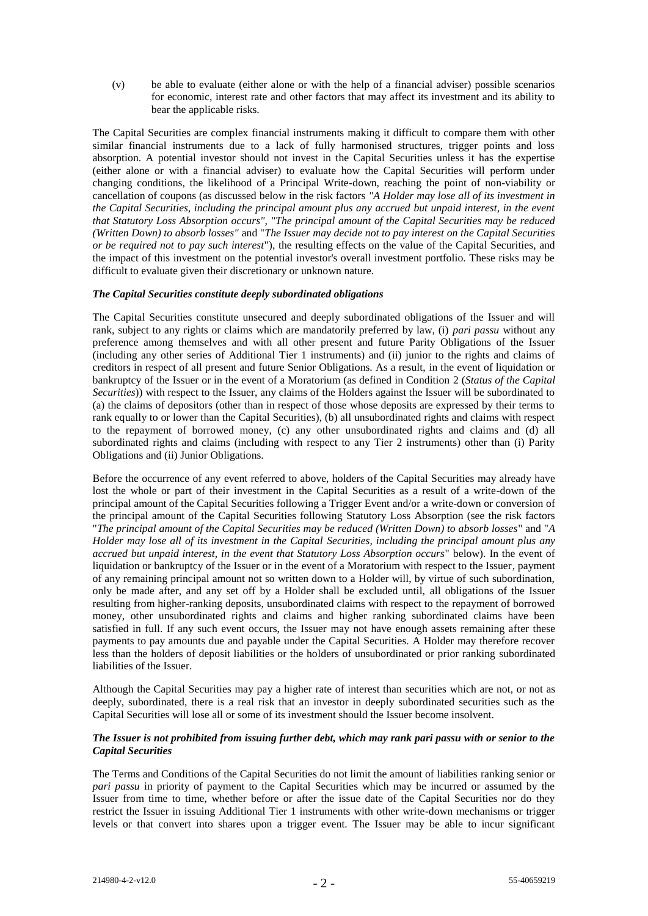(v) be able to evaluate (either alone or with the help of a financial adviser) possible scenarios for economic, interest rate and other factors that may affect its investment and its ability to bear the applicable risks.

The Capital Securities are complex financial instruments making it difficult to compare them with other similar financial instruments due to a lack of fully harmonised structures, trigger points and loss absorption. A potential investor should not invest in the Capital Securities unless it has the expertise (either alone or with a financial adviser) to evaluate how the Capital Securities will perform under changing conditions, the likelihood of a Principal Write-down, reaching the point of non-viability or cancellation of coupons (as discussed below in the risk factors *"A Holder may lose all of its investment in the Capital Securities, including the principal amount plus any accrued but unpaid interest, in the event that Statutory Loss Absorption occurs"*, *"The principal amount of the Capital Securities may be reduced (Written Down) to absorb losses"* and "*The Issuer may decide not to pay interest on the Capital Securities or be required not to pay such interest*"), the resulting effects on the value of the Capital Securities, and the impact of this investment on the potential investor's overall investment portfolio. These risks may be difficult to evaluate given their discretionary or unknown nature.

***The Capital Securities constitute deeply subordinated obligations***

The Capital Securities constitute unsecured and deeply subordinated obligations of the Issuer and will rank, subject to any rights or claims which are mandatorily preferred by law, (i) *pari passu* without any preference among themselves and with all other present and future Parity Obligations of the Issuer (including any other series of Additional Tier 1 instruments) and (ii) junior to the rights and claims of creditors in respect of all present and future Senior Obligations. As a result, in the event of liquidation or bankruptcy of the Issuer or in the event of a Moratorium (as defined in Condition 2 (*Status of the Capital Securities*)) with respect to the Issuer, any claims of the Holders against the Issuer will be subordinated to (a) the claims of depositors (other than in respect of those whose deposits are expressed by their terms to rank equally to or lower than the Capital Securities), (b) all unsubordinated rights and claims with respect to the repayment of borrowed money, (c) any other unsubordinated rights and claims and (d) all subordinated rights and claims (including with respect to any Tier 2 instruments) other than (i) Parity Obligations and (ii) Junior Obligations.

Before the occurrence of any event referred to above, holders of the Capital Securities may already have lost the whole or part of their investment in the Capital Securities as a result of a write-down of the principal amount of the Capital Securities following a Trigger Event and/or a write-down or conversion of the principal amount of the Capital Securities following Statutory Loss Absorption (see the risk factors "*The principal amount of the Capital Securities may be reduced (Written Down) to absorb losses*" and "*A Holder may lose all of its investment in the Capital Securities, including the principal amount plus any accrued but unpaid interest, in the event that Statutory Loss Absorption occurs*" below). In the event of liquidation or bankruptcy of the Issuer or in the event of a Moratorium with respect to the Issuer, payment of any remaining principal amount not so written down to a Holder will, by virtue of such subordination, only be made after, and any set off by a Holder shall be excluded until, all obligations of the Issuer resulting from higher-ranking deposits, unsubordinated claims with respect to the repayment of borrowed money, other unsubordinated rights and claims and higher ranking subordinated claims have been satisfied in full. If any such event occurs, the Issuer may not have enough assets remaining after these payments to pay amounts due and payable under the Capital Securities. A Holder may therefore recover less than the holders of deposit liabilities or the holders of unsubordinated or prior ranking subordinated liabilities of the Issuer.

Although the Capital Securities may pay a higher rate of interest than securities which are not, or not as deeply, subordinated, there is a real risk that an investor in deeply subordinated securities such as the Capital Securities will lose all or some of its investment should the Issuer become insolvent.

***The Issuer is not prohibited from issuing further debt, which may rank pari passu with or senior to the Capital Securities***

The Terms and Conditions of the Capital Securities do not limit the amount of liabilities ranking senior or *pari passu* in priority of payment to the Capital Securities which may be incurred or assumed by the Issuer from time to time, whether before or after the issue date of the Capital Securities nor do they restrict the Issuer in issuing Additional Tier 1 instruments with other write-down mechanisms or trigger levels or that convert into shares upon a trigger event. The Issuer may be able to incur significant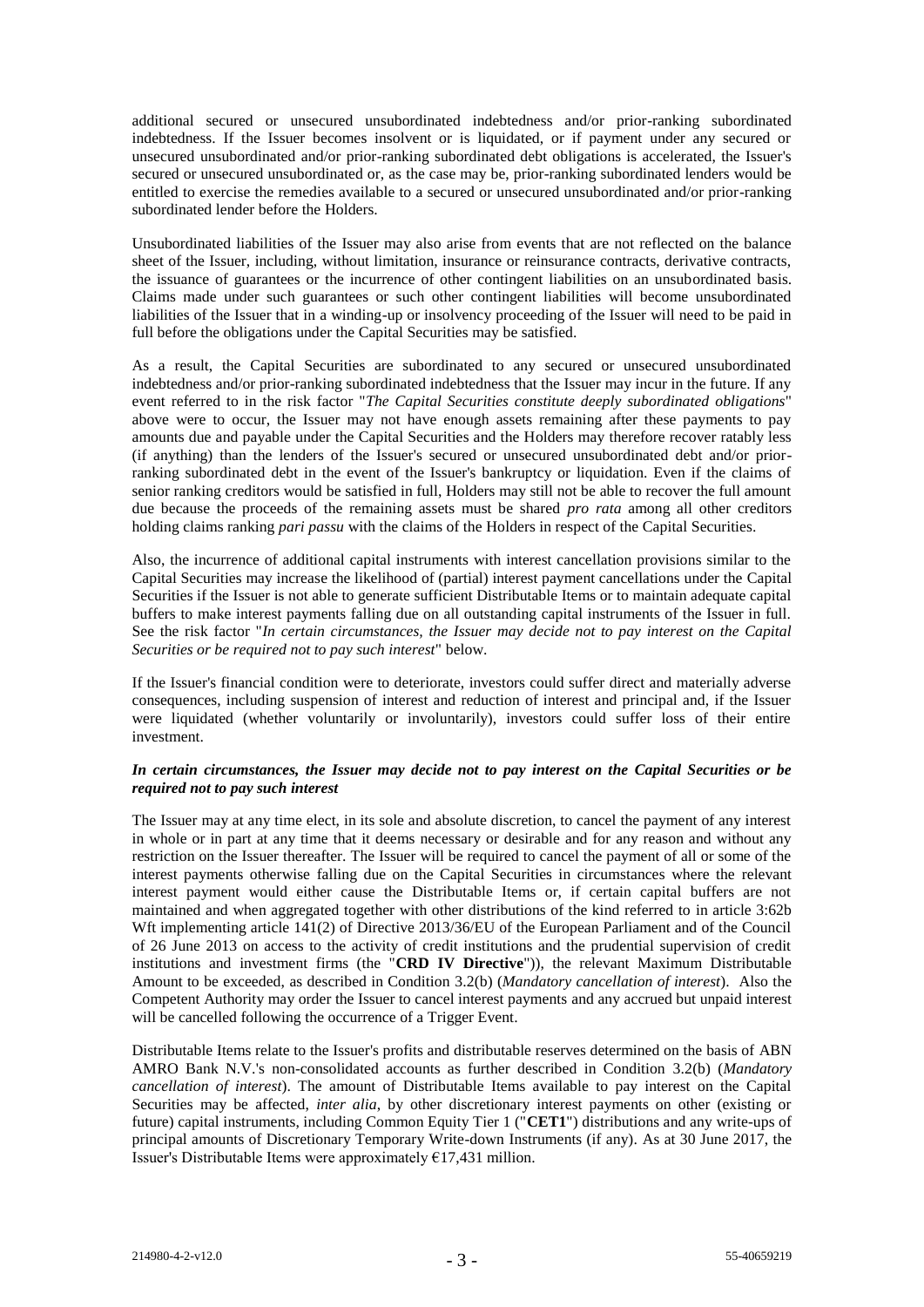additional secured or unsecured unsubordinated indebtedness and/or prior-ranking subordinated indebtedness. If the Issuer becomes insolvent or is liquidated, or if payment under any secured or unsecured unsubordinated and/or prior-ranking subordinated debt obligations is accelerated, the Issuer's secured or unsecured unsubordinated or, as the case may be, prior-ranking subordinated lenders would be entitled to exercise the remedies available to a secured or unsecured unsubordinated and/or prior-ranking subordinated lender before the Holders.

Unsubordinated liabilities of the Issuer may also arise from events that are not reflected on the balance sheet of the Issuer, including, without limitation, insurance or reinsurance contracts, derivative contracts, the issuance of guarantees or the incurrence of other contingent liabilities on an unsubordinated basis. Claims made under such guarantees or such other contingent liabilities will become unsubordinated liabilities of the Issuer that in a winding-up or insolvency proceeding of the Issuer will need to be paid in full before the obligations under the Capital Securities may be satisfied.

As a result, the Capital Securities are subordinated to any secured or unsecured unsubordinated indebtedness and/or prior-ranking subordinated indebtedness that the Issuer may incur in the future. If any event referred to in the risk factor "*The Capital Securities constitute deeply subordinated obligations*" above were to occur, the Issuer may not have enough assets remaining after these payments to pay amounts due and payable under the Capital Securities and the Holders may therefore recover ratably less (if anything) than the lenders of the Issuer's secured or unsecured unsubordinated debt and/or prior-ranking subordinated debt in the event of the Issuer's bankruptcy or liquidation. Even if the claims of senior ranking creditors would be satisfied in full, Holders may still not be able to recover the full amount due because the proceeds of the remaining assets must be shared *pro rata* among all other creditors holding claims ranking *pari passu* with the claims of the Holders in respect of the Capital Securities.

Also, the incurrence of additional capital instruments with interest cancellation provisions similar to the Capital Securities may increase the likelihood of (partial) interest payment cancellations under the Capital Securities if the Issuer is not able to generate sufficient Distributable Items or to maintain adequate capital buffers to make interest payments falling due on all outstanding capital instruments of the Issuer in full. See the risk factor "*In certain circumstances, the Issuer may decide not to pay interest on the Capital Securities or be required not to pay such interest*" below.

If the Issuer's financial condition were to deteriorate, investors could suffer direct and materially adverse consequences, including suspension of interest and reduction of interest and principal and, if the Issuer were liquidated (whether voluntarily or involuntarily), investors could suffer loss of their entire investment.

***In certain circumstances, the Issuer may decide not to pay interest on the Capital Securities or be required not to pay such interest***

The Issuer may at any time elect, in its sole and absolute discretion, to cancel the payment of any interest in whole or in part at any time that it deems necessary or desirable and for any reason and without any restriction on the Issuer thereafter. The Issuer will be required to cancel the payment of all or some of the interest payments otherwise falling due on the Capital Securities in circumstances where the relevant interest payment would either cause the Distributable Items or, if certain capital buffers are not maintained and when aggregated together with other distributions of the kind referred to in article 3:62b Wft implementing article 141(2) of Directive 2013/36/EU of the European Parliament and of the Council of 26 June 2013 on access to the activity of credit institutions and the prudential supervision of credit institutions and investment firms (the "**CRD IV Directive**")), the relevant Maximum Distributable Amount to be exceeded, as described in Condition 3.2(b) (*Mandatory cancellation of interest*). Also the Competent Authority may order the Issuer to cancel interest payments and any accrued but unpaid interest will be cancelled following the occurrence of a Trigger Event.

Distributable Items relate to the Issuer's profits and distributable reserves determined on the basis of ABN AMRO Bank N.V.'s non-consolidated accounts as further described in Condition 3.2(b) (*Mandatory cancellation of interest*). The amount of Distributable Items available to pay interest on the Capital Securities may be affected, *inter alia*, by other discretionary interest payments on other (existing or future) capital instruments, including Common Equity Tier 1 ("**CET1**") distributions and any write-ups of principal amounts of Discretionary Temporary Write-down Instruments (if any). As at 30 June 2017, the Issuer's Distributable Items were approximately €17,431 million.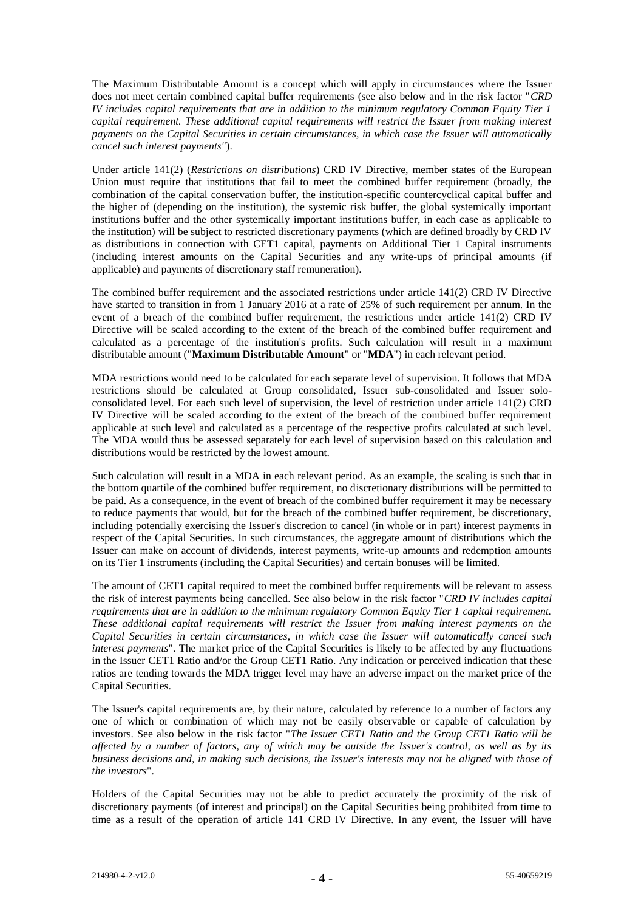The Maximum Distributable Amount is a concept which will apply in circumstances where the Issuer does not meet certain combined capital buffer requirements (see also below and in the risk factor "*CRD IV includes capital requirements that are in addition to the minimum regulatory Common Equity Tier 1 capital requirement. These additional capital requirements will restrict the Issuer from making interest payments on the Capital Securities in certain circumstances, in which case the Issuer will automatically cancel such interest payments*").

Under article 141(2) (*Restrictions on distributions*) CRD IV Directive, member states of the European Union must require that institutions that fail to meet the combined buffer requirement (broadly, the combination of the capital conservation buffer, the institution-specific countercyclical capital buffer and the higher of (depending on the institution), the systemic risk buffer, the global systemically important institutions buffer and the other systemically important institutions buffer, in each case as applicable to the institution) will be subject to restricted discretionary payments (which are defined broadly by CRD IV as distributions in connection with CET1 capital, payments on Additional Tier 1 Capital instruments (including interest amounts on the Capital Securities and any write-ups of principal amounts (if applicable) and payments of discretionary staff remuneration).

The combined buffer requirement and the associated restrictions under article 141(2) CRD IV Directive have started to transition in from 1 January 2016 at a rate of 25% of such requirement per annum. In the event of a breach of the combined buffer requirement, the restrictions under article 141(2) CRD IV Directive will be scaled according to the extent of the breach of the combined buffer requirement and calculated as a percentage of the institution's profits. Such calculation will result in a maximum distributable amount ("**Maximum Distributable Amount**" or "**MDA**") in each relevant period.

MDA restrictions would need to be calculated for each separate level of supervision. It follows that MDA restrictions should be calculated at Group consolidated, Issuer sub-consolidated and Issuer solo-consolidated level. For each such level of supervision, the level of restriction under article 141(2) CRD IV Directive will be scaled according to the extent of the breach of the combined buffer requirement applicable at such level and calculated as a percentage of the respective profits calculated at such level. The MDA would thus be assessed separately for each level of supervision based on this calculation and distributions would be restricted by the lowest amount.

Such calculation will result in a MDA in each relevant period. As an example, the scaling is such that in the bottom quartile of the combined buffer requirement, no discretionary distributions will be permitted to be paid. As a consequence, in the event of breach of the combined buffer requirement it may be necessary to reduce payments that would, but for the breach of the combined buffer requirement, be discretionary, including potentially exercising the Issuer's discretion to cancel (in whole or in part) interest payments in respect of the Capital Securities. In such circumstances, the aggregate amount of distributions which the Issuer can make on account of dividends, interest payments, write-up amounts and redemption amounts on its Tier 1 instruments (including the Capital Securities) and certain bonuses will be limited.

The amount of CET1 capital required to meet the combined buffer requirements will be relevant to assess the risk of interest payments being cancelled. See also below in the risk factor "*CRD IV includes capital requirements that are in addition to the minimum regulatory Common Equity Tier 1 capital requirement. These additional capital requirements will restrict the Issuer from making interest payments on the Capital Securities in certain circumstances, in which case the Issuer will automatically cancel such interest payments*". The market price of the Capital Securities is likely to be affected by any fluctuations in the Issuer CET1 Ratio and/or the Group CET1 Ratio. Any indication or perceived indication that these ratios are tending towards the MDA trigger level may have an adverse impact on the market price of the Capital Securities.

The Issuer's capital requirements are, by their nature, calculated by reference to a number of factors any one of which or combination of which may not be easily observable or capable of calculation by investors. See also below in the risk factor "*The Issuer CET1 Ratio and the Group CET1 Ratio will be affected by a number of factors, any of which may be outside the Issuer's control, as well as by its business decisions and, in making such decisions, the Issuer's interests may not be aligned with those of the investors*".

Holders of the Capital Securities may not be able to predict accurately the proximity of the risk of discretionary payments (of interest and principal) on the Capital Securities being prohibited from time to time as a result of the operation of article 141 CRD IV Directive. In any event, the Issuer will have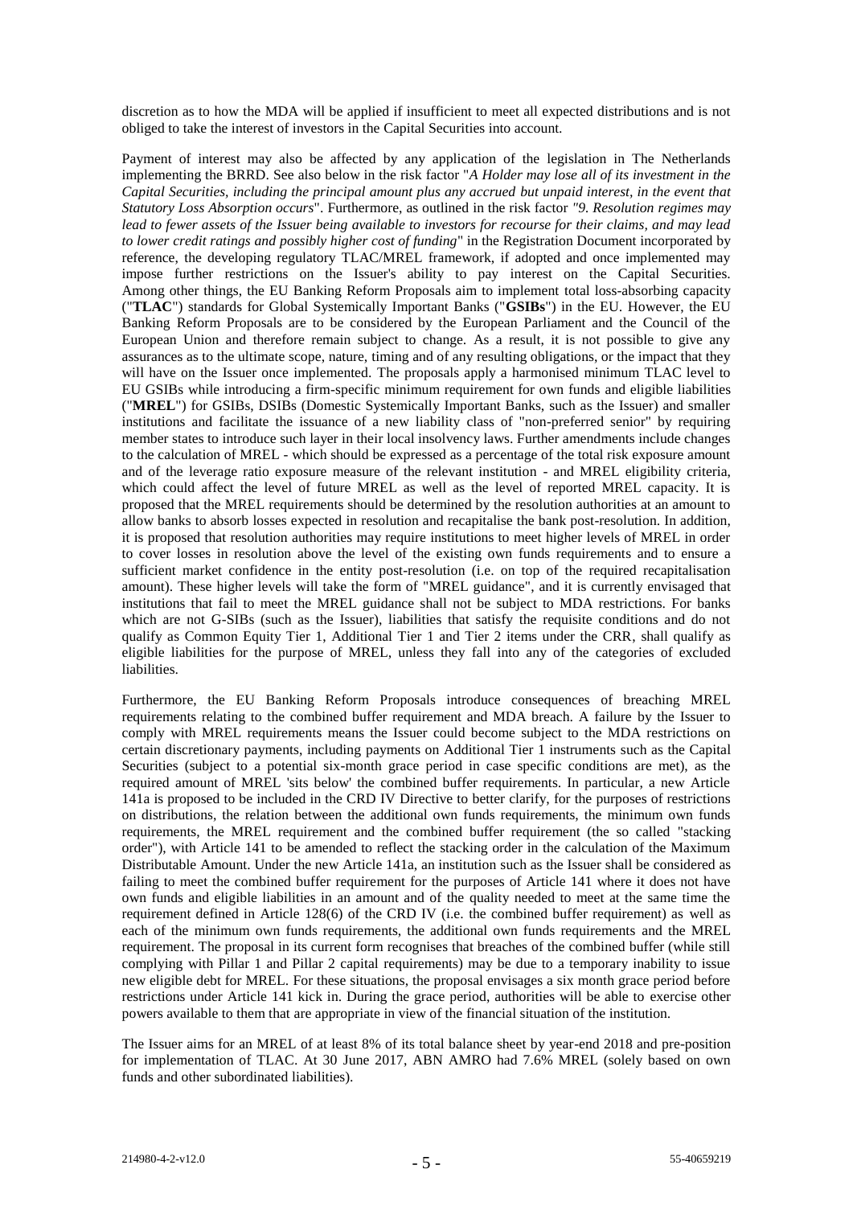discretion as to how the MDA will be applied if insufficient to meet all expected distributions and is not obliged to take the interest of investors in the Capital Securities into account.

Payment of interest may also be affected by any application of the legislation in The Netherlands implementing the BRRD. See also below in the risk factor "*A Holder may lose all of its investment in the Capital Securities, including the principal amount plus any accrued but unpaid interest, in the event that Statutory Loss Absorption occurs*". Furthermore, as outlined in the risk factor "*9. Resolution regimes may lead to fewer assets of the Issuer being available to investors for recourse for their claims, and may lead to lower credit ratings and possibly higher cost of funding*" in the Registration Document incorporated by reference, the developing regulatory TLAC/MREL framework, if adopted and once implemented may impose further restrictions on the Issuer's ability to pay interest on the Capital Securities. Among other things, the EU Banking Reform Proposals aim to implement total loss-absorbing capacity ("**TLAC**") standards for Global Systemically Important Banks ("**GSIBs**") in the EU. However, the EU Banking Reform Proposals are to be considered by the European Parliament and the Council of the European Union and therefore remain subject to change. As a result, it is not possible to give any assurances as to the ultimate scope, nature, timing and of any resulting obligations, or the impact that they will have on the Issuer once implemented. The proposals apply a harmonised minimum TLAC level to EU GSIBs while introducing a firm-specific minimum requirement for own funds and eligible liabilities ("**MREL**") for GSIBs, DSIBs (Domestic Systemically Important Banks, such as the Issuer) and smaller institutions and facilitate the issuance of a new liability class of "non-preferred senior" by requiring member states to introduce such layer in their local insolvency laws. Further amendments include changes to the calculation of MREL - which should be expressed as a percentage of the total risk exposure amount and of the leverage ratio exposure measure of the relevant institution - and MREL eligibility criteria, which could affect the level of future MREL as well as the level of reported MREL capacity. It is proposed that the MREL requirements should be determined by the resolution authorities at an amount to allow banks to absorb losses expected in resolution and recapitalise the bank post-resolution. In addition, it is proposed that resolution authorities may require institutions to meet higher levels of MREL in order to cover losses in resolution above the level of the existing own funds requirements and to ensure a sufficient market confidence in the entity post-resolution (i.e. on top of the required recapitalisation amount). These higher levels will take the form of "MREL guidance", and it is currently envisaged that institutions that fail to meet the MREL guidance shall not be subject to MDA restrictions. For banks which are not G-SIBs (such as the Issuer), liabilities that satisfy the requisite conditions and do not qualify as Common Equity Tier 1, Additional Tier 1 and Tier 2 items under the CRR, shall qualify as eligible liabilities for the purpose of MREL, unless they fall into any of the categories of excluded liabilities.

Furthermore, the EU Banking Reform Proposals introduce consequences of breaching MREL requirements relating to the combined buffer requirement and MDA breach. A failure by the Issuer to comply with MREL requirements means the Issuer could become subject to the MDA restrictions on certain discretionary payments, including payments on Additional Tier 1 instruments such as the Capital Securities (subject to a potential six-month grace period in case specific conditions are met), as the required amount of MREL 'sits below' the combined buffer requirements. In particular, a new Article 141a is proposed to be included in the CRD IV Directive to better clarify, for the purposes of restrictions on distributions, the relation between the additional own funds requirements, the minimum own funds requirements, the MREL requirement and the combined buffer requirement (the so called "stacking order"), with Article 141 to be amended to reflect the stacking order in the calculation of the Maximum Distributable Amount. Under the new Article 141a, an institution such as the Issuer shall be considered as failing to meet the combined buffer requirement for the purposes of Article 141 where it does not have own funds and eligible liabilities in an amount and of the quality needed to meet at the same time the requirement defined in Article 128(6) of the CRD IV (i.e. the combined buffer requirement) as well as each of the minimum own funds requirements, the additional own funds requirements and the MREL requirement. The proposal in its current form recognises that breaches of the combined buffer (while still complying with Pillar 1 and Pillar 2 capital requirements) may be due to a temporary inability to issue new eligible debt for MREL. For these situations, the proposal envisages a six month grace period before restrictions under Article 141 kick in. During the grace period, authorities will be able to exercise other powers available to them that are appropriate in view of the financial situation of the institution.

The Issuer aims for an MREL of at least 8% of its total balance sheet by year-end 2018 and pre-position for implementation of TLAC. At 30 June 2017, ABN AMRO had 7.6% MREL (solely based on own funds and other subordinated liabilities).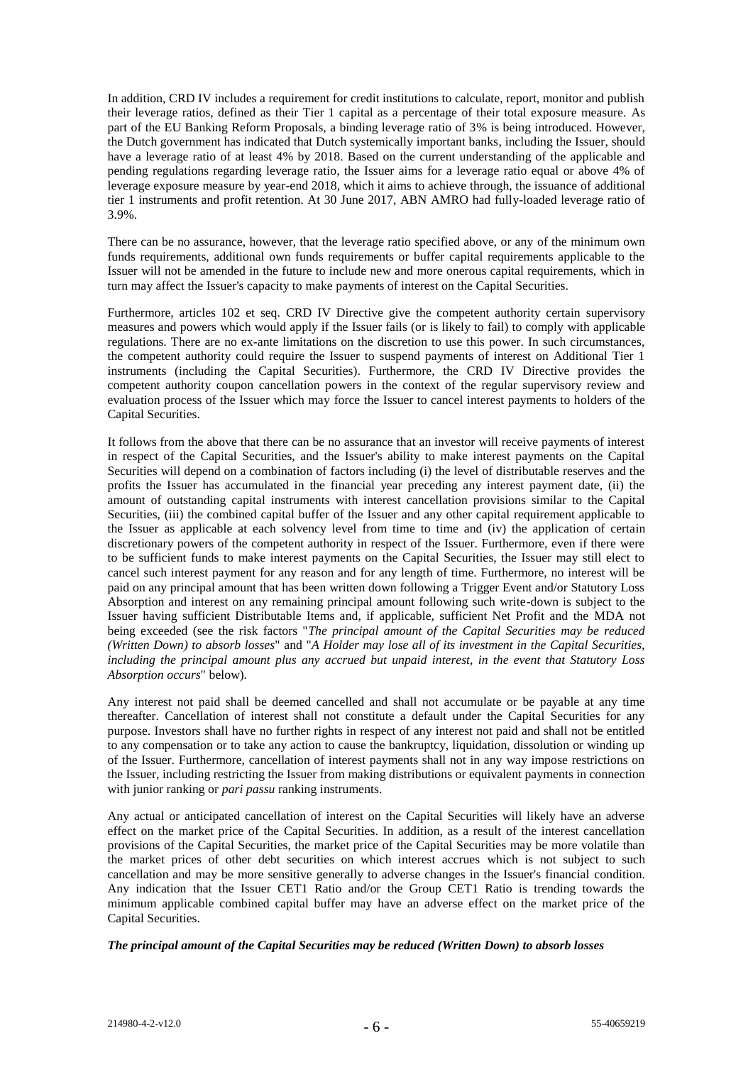In addition, CRD IV includes a requirement for credit institutions to calculate, report, monitor and publish their leverage ratios, defined as their Tier 1 capital as a percentage of their total exposure measure. As part of the EU Banking Reform Proposals, a binding leverage ratio of 3% is being introduced. However, the Dutch government has indicated that Dutch systemically important banks, including the Issuer, should have a leverage ratio of at least 4% by 2018. Based on the current understanding of the applicable and pending regulations regarding leverage ratio, the Issuer aims for a leverage ratio equal or above 4% of leverage exposure measure by year-end 2018, which it aims to achieve through, the issuance of additional tier 1 instruments and profit retention. At 30 June 2017, ABN AMRO had fully-loaded leverage ratio of 3.9%.

There can be no assurance, however, that the leverage ratio specified above, or any of the minimum own funds requirements, additional own funds requirements or buffer capital requirements applicable to the Issuer will not be amended in the future to include new and more onerous capital requirements, which in turn may affect the Issuer's capacity to make payments of interest on the Capital Securities.

Furthermore, articles 102 et seq. CRD IV Directive give the competent authority certain supervisory measures and powers which would apply if the Issuer fails (or is likely to fail) to comply with applicable regulations. There are no ex-ante limitations on the discretion to use this power. In such circumstances, the competent authority could require the Issuer to suspend payments of interest on Additional Tier 1 instruments (including the Capital Securities). Furthermore, the CRD IV Directive provides the competent authority coupon cancellation powers in the context of the regular supervisory review and evaluation process of the Issuer which may force the Issuer to cancel interest payments to holders of the Capital Securities.

It follows from the above that there can be no assurance that an investor will receive payments of interest in respect of the Capital Securities, and the Issuer's ability to make interest payments on the Capital Securities will depend on a combination of factors including (i) the level of distributable reserves and the profits the Issuer has accumulated in the financial year preceding any interest payment date, (ii) the amount of outstanding capital instruments with interest cancellation provisions similar to the Capital Securities, (iii) the combined capital buffer of the Issuer and any other capital requirement applicable to the Issuer as applicable at each solvency level from time to time and (iv) the application of certain discretionary powers of the competent authority in respect of the Issuer. Furthermore, even if there were to be sufficient funds to make interest payments on the Capital Securities, the Issuer may still elect to cancel such interest payment for any reason and for any length of time. Furthermore, no interest will be paid on any principal amount that has been written down following a Trigger Event and/or Statutory Loss Absorption and interest on any remaining principal amount following such write-down is subject to the Issuer having sufficient Distributable Items and, if applicable, sufficient Net Profit and the MDA not being exceeded (see the risk factors "*The principal amount of the Capital Securities may be reduced (Written Down) to absorb losses*" and "*A Holder may lose all of its investment in the Capital Securities, including the principal amount plus any accrued but unpaid interest, in the event that Statutory Loss Absorption occurs*" below).

Any interest not paid shall be deemed cancelled and shall not accumulate or be payable at any time thereafter. Cancellation of interest shall not constitute a default under the Capital Securities for any purpose. Investors shall have no further rights in respect of any interest not paid and shall not be entitled to any compensation or to take any action to cause the bankruptcy, liquidation, dissolution or winding up of the Issuer. Furthermore, cancellation of interest payments shall not in any way impose restrictions on the Issuer, including restricting the Issuer from making distributions or equivalent payments in connection with junior ranking or *pari passu* ranking instruments.

Any actual or anticipated cancellation of interest on the Capital Securities will likely have an adverse effect on the market price of the Capital Securities. In addition, as a result of the interest cancellation provisions of the Capital Securities, the market price of the Capital Securities may be more volatile than the market prices of other debt securities on which interest accrues which is not subject to such cancellation and may be more sensitive generally to adverse changes in the Issuer's financial condition. Any indication that the Issuer CET1 Ratio and/or the Group CET1 Ratio is trending towards the minimum applicable combined capital buffer may have an adverse effect on the market price of the Capital Securities.

***The principal amount of the Capital Securities may be reduced (Written Down) to absorb losses***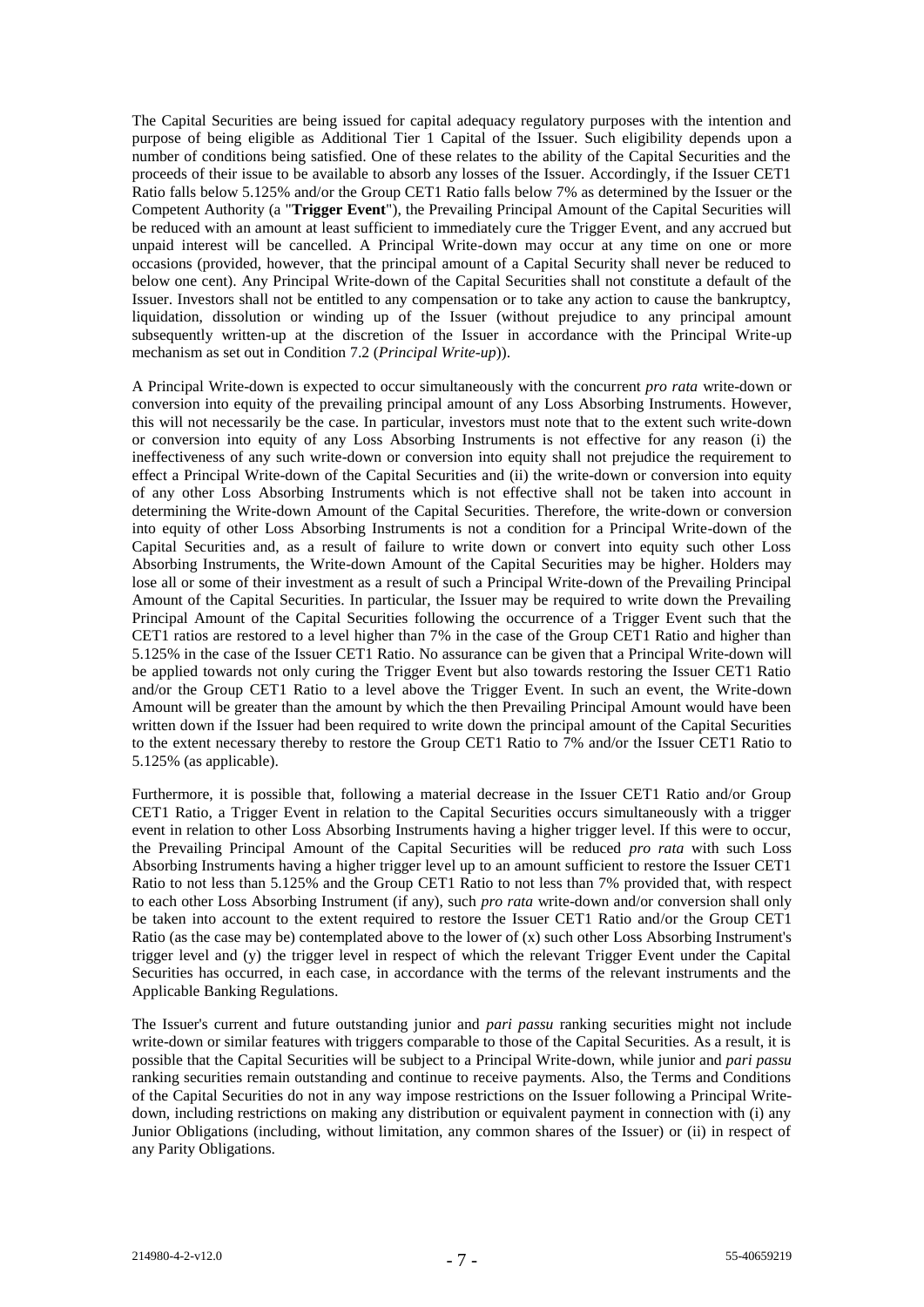The Capital Securities are being issued for capital adequacy regulatory purposes with the intention and purpose of being eligible as Additional Tier 1 Capital of the Issuer. Such eligibility depends upon a number of conditions being satisfied. One of these relates to the ability of the Capital Securities and the proceeds of their issue to be available to absorb any losses of the Issuer. Accordingly, if the Issuer CET1 Ratio falls below 5.125% and/or the Group CET1 Ratio falls below 7% as determined by the Issuer or the Competent Authority (a "**Trigger Event**"), the Prevailing Principal Amount of the Capital Securities will be reduced with an amount at least sufficient to immediately cure the Trigger Event, and any accrued but unpaid interest will be cancelled. A Principal Write-down may occur at any time on one or more occasions (provided, however, that the principal amount of a Capital Security shall never be reduced to below one cent). Any Principal Write-down of the Capital Securities shall not constitute a default of the Issuer. Investors shall not be entitled to any compensation or to take any action to cause the bankruptcy, liquidation, dissolution or winding up of the Issuer (without prejudice to any principal amount subsequently written-up at the discretion of the Issuer in accordance with the Principal Write-up mechanism as set out in Condition 7.2 (*Principal Write-up*)).

A Principal Write-down is expected to occur simultaneously with the concurrent *pro rata* write-down or conversion into equity of the prevailing principal amount of any Loss Absorbing Instruments. However, this will not necessarily be the case. In particular, investors must note that to the extent such write-down or conversion into equity of any Loss Absorbing Instruments is not effective for any reason (i) the ineffectiveness of any such write-down or conversion into equity shall not prejudice the requirement to effect a Principal Write-down of the Capital Securities and (ii) the write-down or conversion into equity of any other Loss Absorbing Instruments which is not effective shall not be taken into account in determining the Write-down Amount of the Capital Securities. Therefore, the write-down or conversion into equity of other Loss Absorbing Instruments is not a condition for a Principal Write-down of the Capital Securities and, as a result of failure to write down or convert into equity such other Loss Absorbing Instruments, the Write-down Amount of the Capital Securities may be higher. Holders may lose all or some of their investment as a result of such a Principal Write-down of the Prevailing Principal Amount of the Capital Securities. In particular, the Issuer may be required to write down the Prevailing Principal Amount of the Capital Securities following the occurrence of a Trigger Event such that the CET1 ratios are restored to a level higher than 7% in the case of the Group CET1 Ratio and higher than 5.125% in the case of the Issuer CET1 Ratio. No assurance can be given that a Principal Write-down will be applied towards not only curing the Trigger Event but also towards restoring the Issuer CET1 Ratio and/or the Group CET1 Ratio to a level above the Trigger Event. In such an event, the Write-down Amount will be greater than the amount by which the then Prevailing Principal Amount would have been written down if the Issuer had been required to write down the principal amount of the Capital Securities to the extent necessary thereby to restore the Group CET1 Ratio to 7% and/or the Issuer CET1 Ratio to 5.125% (as applicable).

Furthermore, it is possible that, following a material decrease in the Issuer CET1 Ratio and/or Group CET1 Ratio, a Trigger Event in relation to the Capital Securities occurs simultaneously with a trigger event in relation to other Loss Absorbing Instruments having a higher trigger level. If this were to occur, the Prevailing Principal Amount of the Capital Securities will be reduced *pro rata* with such Loss Absorbing Instruments having a higher trigger level up to an amount sufficient to restore the Issuer CET1 Ratio to not less than 5.125% and the Group CET1 Ratio to not less than 7% provided that, with respect to each other Loss Absorbing Instrument (if any), such *pro rata* write-down and/or conversion shall only be taken into account to the extent required to restore the Issuer CET1 Ratio and/or the Group CET1 Ratio (as the case may be) contemplated above to the lower of (x) such other Loss Absorbing Instrument's trigger level and (y) the trigger level in respect of which the relevant Trigger Event under the Capital Securities has occurred, in each case, in accordance with the terms of the relevant instruments and the Applicable Banking Regulations.

The Issuer's current and future outstanding junior and *pari passu* ranking securities might not include write-down or similar features with triggers comparable to those of the Capital Securities. As a result, it is possible that the Capital Securities will be subject to a Principal Write-down, while junior and *pari passu* ranking securities remain outstanding and continue to receive payments. Also, the Terms and Conditions of the Capital Securities do not in any way impose restrictions on the Issuer following a Principal Write-down, including restrictions on making any distribution or equivalent payment in connection with (i) any Junior Obligations (including, without limitation, any common shares of the Issuer) or (ii) in respect of any Parity Obligations.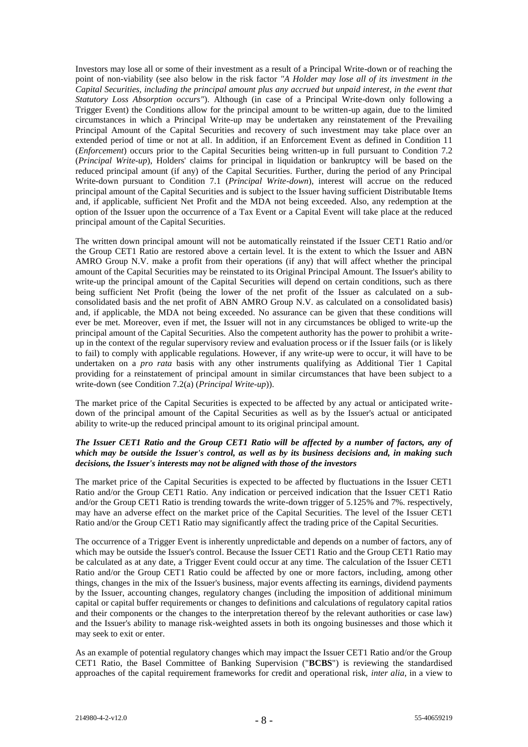Investors may lose all or some of their investment as a result of a Principal Write-down or of reaching the point of non-viability (see also below in the risk factor *"A Holder may lose all of its investment in the Capital Securities, including the principal amount plus any accrued but unpaid interest, in the event that Statutory Loss Absorption occurs"*). Although (in case of a Principal Write-down only following a Trigger Event) the Conditions allow for the principal amount to be written-up again, due to the limited circumstances in which a Principal Write-up may be undertaken any reinstatement of the Prevailing Principal Amount of the Capital Securities and recovery of such investment may take place over an extended period of time or not at all. In addition, if an Enforcement Event as defined in Condition 11 (*Enforcement*) occurs prior to the Capital Securities being written-up in full pursuant to Condition 7.2 (*Principal Write-up*), Holders' claims for principal in liquidation or bankruptcy will be based on the reduced principal amount (if any) of the Capital Securities. Further, during the period of any Principal Write-down pursuant to Condition 7.1 (*Principal Write-down*), interest will accrue on the reduced principal amount of the Capital Securities and is subject to the Issuer having sufficient Distributable Items and, if applicable, sufficient Net Profit and the MDA not being exceeded. Also, any redemption at the option of the Issuer upon the occurrence of a Tax Event or a Capital Event will take place at the reduced principal amount of the Capital Securities.

The written down principal amount will not be automatically reinstated if the Issuer CET1 Ratio and/or the Group CET1 Ratio are restored above a certain level. It is the extent to which the Issuer and ABN AMRO Group N.V. make a profit from their operations (if any) that will affect whether the principal amount of the Capital Securities may be reinstated to its Original Principal Amount. The Issuer's ability to write-up the principal amount of the Capital Securities will depend on certain conditions, such as there being sufficient Net Profit (being the lower of the net profit of the Issuer as calculated on a sub-consolidated basis and the net profit of ABN AMRO Group N.V. as calculated on a consolidated basis) and, if applicable, the MDA not being exceeded. No assurance can be given that these conditions will ever be met. Moreover, even if met, the Issuer will not in any circumstances be obliged to write-up the principal amount of the Capital Securities. Also the competent authority has the power to prohibit a write-up in the context of the regular supervisory review and evaluation process or if the Issuer fails (or is likely to fail) to comply with applicable regulations. However, if any write-up were to occur, it will have to be undertaken on a *pro rata* basis with any other instruments qualifying as Additional Tier 1 Capital providing for a reinstatement of principal amount in similar circumstances that have been subject to a write-down (see Condition 7.2(a) (*Principal Write-up*)).

The market price of the Capital Securities is expected to be affected by any actual or anticipated write-down of the principal amount of the Capital Securities as well as by the Issuer's actual or anticipated ability to write-up the reduced principal amount to its original principal amount.

***The Issuer CET1 Ratio and the Group CET1 Ratio will be affected by a number of factors, any of which may be outside the Issuer's control, as well as by its business decisions and, in making such decisions, the Issuer's interests may not be aligned with those of the investors***

The market price of the Capital Securities is expected to be affected by fluctuations in the Issuer CET1 Ratio and/or the Group CET1 Ratio. Any indication or perceived indication that the Issuer CET1 Ratio and/or the Group CET1 Ratio is trending towards the write-down trigger of 5.125% and 7%. respectively, may have an adverse effect on the market price of the Capital Securities. The level of the Issuer CET1 Ratio and/or the Group CET1 Ratio may significantly affect the trading price of the Capital Securities.

The occurrence of a Trigger Event is inherently unpredictable and depends on a number of factors, any of which may be outside the Issuer's control. Because the Issuer CET1 Ratio and the Group CET1 Ratio may be calculated as at any date, a Trigger Event could occur at any time. The calculation of the Issuer CET1 Ratio and/or the Group CET1 Ratio could be affected by one or more factors, including, among other things, changes in the mix of the Issuer's business, major events affecting its earnings, dividend payments by the Issuer, accounting changes, regulatory changes (including the imposition of additional minimum capital or capital buffer requirements or changes to definitions and calculations of regulatory capital ratios and their components or the changes to the interpretation thereof by the relevant authorities or case law) and the Issuer's ability to manage risk-weighted assets in both its ongoing businesses and those which it may seek to exit or enter.

As an example of potential regulatory changes which may impact the Issuer CET1 Ratio and/or the Group CET1 Ratio, the Basel Committee of Banking Supervision ("**BCBS**") is reviewing the standardised approaches of the capital requirement frameworks for credit and operational risk, *inter alia*, in a view to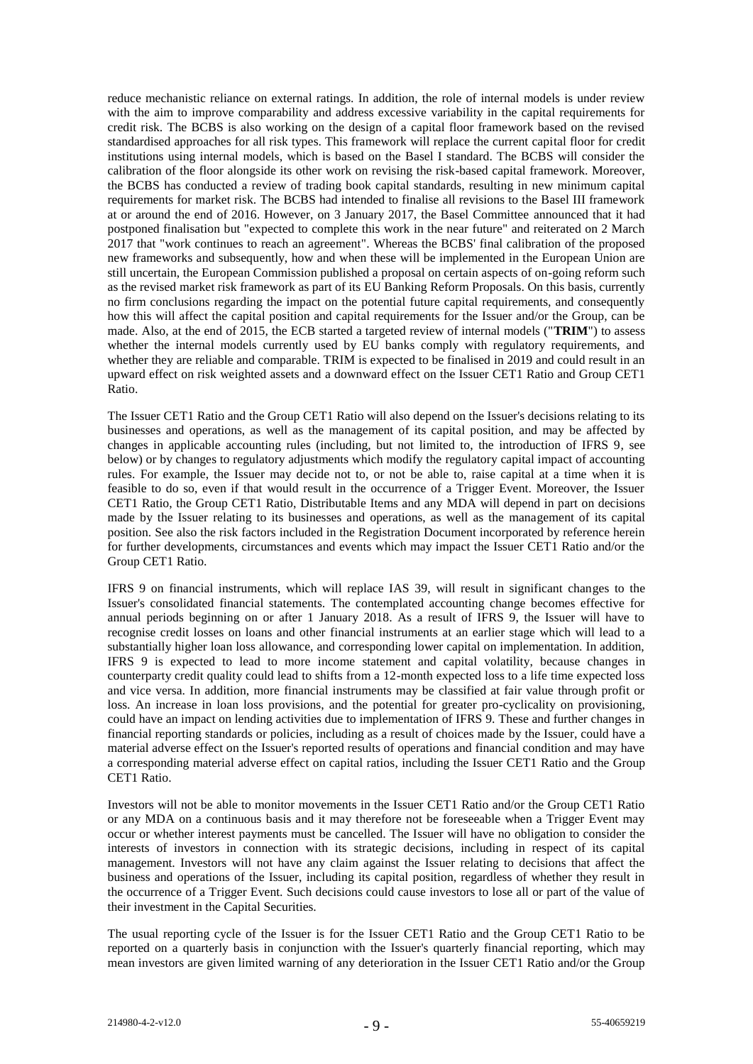reduce mechanistic reliance on external ratings. In addition, the role of internal models is under review with the aim to improve comparability and address excessive variability in the capital requirements for credit risk. The BCBS is also working on the design of a capital floor framework based on the revised standardised approaches for all risk types. This framework will replace the current capital floor for credit institutions using internal models, which is based on the Basel I standard. The BCBS will consider the calibration of the floor alongside its other work on revising the risk-based capital framework. Moreover, the BCBS has conducted a review of trading book capital standards, resulting in new minimum capital requirements for market risk. The BCBS had intended to finalise all revisions to the Basel III framework at or around the end of 2016. However, on 3 January 2017, the Basel Committee announced that it had postponed finalisation but "expected to complete this work in the near future" and reiterated on 2 March 2017 that "work continues to reach an agreement". Whereas the BCBS' final calibration of the proposed new frameworks and subsequently, how and when these will be implemented in the European Union are still uncertain, the European Commission published a proposal on certain aspects of on-going reform such as the revised market risk framework as part of its EU Banking Reform Proposals. On this basis, currently no firm conclusions regarding the impact on the potential future capital requirements, and consequently how this will affect the capital position and capital requirements for the Issuer and/or the Group, can be made. Also, at the end of 2015, the ECB started a targeted review of internal models ("**TRIM**") to assess whether the internal models currently used by EU banks comply with regulatory requirements, and whether they are reliable and comparable. TRIM is expected to be finalised in 2019 and could result in an upward effect on risk weighted assets and a downward effect on the Issuer CET1 Ratio and Group CET1 Ratio.

The Issuer CET1 Ratio and the Group CET1 Ratio will also depend on the Issuer's decisions relating to its businesses and operations, as well as the management of its capital position, and may be affected by changes in applicable accounting rules (including, but not limited to, the introduction of IFRS 9, see below) or by changes to regulatory adjustments which modify the regulatory capital impact of accounting rules. For example, the Issuer may decide not to, or not be able to, raise capital at a time when it is feasible to do so, even if that would result in the occurrence of a Trigger Event. Moreover, the Issuer CET1 Ratio, the Group CET1 Ratio, Distributable Items and any MDA will depend in part on decisions made by the Issuer relating to its businesses and operations, as well as the management of its capital position. See also the risk factors included in the Registration Document incorporated by reference herein for further developments, circumstances and events which may impact the Issuer CET1 Ratio and/or the Group CET1 Ratio.

IFRS 9 on financial instruments, which will replace IAS 39, will result in significant changes to the Issuer's consolidated financial statements. The contemplated accounting change becomes effective for annual periods beginning on or after 1 January 2018. As a result of IFRS 9, the Issuer will have to recognise credit losses on loans and other financial instruments at an earlier stage which will lead to a substantially higher loan loss allowance, and corresponding lower capital on implementation. In addition, IFRS 9 is expected to lead to more income statement and capital volatility, because changes in counterparty credit quality could lead to shifts from a 12-month expected loss to a life time expected loss and vice versa. In addition, more financial instruments may be classified at fair value through profit or loss. An increase in loan loss provisions, and the potential for greater pro-cyclicality on provisioning, could have an impact on lending activities due to implementation of IFRS 9. These and further changes in financial reporting standards or policies, including as a result of choices made by the Issuer, could have a material adverse effect on the Issuer's reported results of operations and financial condition and may have a corresponding material adverse effect on capital ratios, including the Issuer CET1 Ratio and the Group CET1 Ratio.

Investors will not be able to monitor movements in the Issuer CET1 Ratio and/or the Group CET1 Ratio or any MDA on a continuous basis and it may therefore not be foreseeable when a Trigger Event may occur or whether interest payments must be cancelled. The Issuer will have no obligation to consider the interests of investors in connection with its strategic decisions, including in respect of its capital management. Investors will not have any claim against the Issuer relating to decisions that affect the business and operations of the Issuer, including its capital position, regardless of whether they result in the occurrence of a Trigger Event. Such decisions could cause investors to lose all or part of the value of their investment in the Capital Securities.

The usual reporting cycle of the Issuer is for the Issuer CET1 Ratio and the Group CET1 Ratio to be reported on a quarterly basis in conjunction with the Issuer's quarterly financial reporting, which may mean investors are given limited warning of any deterioration in the Issuer CET1 Ratio and/or the Group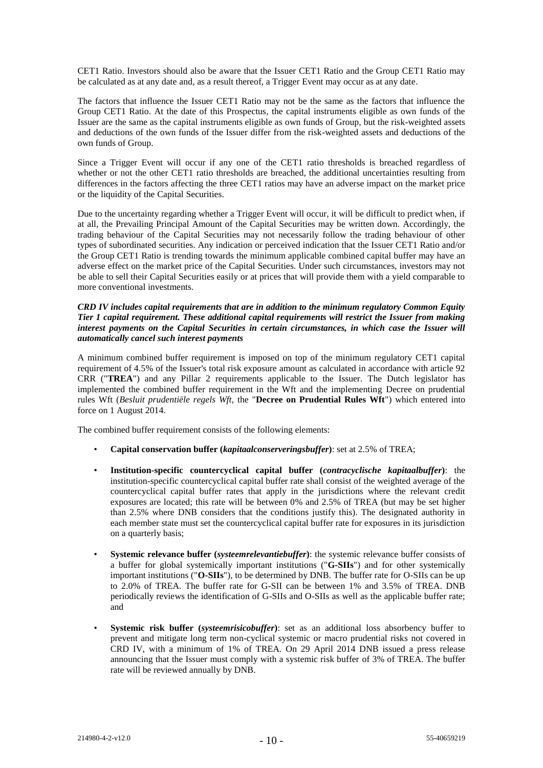CET1 Ratio. Investors should also be aware that the Issuer CET1 Ratio and the Group CET1 Ratio may be calculated as at any date and, as a result thereof, a Trigger Event may occur as at any date.

The factors that influence the Issuer CET1 Ratio may not be the same as the factors that influence the Group CET1 Ratio. At the date of this Prospectus, the capital instruments eligible as own funds of the Issuer are the same as the capital instruments eligible as own funds of Group, but the risk-weighted assets and deductions of the own funds of the Issuer differ from the risk-weighted assets and deductions of the own funds of Group.

Since a Trigger Event will occur if any one of the CET1 ratio thresholds is breached regardless of whether or not the other CET1 ratio thresholds are breached, the additional uncertainties resulting from differences in the factors affecting the three CET1 ratios may have an adverse impact on the market price or the liquidity of the Capital Securities.

Due to the uncertainty regarding whether a Trigger Event will occur, it will be difficult to predict when, if at all, the Prevailing Principal Amount of the Capital Securities may be written down. Accordingly, the trading behaviour of the Capital Securities may not necessarily follow the trading behaviour of other types of subordinated securities. Any indication or perceived indication that the Issuer CET1 Ratio and/or the Group CET1 Ratio is trending towards the minimum applicable combined capital buffer may have an adverse effect on the market price of the Capital Securities. Under such circumstances, investors may not be able to sell their Capital Securities easily or at prices that will provide them with a yield comparable to more conventional investments.

***CRD IV includes capital requirements that are in addition to the minimum regulatory Common Equity Tier 1 capital requirement. These additional capital requirements will restrict the Issuer from making interest payments on the Capital Securities in certain circumstances, in which case the Issuer will automatically cancel such interest payments***

A minimum combined buffer requirement is imposed on top of the minimum regulatory CET1 capital requirement of 4.5% of the Issuer's total risk exposure amount as calculated in accordance with article 92 CRR ("**TREA**") and any Pillar 2 requirements applicable to the Issuer. The Dutch legislator has implemented the combined buffer requirement in the Wft and the implementing Decree on prudential rules Wft (*Besluit prudentiële regels Wft*, the "**Decree on Prudential Rules Wft**") which entered into force on 1 August 2014.

The combined buffer requirement consists of the following elements:

- **Capital conservation buffer (*kapitaalconserveringsbuffer*)**: set at 2.5% of TREA;
- **Institution-specific countercyclical capital buffer (*contracyclische kapitaalbuffer*)**: the institution-specific countercyclical capital buffer rate shall consist of the weighted average of the countercyclical capital buffer rates that apply in the jurisdictions where the relevant credit exposures are located; this rate will be between 0% and 2.5% of TREA (but may be set higher than 2.5% where DNB considers that the conditions justify this). The designated authority in each member state must set the countercyclical capital buffer rate for exposures in its jurisdiction on a quarterly basis;
- **Systemic relevance buffer (*systeemrelevantiebuffer*)**: the systemic relevance buffer consists of a buffer for global systemically important institutions ("**G-SIIs**") and for other systemically important institutions ("**O-SIIs**"), to be determined by DNB. The buffer rate for O-SIIs can be up to 2.0% of TREA. The buffer rate for G-SII can be between 1% and 3.5% of TREA. DNB periodically reviews the identification of G-SIIs and O-SIIs as well as the applicable buffer rate; and
- **Systemic risk buffer (*systeemrisicobuffer*)**: set as an additional loss absorbency buffer to prevent and mitigate long term non-cyclical systemic or macro prudential risks not covered in CRD IV, with a minimum of 1% of TREA. On 29 April 2014 DNB issued a press release announcing that the Issuer must comply with a systemic risk buffer of 3% of TREA. The buffer rate will be reviewed annually by DNB.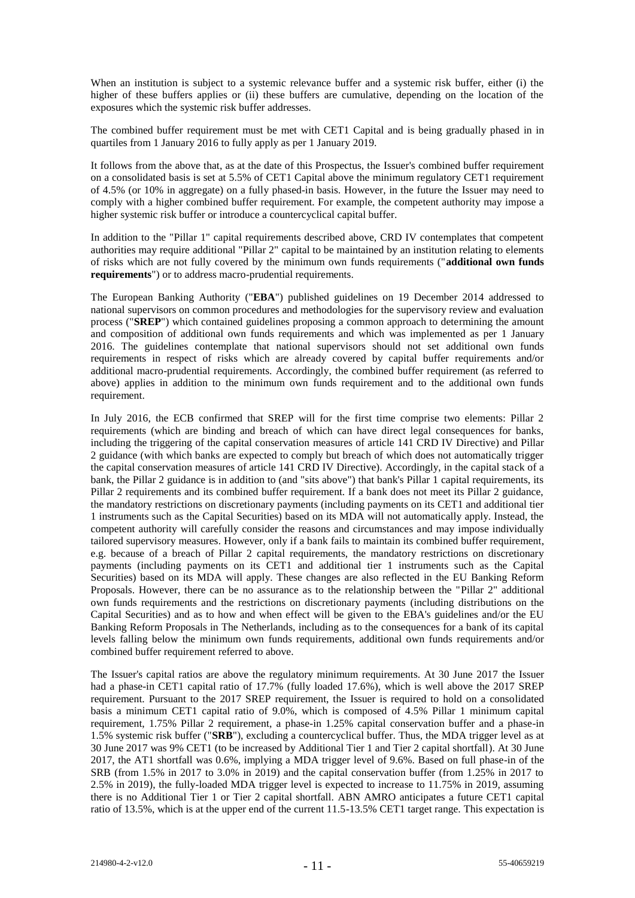When an institution is subject to a systemic relevance buffer and a systemic risk buffer, either (i) the higher of these buffers applies or (ii) these buffers are cumulative, depending on the location of the exposures which the systemic risk buffer addresses.

The combined buffer requirement must be met with CET1 Capital and is being gradually phased in in quartiles from 1 January 2016 to fully apply as per 1 January 2019.

It follows from the above that, as at the date of this Prospectus, the Issuer's combined buffer requirement on a consolidated basis is set at 5.5% of CET1 Capital above the minimum regulatory CET1 requirement of 4.5% (or 10% in aggregate) on a fully phased-in basis. However, in the future the Issuer may need to comply with a higher combined buffer requirement. For example, the competent authority may impose a higher systemic risk buffer or introduce a countercyclical capital buffer.

In addition to the "Pillar 1" capital requirements described above, CRD IV contemplates that competent authorities may require additional "Pillar 2" capital to be maintained by an institution relating to elements of risks which are not fully covered by the minimum own funds requirements ("**additional own funds requirements**") or to address macro-prudential requirements.

The European Banking Authority ("**EBA**") published guidelines on 19 December 2014 addressed to national supervisors on common procedures and methodologies for the supervisory review and evaluation process ("**SREP**") which contained guidelines proposing a common approach to determining the amount and composition of additional own funds requirements and which was implemented as per 1 January 2016. The guidelines contemplate that national supervisors should not set additional own funds requirements in respect of risks which are already covered by capital buffer requirements and/or additional macro-prudential requirements. Accordingly, the combined buffer requirement (as referred to above) applies in addition to the minimum own funds requirement and to the additional own funds requirement.

In July 2016, the ECB confirmed that SREP will for the first time comprise two elements: Pillar 2 requirements (which are binding and breach of which can have direct legal consequences for banks, including the triggering of the capital conservation measures of article 141 CRD IV Directive) and Pillar 2 guidance (with which banks are expected to comply but breach of which does not automatically trigger the capital conservation measures of article 141 CRD IV Directive). Accordingly, in the capital stack of a bank, the Pillar 2 guidance is in addition to (and "sits above") that bank's Pillar 1 capital requirements, its Pillar 2 requirements and its combined buffer requirement. If a bank does not meet its Pillar 2 guidance, the mandatory restrictions on discretionary payments (including payments on its CET1 and additional tier 1 instruments such as the Capital Securities) based on its MDA will not automatically apply. Instead, the competent authority will carefully consider the reasons and circumstances and may impose individually tailored supervisory measures. However, only if a bank fails to maintain its combined buffer requirement, e.g. because of a breach of Pillar 2 capital requirements, the mandatory restrictions on discretionary payments (including payments on its CET1 and additional tier 1 instruments such as the Capital Securities) based on its MDA will apply. These changes are also reflected in the EU Banking Reform Proposals. However, there can be no assurance as to the relationship between the "Pillar 2" additional own funds requirements and the restrictions on discretionary payments (including distributions on the Capital Securities) and as to how and when effect will be given to the EBA's guidelines and/or the EU Banking Reform Proposals in The Netherlands, including as to the consequences for a bank of its capital levels falling below the minimum own funds requirements, additional own funds requirements and/or combined buffer requirement referred to above.

The Issuer's capital ratios are above the regulatory minimum requirements. At 30 June 2017 the Issuer had a phase-in CET1 capital ratio of 17.7% (fully loaded 17.6%), which is well above the 2017 SREP requirement. Pursuant to the 2017 SREP requirement, the Issuer is required to hold on a consolidated basis a minimum CET1 capital ratio of 9.0%, which is composed of 4.5% Pillar 1 minimum capital requirement, 1.75% Pillar 2 requirement, a phase-in 1.25% capital conservation buffer and a phase-in 1.5% systemic risk buffer ("**SRB**"), excluding a countercyclical buffer. Thus, the MDA trigger level as at 30 June 2017 was 9% CET1 (to be increased by Additional Tier 1 and Tier 2 capital shortfall). At 30 June 2017, the AT1 shortfall was 0.6%, implying a MDA trigger level of 9.6%. Based on full phase-in of the SRB (from 1.5% in 2017 to 3.0% in 2019) and the capital conservation buffer (from 1.25% in 2017 to 2.5% in 2019), the fully-loaded MDA trigger level is expected to increase to 11.75% in 2019, assuming there is no Additional Tier 1 or Tier 2 capital shortfall. ABN AMRO anticipates a future CET1 capital ratio of 13.5%, which is at the upper end of the current 11.5-13.5% CET1 target range. This expectation is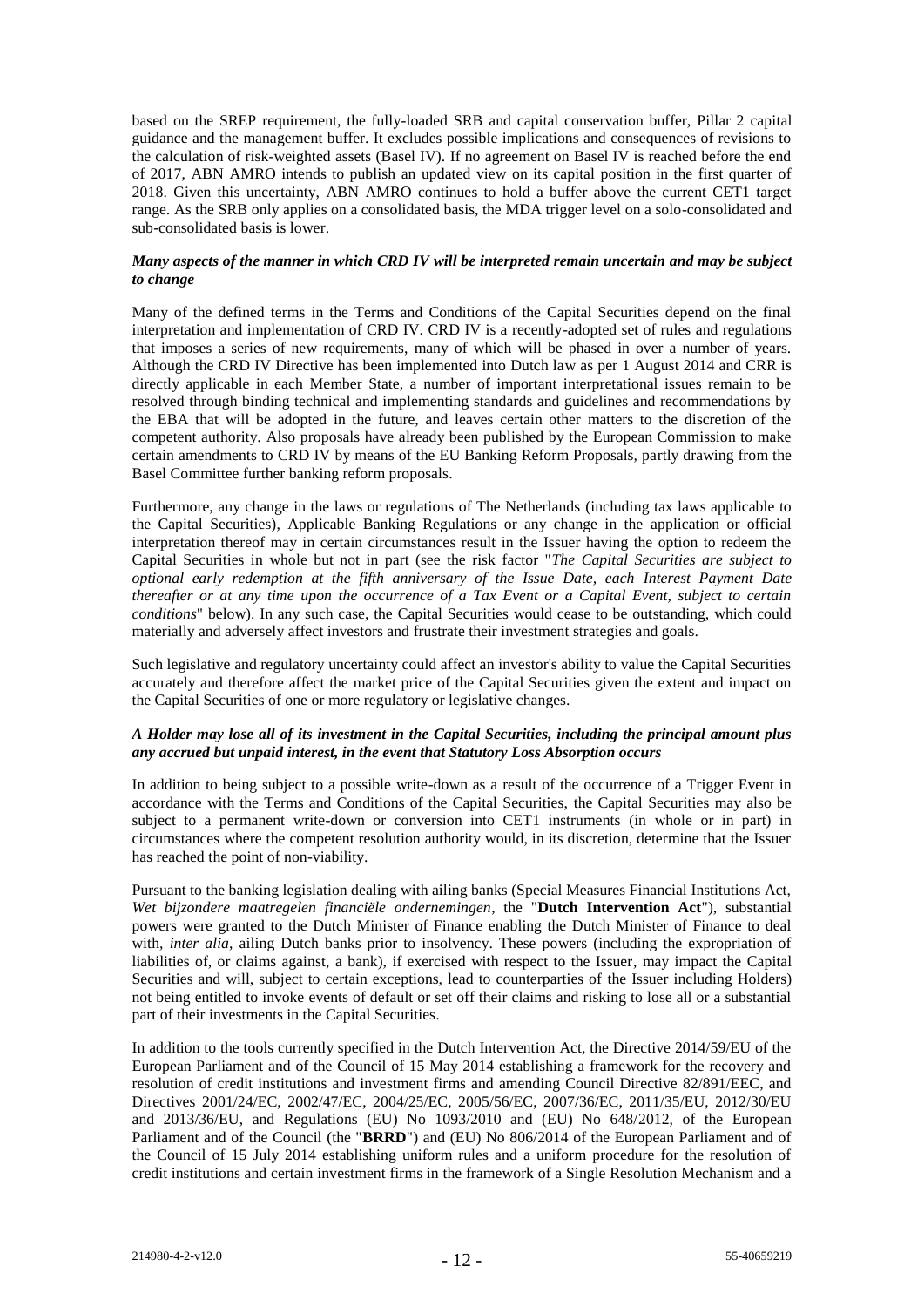based on the SREP requirement, the fully-loaded SRB and capital conservation buffer, Pillar 2 capital guidance and the management buffer. It excludes possible implications and consequences of revisions to the calculation of risk-weighted assets (Basel IV). If no agreement on Basel IV is reached before the end of 2017, ABN AMRO intends to publish an updated view on its capital position in the first quarter of 2018. Given this uncertainty, ABN AMRO continues to hold a buffer above the current CET1 target range. As the SRB only applies on a consolidated basis, the MDA trigger level on a solo-consolidated and sub-consolidated basis is lower.

***Many aspects of the manner in which CRD IV will be interpreted remain uncertain and may be subject to change***

Many of the defined terms in the Terms and Conditions of the Capital Securities depend on the final interpretation and implementation of CRD IV. CRD IV is a recently-adopted set of rules and regulations that imposes a series of new requirements, many of which will be phased in over a number of years. Although the CRD IV Directive has been implemented into Dutch law as per 1 August 2014 and CRR is directly applicable in each Member State, a number of important interpretational issues remain to be resolved through binding technical and implementing standards and guidelines and recommendations by the EBA that will be adopted in the future, and leaves certain other matters to the discretion of the competent authority. Also proposals have already been published by the European Commission to make certain amendments to CRD IV by means of the EU Banking Reform Proposals, partly drawing from the Basel Committee further banking reform proposals.

Furthermore, any change in the laws or regulations of The Netherlands (including tax laws applicable to the Capital Securities), Applicable Banking Regulations or any change in the application or official interpretation thereof may in certain circumstances result in the Issuer having the option to redeem the Capital Securities in whole but not in part (see the risk factor "*The Capital Securities are subject to optional early redemption at the fifth anniversary of the Issue Date, each Interest Payment Date thereafter or at any time upon the occurrence of a Tax Event or a Capital Event, subject to certain conditions*" below). In any such case, the Capital Securities would cease to be outstanding, which could materially and adversely affect investors and frustrate their investment strategies and goals.

Such legislative and regulatory uncertainty could affect an investor's ability to value the Capital Securities accurately and therefore affect the market price of the Capital Securities given the extent and impact on the Capital Securities of one or more regulatory or legislative changes.

***A Holder may lose all of its investment in the Capital Securities, including the principal amount plus any accrued but unpaid interest, in the event that Statutory Loss Absorption occurs***

In addition to being subject to a possible write-down as a result of the occurrence of a Trigger Event in accordance with the Terms and Conditions of the Capital Securities, the Capital Securities may also be subject to a permanent write-down or conversion into CET1 instruments (in whole or in part) in circumstances where the competent resolution authority would, in its discretion, determine that the Issuer has reached the point of non-viability.

Pursuant to the banking legislation dealing with ailing banks (Special Measures Financial Institutions Act, *Wet bijzondere maatregelen financiële ondernemingen*, the "**Dutch Intervention Act**"), substantial powers were granted to the Dutch Minister of Finance enabling the Dutch Minister of Finance to deal with, *inter alia*, ailing Dutch banks prior to insolvency. These powers (including the expropriation of liabilities of, or claims against, a bank), if exercised with respect to the Issuer, may impact the Capital Securities and will, subject to certain exceptions, lead to counterparties of the Issuer including Holders) not being entitled to invoke events of default or set off their claims and risking to lose all or a substantial part of their investments in the Capital Securities.

In addition to the tools currently specified in the Dutch Intervention Act, the Directive 2014/59/EU of the European Parliament and of the Council of 15 May 2014 establishing a framework for the recovery and resolution of credit institutions and investment firms and amending Council Directive 82/891/EEC, and Directives 2001/24/EC, 2002/47/EC, 2004/25/EC, 2005/56/EC, 2007/36/EC, 2011/35/EU, 2012/30/EU and 2013/36/EU, and Regulations (EU) No 1093/2010 and (EU) No 648/2012, of the European Parliament and of the Council (the "**BRRD**") and (EU) No 806/2014 of the European Parliament and of the Council of 15 July 2014 establishing uniform rules and a uniform procedure for the resolution of credit institutions and certain investment firms in the framework of a Single Resolution Mechanism and a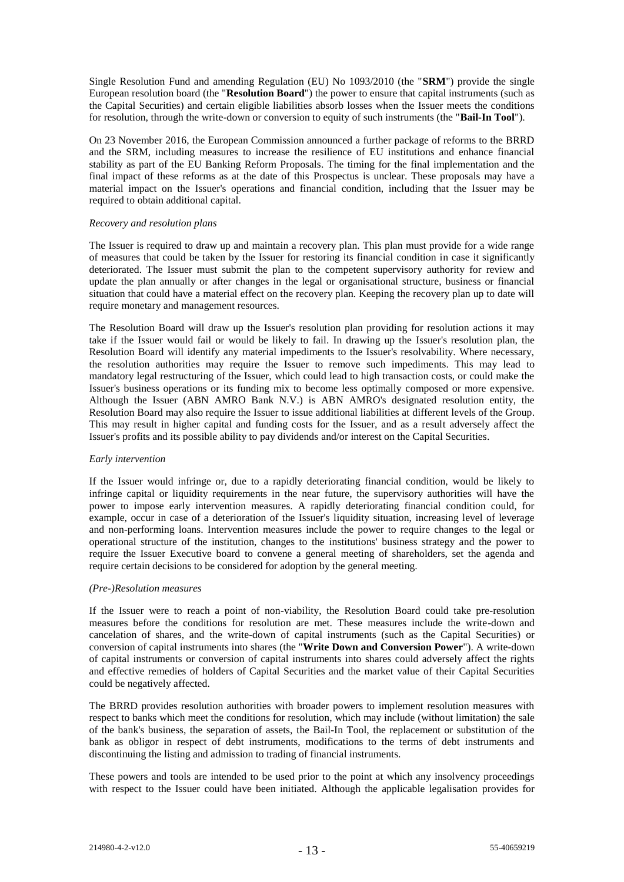Single Resolution Fund and amending Regulation (EU) No 1093/2010 (the "**SRM**") provide the single European resolution board (the "**Resolution Board**") the power to ensure that capital instruments (such as the Capital Securities) and certain eligible liabilities absorb losses when the Issuer meets the conditions for resolution, through the write-down or conversion to equity of such instruments (the "**Bail-In Tool**").

On 23 November 2016, the European Commission announced a further package of reforms to the BRRD and the SRM, including measures to increase the resilience of EU institutions and enhance financial stability as part of the EU Banking Reform Proposals. The timing for the final implementation and the final impact of these reforms as at the date of this Prospectus is unclear. These proposals may have a material impact on the Issuer's operations and financial condition, including that the Issuer may be required to obtain additional capital.

*Recovery and resolution plans*

The Issuer is required to draw up and maintain a recovery plan. This plan must provide for a wide range of measures that could be taken by the Issuer for restoring its financial condition in case it significantly deteriorated. The Issuer must submit the plan to the competent supervisory authority for review and update the plan annually or after changes in the legal or organisational structure, business or financial situation that could have a material effect on the recovery plan. Keeping the recovery plan up to date will require monetary and management resources.

The Resolution Board will draw up the Issuer's resolution plan providing for resolution actions it may take if the Issuer would fail or would be likely to fail. In drawing up the Issuer's resolution plan, the Resolution Board will identify any material impediments to the Issuer's resolvability. Where necessary, the resolution authorities may require the Issuer to remove such impediments. This may lead to mandatory legal restructuring of the Issuer, which could lead to high transaction costs, or could make the Issuer's business operations or its funding mix to become less optimally composed or more expensive. Although the Issuer (ABN AMRO Bank N.V.) is ABN AMRO's designated resolution entity, the Resolution Board may also require the Issuer to issue additional liabilities at different levels of the Group. This may result in higher capital and funding costs for the Issuer, and as a result adversely affect the Issuer's profits and its possible ability to pay dividends and/or interest on the Capital Securities.

*Early intervention*

If the Issuer would infringe or, due to a rapidly deteriorating financial condition, would be likely to infringe capital or liquidity requirements in the near future, the supervisory authorities will have the power to impose early intervention measures. A rapidly deteriorating financial condition could, for example, occur in case of a deterioration of the Issuer's liquidity situation, increasing level of leverage and non-performing loans. Intervention measures include the power to require changes to the legal or operational structure of the institution, changes to the institutions' business strategy and the power to require the Issuer Executive board to convene a general meeting of shareholders, set the agenda and require certain decisions to be considered for adoption by the general meeting.

*(Pre-)Resolution measures*

If the Issuer were to reach a point of non-viability, the Resolution Board could take pre-resolution measures before the conditions for resolution are met. These measures include the write-down and cancelation of shares, and the write-down of capital instruments (such as the Capital Securities) or conversion of capital instruments into shares (the "**Write Down and Conversion Power**"). A write-down of capital instruments or conversion of capital instruments into shares could adversely affect the rights and effective remedies of holders of Capital Securities and the market value of their Capital Securities could be negatively affected.

The BRRD provides resolution authorities with broader powers to implement resolution measures with respect to banks which meet the conditions for resolution, which may include (without limitation) the sale of the bank's business, the separation of assets, the Bail-In Tool, the replacement or substitution of the bank as obligor in respect of debt instruments, modifications to the terms of debt instruments and discontinuing the listing and admission to trading of financial instruments.

These powers and tools are intended to be used prior to the point at which any insolvency proceedings with respect to the Issuer could have been initiated. Although the applicable legalisation provides for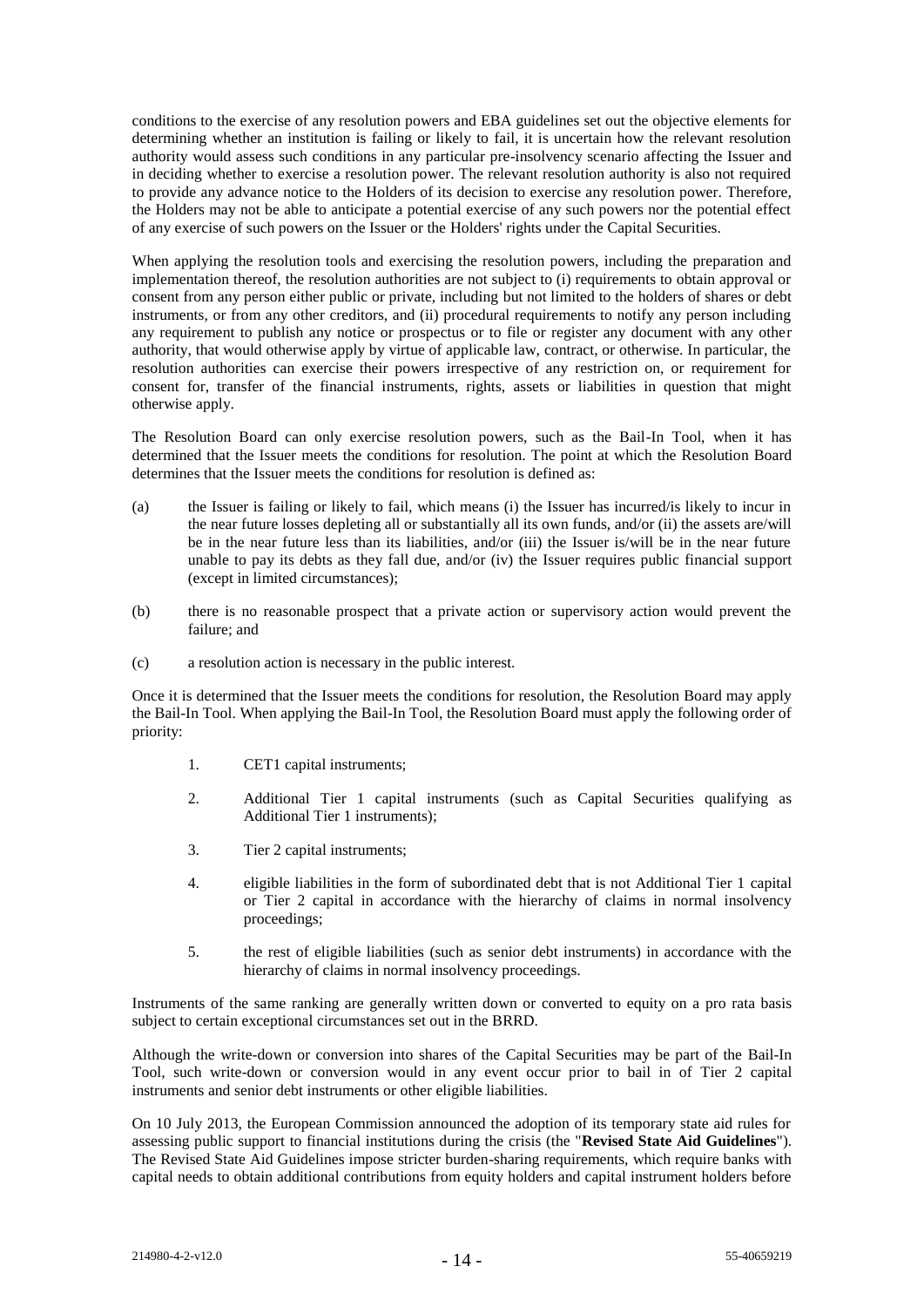conditions to the exercise of any resolution powers and EBA guidelines set out the objective elements for determining whether an institution is failing or likely to fail, it is uncertain how the relevant resolution authority would assess such conditions in any particular pre-insolvency scenario affecting the Issuer and in deciding whether to exercise a resolution power. The relevant resolution authority is also not required to provide any advance notice to the Holders of its decision to exercise any resolution power. Therefore, the Holders may not be able to anticipate a potential exercise of any such powers nor the potential effect of any exercise of such powers on the Issuer or the Holders' rights under the Capital Securities.

When applying the resolution tools and exercising the resolution powers, including the preparation and implementation thereof, the resolution authorities are not subject to (i) requirements to obtain approval or consent from any person either public or private, including but not limited to the holders of shares or debt instruments, or from any other creditors, and (ii) procedural requirements to notify any person including any requirement to publish any notice or prospectus or to file or register any document with any other authority, that would otherwise apply by virtue of applicable law, contract, or otherwise. In particular, the resolution authorities can exercise their powers irrespective of any restriction on, or requirement for consent for, transfer of the financial instruments, rights, assets or liabilities in question that might otherwise apply.

The Resolution Board can only exercise resolution powers, such as the Bail-In Tool, when it has determined that the Issuer meets the conditions for resolution. The point at which the Resolution Board determines that the Issuer meets the conditions for resolution is defined as:

(a) the Issuer is failing or likely to fail, which means (i) the Issuer has incurred/is likely to incur in the near future losses depleting all or substantially all its own funds, and/or (ii) the assets are/will be in the near future less than its liabilities, and/or (iii) the Issuer is/will be in the near future unable to pay its debts as they fall due, and/or (iv) the Issuer requires public financial support (except in limited circumstances);

(b) there is no reasonable prospect that a private action or supervisory action would prevent the failure; and

(c) a resolution action is necessary in the public interest.

Once it is determined that the Issuer meets the conditions for resolution, the Resolution Board may apply the Bail-In Tool. When applying the Bail-In Tool, the Resolution Board must apply the following order of priority:

1. CET1 capital instruments;
2. Additional Tier 1 capital instruments (such as Capital Securities qualifying as Additional Tier 1 instruments);
3. Tier 2 capital instruments;
4. eligible liabilities in the form of subordinated debt that is not Additional Tier 1 capital or Tier 2 capital in accordance with the hierarchy of claims in normal insolvency proceedings;
5. the rest of eligible liabilities (such as senior debt instruments) in accordance with the hierarchy of claims in normal insolvency proceedings.

Instruments of the same ranking are generally written down or converted to equity on a pro rata basis subject to certain exceptional circumstances set out in the BRRD.

Although the write-down or conversion into shares of the Capital Securities may be part of the Bail-In Tool, such write-down or conversion would in any event occur prior to bail in of Tier 2 capital instruments and senior debt instruments or other eligible liabilities.

On 10 July 2013, the European Commission announced the adoption of its temporary state aid rules for assessing public support to financial institutions during the crisis (the "**Revised State Aid Guidelines**"). The Revised State Aid Guidelines impose stricter burden-sharing requirements, which require banks with capital needs to obtain additional contributions from equity holders and capital instrument holders before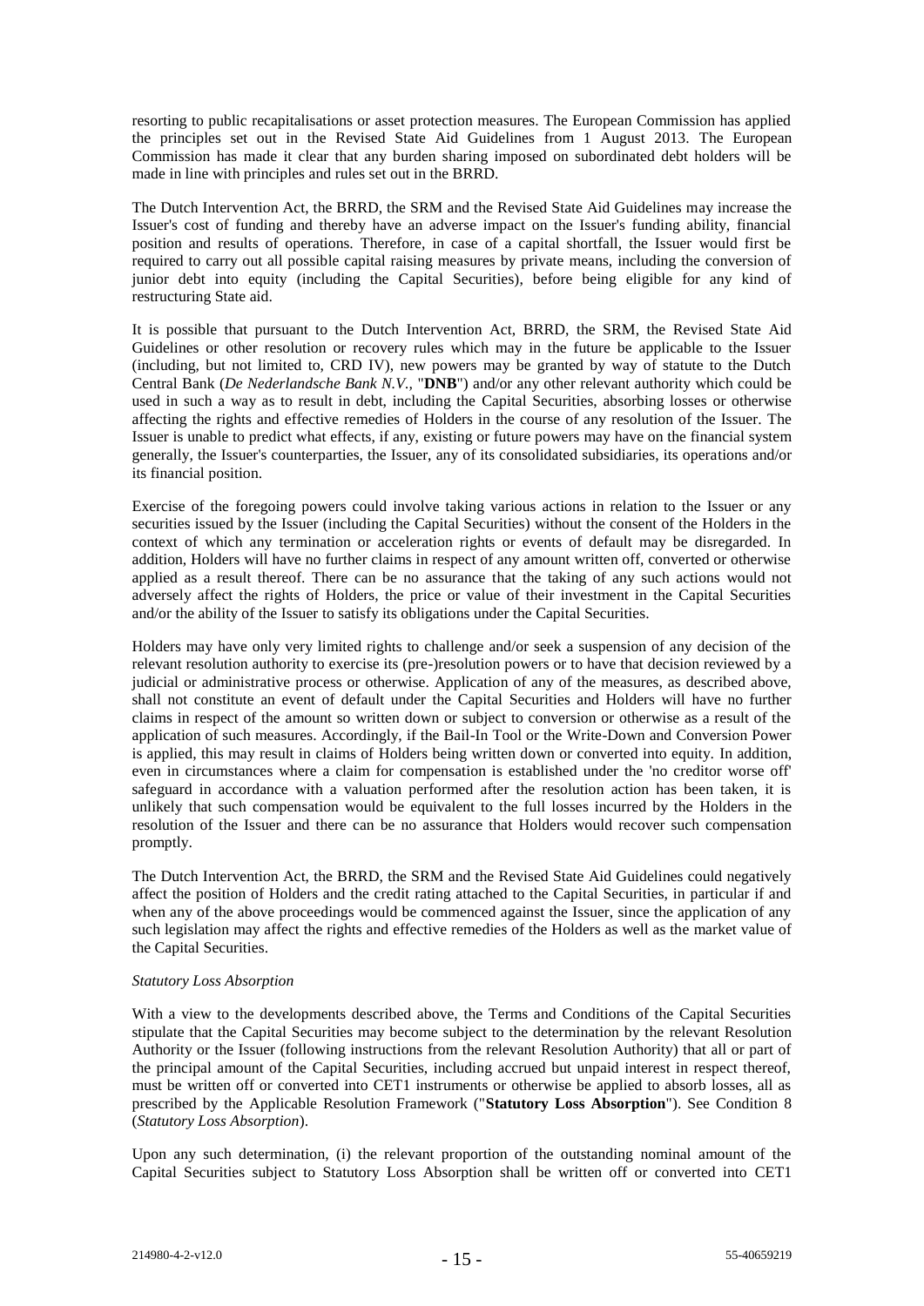resorting to public recapitalisations or asset protection measures. The European Commission has applied the principles set out in the Revised State Aid Guidelines from 1 August 2013. The European Commission has made it clear that any burden sharing imposed on subordinated debt holders will be made in line with principles and rules set out in the BRRD.

The Dutch Intervention Act, the BRRD, the SRM and the Revised State Aid Guidelines may increase the Issuer's cost of funding and thereby have an adverse impact on the Issuer's funding ability, financial position and results of operations. Therefore, in case of a capital shortfall, the Issuer would first be required to carry out all possible capital raising measures by private means, including the conversion of junior debt into equity (including the Capital Securities), before being eligible for any kind of restructuring State aid.

It is possible that pursuant to the Dutch Intervention Act, BRRD, the SRM, the Revised State Aid Guidelines or other resolution or recovery rules which may in the future be applicable to the Issuer (including, but not limited to, CRD IV), new powers may be granted by way of statute to the Dutch Central Bank (*De Nederlandsche Bank N.V.*, "**DNB**") and/or any other relevant authority which could be used in such a way as to result in debt, including the Capital Securities, absorbing losses or otherwise affecting the rights and effective remedies of Holders in the course of any resolution of the Issuer. The Issuer is unable to predict what effects, if any, existing or future powers may have on the financial system generally, the Issuer's counterparties, the Issuer, any of its consolidated subsidiaries, its operations and/or its financial position.

Exercise of the foregoing powers could involve taking various actions in relation to the Issuer or any securities issued by the Issuer (including the Capital Securities) without the consent of the Holders in the context of which any termination or acceleration rights or events of default may be disregarded. In addition, Holders will have no further claims in respect of any amount written off, converted or otherwise applied as a result thereof. There can be no assurance that the taking of any such actions would not adversely affect the rights of Holders, the price or value of their investment in the Capital Securities and/or the ability of the Issuer to satisfy its obligations under the Capital Securities.

Holders may have only very limited rights to challenge and/or seek a suspension of any decision of the relevant resolution authority to exercise its (pre-)resolution powers or to have that decision reviewed by a judicial or administrative process or otherwise. Application of any of the measures, as described above, shall not constitute an event of default under the Capital Securities and Holders will have no further claims in respect of the amount so written down or subject to conversion or otherwise as a result of the application of such measures. Accordingly, if the Bail-In Tool or the Write-Down and Conversion Power is applied, this may result in claims of Holders being written down or converted into equity. In addition, even in circumstances where a claim for compensation is established under the 'no creditor worse off' safeguard in accordance with a valuation performed after the resolution action has been taken, it is unlikely that such compensation would be equivalent to the full losses incurred by the Holders in the resolution of the Issuer and there can be no assurance that Holders would recover such compensation promptly.

The Dutch Intervention Act, the BRRD, the SRM and the Revised State Aid Guidelines could negatively affect the position of Holders and the credit rating attached to the Capital Securities, in particular if and when any of the above proceedings would be commenced against the Issuer, since the application of any such legislation may affect the rights and effective remedies of the Holders as well as the market value of the Capital Securities.

*Statutory Loss Absorption*

With a view to the developments described above, the Terms and Conditions of the Capital Securities stipulate that the Capital Securities may become subject to the determination by the relevant Resolution Authority or the Issuer (following instructions from the relevant Resolution Authority) that all or part of the principal amount of the Capital Securities, including accrued but unpaid interest in respect thereof, must be written off or converted into CET1 instruments or otherwise be applied to absorb losses, all as prescribed by the Applicable Resolution Framework ("**Statutory Loss Absorption**"). See Condition 8 (*Statutory Loss Absorption*).

Upon any such determination, (i) the relevant proportion of the outstanding nominal amount of the Capital Securities subject to Statutory Loss Absorption shall be written off or converted into CET1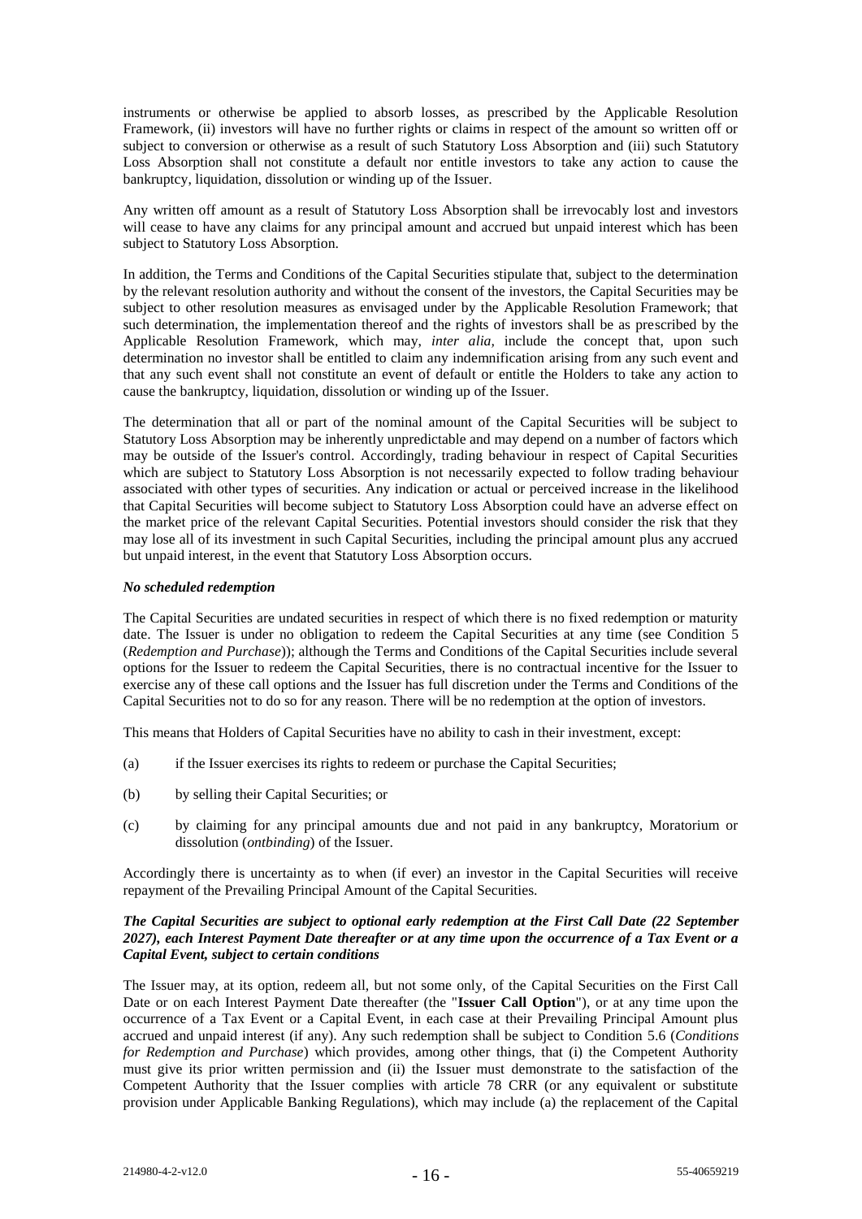instruments or otherwise be applied to absorb losses, as prescribed by the Applicable Resolution Framework, (ii) investors will have no further rights or claims in respect of the amount so written off or subject to conversion or otherwise as a result of such Statutory Loss Absorption and (iii) such Statutory Loss Absorption shall not constitute a default nor entitle investors to take any action to cause the bankruptcy, liquidation, dissolution or winding up of the Issuer.

Any written off amount as a result of Statutory Loss Absorption shall be irrevocably lost and investors will cease to have any claims for any principal amount and accrued but unpaid interest which has been subject to Statutory Loss Absorption.

In addition, the Terms and Conditions of the Capital Securities stipulate that, subject to the determination by the relevant resolution authority and without the consent of the investors, the Capital Securities may be subject to other resolution measures as envisaged under by the Applicable Resolution Framework; that such determination, the implementation thereof and the rights of investors shall be as prescribed by the Applicable Resolution Framework, which may, *inter alia,* include the concept that, upon such determination no investor shall be entitled to claim any indemnification arising from any such event and that any such event shall not constitute an event of default or entitle the Holders to take any action to cause the bankruptcy, liquidation, dissolution or winding up of the Issuer.

The determination that all or part of the nominal amount of the Capital Securities will be subject to Statutory Loss Absorption may be inherently unpredictable and may depend on a number of factors which may be outside of the Issuer's control. Accordingly, trading behaviour in respect of Capital Securities which are subject to Statutory Loss Absorption is not necessarily expected to follow trading behaviour associated with other types of securities. Any indication or actual or perceived increase in the likelihood that Capital Securities will become subject to Statutory Loss Absorption could have an adverse effect on the market price of the relevant Capital Securities. Potential investors should consider the risk that they may lose all of its investment in such Capital Securities, including the principal amount plus any accrued but unpaid interest, in the event that Statutory Loss Absorption occurs.

***No scheduled redemption***

The Capital Securities are undated securities in respect of which there is no fixed redemption or maturity date. The Issuer is under no obligation to redeem the Capital Securities at any time (see Condition 5 (*Redemption and Purchase*)); although the Terms and Conditions of the Capital Securities include several options for the Issuer to redeem the Capital Securities, there is no contractual incentive for the Issuer to exercise any of these call options and the Issuer has full discretion under the Terms and Conditions of the Capital Securities not to do so for any reason. There will be no redemption at the option of investors.

This means that Holders of Capital Securities have no ability to cash in their investment, except:

(a) if the Issuer exercises its rights to redeem or purchase the Capital Securities;

(b) by selling their Capital Securities; or

(c) by claiming for any principal amounts due and not paid in any bankruptcy, Moratorium or dissolution (*ontbinding*) of the Issuer.

Accordingly there is uncertainty as to when (if ever) an investor in the Capital Securities will receive repayment of the Prevailing Principal Amount of the Capital Securities.

***The Capital Securities are subject to optional early redemption at the First Call Date (22 September 2027), each Interest Payment Date thereafter or at any time upon the occurrence of a Tax Event or a Capital Event, subject to certain conditions***

The Issuer may, at its option, redeem all, but not some only, of the Capital Securities on the First Call Date or on each Interest Payment Date thereafter (the "**Issuer Call Option**"), or at any time upon the occurrence of a Tax Event or a Capital Event, in each case at their Prevailing Principal Amount plus accrued and unpaid interest (if any). Any such redemption shall be subject to Condition 5.6 (*Conditions for Redemption and Purchase*) which provides, among other things, that (i) the Competent Authority must give its prior written permission and (ii) the Issuer must demonstrate to the satisfaction of the Competent Authority that the Issuer complies with article 78 CRR (or any equivalent or substitute provision under Applicable Banking Regulations), which may include (a) the replacement of the Capital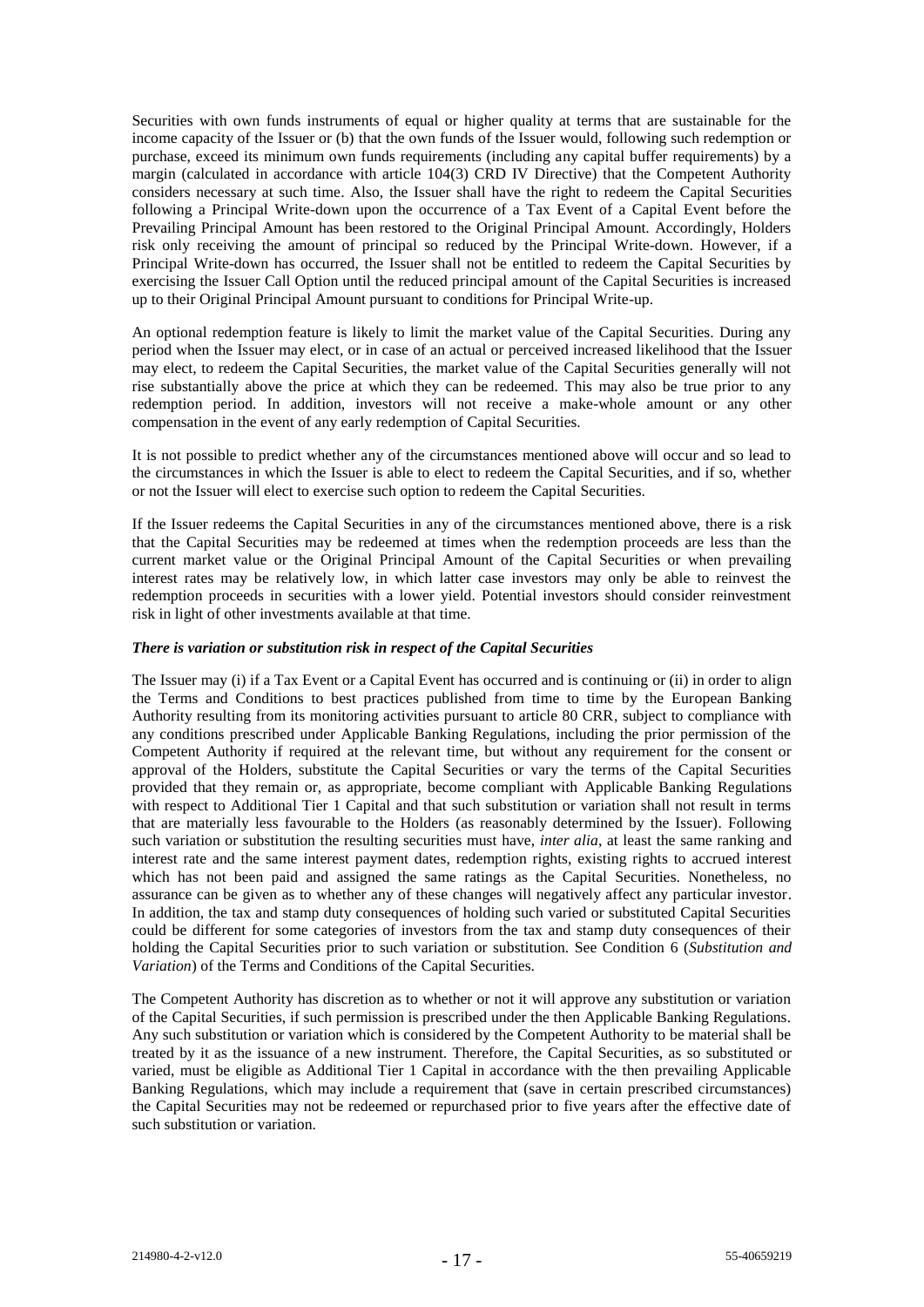Securities with own funds instruments of equal or higher quality at terms that are sustainable for the income capacity of the Issuer or (b) that the own funds of the Issuer would, following such redemption or purchase, exceed its minimum own funds requirements (including any capital buffer requirements) by a margin (calculated in accordance with article 104(3) CRD IV Directive) that the Competent Authority considers necessary at such time. Also, the Issuer shall have the right to redeem the Capital Securities following a Principal Write-down upon the occurrence of a Tax Event of a Capital Event before the Prevailing Principal Amount has been restored to the Original Principal Amount. Accordingly, Holders risk only receiving the amount of principal so reduced by the Principal Write-down. However, if a Principal Write-down has occurred, the Issuer shall not be entitled to redeem the Capital Securities by exercising the Issuer Call Option until the reduced principal amount of the Capital Securities is increased up to their Original Principal Amount pursuant to conditions for Principal Write-up.

An optional redemption feature is likely to limit the market value of the Capital Securities. During any period when the Issuer may elect, or in case of an actual or perceived increased likelihood that the Issuer may elect, to redeem the Capital Securities, the market value of the Capital Securities generally will not rise substantially above the price at which they can be redeemed. This may also be true prior to any redemption period. In addition, investors will not receive a make-whole amount or any other compensation in the event of any early redemption of Capital Securities.

It is not possible to predict whether any of the circumstances mentioned above will occur and so lead to the circumstances in which the Issuer is able to elect to redeem the Capital Securities, and if so, whether or not the Issuer will elect to exercise such option to redeem the Capital Securities.

If the Issuer redeems the Capital Securities in any of the circumstances mentioned above, there is a risk that the Capital Securities may be redeemed at times when the redemption proceeds are less than the current market value or the Original Principal Amount of the Capital Securities or when prevailing interest rates may be relatively low, in which latter case investors may only be able to reinvest the redemption proceeds in securities with a lower yield. Potential investors should consider reinvestment risk in light of other investments available at that time.

***There is variation or substitution risk in respect of the Capital Securities***

The Issuer may (i) if a Tax Event or a Capital Event has occurred and is continuing or (ii) in order to align the Terms and Conditions to best practices published from time to time by the European Banking Authority resulting from its monitoring activities pursuant to article 80 CRR, subject to compliance with any conditions prescribed under Applicable Banking Regulations, including the prior permission of the Competent Authority if required at the relevant time, but without any requirement for the consent or approval of the Holders, substitute the Capital Securities or vary the terms of the Capital Securities provided that they remain or, as appropriate, become compliant with Applicable Banking Regulations with respect to Additional Tier 1 Capital and that such substitution or variation shall not result in terms that are materially less favourable to the Holders (as reasonably determined by the Issuer). Following such variation or substitution the resulting securities must have, *inter alia*, at least the same ranking and interest rate and the same interest payment dates, redemption rights, existing rights to accrued interest which has not been paid and assigned the same ratings as the Capital Securities. Nonetheless, no assurance can be given as to whether any of these changes will negatively affect any particular investor. In addition, the tax and stamp duty consequences of holding such varied or substituted Capital Securities could be different for some categories of investors from the tax and stamp duty consequences of their holding the Capital Securities prior to such variation or substitution. See Condition 6 (*Substitution and Variation*) of the Terms and Conditions of the Capital Securities.

The Competent Authority has discretion as to whether or not it will approve any substitution or variation of the Capital Securities, if such permission is prescribed under the then Applicable Banking Regulations. Any such substitution or variation which is considered by the Competent Authority to be material shall be treated by it as the issuance of a new instrument. Therefore, the Capital Securities, as so substituted or varied, must be eligible as Additional Tier 1 Capital in accordance with the then prevailing Applicable Banking Regulations, which may include a requirement that (save in certain prescribed circumstances) the Capital Securities may not be redeemed or repurchased prior to five years after the effective date of such substitution or variation.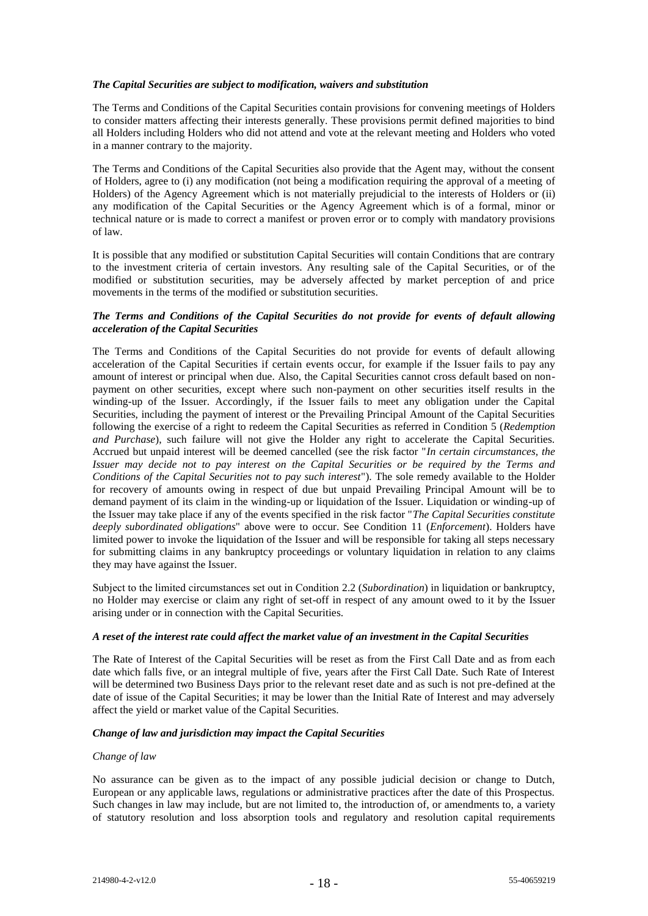***The Capital Securities are subject to modification, waivers and substitution***

The Terms and Conditions of the Capital Securities contain provisions for convening meetings of Holders to consider matters affecting their interests generally. These provisions permit defined majorities to bind all Holders including Holders who did not attend and vote at the relevant meeting and Holders who voted in a manner contrary to the majority.

The Terms and Conditions of the Capital Securities also provide that the Agent may, without the consent of Holders, agree to (i) any modification (not being a modification requiring the approval of a meeting of Holders) of the Agency Agreement which is not materially prejudicial to the interests of Holders or (ii) any modification of the Capital Securities or the Agency Agreement which is of a formal, minor or technical nature or is made to correct a manifest or proven error or to comply with mandatory provisions of law.

It is possible that any modified or substitution Capital Securities will contain Conditions that are contrary to the investment criteria of certain investors. Any resulting sale of the Capital Securities, or of the modified or substitution securities, may be adversely affected by market perception of and price movements in the terms of the modified or substitution securities.

***The Terms and Conditions of the Capital Securities do not provide for events of default allowing acceleration of the Capital Securities***

The Terms and Conditions of the Capital Securities do not provide for events of default allowing acceleration of the Capital Securities if certain events occur, for example if the Issuer fails to pay any amount of interest or principal when due. Also, the Capital Securities cannot cross default based on non-payment on other securities, except where such non-payment on other securities itself results in the winding-up of the Issuer. Accordingly, if the Issuer fails to meet any obligation under the Capital Securities, including the payment of interest or the Prevailing Principal Amount of the Capital Securities following the exercise of a right to redeem the Capital Securities as referred in Condition 5 (*Redemption and Purchase*), such failure will not give the Holder any right to accelerate the Capital Securities. Accrued but unpaid interest will be deemed cancelled (see the risk factor "*In certain circumstances, the Issuer may decide not to pay interest on the Capital Securities or be required by the Terms and Conditions of the Capital Securities not to pay such interest*"). The sole remedy available to the Holder for recovery of amounts owing in respect of due but unpaid Prevailing Principal Amount will be to demand payment of its claim in the winding-up or liquidation of the Issuer. Liquidation or winding-up of the Issuer may take place if any of the events specified in the risk factor "*The Capital Securities constitute deeply subordinated obligations*" above were to occur. See Condition 11 (*Enforcement*). Holders have limited power to invoke the liquidation of the Issuer and will be responsible for taking all steps necessary for submitting claims in any bankruptcy proceedings or voluntary liquidation in relation to any claims they may have against the Issuer.

Subject to the limited circumstances set out in Condition 2.2 (*Subordination*) in liquidation or bankruptcy, no Holder may exercise or claim any right of set-off in respect of any amount owed to it by the Issuer arising under or in connection with the Capital Securities.

***A reset of the interest rate could affect the market value of an investment in the Capital Securities***

The Rate of Interest of the Capital Securities will be reset as from the First Call Date and as from each date which falls five, or an integral multiple of five, years after the First Call Date. Such Rate of Interest will be determined two Business Days prior to the relevant reset date and as such is not pre-defined at the date of issue of the Capital Securities; it may be lower than the Initial Rate of Interest and may adversely affect the yield or market value of the Capital Securities.

***Change of law and jurisdiction may impact the Capital Securities***

*Change of law*

No assurance can be given as to the impact of any possible judicial decision or change to Dutch, European or any applicable laws, regulations or administrative practices after the date of this Prospectus. Such changes in law may include, but are not limited to, the introduction of, or amendments to, a variety of statutory resolution and loss absorption tools and regulatory and resolution capital requirements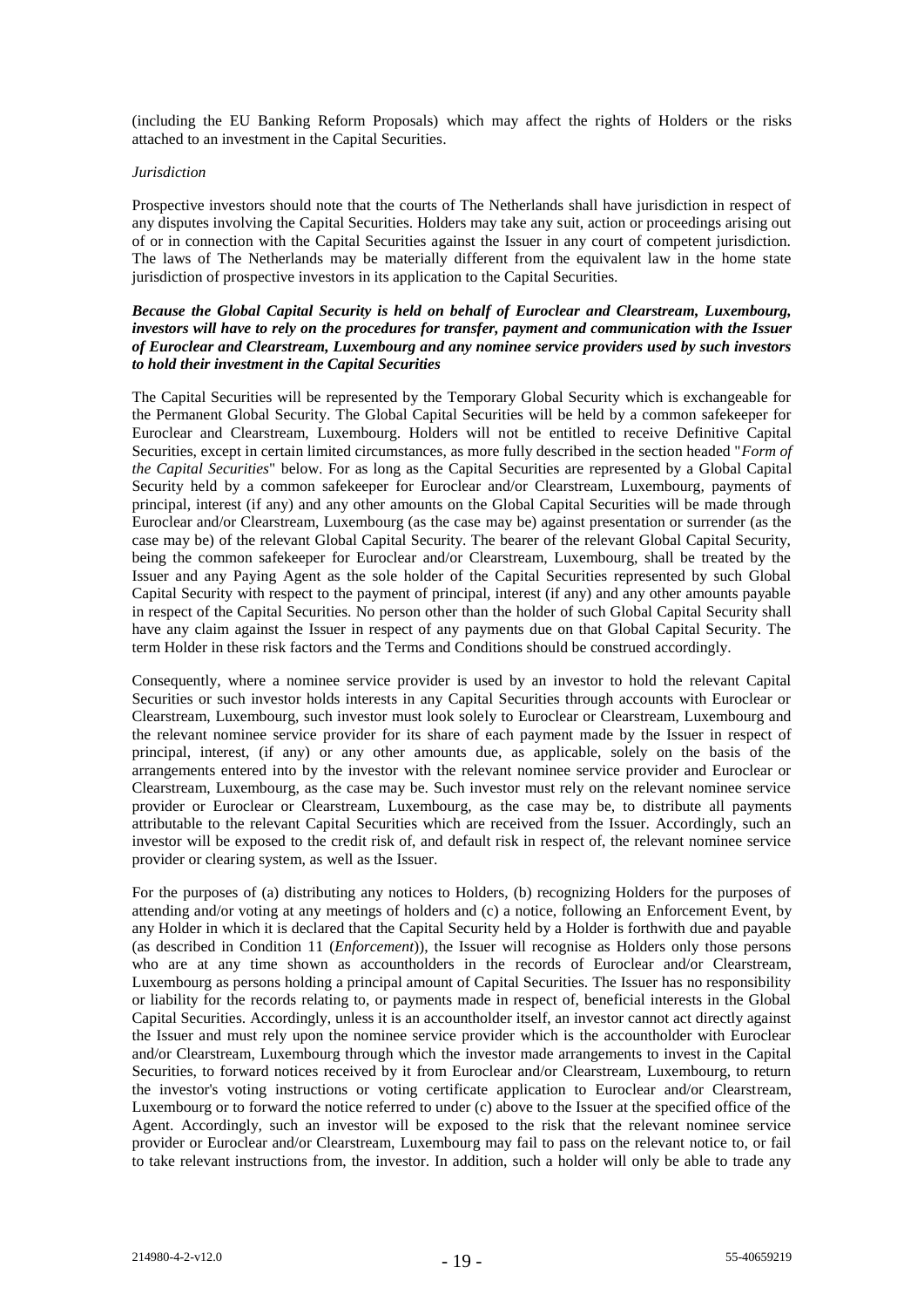(including the EU Banking Reform Proposals) which may affect the rights of Holders or the risks attached to an investment in the Capital Securities.

*Jurisdiction*

Prospective investors should note that the courts of The Netherlands shall have jurisdiction in respect of any disputes involving the Capital Securities. Holders may take any suit, action or proceedings arising out of or in connection with the Capital Securities against the Issuer in any court of competent jurisdiction. The laws of The Netherlands may be materially different from the equivalent law in the home state jurisdiction of prospective investors in its application to the Capital Securities.

***Because the Global Capital Security is held on behalf of Euroclear and Clearstream, Luxembourg, investors will have to rely on the procedures for transfer, payment and communication with the Issuer of Euroclear and Clearstream, Luxembourg and any nominee service providers used by such investors to hold their investment in the Capital Securities***

The Capital Securities will be represented by the Temporary Global Security which is exchangeable for the Permanent Global Security. The Global Capital Securities will be held by a common safekeeper for Euroclear and Clearstream, Luxembourg. Holders will not be entitled to receive Definitive Capital Securities, except in certain limited circumstances, as more fully described in the section headed "*Form of the Capital Securities*" below. For as long as the Capital Securities are represented by a Global Capital Security held by a common safekeeper for Euroclear and/or Clearstream, Luxembourg, payments of principal, interest (if any) and any other amounts on the Global Capital Securities will be made through Euroclear and/or Clearstream, Luxembourg (as the case may be) against presentation or surrender (as the case may be) of the relevant Global Capital Security. The bearer of the relevant Global Capital Security, being the common safekeeper for Euroclear and/or Clearstream, Luxembourg, shall be treated by the Issuer and any Paying Agent as the sole holder of the Capital Securities represented by such Global Capital Security with respect to the payment of principal, interest (if any) and any other amounts payable in respect of the Capital Securities. No person other than the holder of such Global Capital Security shall have any claim against the Issuer in respect of any payments due on that Global Capital Security. The term Holder in these risk factors and the Terms and Conditions should be construed accordingly.

Consequently, where a nominee service provider is used by an investor to hold the relevant Capital Securities or such investor holds interests in any Capital Securities through accounts with Euroclear or Clearstream, Luxembourg, such investor must look solely to Euroclear or Clearstream, Luxembourg and the relevant nominee service provider for its share of each payment made by the Issuer in respect of principal, interest, (if any) or any other amounts due, as applicable, solely on the basis of the arrangements entered into by the investor with the relevant nominee service provider and Euroclear or Clearstream, Luxembourg, as the case may be. Such investor must rely on the relevant nominee service provider or Euroclear or Clearstream, Luxembourg, as the case may be, to distribute all payments attributable to the relevant Capital Securities which are received from the Issuer. Accordingly, such an investor will be exposed to the credit risk of, and default risk in respect of, the relevant nominee service provider or clearing system, as well as the Issuer.

For the purposes of (a) distributing any notices to Holders, (b) recognizing Holders for the purposes of attending and/or voting at any meetings of holders and (c) a notice, following an Enforcement Event, by any Holder in which it is declared that the Capital Security held by a Holder is forthwith due and payable (as described in Condition 11 (*Enforcement*)), the Issuer will recognise as Holders only those persons who are at any time shown as accountholders in the records of Euroclear and/or Clearstream, Luxembourg as persons holding a principal amount of Capital Securities. The Issuer has no responsibility or liability for the records relating to, or payments made in respect of, beneficial interests in the Global Capital Securities. Accordingly, unless it is an accountholder itself, an investor cannot act directly against the Issuer and must rely upon the nominee service provider which is the accountholder with Euroclear and/or Clearstream, Luxembourg through which the investor made arrangements to invest in the Capital Securities, to forward notices received by it from Euroclear and/or Clearstream, Luxembourg, to return the investor's voting instructions or voting certificate application to Euroclear and/or Clearstream, Luxembourg or to forward the notice referred to under (c) above to the Issuer at the specified office of the Agent. Accordingly, such an investor will be exposed to the risk that the relevant nominee service provider or Euroclear and/or Clearstream, Luxembourg may fail to pass on the relevant notice to, or fail to take relevant instructions from, the investor. In addition, such a holder will only be able to trade any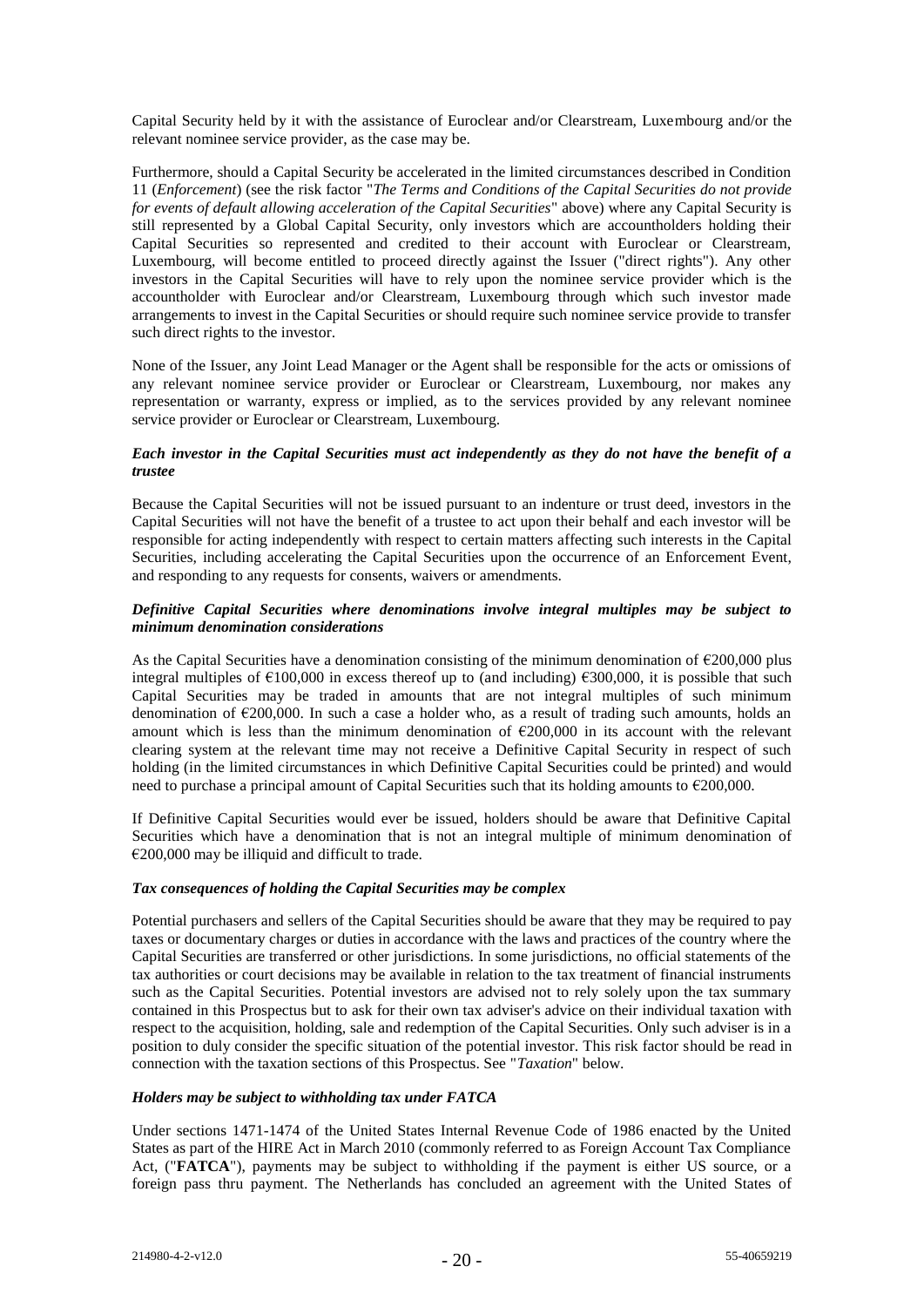Capital Security held by it with the assistance of Euroclear and/or Clearstream, Luxembourg and/or the relevant nominee service provider, as the case may be.

Furthermore, should a Capital Security be accelerated in the limited circumstances described in Condition 11 (*Enforcement*) (see the risk factor "*The Terms and Conditions of the Capital Securities do not provide for events of default allowing acceleration of the Capital Securities*" above) where any Capital Security is still represented by a Global Capital Security, only investors which are accountholders holding their Capital Securities so represented and credited to their account with Euroclear or Clearstream, Luxembourg, will become entitled to proceed directly against the Issuer ("direct rights"). Any other investors in the Capital Securities will have to rely upon the nominee service provider which is the accountholder with Euroclear and/or Clearstream, Luxembourg through which such investor made arrangements to invest in the Capital Securities or should require such nominee service provide to transfer such direct rights to the investor.

None of the Issuer, any Joint Lead Manager or the Agent shall be responsible for the acts or omissions of any relevant nominee service provider or Euroclear or Clearstream, Luxembourg, nor makes any representation or warranty, express or implied, as to the services provided by any relevant nominee service provider or Euroclear or Clearstream, Luxembourg.

***Each investor in the Capital Securities must act independently as they do not have the benefit of a trustee***

Because the Capital Securities will not be issued pursuant to an indenture or trust deed, investors in the Capital Securities will not have the benefit of a trustee to act upon their behalf and each investor will be responsible for acting independently with respect to certain matters affecting such interests in the Capital Securities, including accelerating the Capital Securities upon the occurrence of an Enforcement Event, and responding to any requests for consents, waivers or amendments.

***Definitive Capital Securities where denominations involve integral multiples may be subject to minimum denomination considerations***

As the Capital Securities have a denomination consisting of the minimum denomination of €200,000 plus integral multiples of €100,000 in excess thereof up to (and including) €300,000, it is possible that such Capital Securities may be traded in amounts that are not integral multiples of such minimum denomination of €200,000. In such a case a holder who, as a result of trading such amounts, holds an amount which is less than the minimum denomination of €200,000 in its account with the relevant clearing system at the relevant time may not receive a Definitive Capital Security in respect of such holding (in the limited circumstances in which Definitive Capital Securities could be printed) and would need to purchase a principal amount of Capital Securities such that its holding amounts to €200,000.

If Definitive Capital Securities would ever be issued, holders should be aware that Definitive Capital Securities which have a denomination that is not an integral multiple of minimum denomination of €200,000 may be illiquid and difficult to trade.

***Tax consequences of holding the Capital Securities may be complex***

Potential purchasers and sellers of the Capital Securities should be aware that they may be required to pay taxes or documentary charges or duties in accordance with the laws and practices of the country where the Capital Securities are transferred or other jurisdictions. In some jurisdictions, no official statements of the tax authorities or court decisions may be available in relation to the tax treatment of financial instruments such as the Capital Securities. Potential investors are advised not to rely solely upon the tax summary contained in this Prospectus but to ask for their own tax adviser's advice on their individual taxation with respect to the acquisition, holding, sale and redemption of the Capital Securities. Only such adviser is in a position to duly consider the specific situation of the potential investor. This risk factor should be read in connection with the taxation sections of this Prospectus. See "*Taxation*" below.

***Holders may be subject to withholding tax under FATCA***

Under sections 1471-1474 of the United States Internal Revenue Code of 1986 enacted by the United States as part of the HIRE Act in March 2010 (commonly referred to as Foreign Account Tax Compliance Act, ("**FATCA**"), payments may be subject to withholding if the payment is either US source, or a foreign pass thru payment. The Netherlands has concluded an agreement with the United States of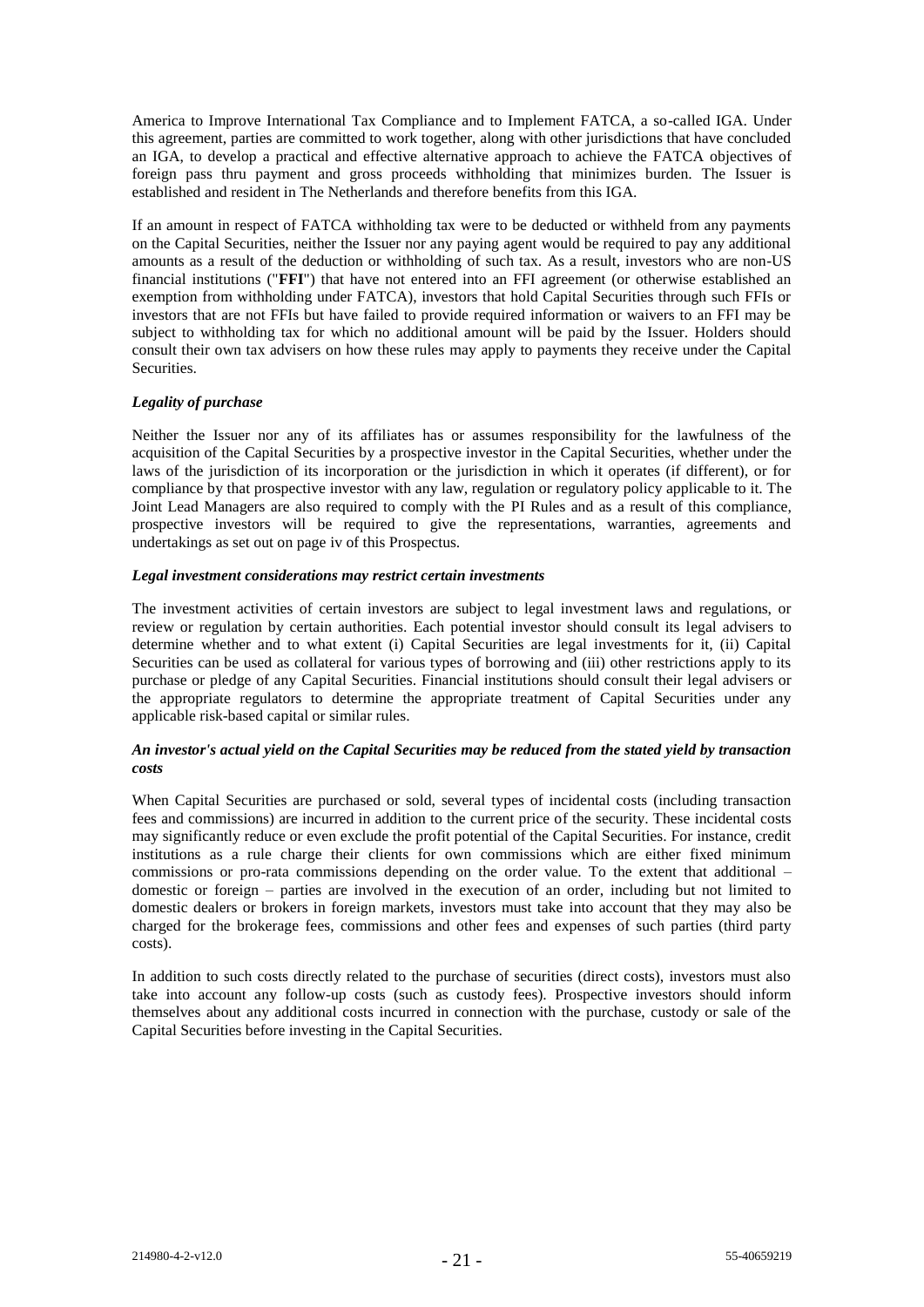America to Improve International Tax Compliance and to Implement FATCA, a so-called IGA. Under this agreement, parties are committed to work together, along with other jurisdictions that have concluded an IGA, to develop a practical and effective alternative approach to achieve the FATCA objectives of foreign pass thru payment and gross proceeds withholding that minimizes burden. The Issuer is established and resident in The Netherlands and therefore benefits from this IGA.

If an amount in respect of FATCA withholding tax were to be deducted or withheld from any payments on the Capital Securities, neither the Issuer nor any paying agent would be required to pay any additional amounts as a result of the deduction or withholding of such tax. As a result, investors who are non-US financial institutions ("**FFI**") that have not entered into an FFI agreement (or otherwise established an exemption from withholding under FATCA), investors that hold Capital Securities through such FFIs or investors that are not FFIs but have failed to provide required information or waivers to an FFI may be subject to withholding tax for which no additional amount will be paid by the Issuer. Holders should consult their own tax advisers on how these rules may apply to payments they receive under the Capital Securities.

***Legality of purchase***

Neither the Issuer nor any of its affiliates has or assumes responsibility for the lawfulness of the acquisition of the Capital Securities by a prospective investor in the Capital Securities, whether under the laws of the jurisdiction of its incorporation or the jurisdiction in which it operates (if different), or for compliance by that prospective investor with any law, regulation or regulatory policy applicable to it. The Joint Lead Managers are also required to comply with the PI Rules and as a result of this compliance, prospective investors will be required to give the representations, warranties, agreements and undertakings as set out on page iv of this Prospectus.

***Legal investment considerations may restrict certain investments***

The investment activities of certain investors are subject to legal investment laws and regulations, or review or regulation by certain authorities. Each potential investor should consult its legal advisers to determine whether and to what extent (i) Capital Securities are legal investments for it, (ii) Capital Securities can be used as collateral for various types of borrowing and (iii) other restrictions apply to its purchase or pledge of any Capital Securities. Financial institutions should consult their legal advisers or the appropriate regulators to determine the appropriate treatment of Capital Securities under any applicable risk-based capital or similar rules.

***An investor's actual yield on the Capital Securities may be reduced from the stated yield by transaction costs***

When Capital Securities are purchased or sold, several types of incidental costs (including transaction fees and commissions) are incurred in addition to the current price of the security. These incidental costs may significantly reduce or even exclude the profit potential of the Capital Securities. For instance, credit institutions as a rule charge their clients for own commissions which are either fixed minimum commissions or pro-rata commissions depending on the order value. To the extent that additional – domestic or foreign – parties are involved in the execution of an order, including but not limited to domestic dealers or brokers in foreign markets, investors must take into account that they may also be charged for the brokerage fees, commissions and other fees and expenses of such parties (third party costs).

In addition to such costs directly related to the purchase of securities (direct costs), investors must also take into account any follow-up costs (such as custody fees). Prospective investors should inform themselves about any additional costs incurred in connection with the purchase, custody or sale of the Capital Securities before investing in the Capital Securities.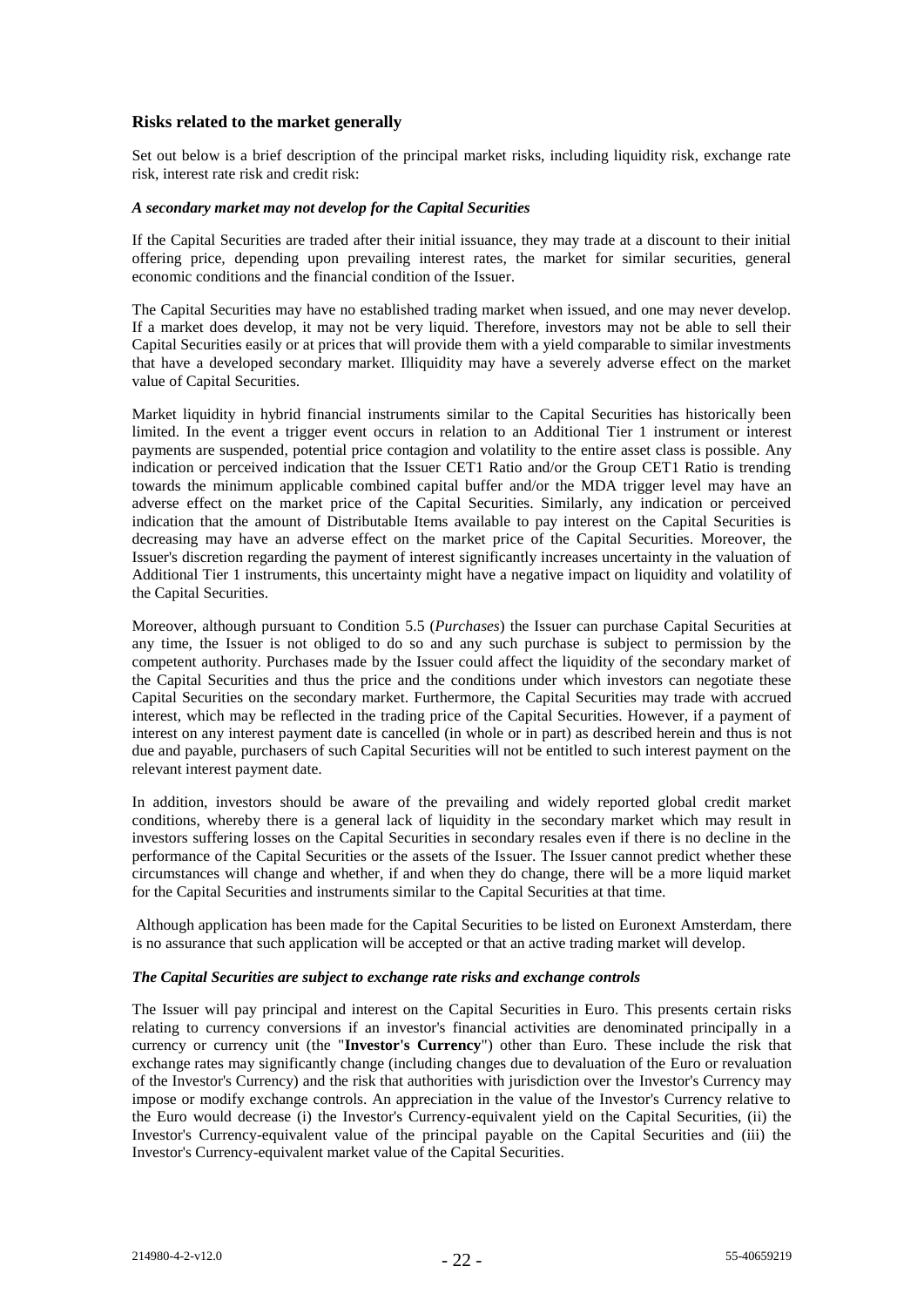## Risks related to the market generally

Set out below is a brief description of the principal market risks, including liquidity risk, exchange rate risk, interest rate risk and credit risk:

### *A secondary market may not develop for the Capital Securities*

If the Capital Securities are traded after their initial issuance, they may trade at a discount to their initial offering price, depending upon prevailing interest rates, the market for similar securities, general economic conditions and the financial condition of the Issuer.

The Capital Securities may have no established trading market when issued, and one may never develop. If a market does develop, it may not be very liquid. Therefore, investors may not be able to sell their Capital Securities easily or at prices that will provide them with a yield comparable to similar investments that have a developed secondary market. Illiquidity may have a severely adverse effect on the market value of Capital Securities.

Market liquidity in hybrid financial instruments similar to the Capital Securities has historically been limited. In the event a trigger event occurs in relation to an Additional Tier 1 instrument or interest payments are suspended, potential price contagion and volatility to the entire asset class is possible. Any indication or perceived indication that the Issuer CET1 Ratio and/or the Group CET1 Ratio is trending towards the minimum applicable combined capital buffer and/or the MDA trigger level may have an adverse effect on the market price of the Capital Securities. Similarly, any indication or perceived indication that the amount of Distributable Items available to pay interest on the Capital Securities is decreasing may have an adverse effect on the market price of the Capital Securities. Moreover, the Issuer's discretion regarding the payment of interest significantly increases uncertainty in the valuation of Additional Tier 1 instruments, this uncertainty might have a negative impact on liquidity and volatility of the Capital Securities.

Moreover, although pursuant to Condition 5.5 (*Purchases*) the Issuer can purchase Capital Securities at any time, the Issuer is not obliged to do so and any such purchase is subject to permission by the competent authority. Purchases made by the Issuer could affect the liquidity of the secondary market of the Capital Securities and thus the price and the conditions under which investors can negotiate these Capital Securities on the secondary market. Furthermore, the Capital Securities may trade with accrued interest, which may be reflected in the trading price of the Capital Securities. However, if a payment of interest on any interest payment date is cancelled (in whole or in part) as described herein and thus is not due and payable, purchasers of such Capital Securities will not be entitled to such interest payment on the relevant interest payment date.

In addition, investors should be aware of the prevailing and widely reported global credit market conditions, whereby there is a general lack of liquidity in the secondary market which may result in investors suffering losses on the Capital Securities in secondary resales even if there is no decline in the performance of the Capital Securities or the assets of the Issuer. The Issuer cannot predict whether these circumstances will change and whether, if and when they do change, there will be a more liquid market for the Capital Securities and instruments similar to the Capital Securities at that time.

Although application has been made for the Capital Securities to be listed on Euronext Amsterdam, there is no assurance that such application will be accepted or that an active trading market will develop.

### *The Capital Securities are subject to exchange rate risks and exchange controls*

The Issuer will pay principal and interest on the Capital Securities in Euro. This presents certain risks relating to currency conversions if an investor's financial activities are denominated principally in a currency or currency unit (the "**Investor's Currency**") other than Euro. These include the risk that exchange rates may significantly change (including changes due to devaluation of the Euro or revaluation of the Investor's Currency) and the risk that authorities with jurisdiction over the Investor's Currency may impose or modify exchange controls. An appreciation in the value of the Investor's Currency relative to the Euro would decrease (i) the Investor's Currency-equivalent yield on the Capital Securities, (ii) the Investor's Currency-equivalent value of the principal payable on the Capital Securities and (iii) the Investor's Currency-equivalent market value of the Capital Securities.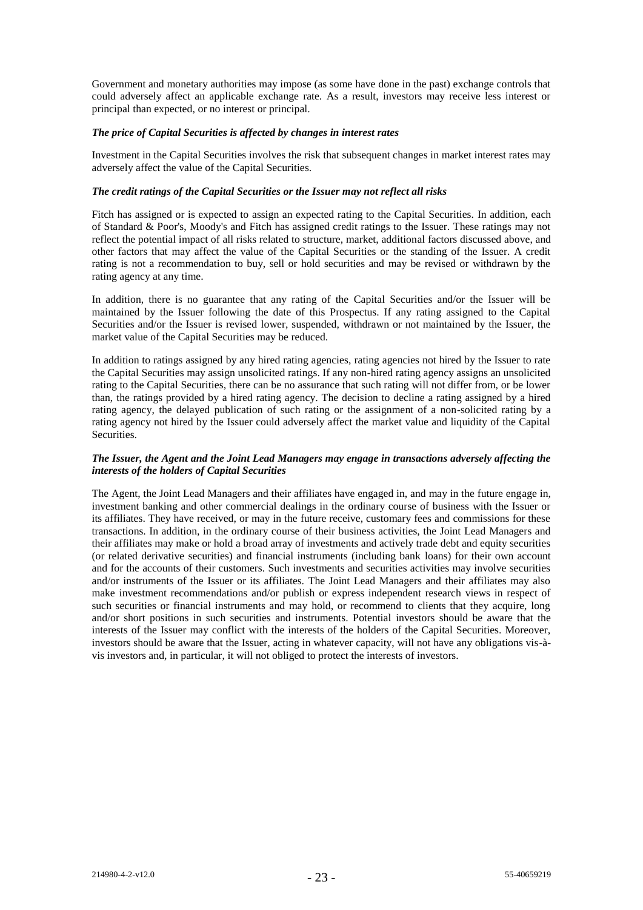Government and monetary authorities may impose (as some have done in the past) exchange controls that could adversely affect an applicable exchange rate. As a result, investors may receive less interest or principal than expected, or no interest or principal.

***The price of Capital Securities is affected by changes in interest rates***

Investment in the Capital Securities involves the risk that subsequent changes in market interest rates may adversely affect the value of the Capital Securities.

***The credit ratings of the Capital Securities or the Issuer may not reflect all risks***

Fitch has assigned or is expected to assign an expected rating to the Capital Securities. In addition, each of Standard & Poor's, Moody's and Fitch has assigned credit ratings to the Issuer. These ratings may not reflect the potential impact of all risks related to structure, market, additional factors discussed above, and other factors that may affect the value of the Capital Securities or the standing of the Issuer. A credit rating is not a recommendation to buy, sell or hold securities and may be revised or withdrawn by the rating agency at any time.

In addition, there is no guarantee that any rating of the Capital Securities and/or the Issuer will be maintained by the Issuer following the date of this Prospectus. If any rating assigned to the Capital Securities and/or the Issuer is revised lower, suspended, withdrawn or not maintained by the Issuer, the market value of the Capital Securities may be reduced.

In addition to ratings assigned by any hired rating agencies, rating agencies not hired by the Issuer to rate the Capital Securities may assign unsolicited ratings. If any non-hired rating agency assigns an unsolicited rating to the Capital Securities, there can be no assurance that such rating will not differ from, or be lower than, the ratings provided by a hired rating agency. The decision to decline a rating assigned by a hired rating agency, the delayed publication of such rating or the assignment of a non-solicited rating by a rating agency not hired by the Issuer could adversely affect the market value and liquidity of the Capital Securities.

***The Issuer, the Agent and the Joint Lead Managers may engage in transactions adversely affecting the interests of the holders of Capital Securities***

The Agent, the Joint Lead Managers and their affiliates have engaged in, and may in the future engage in, investment banking and other commercial dealings in the ordinary course of business with the Issuer or its affiliates. They have received, or may in the future receive, customary fees and commissions for these transactions. In addition, in the ordinary course of their business activities, the Joint Lead Managers and their affiliates may make or hold a broad array of investments and actively trade debt and equity securities (or related derivative securities) and financial instruments (including bank loans) for their own account and for the accounts of their customers. Such investments and securities activities may involve securities and/or instruments of the Issuer or its affiliates. The Joint Lead Managers and their affiliates may also make investment recommendations and/or publish or express independent research views in respect of such securities or financial instruments and may hold, or recommend to clients that they acquire, long and/or short positions in such securities and instruments. Potential investors should be aware that the interests of the Issuer may conflict with the interests of the holders of the Capital Securities. Moreover, investors should be aware that the Issuer, acting in whatever capacity, will not have any obligations vis-à-vis investors and, in particular, it will not obliged to protect the interests of investors.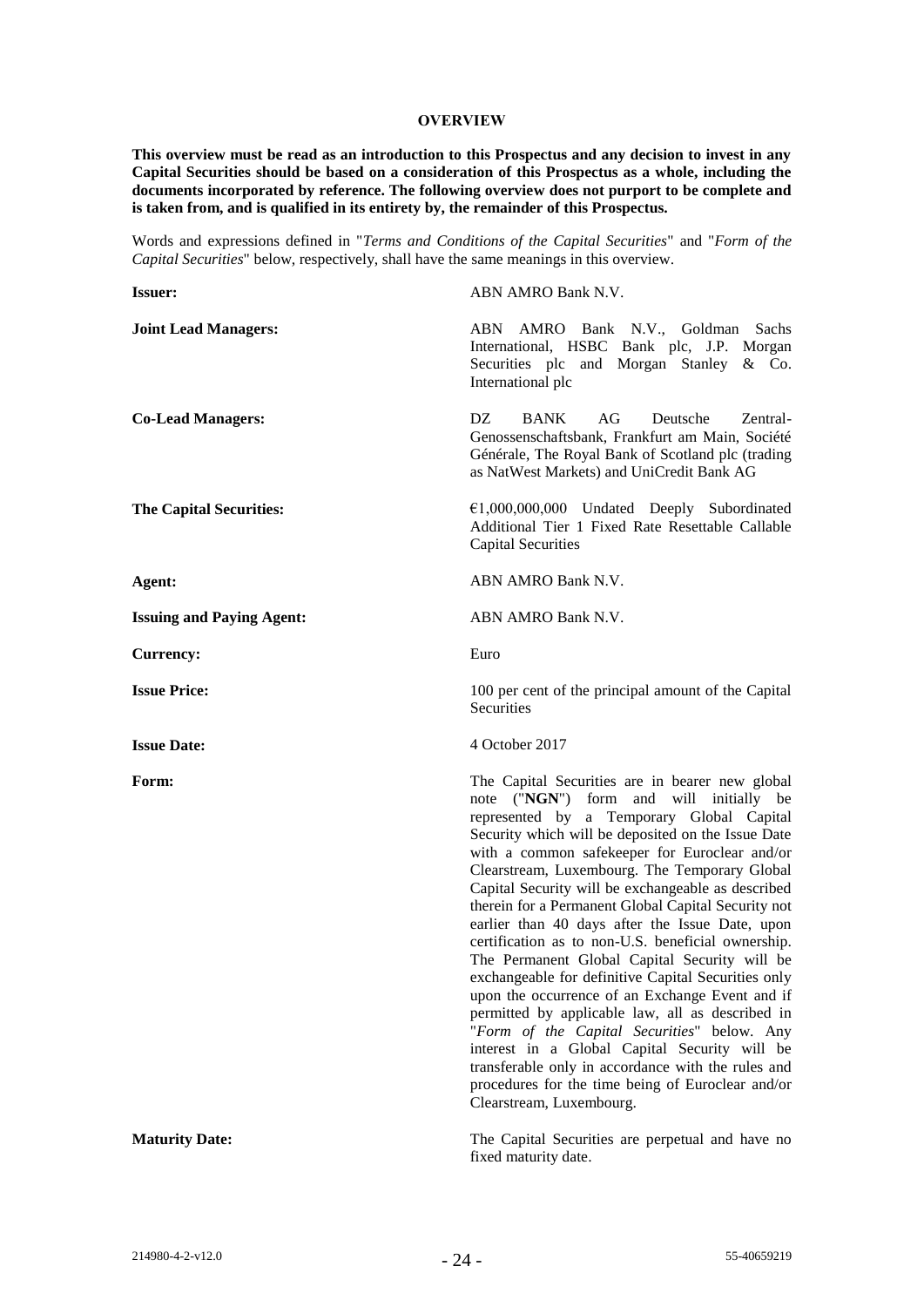# OVERVIEW

**This overview must be read as an introduction to this Prospectus and any decision to invest in any Capital Securities should be based on a consideration of this Prospectus as a whole, including the documents incorporated by reference. The following overview does not purport to be complete and is taken from, and is qualified in its entirety by, the remainder of this Prospectus.**

Words and expressions defined in "*Terms and Conditions of the Capital Securities*" and "*Form of the Capital Securities*" below, respectively, shall have the same meanings in this overview.

| | |
|---|---|
| **Issuer:** | ABN AMRO Bank N.V. |
| **Joint Lead Managers:** | ABN AMRO Bank N.V., Goldman Sachs International, HSBC Bank plc, J.P. Morgan Securities plc and Morgan Stanley & Co. International plc |
| **Co-Lead Managers:** | DZ BANK AG Deutsche Zentral-Genossenschaftsbank, Frankfurt am Main, Société Générale, The Royal Bank of Scotland plc (trading as NatWest Markets) and UniCredit Bank AG |
| **The Capital Securities:** | €1,000,000,000 Undated Deeply Subordinated Additional Tier 1 Fixed Rate Resettable Callable Capital Securities |
| **Agent:** | ABN AMRO Bank N.V. |
| **Issuing and Paying Agent:** | ABN AMRO Bank N.V. |
| **Currency:** | Euro |
| **Issue Price:** | 100 per cent of the principal amount of the Capital Securities |
| **Issue Date:** | 4 October 2017 |
| **Form:** | The Capital Securities are in bearer new global note ("**NGN**") form and will initially be represented by a Temporary Global Capital Security which will be deposited on the Issue Date with a common safekeeper for Euroclear and/or Clearstream, Luxembourg. The Temporary Global Capital Security will be exchangeable as described therein for a Permanent Global Capital Security not earlier than 40 days after the Issue Date, upon certification as to non-U.S. beneficial ownership. The Permanent Global Capital Security will be exchangeable for definitive Capital Securities only upon the occurrence of an Exchange Event and if permitted by applicable law, all as described in "*Form of the Capital Securities*" below. Any interest in a Global Capital Security will be transferable only in accordance with the rules and procedures for the time being of Euroclear and/or Clearstream, Luxembourg. |
| **Maturity Date:** | The Capital Securities are perpetual and have no fixed maturity date. |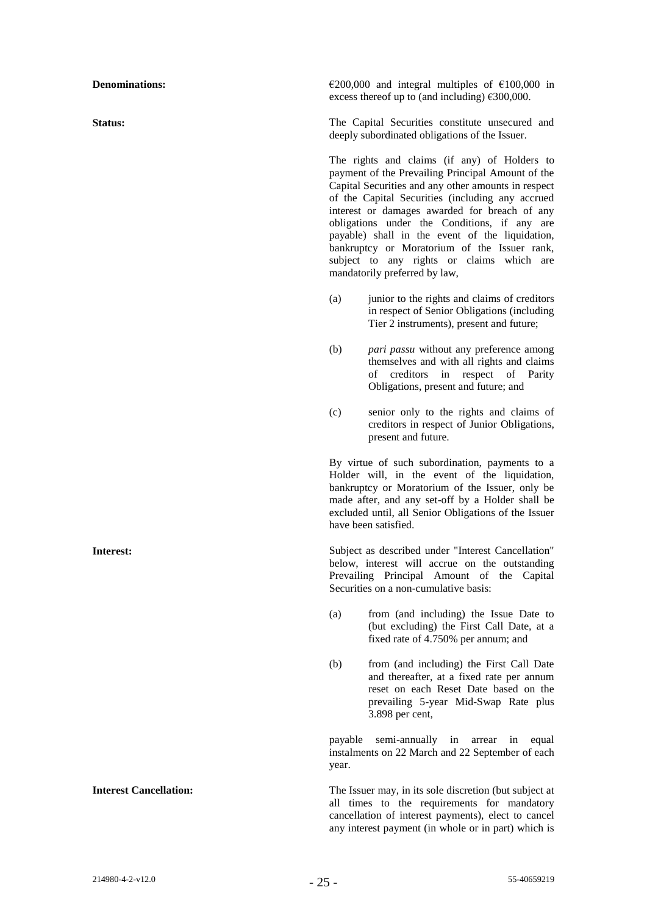**Denominations:** €200,000 and integral multiples of €100,000 in excess thereof up to (and including) €300,000.

**Status:** The Capital Securities constitute unsecured and deeply subordinated obligations of the Issuer.

The rights and claims (if any) of Holders to payment of the Prevailing Principal Amount of the Capital Securities and any other amounts in respect of the Capital Securities (including any accrued interest or damages awarded for breach of any obligations under the Conditions, if any are payable) shall in the event of the liquidation, bankruptcy or Moratorium of the Issuer rank, subject to any rights or claims which are mandatorily preferred by law,

(a) junior to the rights and claims of creditors in respect of Senior Obligations (including Tier 2 instruments), present and future;

(b) *pari passu* without any preference among themselves and with all rights and claims of creditors in respect of Parity Obligations, present and future; and

(c) senior only to the rights and claims of creditors in respect of Junior Obligations, present and future.

By virtue of such subordination, payments to a Holder will, in the event of the liquidation, bankruptcy or Moratorium of the Issuer, only be made after, and any set-off by a Holder shall be excluded until, all Senior Obligations of the Issuer have been satisfied.

**Interest:** Subject as described under "Interest Cancellation" below, interest will accrue on the outstanding Prevailing Principal Amount of the Capital Securities on a non-cumulative basis:

(a) from (and including) the Issue Date to (but excluding) the First Call Date, at a fixed rate of 4.750% per annum; and

(b) from (and including) the First Call Date and thereafter, at a fixed rate per annum reset on each Reset Date based on the prevailing 5-year Mid-Swap Rate plus 3.898 per cent,

payable semi-annually in arrear in equal instalments on 22 March and 22 September of each year.

**Interest Cancellation:** The Issuer may, in its sole discretion (but subject at all times to the requirements for mandatory cancellation of interest payments), elect to cancel any interest payment (in whole or in part) which is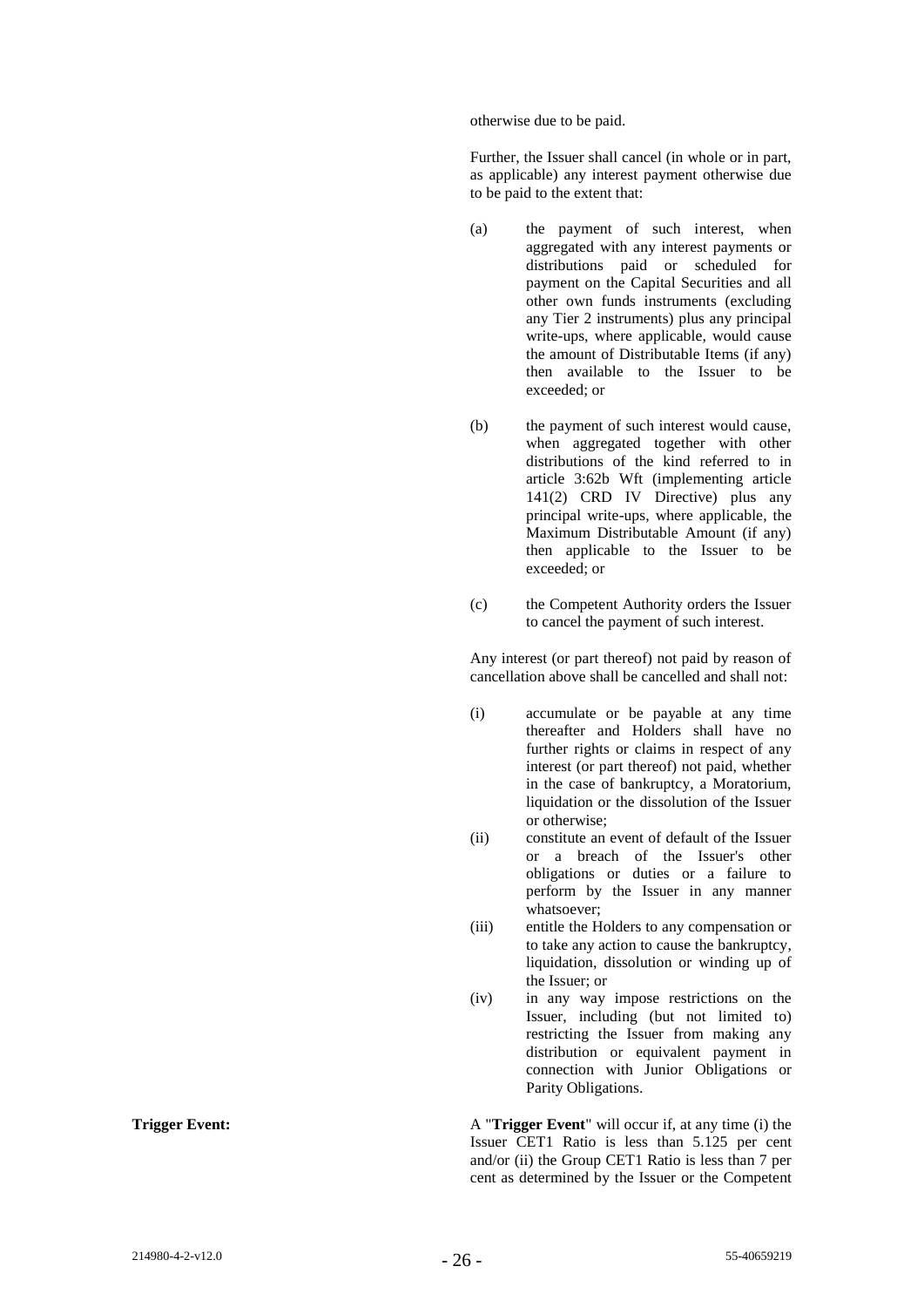otherwise due to be paid.

Further, the Issuer shall cancel (in whole or in part, as applicable) any interest payment otherwise due to be paid to the extent that:

(a) the payment of such interest, when aggregated with any interest payments or distributions paid or scheduled for payment on the Capital Securities and all other own funds instruments (excluding any Tier 2 instruments) plus any principal write-ups, where applicable, would cause the amount of Distributable Items (if any) then available to the Issuer to be exceeded; or

(b) the payment of such interest would cause, when aggregated together with other distributions of the kind referred to in article 3:62b Wft (implementing article 141(2) CRD IV Directive) plus any principal write-ups, where applicable, the Maximum Distributable Amount (if any) then applicable to the Issuer to be exceeded; or

(c) the Competent Authority orders the Issuer to cancel the payment of such interest.

Any interest (or part thereof) not paid by reason of cancellation above shall be cancelled and shall not:

(i) accumulate or be payable at any time thereafter and Holders shall have no further rights or claims in respect of any interest (or part thereof) not paid, whether in the case of bankruptcy, a Moratorium, liquidation or the dissolution of the Issuer or otherwise;

(ii) constitute an event of default of the Issuer or a breach of the Issuer's other obligations or duties or a failure to perform by the Issuer in any manner whatsoever;

(iii) entitle the Holders to any compensation or to take any action to cause the bankruptcy, liquidation, dissolution or winding up of the Issuer; or

(iv) in any way impose restrictions on the Issuer, including (but not limited to) restricting the Issuer from making any distribution or equivalent payment in connection with Junior Obligations or Parity Obligations.

**Trigger Event:** A "**Trigger Event**" will occur if, at any time (i) the Issuer CET1 Ratio is less than 5.125 per cent and/or (ii) the Group CET1 Ratio is less than 7 per cent as determined by the Issuer or the Competent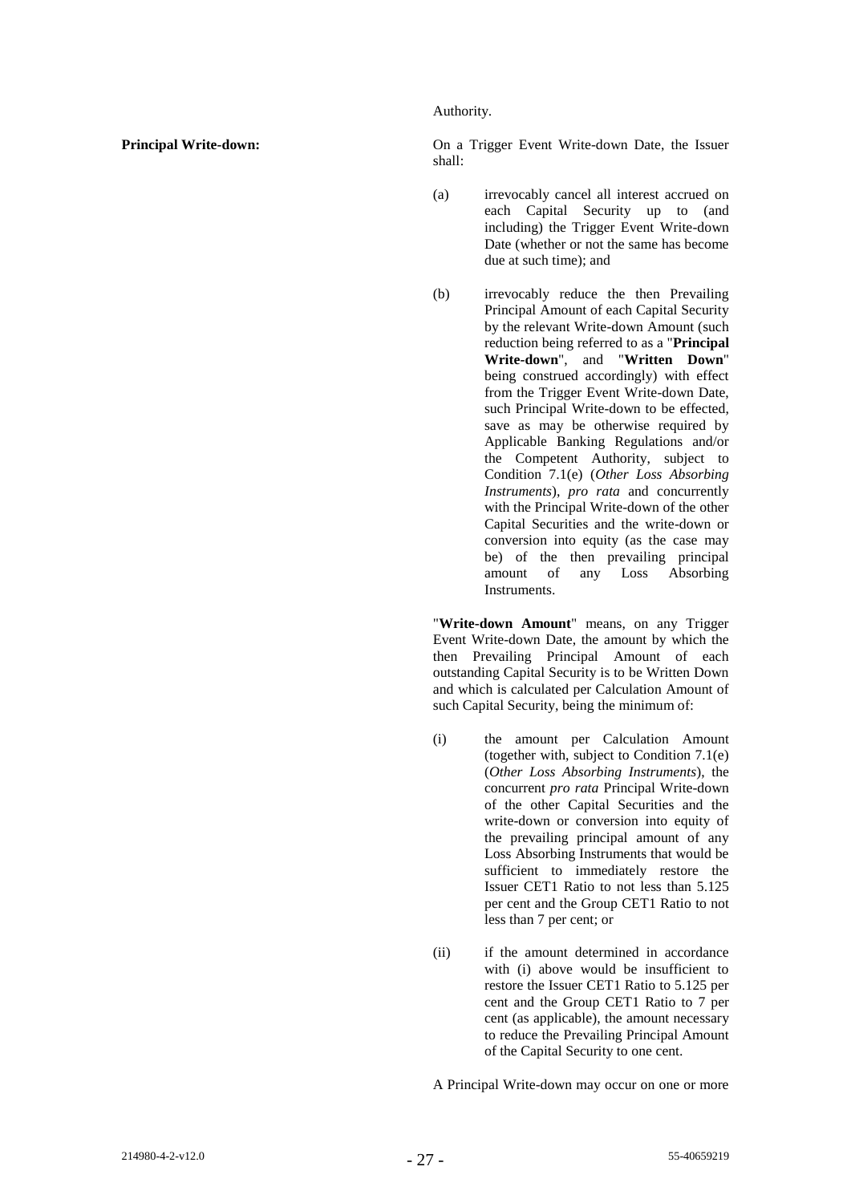Authority.

**Principal Write-down:** On a Trigger Event Write-down Date, the Issuer shall:

(a) irrevocably cancel all interest accrued on each Capital Security up to (and including) the Trigger Event Write-down Date (whether or not the same has become due at such time); and

(b) irrevocably reduce the then Prevailing Principal Amount of each Capital Security by the relevant Write-down Amount (such reduction being referred to as a "**Principal Write-down**", and "**Written Down**" being construed accordingly) with effect from the Trigger Event Write-down Date, such Principal Write-down to be effected, save as may be otherwise required by Applicable Banking Regulations and/or the Competent Authority, subject to Condition 7.1(e) (*Other Loss Absorbing Instruments*), *pro rata* and concurrently with the Principal Write-down of the other Capital Securities and the write-down or conversion into equity (as the case may be) of the then prevailing principal amount of any Loss Absorbing Instruments.

"**Write-down Amount**" means, on any Trigger Event Write-down Date, the amount by which the then Prevailing Principal Amount of each outstanding Capital Security is to be Written Down and which is calculated per Calculation Amount of such Capital Security, being the minimum of:

(i) the amount per Calculation Amount (together with, subject to Condition 7.1(e) (*Other Loss Absorbing Instruments*), the concurrent *pro rata* Principal Write-down of the other Capital Securities and the write-down or conversion into equity of the prevailing principal amount of any Loss Absorbing Instruments that would be sufficient to immediately restore the Issuer CET1 Ratio to not less than 5.125 per cent and the Group CET1 Ratio to not less than 7 per cent; or

(ii) if the amount determined in accordance with (i) above would be insufficient to restore the Issuer CET1 Ratio to 5.125 per cent and the Group CET1 Ratio to 7 per cent (as applicable), the amount necessary to reduce the Prevailing Principal Amount of the Capital Security to one cent.

A Principal Write-down may occur on one or more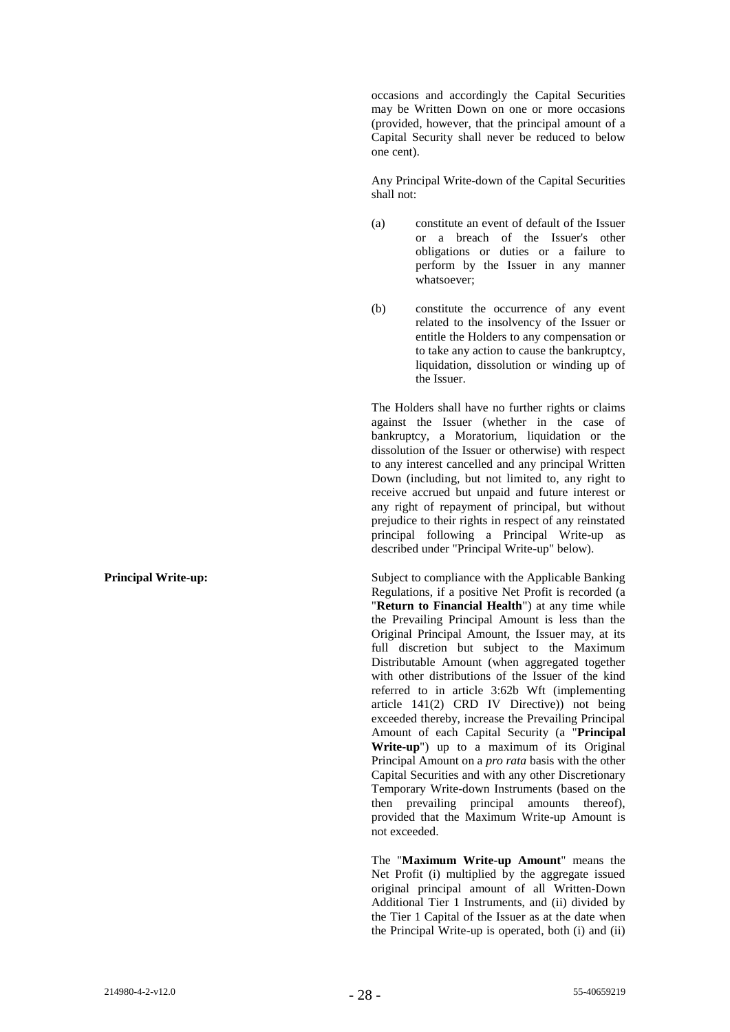occasions and accordingly the Capital Securities may be Written Down on one or more occasions (provided, however, that the principal amount of a Capital Security shall never be reduced to below one cent).

Any Principal Write-down of the Capital Securities shall not:

(a) constitute an event of default of the Issuer or a breach of the Issuer's other obligations or duties or a failure to perform by the Issuer in any manner whatsoever;

(b) constitute the occurrence of any event related to the insolvency of the Issuer or entitle the Holders to any compensation or to take any action to cause the bankruptcy, liquidation, dissolution or winding up of the Issuer.

The Holders shall have no further rights or claims against the Issuer (whether in the case of bankruptcy, a Moratorium, liquidation or the dissolution of the Issuer or otherwise) with respect to any interest cancelled and any principal Written Down (including, but not limited to, any right to receive accrued but unpaid and future interest or any right of repayment of principal, but without prejudice to their rights in respect of any reinstated principal following a Principal Write-up as described under "Principal Write-up" below).

**Principal Write-up:**

Subject to compliance with the Applicable Banking Regulations, if a positive Net Profit is recorded (a "**Return to Financial Health**") at any time while the Prevailing Principal Amount is less than the Original Principal Amount, the Issuer may, at its full discretion but subject to the Maximum Distributable Amount (when aggregated together with other distributions of the Issuer of the kind referred to in article 3:62b Wft (implementing article 141(2) CRD IV Directive)) not being exceeded thereby, increase the Prevailing Principal Amount of each Capital Security (a "**Principal Write-up**") up to a maximum of its Original Principal Amount on a *pro rata* basis with the other Capital Securities and with any other Discretionary Temporary Write-down Instruments (based on the then prevailing principal amounts thereof), provided that the Maximum Write-up Amount is not exceeded.

The "**Maximum Write-up Amount**" means the Net Profit (i) multiplied by the aggregate issued original principal amount of all Written-Down Additional Tier 1 Instruments, and (ii) divided by the Tier 1 Capital of the Issuer as at the date when the Principal Write-up is operated, both (i) and (ii)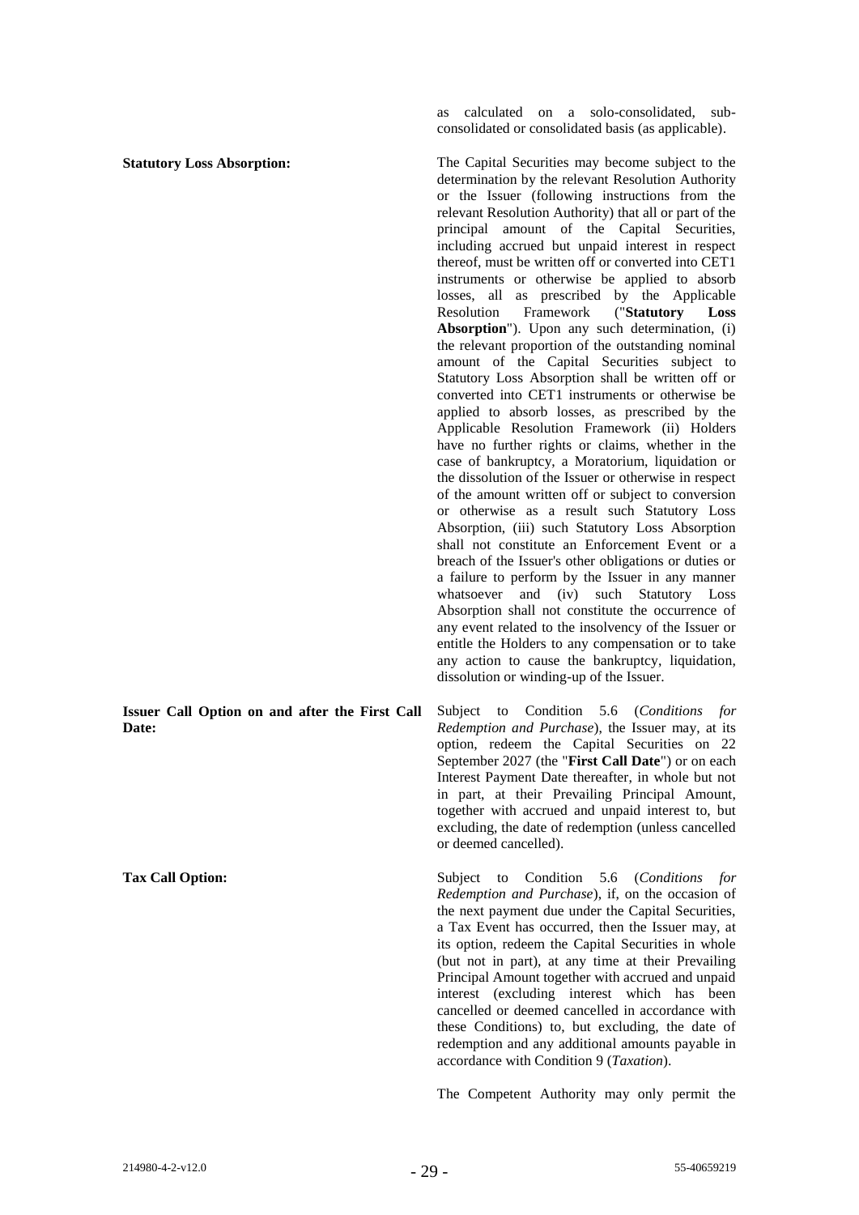as calculated on a solo-consolidated, sub-consolidated or consolidated basis (as applicable).

**Statutory Loss Absorption:**

The Capital Securities may become subject to the determination by the relevant Resolution Authority or the Issuer (following instructions from the relevant Resolution Authority) that all or part of the principal amount of the Capital Securities, including accrued but unpaid interest in respect thereof, must be written off or converted into CET1 instruments or otherwise be applied to absorb losses, all as prescribed by the Applicable Resolution Framework ("**Statutory Loss Absorption**"). Upon any such determination, (i) the relevant proportion of the outstanding nominal amount of the Capital Securities subject to Statutory Loss Absorption shall be written off or converted into CET1 instruments or otherwise be applied to absorb losses, as prescribed by the Applicable Resolution Framework (ii) Holders have no further rights or claims, whether in the case of bankruptcy, a Moratorium, liquidation or the dissolution of the Issuer or otherwise in respect of the amount written off or subject to conversion or otherwise as a result such Statutory Loss Absorption, (iii) such Statutory Loss Absorption shall not constitute an Enforcement Event or a breach of the Issuer's other obligations or duties or a failure to perform by the Issuer in any manner whatsoever and (iv) such Statutory Loss Absorption shall not constitute the occurrence of any event related to the insolvency of the Issuer or entitle the Holders to any compensation or to take any action to cause the bankruptcy, liquidation, dissolution or winding-up of the Issuer.

**Issuer Call Option on and after the First Call Date:**

Subject to Condition 5.6 (*Conditions for Redemption and Purchase*), the Issuer may, at its option, redeem the Capital Securities on 22 September 2027 (the "**First Call Date**") or on each Interest Payment Date thereafter, in whole but not in part, at their Prevailing Principal Amount, together with accrued and unpaid interest to, but excluding, the date of redemption (unless cancelled or deemed cancelled).

**Tax Call Option:**

Subject to Condition 5.6 (*Conditions for Redemption and Purchase*), if, on the occasion of the next payment due under the Capital Securities, a Tax Event has occurred, then the Issuer may, at its option, redeem the Capital Securities in whole (but not in part), at any time at their Prevailing Principal Amount together with accrued and unpaid interest (excluding interest which has been cancelled or deemed cancelled in accordance with these Conditions) to, but excluding, the date of redemption and any additional amounts payable in accordance with Condition 9 (*Taxation*).

The Competent Authority may only permit the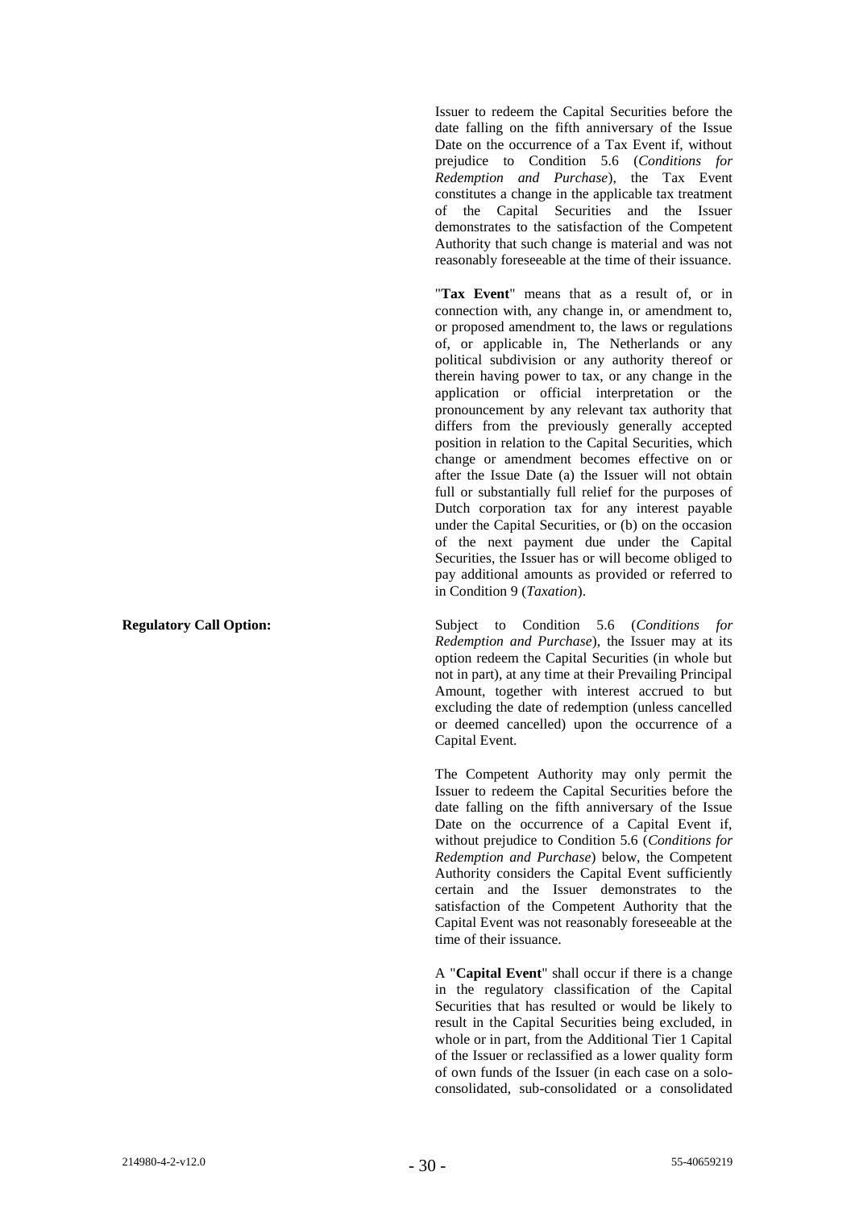Issuer to redeem the Capital Securities before the date falling on the fifth anniversary of the Issue Date on the occurrence of a Tax Event if, without prejudice to Condition 5.6 (*Conditions for Redemption and Purchase*), the Tax Event constitutes a change in the applicable tax treatment of the Capital Securities and the Issuer demonstrates to the satisfaction of the Competent Authority that such change is material and was not reasonably foreseeable at the time of their issuance.

"**Tax Event**" means that as a result of, or in connection with, any change in, or amendment to, or proposed amendment to, the laws or regulations of, or applicable in, The Netherlands or any political subdivision or any authority thereof or therein having power to tax, or any change in the application or official interpretation or the pronouncement by any relevant tax authority that differs from the previously generally accepted position in relation to the Capital Securities, which change or amendment becomes effective on or after the Issue Date (a) the Issuer will not obtain full or substantially full relief for the purposes of Dutch corporation tax for any interest payable under the Capital Securities, or (b) on the occasion of the next payment due under the Capital Securities, the Issuer has or will become obliged to pay additional amounts as provided or referred to in Condition 9 (*Taxation*).

**Regulatory Call Option:**

Subject to Condition 5.6 (*Conditions for Redemption and Purchase*), the Issuer may at its option redeem the Capital Securities (in whole but not in part), at any time at their Prevailing Principal Amount, together with interest accrued to but excluding the date of redemption (unless cancelled or deemed cancelled) upon the occurrence of a Capital Event.

The Competent Authority may only permit the Issuer to redeem the Capital Securities before the date falling on the fifth anniversary of the Issue Date on the occurrence of a Capital Event if, without prejudice to Condition 5.6 (*Conditions for Redemption and Purchase*) below, the Competent Authority considers the Capital Event sufficiently certain and the Issuer demonstrates to the satisfaction of the Competent Authority that the Capital Event was not reasonably foreseeable at the time of their issuance.

A "**Capital Event**" shall occur if there is a change in the regulatory classification of the Capital Securities that has resulted or would be likely to result in the Capital Securities being excluded, in whole or in part, from the Additional Tier 1 Capital of the Issuer or reclassified as a lower quality form of own funds of the Issuer (in each case on a solo-consolidated, sub-consolidated or a consolidated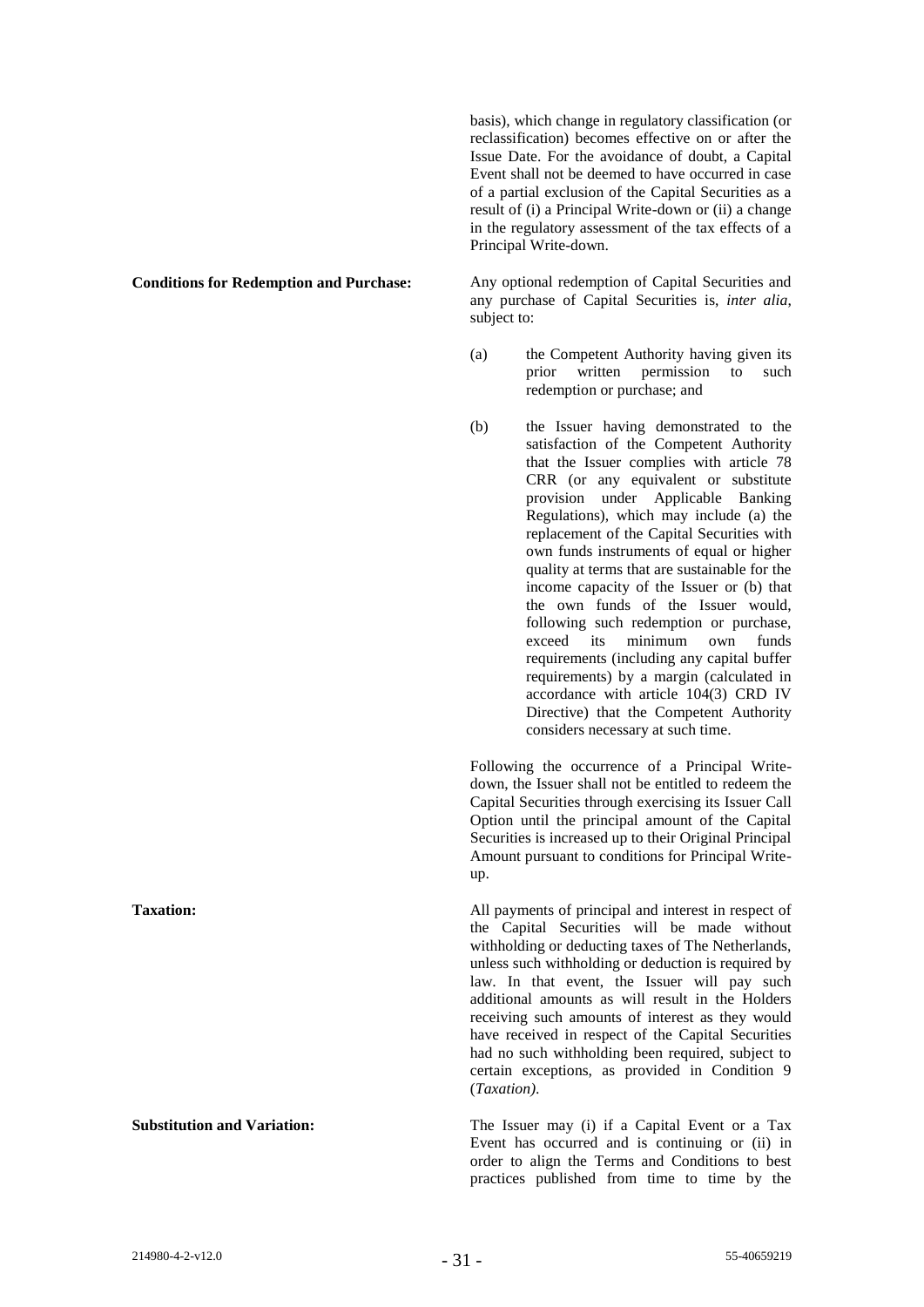basis), which change in regulatory classification (or reclassification) becomes effective on or after the Issue Date. For the avoidance of doubt, a Capital Event shall not be deemed to have occurred in case of a partial exclusion of the Capital Securities as a result of (i) a Principal Write-down or (ii) a change in the regulatory assessment of the tax effects of a Principal Write-down.

**Conditions for Redemption and Purchase:**

Any optional redemption of Capital Securities and any purchase of Capital Securities is, *inter alia*, subject to:

(a) the Competent Authority having given its prior written permission to such redemption or purchase; and

(b) the Issuer having demonstrated to the satisfaction of the Competent Authority that the Issuer complies with article 78 CRR (or any equivalent or substitute provision under Applicable Banking Regulations), which may include (a) the replacement of the Capital Securities with own funds instruments of equal or higher quality at terms that are sustainable for the income capacity of the Issuer or (b) that the own funds of the Issuer would, following such redemption or purchase, exceed its minimum own funds requirements (including any capital buffer requirements) by a margin (calculated in accordance with article 104(3) CRD IV Directive) that the Competent Authority considers necessary at such time.

Following the occurrence of a Principal Write-down, the Issuer shall not be entitled to redeem the Capital Securities through exercising its Issuer Call Option until the principal amount of the Capital Securities is increased up to their Original Principal Amount pursuant to conditions for Principal Write-up.

**Taxation:**

All payments of principal and interest in respect of the Capital Securities will be made without withholding or deducting taxes of The Netherlands, unless such withholding or deduction is required by law. In that event, the Issuer will pay such additional amounts as will result in the Holders receiving such amounts of interest as they would have received in respect of the Capital Securities had no such withholding been required, subject to certain exceptions, as provided in Condition 9 (*Taxation)*.

**Substitution and Variation:**

The Issuer may (i) if a Capital Event or a Tax Event has occurred and is continuing or (ii) in order to align the Terms and Conditions to best practices published from time to time by the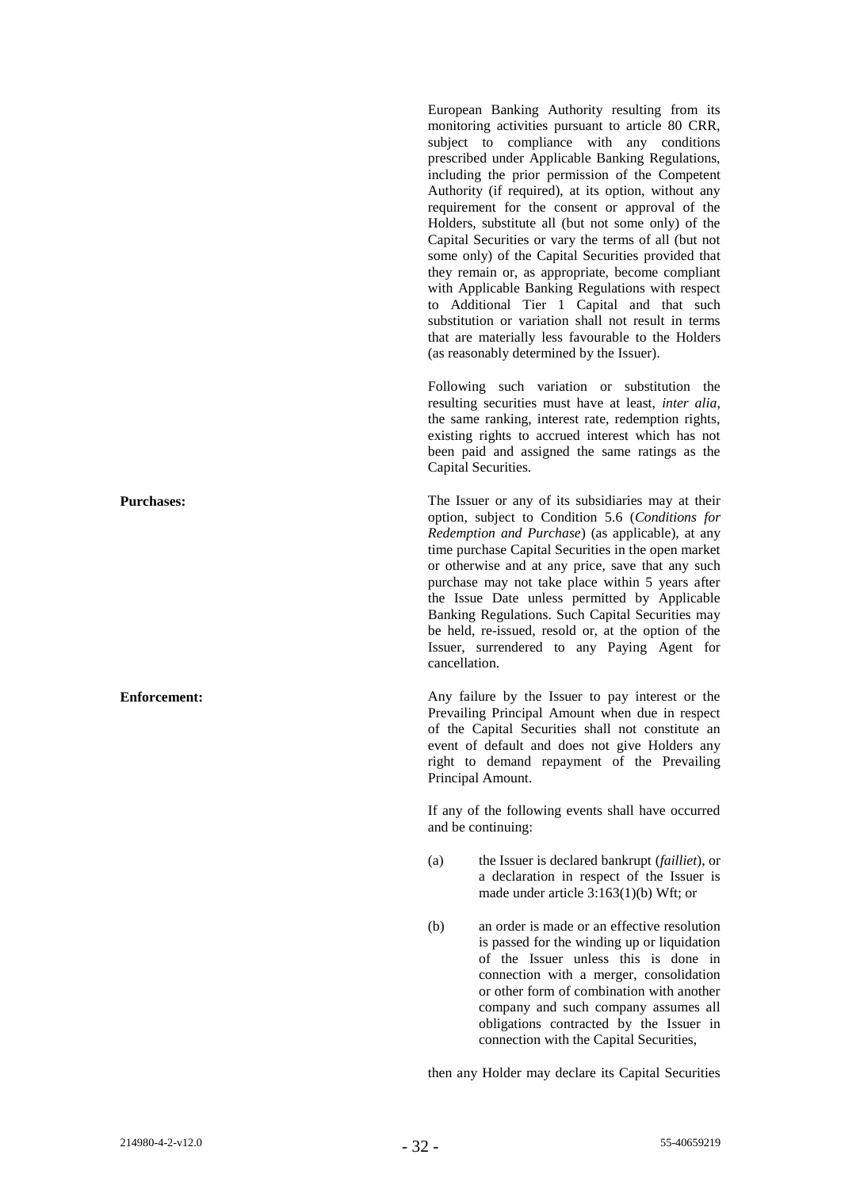European Banking Authority resulting from its monitoring activities pursuant to article 80 CRR, subject to compliance with any conditions prescribed under Applicable Banking Regulations, including the prior permission of the Competent Authority (if required), at its option, without any requirement for the consent or approval of the Holders, substitute all (but not some only) of the Capital Securities or vary the terms of all (but not some only) of the Capital Securities provided that they remain or, as appropriate, become compliant with Applicable Banking Regulations with respect to Additional Tier 1 Capital and that such substitution or variation shall not result in terms that are materially less favourable to the Holders (as reasonably determined by the Issuer).

Following such variation or substitution the resulting securities must have at least, *inter alia*, the same ranking, interest rate, redemption rights, existing rights to accrued interest which has not been paid and assigned the same ratings as the Capital Securities.

**Purchases:**

The Issuer or any of its subsidiaries may at their option, subject to Condition 5.6 (*Conditions for Redemption and Purchase*) (as applicable), at any time purchase Capital Securities in the open market or otherwise and at any price, save that any such purchase may not take place within 5 years after the Issue Date unless permitted by Applicable Banking Regulations. Such Capital Securities may be held, re-issued, resold or, at the option of the Issuer, surrendered to any Paying Agent for cancellation.

**Enforcement:**

Any failure by the Issuer to pay interest or the Prevailing Principal Amount when due in respect of the Capital Securities shall not constitute an event of default and does not give Holders any right to demand repayment of the Prevailing Principal Amount.

If any of the following events shall have occurred and be continuing:

(a) the Issuer is declared bankrupt (*failliet*), or a declaration in respect of the Issuer is made under article 3:163(1)(b) Wft; or

(b) an order is made or an effective resolution is passed for the winding up or liquidation of the Issuer unless this is done in connection with a merger, consolidation or other form of combination with another company and such company assumes all obligations contracted by the Issuer in connection with the Capital Securities,

then any Holder may declare its Capital Securities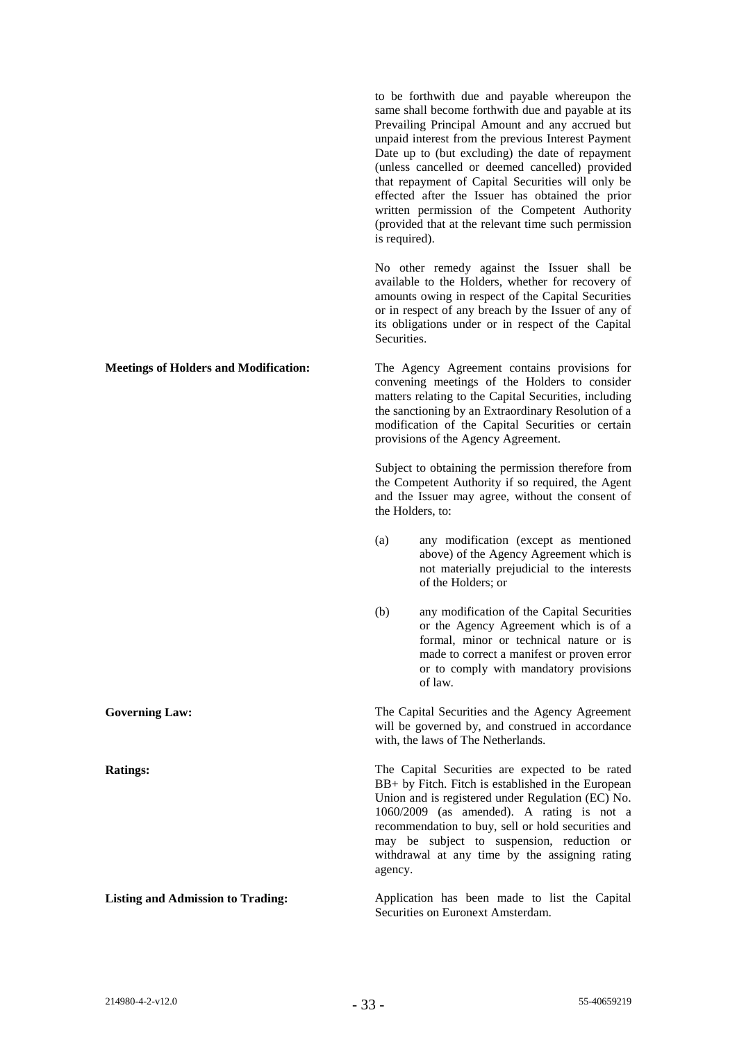to be forthwith due and payable whereupon the same shall become forthwith due and payable at its Prevailing Principal Amount and any accrued but unpaid interest from the previous Interest Payment Date up to (but excluding) the date of repayment (unless cancelled or deemed cancelled) provided that repayment of Capital Securities will only be effected after the Issuer has obtained the prior written permission of the Competent Authority (provided that at the relevant time such permission is required).

No other remedy against the Issuer shall be available to the Holders, whether for recovery of amounts owing in respect of the Capital Securities or in respect of any breach by the Issuer of any of its obligations under or in respect of the Capital Securities.

**Meetings of Holders and Modification:**

The Agency Agreement contains provisions for convening meetings of the Holders to consider matters relating to the Capital Securities, including the sanctioning by an Extraordinary Resolution of a modification of the Capital Securities or certain provisions of the Agency Agreement.

Subject to obtaining the permission therefore from the Competent Authority if so required, the Agent and the Issuer may agree, without the consent of the Holders, to:

(a) any modification (except as mentioned above) of the Agency Agreement which is not materially prejudicial to the interests of the Holders; or

(b) any modification of the Capital Securities or the Agency Agreement which is of a formal, minor or technical nature or is made to correct a manifest or proven error or to comply with mandatory provisions of law.

**Governing Law:**

The Capital Securities and the Agency Agreement will be governed by, and construed in accordance with, the laws of The Netherlands.

**Ratings:**

The Capital Securities are expected to be rated BB+ by Fitch. Fitch is established in the European Union and is registered under Regulation (EC) No. 1060/2009 (as amended). A rating is not a recommendation to buy, sell or hold securities and may be subject to suspension, reduction or withdrawal at any time by the assigning rating agency.

**Listing and Admission to Trading:**

Application has been made to list the Capital Securities on Euronext Amsterdam.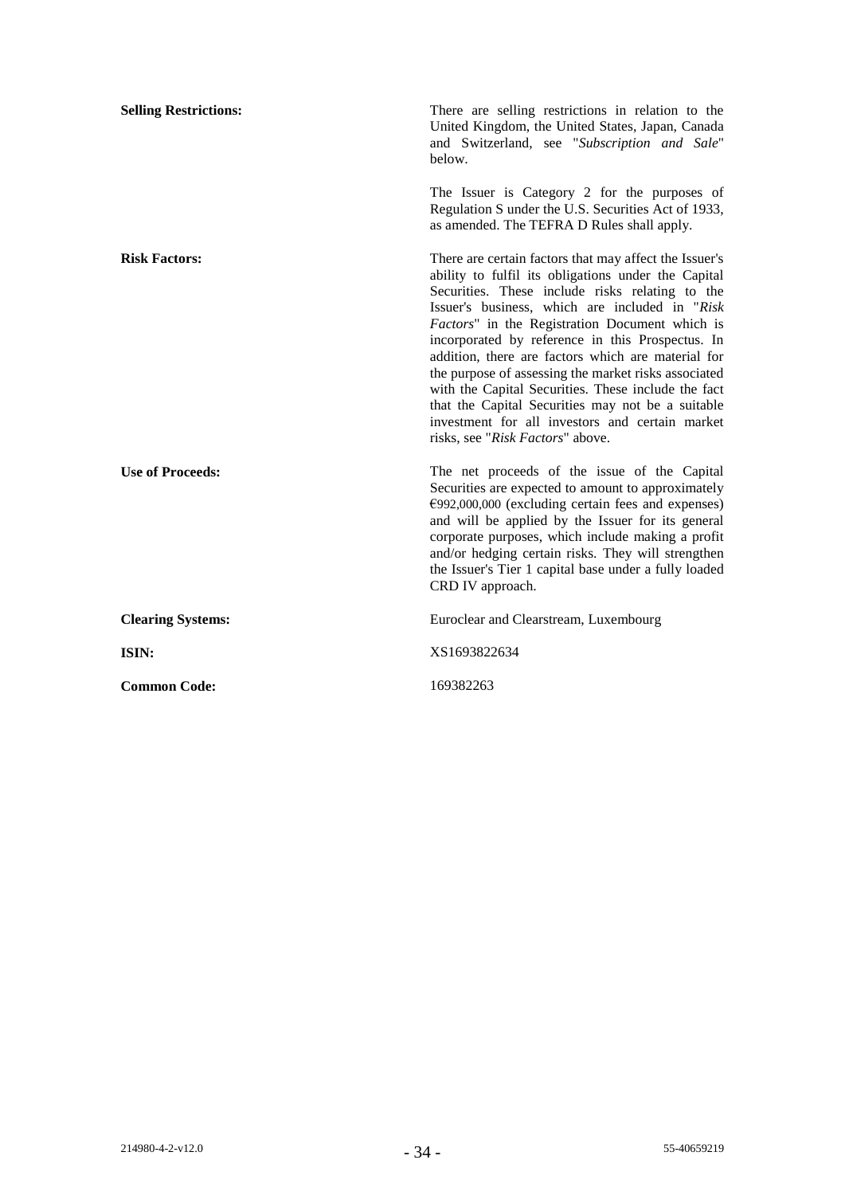| | |
|---|---|
| **Selling Restrictions:** | There are selling restrictions in relation to the United Kingdom, the United States, Japan, Canada and Switzerland, see "*Subscription and Sale*" below.<br><br>The Issuer is Category 2 for the purposes of Regulation S under the U.S. Securities Act of 1933, as amended. The TEFRA D Rules shall apply. |
| **Risk Factors:** | There are certain factors that may affect the Issuer's ability to fulfil its obligations under the Capital Securities. These include risks relating to the Issuer's business, which are included in "*Risk Factors*" in the Registration Document which is incorporated by reference in this Prospectus. In addition, there are factors which are material for the purpose of assessing the market risks associated with the Capital Securities. These include the fact that the Capital Securities may not be a suitable investment for all investors and certain market risks, see "*Risk Factors*" above. |
| **Use of Proceeds:** | The net proceeds of the issue of the Capital Securities are expected to amount to approximately €992,000,000 (excluding certain fees and expenses) and will be applied by the Issuer for its general corporate purposes, which include making a profit and/or hedging certain risks. They will strengthen the Issuer's Tier 1 capital base under a fully loaded CRD IV approach. |
| **Clearing Systems:** | Euroclear and Clearstream, Luxembourg |
| **ISIN:** | XS1693822634 |
| **Common Code:** | 169382263 |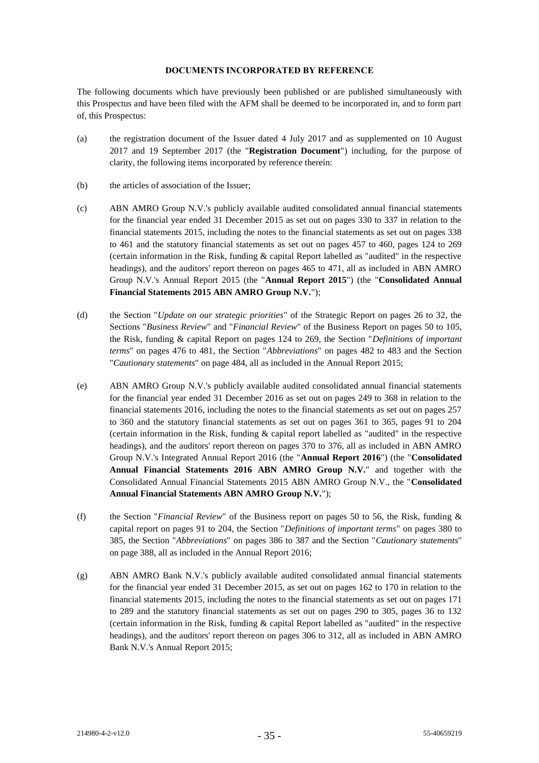## DOCUMENTS INCORPORATED BY REFERENCE

The following documents which have previously been published or are published simultaneously with this Prospectus and have been filed with the AFM shall be deemed to be incorporated in, and to form part of, this Prospectus:

(a) the registration document of the Issuer dated 4 July 2017 and as supplemented on 10 August 2017 and 19 September 2017 (the "**Registration Document**") including, for the purpose of clarity, the following items incorporated by reference therein:

(b) the articles of association of the Issuer;

(c) ABN AMRO Group N.V.'s publicly available audited consolidated annual financial statements for the financial year ended 31 December 2015 as set out on pages 330 to 337 in relation to the financial statements 2015, including the notes to the financial statements as set out on pages 338 to 461 and the statutory financial statements as set out on pages 457 to 460, pages 124 to 269 (certain information in the Risk, funding & capital Report labelled as "audited" in the respective headings), and the auditors' report thereon on pages 465 to 471, all as included in ABN AMRO Group N.V.'s Annual Report 2015 (the "**Annual Report 2015**") (the "**Consolidated Annual Financial Statements 2015 ABN AMRO Group N.V.**");

(d) the Section "*Update on our strategic priorities*" of the Strategic Report on pages 26 to 32, the Sections "*Business Review*" and "*Financial Review*" of the Business Report on pages 50 to 105, the Risk, funding & capital Report on pages 124 to 269, the Section "*Definitions of important terms*" on pages 476 to 481, the Section "*Abbreviations*" on pages 482 to 483 and the Section "*Cautionary statements*" on page 484, all as included in the Annual Report 2015;

(e) ABN AMRO Group N.V.'s publicly available audited consolidated annual financial statements for the financial year ended 31 December 2016 as set out on pages 249 to 368 in relation to the financial statements 2016, including the notes to the financial statements as set out on pages 257 to 360 and the statutory financial statements as set out on pages 361 to 365, pages 91 to 204 (certain information in the Risk, funding & capital report labelled as "audited" in the respective headings), and the auditors' report thereon on pages 370 to 376, all as included in ABN AMRO Group N.V.'s Integrated Annual Report 2016 (the "**Annual Report 2016**") (the "**Consolidated Annual Financial Statements 2016 ABN AMRO Group N.V.**" and together with the Consolidated Annual Financial Statements 2015 ABN AMRO Group N.V., the "**Consolidated Annual Financial Statements ABN AMRO Group N.V.**");

(f) the Section "*Financial Review*" of the Business report on pages 50 to 56, the Risk, funding & capital report on pages 91 to 204, the Section "*Definitions of important terms*" on pages 380 to 385, the Section "*Abbreviations*" on pages 386 to 387 and the Section "*Cautionary statements*" on page 388, all as included in the Annual Report 2016;

(g) ABN AMRO Bank N.V.'s publicly available audited consolidated annual financial statements for the financial year ended 31 December 2015, as set out on pages 162 to 170 in relation to the financial statements 2015, including the notes to the financial statements as set out on pages 171 to 289 and the statutory financial statements as set out on pages 290 to 305, pages 36 to 132 (certain information in the Risk, funding & capital Report labelled as "audited" in the respective headings), and the auditors' report thereon on pages 306 to 312, all as included in ABN AMRO Bank N.V.'s Annual Report 2015;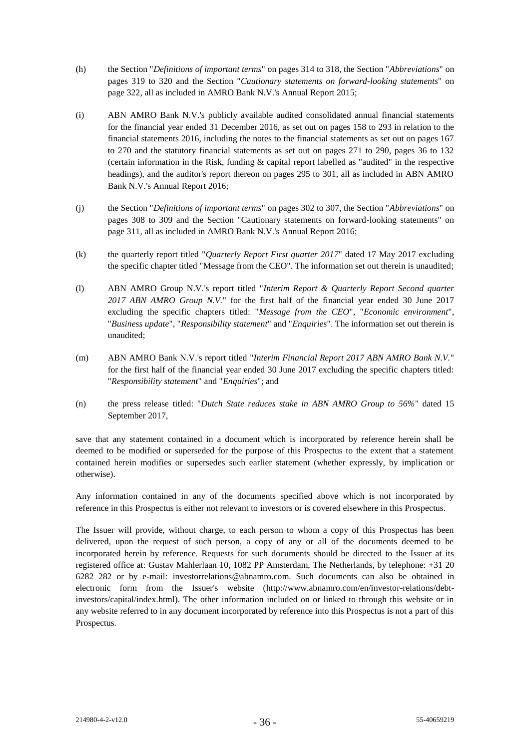(h) the Section "*Definitions of important terms*" on pages 314 to 318, the Section "*Abbreviations*" on pages 319 to 320 and the Section "*Cautionary statements on forward-looking statements*" on page 322, all as included in AMRO Bank N.V.'s Annual Report 2015;

(i) ABN AMRO Bank N.V.'s publicly available audited consolidated annual financial statements for the financial year ended 31 December 2016, as set out on pages 158 to 293 in relation to the financial statements 2016, including the notes to the financial statements as set out on pages 167 to 270 and the statutory financial statements as set out on pages 271 to 290, pages 36 to 132 (certain information in the Risk, funding & capital report labelled as "audited" in the respective headings), and the auditor's report thereon on pages 295 to 301, all as included in ABN AMRO Bank N.V.'s Annual Report 2016;

(j) the Section "*Definitions of important terms*" on pages 302 to 307, the Section "*Abbreviations*" on pages 308 to 309 and the Section "Cautionary statements on forward-looking statements" on page 311, all as included in AMRO Bank N.V.'s Annual Report 2016;

(k) the quarterly report titled "*Quarterly Report First quarter 2017*" dated 17 May 2017 excluding the specific chapter titled "Message from the CEO". The information set out therein is unaudited;

(l) ABN AMRO Group N.V.'s report titled "*Interim Report & Quarterly Report Second quarter 2017 ABN AMRO Group N.V.*" for the first half of the financial year ended 30 June 2017 excluding the specific chapters titled: "*Message from the CEO*", "*Economic environment*", "*Business update*", "*Responsibility statement*" and "*Enquiries*". The information set out therein is unaudited;

(m) ABN AMRO Bank N.V.'s report titled "*Interim Financial Report 2017 ABN AMRO Bank N.V.*" for the first half of the financial year ended 30 June 2017 excluding the specific chapters titled: "*Responsibility statement*" and "*Enquiries*"; and

(n) the press release titled: "*Dutch State reduces stake in ABN AMRO Group to 56%*" dated 15 September 2017,

save that any statement contained in a document which is incorporated by reference herein shall be deemed to be modified or superseded for the purpose of this Prospectus to the extent that a statement contained herein modifies or supersedes such earlier statement (whether expressly, by implication or otherwise).

Any information contained in any of the documents specified above which is not incorporated by reference in this Prospectus is either not relevant to investors or is covered elsewhere in this Prospectus.

The Issuer will provide, without charge, to each person to whom a copy of this Prospectus has been delivered, upon the request of such person, a copy of any or all of the documents deemed to be incorporated herein by reference. Requests for such documents should be directed to the Issuer at its registered office at: Gustav Mahlerlaan 10, 1082 PP Amsterdam, The Netherlands, by telephone: +31 20 6282 282 or by e-mail: investorrelations@abnamro.com. Such documents can also be obtained in electronic form from the Issuer's website (http://www.abnamro.com/en/investor-relations/debt-investors/capital/index.html). The other information included on or linked to through this website or in any website referred to in any document incorporated by reference into this Prospectus is not a part of this Prospectus.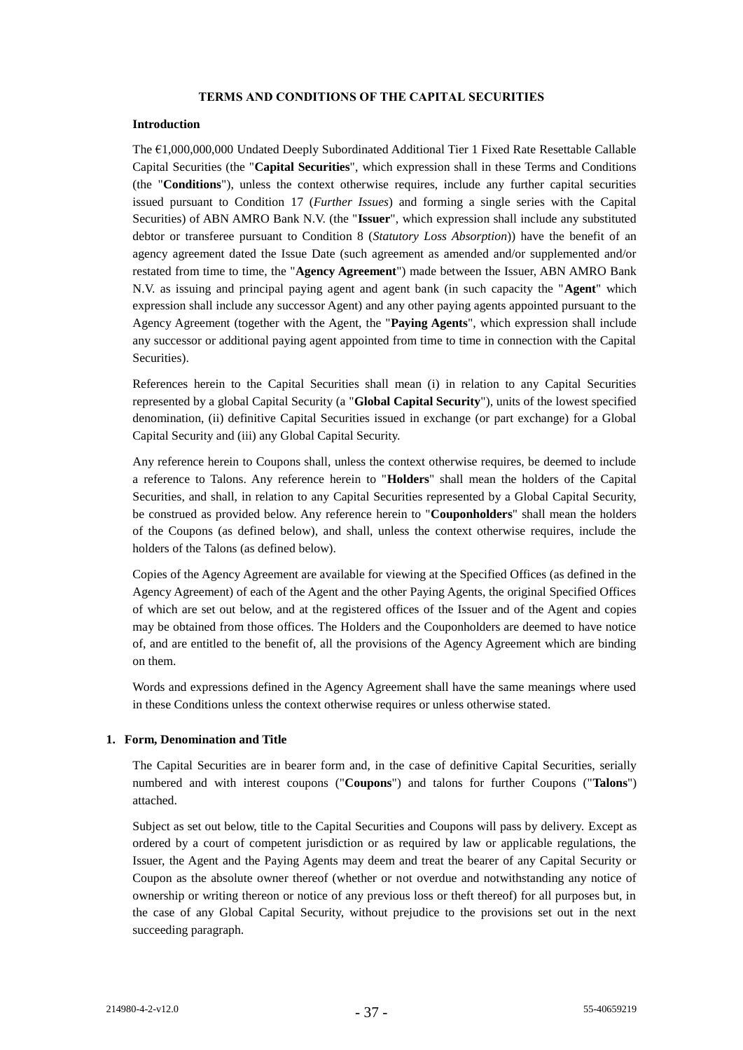## TERMS AND CONDITIONS OF THE CAPITAL SECURITIES

### Introduction

The €1,000,000,000 Undated Deeply Subordinated Additional Tier 1 Fixed Rate Resettable Callable Capital Securities (the "**Capital Securities**", which expression shall in these Terms and Conditions (the "**Conditions**"), unless the context otherwise requires, include any further capital securities issued pursuant to Condition 17 (*Further Issues*) and forming a single series with the Capital Securities) of ABN AMRO Bank N.V. (the "**Issuer**", which expression shall include any substituted debtor or transferee pursuant to Condition 8 (*Statutory Loss Absorption*)) have the benefit of an agency agreement dated the Issue Date (such agreement as amended and/or supplemented and/or restated from time to time, the "**Agency Agreement**") made between the Issuer, ABN AMRO Bank N.V. as issuing and principal paying agent and agent bank (in such capacity the "**Agent**" which expression shall include any successor Agent) and any other paying agents appointed pursuant to the Agency Agreement (together with the Agent, the "**Paying Agents**", which expression shall include any successor or additional paying agent appointed from time to time in connection with the Capital Securities).

References herein to the Capital Securities shall mean (i) in relation to any Capital Securities represented by a global Capital Security (a "**Global Capital Security**"), units of the lowest specified denomination, (ii) definitive Capital Securities issued in exchange (or part exchange) for a Global Capital Security and (iii) any Global Capital Security.

Any reference herein to Coupons shall, unless the context otherwise requires, be deemed to include a reference to Talons. Any reference herein to "**Holders**" shall mean the holders of the Capital Securities, and shall, in relation to any Capital Securities represented by a Global Capital Security, be construed as provided below. Any reference herein to "**Couponholders**" shall mean the holders of the Coupons (as defined below), and shall, unless the context otherwise requires, include the holders of the Talons (as defined below).

Copies of the Agency Agreement are available for viewing at the Specified Offices (as defined in the Agency Agreement) of each of the Agent and the other Paying Agents, the original Specified Offices of which are set out below, and at the registered offices of the Issuer and of the Agent and copies may be obtained from those offices. The Holders and the Couponholders are deemed to have notice of, and are entitled to the benefit of, all the provisions of the Agency Agreement which are binding on them.

Words and expressions defined in the Agency Agreement shall have the same meanings where used in these Conditions unless the context otherwise requires or unless otherwise stated.

### 1. Form, Denomination and Title

The Capital Securities are in bearer form and, in the case of definitive Capital Securities, serially numbered and with interest coupons ("**Coupons**") and talons for further Coupons ("**Talons**") attached.

Subject as set out below, title to the Capital Securities and Coupons will pass by delivery. Except as ordered by a court of competent jurisdiction or as required by law or applicable regulations, the Issuer, the Agent and the Paying Agents may deem and treat the bearer of any Capital Security or Coupon as the absolute owner thereof (whether or not overdue and notwithstanding any notice of ownership or writing thereon or notice of any previous loss or theft thereof) for all purposes but, in the case of any Global Capital Security, without prejudice to the provisions set out in the next succeeding paragraph.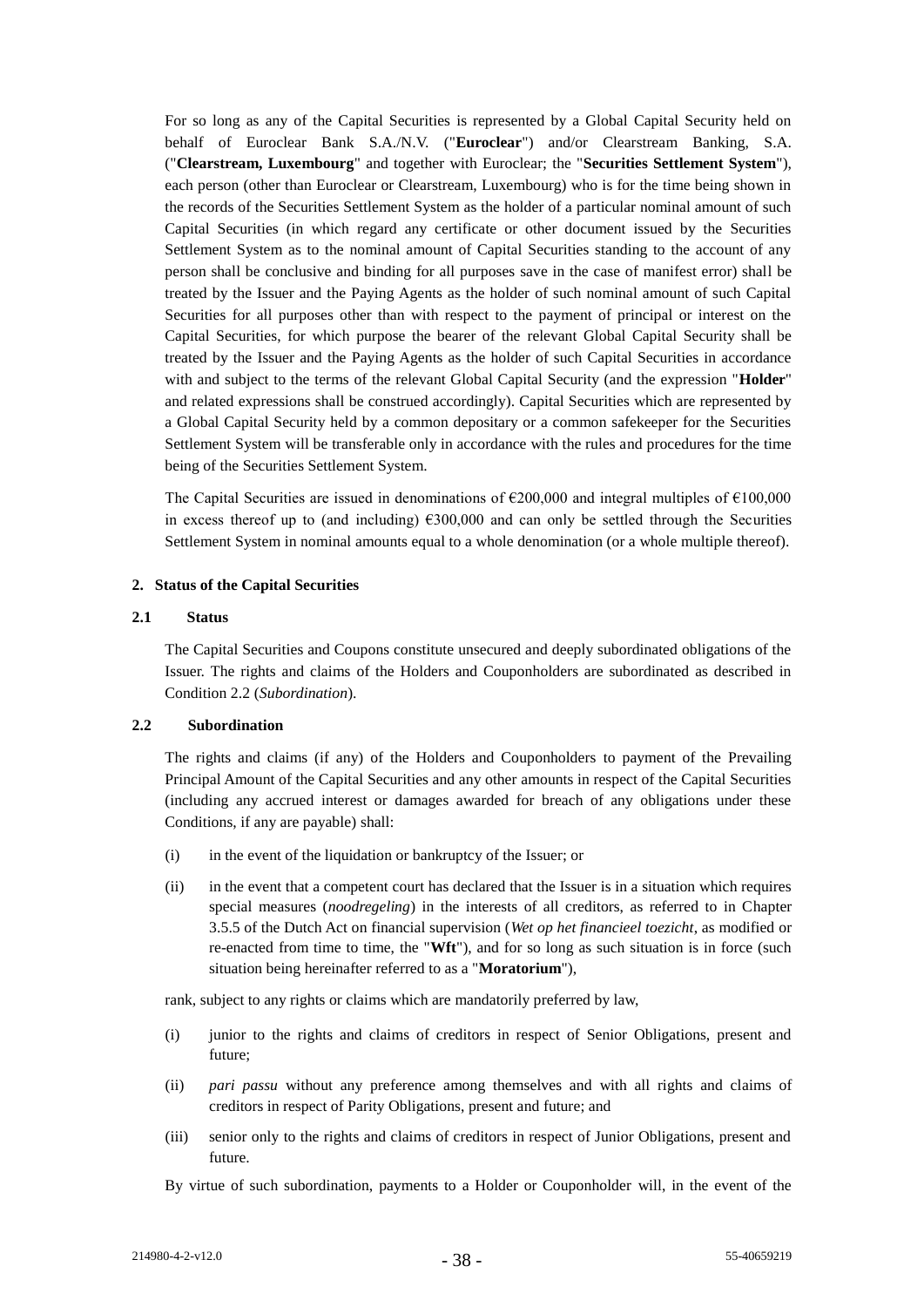For so long as any of the Capital Securities is represented by a Global Capital Security held on behalf of Euroclear Bank S.A./N.V. ("**Euroclear**") and/or Clearstream Banking, S.A. ("**Clearstream, Luxembourg**" and together with Euroclear; the "**Securities Settlement System**"), each person (other than Euroclear or Clearstream, Luxembourg) who is for the time being shown in the records of the Securities Settlement System as the holder of a particular nominal amount of such Capital Securities (in which regard any certificate or other document issued by the Securities Settlement System as to the nominal amount of Capital Securities standing to the account of any person shall be conclusive and binding for all purposes save in the case of manifest error) shall be treated by the Issuer and the Paying Agents as the holder of such nominal amount of such Capital Securities for all purposes other than with respect to the payment of principal or interest on the Capital Securities, for which purpose the bearer of the relevant Global Capital Security shall be treated by the Issuer and the Paying Agents as the holder of such Capital Securities in accordance with and subject to the terms of the relevant Global Capital Security (and the expression "**Holder**" and related expressions shall be construed accordingly). Capital Securities which are represented by a Global Capital Security held by a common depositary or a common safekeeper for the Securities Settlement System will be transferable only in accordance with the rules and procedures for the time being of the Securities Settlement System.

The Capital Securities are issued in denominations of €200,000 and integral multiples of €100,000 in excess thereof up to (and including) €300,000 and can only be settled through the Securities Settlement System in nominal amounts equal to a whole denomination (or a whole multiple thereof).

### 2. Status of the Capital Securities

#### 2.1 Status

The Capital Securities and Coupons constitute unsecured and deeply subordinated obligations of the Issuer. The rights and claims of the Holders and Couponholders are subordinated as described in Condition 2.2 (*Subordination*).

#### 2.2 Subordination

The rights and claims (if any) of the Holders and Couponholders to payment of the Prevailing Principal Amount of the Capital Securities and any other amounts in respect of the Capital Securities (including any accrued interest or damages awarded for breach of any obligations under these Conditions, if any are payable) shall:

(i) in the event of the liquidation or bankruptcy of the Issuer; or

(ii) in the event that a competent court has declared that the Issuer is in a situation which requires special measures (*noodregeling*) in the interests of all creditors, as referred to in Chapter 3.5.5 of the Dutch Act on financial supervision (*Wet op het financieel toezicht*, as modified or re-enacted from time to time, the "**Wft**"), and for so long as such situation is in force (such situation being hereinafter referred to as a "**Moratorium**"),

rank, subject to any rights or claims which are mandatorily preferred by law,

(i) junior to the rights and claims of creditors in respect of Senior Obligations, present and future;

(ii) *pari passu* without any preference among themselves and with all rights and claims of creditors in respect of Parity Obligations, present and future; and

(iii) senior only to the rights and claims of creditors in respect of Junior Obligations, present and future.

By virtue of such subordination, payments to a Holder or Couponholder will, in the event of the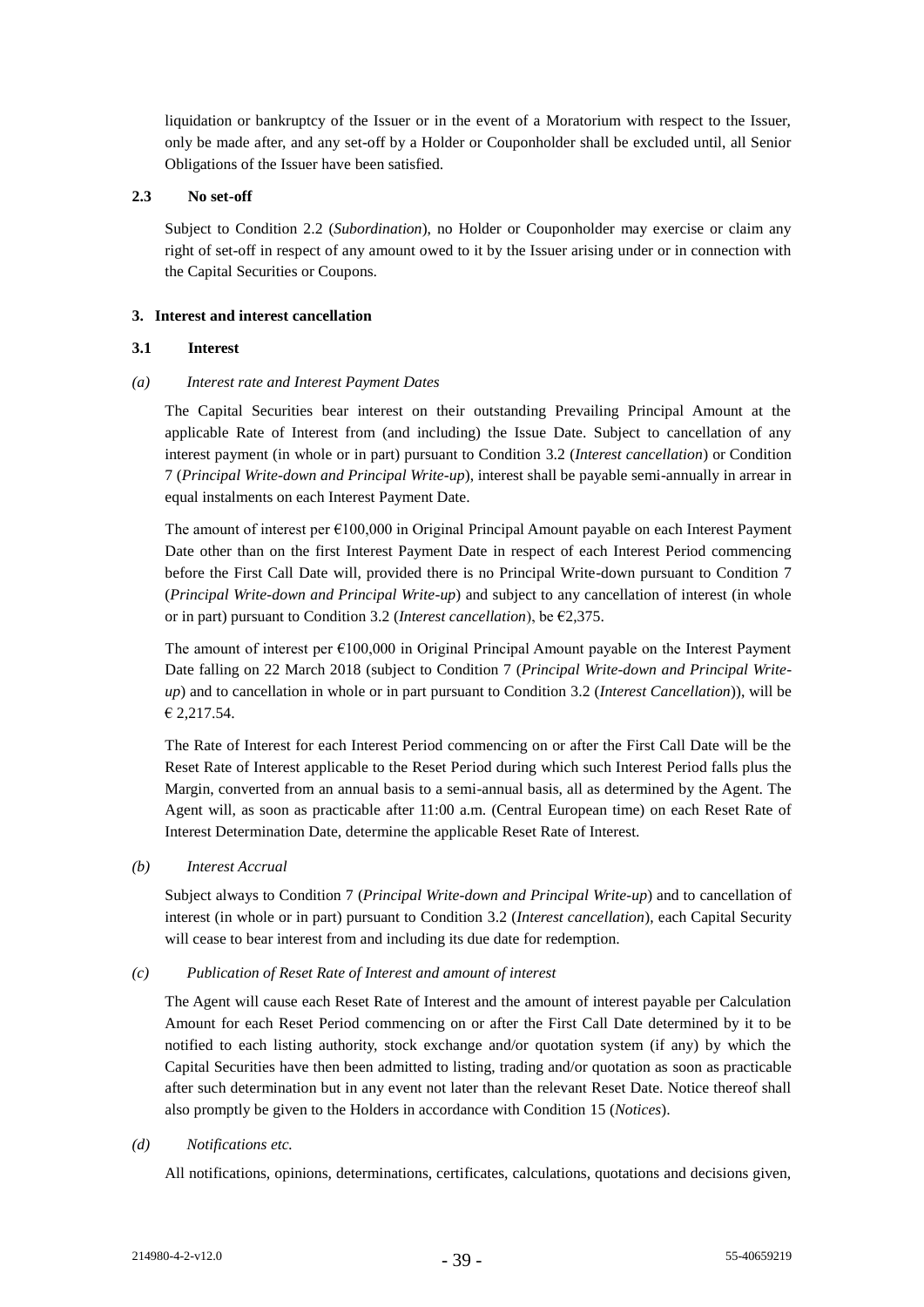liquidation or bankruptcy of the Issuer or in the event of a Moratorium with respect to the Issuer, only be made after, and any set-off by a Holder or Couponholder shall be excluded until, all Senior Obligations of the Issuer have been satisfied.

### 2.3 No set-off

Subject to Condition 2.2 (*Subordination*), no Holder or Couponholder may exercise or claim any right of set-off in respect of any amount owed to it by the Issuer arising under or in connection with the Capital Securities or Coupons.

## 3. Interest and interest cancellation

### 3.1 Interest

*(a) Interest rate and Interest Payment Dates*

The Capital Securities bear interest on their outstanding Prevailing Principal Amount at the applicable Rate of Interest from (and including) the Issue Date. Subject to cancellation of any interest payment (in whole or in part) pursuant to Condition 3.2 (*Interest cancellation*) or Condition 7 (*Principal Write-down and Principal Write-up*), interest shall be payable semi-annually in arrear in equal instalments on each Interest Payment Date.

The amount of interest per €100,000 in Original Principal Amount payable on each Interest Payment Date other than on the first Interest Payment Date in respect of each Interest Period commencing before the First Call Date will, provided there is no Principal Write-down pursuant to Condition 7 (*Principal Write-down and Principal Write-up*) and subject to any cancellation of interest (in whole or in part) pursuant to Condition 3.2 (*Interest cancellation*), be €2,375.

The amount of interest per €100,000 in Original Principal Amount payable on the Interest Payment Date falling on 22 March 2018 (subject to Condition 7 (*Principal Write-down and Principal Write-up*) and to cancellation in whole or in part pursuant to Condition 3.2 (*Interest Cancellation*)), will be € 2,217.54.

The Rate of Interest for each Interest Period commencing on or after the First Call Date will be the Reset Rate of Interest applicable to the Reset Period during which such Interest Period falls plus the Margin, converted from an annual basis to a semi-annual basis, all as determined by the Agent. The Agent will, as soon as practicable after 11:00 a.m. (Central European time) on each Reset Rate of Interest Determination Date, determine the applicable Reset Rate of Interest.

*(b) Interest Accrual*

Subject always to Condition 7 (*Principal Write-down and Principal Write-up*) and to cancellation of interest (in whole or in part) pursuant to Condition 3.2 (*Interest cancellation*), each Capital Security will cease to bear interest from and including its due date for redemption.

*(c) Publication of Reset Rate of Interest and amount of interest*

The Agent will cause each Reset Rate of Interest and the amount of interest payable per Calculation Amount for each Reset Period commencing on or after the First Call Date determined by it to be notified to each listing authority, stock exchange and/or quotation system (if any) by which the Capital Securities have then been admitted to listing, trading and/or quotation as soon as practicable after such determination but in any event not later than the relevant Reset Date. Notice thereof shall also promptly be given to the Holders in accordance with Condition 15 (*Notices*).

*(d) Notifications etc.*

All notifications, opinions, determinations, certificates, calculations, quotations and decisions given,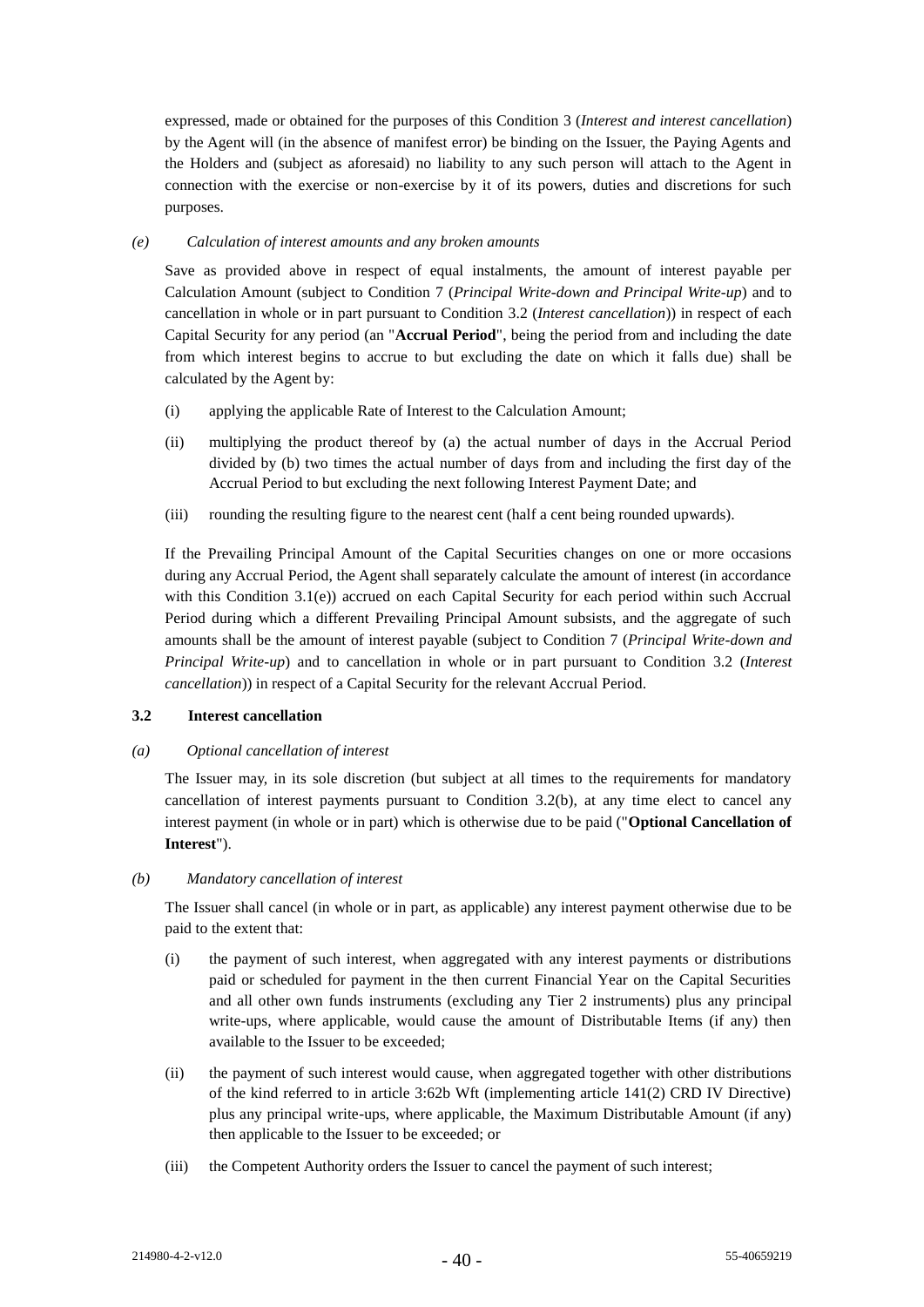expressed, made or obtained for the purposes of this Condition 3 (*Interest and interest cancellation*) by the Agent will (in the absence of manifest error) be binding on the Issuer, the Paying Agents and the Holders and (subject as aforesaid) no liability to any such person will attach to the Agent in connection with the exercise or non-exercise by it of its powers, duties and discretions for such purposes.

*(e) Calculation of interest amounts and any broken amounts*

Save as provided above in respect of equal instalments, the amount of interest payable per Calculation Amount (subject to Condition 7 (*Principal Write-down and Principal Write-up*) and to cancellation in whole or in part pursuant to Condition 3.2 (*Interest cancellation*)) in respect of each Capital Security for any period (an "**Accrual Period**", being the period from and including the date from which interest begins to accrue to but excluding the date on which it falls due) shall be calculated by the Agent by:

(i) applying the applicable Rate of Interest to the Calculation Amount;

(ii) multiplying the product thereof by (a) the actual number of days in the Accrual Period divided by (b) two times the actual number of days from and including the first day of the Accrual Period to but excluding the next following Interest Payment Date; and

(iii) rounding the resulting figure to the nearest cent (half a cent being rounded upwards).

If the Prevailing Principal Amount of the Capital Securities changes on one or more occasions during any Accrual Period, the Agent shall separately calculate the amount of interest (in accordance with this Condition 3.1(e)) accrued on each Capital Security for each period within such Accrual Period during which a different Prevailing Principal Amount subsists, and the aggregate of such amounts shall be the amount of interest payable (subject to Condition 7 (*Principal Write-down and Principal Write-up*) and to cancellation in whole or in part pursuant to Condition 3.2 (*Interest cancellation*)) in respect of a Capital Security for the relevant Accrual Period.

### 3.2 Interest cancellation

*(a) Optional cancellation of interest*

The Issuer may, in its sole discretion (but subject at all times to the requirements for mandatory cancellation of interest payments pursuant to Condition 3.2(b), at any time elect to cancel any interest payment (in whole or in part) which is otherwise due to be paid ("**Optional Cancellation of Interest**").

*(b) Mandatory cancellation of interest*

The Issuer shall cancel (in whole or in part, as applicable) any interest payment otherwise due to be paid to the extent that:

(i) the payment of such interest, when aggregated with any interest payments or distributions paid or scheduled for payment in the then current Financial Year on the Capital Securities and all other own funds instruments (excluding any Tier 2 instruments) plus any principal write-ups, where applicable, would cause the amount of Distributable Items (if any) then available to the Issuer to be exceeded;

(ii) the payment of such interest would cause, when aggregated together with other distributions of the kind referred to in article 3:62b Wft (implementing article 141(2) CRD IV Directive) plus any principal write-ups, where applicable, the Maximum Distributable Amount (if any) then applicable to the Issuer to be exceeded; or

(iii) the Competent Authority orders the Issuer to cancel the payment of such interest;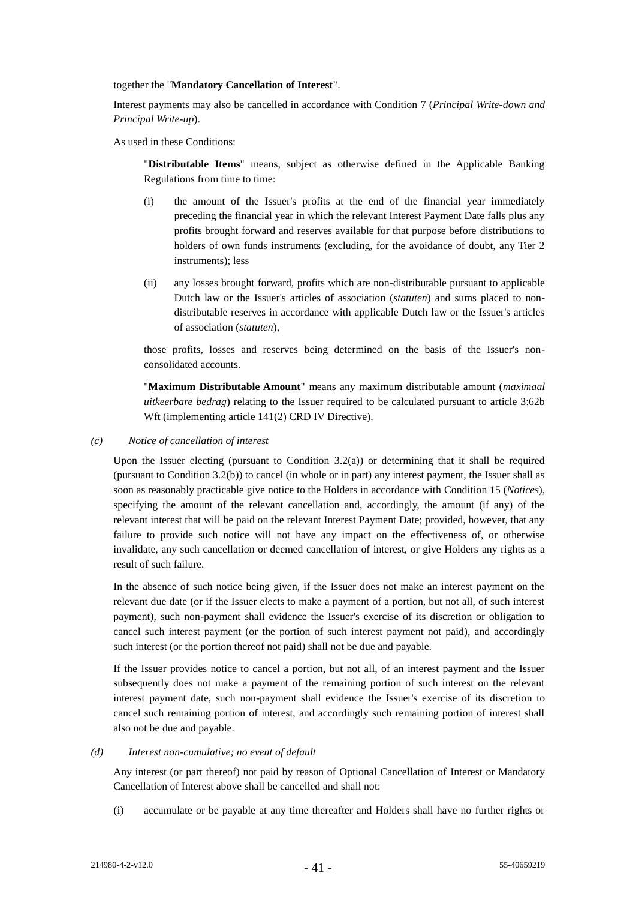together the "**Mandatory Cancellation of Interest**".

Interest payments may also be cancelled in accordance with Condition 7 (*Principal Write-down and Principal Write-up*).

As used in these Conditions:

"**Distributable Items**" means, subject as otherwise defined in the Applicable Banking Regulations from time to time:

(i) the amount of the Issuer's profits at the end of the financial year immediately preceding the financial year in which the relevant Interest Payment Date falls plus any profits brought forward and reserves available for that purpose before distributions to holders of own funds instruments (excluding, for the avoidance of doubt, any Tier 2 instruments); less

(ii) any losses brought forward, profits which are non-distributable pursuant to applicable Dutch law or the Issuer's articles of association (*statuten*) and sums placed to non-distributable reserves in accordance with applicable Dutch law or the Issuer's articles of association (*statuten*),

those profits, losses and reserves being determined on the basis of the Issuer's non-consolidated accounts.

"**Maximum Distributable Amount**" means any maximum distributable amount (*maximaal uitkeerbare bedrag*) relating to the Issuer required to be calculated pursuant to article 3:62b Wft (implementing article 141(2) CRD IV Directive).

*(c) Notice of cancellation of interest*

Upon the Issuer electing (pursuant to Condition 3.2(a)) or determining that it shall be required (pursuant to Condition 3.2(b)) to cancel (in whole or in part) any interest payment, the Issuer shall as soon as reasonably practicable give notice to the Holders in accordance with Condition 15 (*Notices*), specifying the amount of the relevant cancellation and, accordingly, the amount (if any) of the relevant interest that will be paid on the relevant Interest Payment Date; provided, however, that any failure to provide such notice will not have any impact on the effectiveness of, or otherwise invalidate, any such cancellation or deemed cancellation of interest, or give Holders any rights as a result of such failure.

In the absence of such notice being given, if the Issuer does not make an interest payment on the relevant due date (or if the Issuer elects to make a payment of a portion, but not all, of such interest payment), such non-payment shall evidence the Issuer's exercise of its discretion or obligation to cancel such interest payment (or the portion of such interest payment not paid), and accordingly such interest (or the portion thereof not paid) shall not be due and payable.

If the Issuer provides notice to cancel a portion, but not all, of an interest payment and the Issuer subsequently does not make a payment of the remaining portion of such interest on the relevant interest payment date, such non-payment shall evidence the Issuer's exercise of its discretion to cancel such remaining portion of interest, and accordingly such remaining portion of interest shall also not be due and payable.

*(d) Interest non-cumulative; no event of default*

Any interest (or part thereof) not paid by reason of Optional Cancellation of Interest or Mandatory Cancellation of Interest above shall be cancelled and shall not:

(i) accumulate or be payable at any time thereafter and Holders shall have no further rights or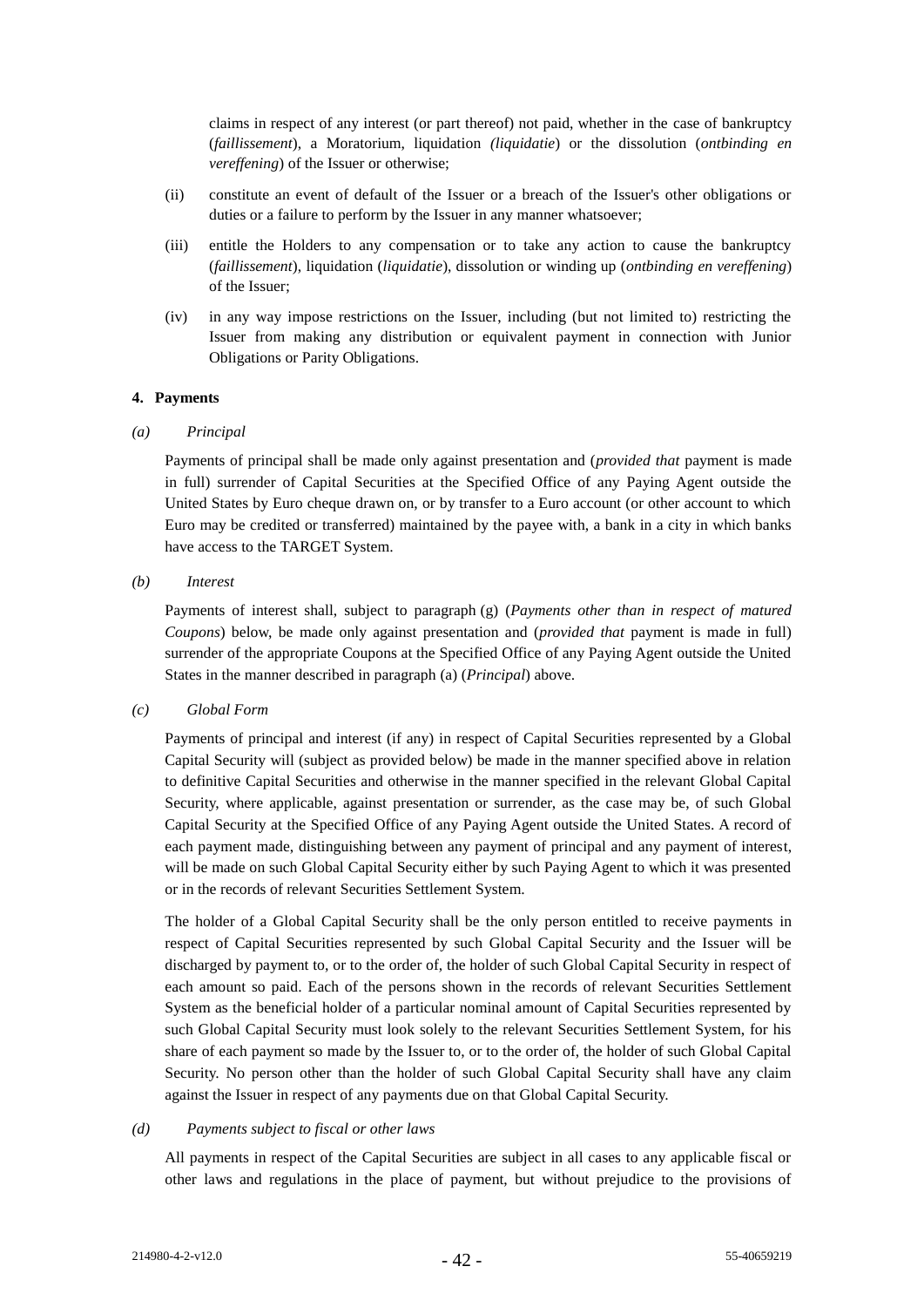claims in respect of any interest (or part thereof) not paid, whether in the case of bankruptcy (*faillissement*), a Moratorium, liquidation *(liquidatie*) or the dissolution (*ontbinding en vereffening*) of the Issuer or otherwise;

(ii) constitute an event of default of the Issuer or a breach of the Issuer's other obligations or duties or a failure to perform by the Issuer in any manner whatsoever;

(iii) entitle the Holders to any compensation or to take any action to cause the bankruptcy (*faillissement*), liquidation (*liquidatie*), dissolution or winding up (*ontbinding en vereffening*) of the Issuer;

(iv) in any way impose restrictions on the Issuer, including (but not limited to) restricting the Issuer from making any distribution or equivalent payment in connection with Junior Obligations or Parity Obligations.

**4. Payments**

*(a) Principal*

Payments of principal shall be made only against presentation and (*provided that* payment is made in full) surrender of Capital Securities at the Specified Office of any Paying Agent outside the United States by Euro cheque drawn on, or by transfer to a Euro account (or other account to which Euro may be credited or transferred) maintained by the payee with, a bank in a city in which banks have access to the TARGET System.

*(b) Interest*

Payments of interest shall, subject to paragraph (g) (*Payments other than in respect of matured Coupons*) below, be made only against presentation and (*provided that* payment is made in full) surrender of the appropriate Coupons at the Specified Office of any Paying Agent outside the United States in the manner described in paragraph (a) (*Principal*) above.

*(c) Global Form*

Payments of principal and interest (if any) in respect of Capital Securities represented by a Global Capital Security will (subject as provided below) be made in the manner specified above in relation to definitive Capital Securities and otherwise in the manner specified in the relevant Global Capital Security, where applicable, against presentation or surrender, as the case may be, of such Global Capital Security at the Specified Office of any Paying Agent outside the United States. A record of each payment made, distinguishing between any payment of principal and any payment of interest, will be made on such Global Capital Security either by such Paying Agent to which it was presented or in the records of relevant Securities Settlement System.

The holder of a Global Capital Security shall be the only person entitled to receive payments in respect of Capital Securities represented by such Global Capital Security and the Issuer will be discharged by payment to, or to the order of, the holder of such Global Capital Security in respect of each amount so paid. Each of the persons shown in the records of relevant Securities Settlement System as the beneficial holder of a particular nominal amount of Capital Securities represented by such Global Capital Security must look solely to the relevant Securities Settlement System, for his share of each payment so made by the Issuer to, or to the order of, the holder of such Global Capital Security. No person other than the holder of such Global Capital Security shall have any claim against the Issuer in respect of any payments due on that Global Capital Security.

*(d) Payments subject to fiscal or other laws*

All payments in respect of the Capital Securities are subject in all cases to any applicable fiscal or other laws and regulations in the place of payment, but without prejudice to the provisions of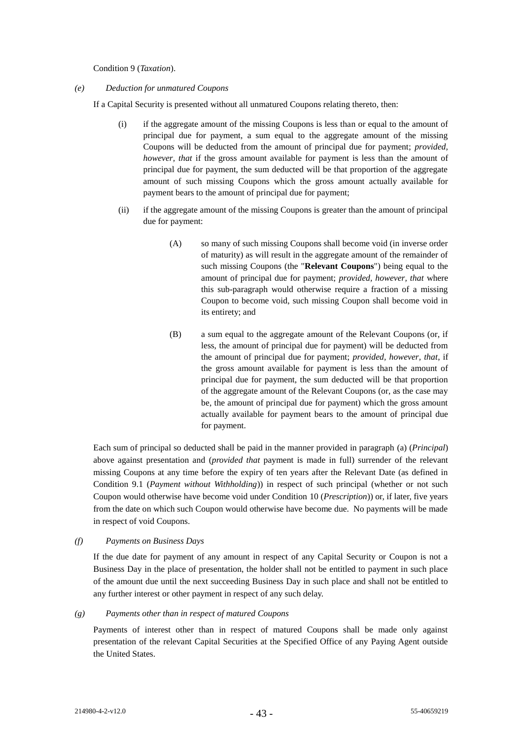Condition 9 (*Taxation*).

*(e) Deduction for unmatured Coupons*

If a Capital Security is presented without all unmatured Coupons relating thereto, then:

(i) if the aggregate amount of the missing Coupons is less than or equal to the amount of principal due for payment, a sum equal to the aggregate amount of the missing Coupons will be deducted from the amount of principal due for payment; *provided, however, that* if the gross amount available for payment is less than the amount of principal due for payment, the sum deducted will be that proportion of the aggregate amount of such missing Coupons which the gross amount actually available for payment bears to the amount of principal due for payment;

(ii) if the aggregate amount of the missing Coupons is greater than the amount of principal due for payment:

(A) so many of such missing Coupons shall become void (in inverse order of maturity) as will result in the aggregate amount of the remainder of such missing Coupons (the "**Relevant Coupons**") being equal to the amount of principal due for payment; *provided, however, that* where this sub-paragraph would otherwise require a fraction of a missing Coupon to become void, such missing Coupon shall become void in its entirety; and

(B) a sum equal to the aggregate amount of the Relevant Coupons (or, if less, the amount of principal due for payment) will be deducted from the amount of principal due for payment; *provided, however, that*, if the gross amount available for payment is less than the amount of principal due for payment, the sum deducted will be that proportion of the aggregate amount of the Relevant Coupons (or, as the case may be, the amount of principal due for payment) which the gross amount actually available for payment bears to the amount of principal due for payment.

Each sum of principal so deducted shall be paid in the manner provided in paragraph (a) (*Principal*) above against presentation and (*provided that* payment is made in full) surrender of the relevant missing Coupons at any time before the expiry of ten years after the Relevant Date (as defined in Condition 9.1 (*Payment without Withholding*)) in respect of such principal (whether or not such Coupon would otherwise have become void under Condition 10 (*Prescription*)) or, if later, five years from the date on which such Coupon would otherwise have become due. No payments will be made in respect of void Coupons.

*(f) Payments on Business Days*

If the due date for payment of any amount in respect of any Capital Security or Coupon is not a Business Day in the place of presentation, the holder shall not be entitled to payment in such place of the amount due until the next succeeding Business Day in such place and shall not be entitled to any further interest or other payment in respect of any such delay.

*(g) Payments other than in respect of matured Coupons*

Payments of interest other than in respect of matured Coupons shall be made only against presentation of the relevant Capital Securities at the Specified Office of any Paying Agent outside the United States.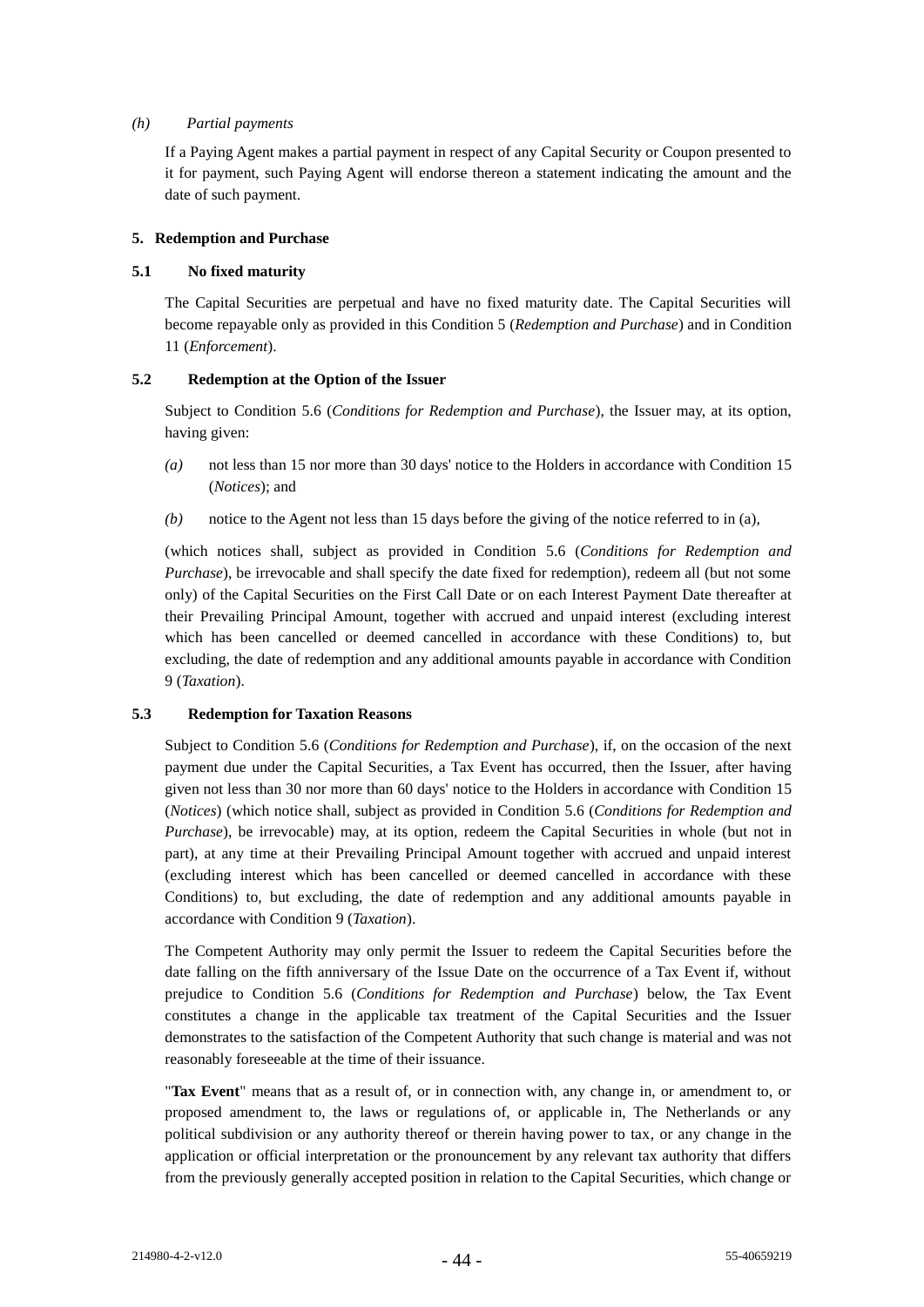*(h)* *Partial payments*

If a Paying Agent makes a partial payment in respect of any Capital Security or Coupon presented to it for payment, such Paying Agent will endorse thereon a statement indicating the amount and the date of such payment.

**5. Redemption and Purchase**

**5.1 No fixed maturity**

The Capital Securities are perpetual and have no fixed maturity date. The Capital Securities will become repayable only as provided in this Condition 5 (*Redemption and Purchase*) and in Condition 11 (*Enforcement*).

**5.2 Redemption at the Option of the Issuer**

Subject to Condition 5.6 (*Conditions for Redemption and Purchase*), the Issuer may, at its option, having given:

*(a)* not less than 15 nor more than 30 days' notice to the Holders in accordance with Condition 15 (*Notices*); and

*(b)* notice to the Agent not less than 15 days before the giving of the notice referred to in (a),

(which notices shall, subject as provided in Condition 5.6 (*Conditions for Redemption and Purchase*), be irrevocable and shall specify the date fixed for redemption), redeem all (but not some only) of the Capital Securities on the First Call Date or on each Interest Payment Date thereafter at their Prevailing Principal Amount, together with accrued and unpaid interest (excluding interest which has been cancelled or deemed cancelled in accordance with these Conditions) to, but excluding, the date of redemption and any additional amounts payable in accordance with Condition 9 (*Taxation*).

**5.3 Redemption for Taxation Reasons**

Subject to Condition 5.6 (*Conditions for Redemption and Purchase*), if, on the occasion of the next payment due under the Capital Securities, a Tax Event has occurred, then the Issuer, after having given not less than 30 nor more than 60 days' notice to the Holders in accordance with Condition 15 (*Notices*) (which notice shall, subject as provided in Condition 5.6 (*Conditions for Redemption and Purchase*), be irrevocable) may, at its option, redeem the Capital Securities in whole (but not in part), at any time at their Prevailing Principal Amount together with accrued and unpaid interest (excluding interest which has been cancelled or deemed cancelled in accordance with these Conditions) to, but excluding, the date of redemption and any additional amounts payable in accordance with Condition 9 (*Taxation*).

The Competent Authority may only permit the Issuer to redeem the Capital Securities before the date falling on the fifth anniversary of the Issue Date on the occurrence of a Tax Event if, without prejudice to Condition 5.6 (*Conditions for Redemption and Purchase*) below, the Tax Event constitutes a change in the applicable tax treatment of the Capital Securities and the Issuer demonstrates to the satisfaction of the Competent Authority that such change is material and was not reasonably foreseeable at the time of their issuance.

"**Tax Event**" means that as a result of, or in connection with, any change in, or amendment to, or proposed amendment to, the laws or regulations of, or applicable in, The Netherlands or any political subdivision or any authority thereof or therein having power to tax, or any change in the application or official interpretation or the pronouncement by any relevant tax authority that differs from the previously generally accepted position in relation to the Capital Securities, which change or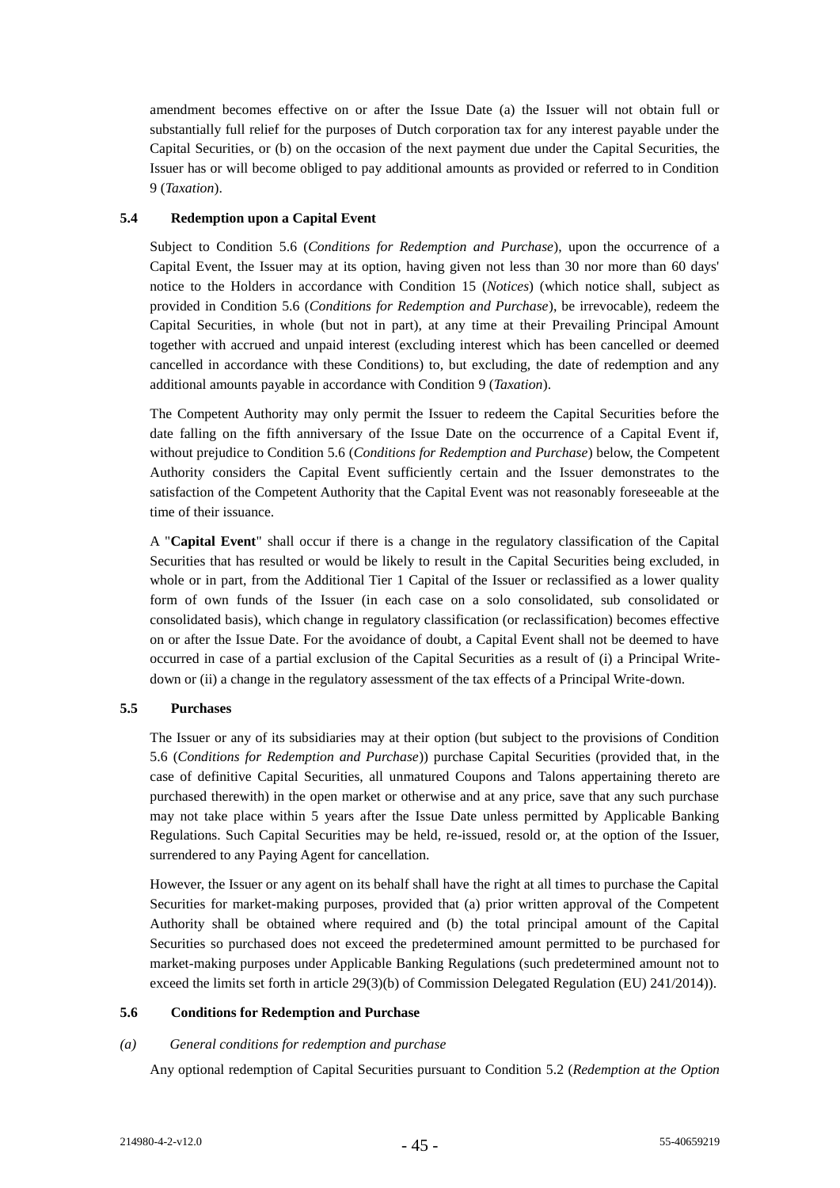amendment becomes effective on or after the Issue Date (a) the Issuer will not obtain full or substantially full relief for the purposes of Dutch corporation tax for any interest payable under the Capital Securities, or (b) on the occasion of the next payment due under the Capital Securities, the Issuer has or will become obliged to pay additional amounts as provided or referred to in Condition 9 (*Taxation*).

### 5.4 Redemption upon a Capital Event

Subject to Condition 5.6 (*Conditions for Redemption and Purchase*), upon the occurrence of a Capital Event, the Issuer may at its option, having given not less than 30 nor more than 60 days' notice to the Holders in accordance with Condition 15 (*Notices*) (which notice shall, subject as provided in Condition 5.6 (*Conditions for Redemption and Purchase*), be irrevocable), redeem the Capital Securities, in whole (but not in part), at any time at their Prevailing Principal Amount together with accrued and unpaid interest (excluding interest which has been cancelled or deemed cancelled in accordance with these Conditions) to, but excluding, the date of redemption and any additional amounts payable in accordance with Condition 9 (*Taxation*).

The Competent Authority may only permit the Issuer to redeem the Capital Securities before the date falling on the fifth anniversary of the Issue Date on the occurrence of a Capital Event if, without prejudice to Condition 5.6 (*Conditions for Redemption and Purchase*) below, the Competent Authority considers the Capital Event sufficiently certain and the Issuer demonstrates to the satisfaction of the Competent Authority that the Capital Event was not reasonably foreseeable at the time of their issuance.

A "**Capital Event**" shall occur if there is a change in the regulatory classification of the Capital Securities that has resulted or would be likely to result in the Capital Securities being excluded, in whole or in part, from the Additional Tier 1 Capital of the Issuer or reclassified as a lower quality form of own funds of the Issuer (in each case on a solo consolidated, sub consolidated or consolidated basis), which change in regulatory classification (or reclassification) becomes effective on or after the Issue Date. For the avoidance of doubt, a Capital Event shall not be deemed to have occurred in case of a partial exclusion of the Capital Securities as a result of (i) a Principal Write-down or (ii) a change in the regulatory assessment of the tax effects of a Principal Write-down.

### 5.5 Purchases

The Issuer or any of its subsidiaries may at their option (but subject to the provisions of Condition 5.6 (*Conditions for Redemption and Purchase*)) purchase Capital Securities (provided that, in the case of definitive Capital Securities, all unmatured Coupons and Talons appertaining thereto are purchased therewith) in the open market or otherwise and at any price, save that any such purchase may not take place within 5 years after the Issue Date unless permitted by Applicable Banking Regulations. Such Capital Securities may be held, re-issued, resold or, at the option of the Issuer, surrendered to any Paying Agent for cancellation.

However, the Issuer or any agent on its behalf shall have the right at all times to purchase the Capital Securities for market-making purposes, provided that (a) prior written approval of the Competent Authority shall be obtained where required and (b) the total principal amount of the Capital Securities so purchased does not exceed the predetermined amount permitted to be purchased for market-making purposes under Applicable Banking Regulations (such predetermined amount not to exceed the limits set forth in article 29(3)(b) of Commission Delegated Regulation (EU) 241/2014)).

### 5.6 Conditions for Redemption and Purchase

*(a) General conditions for redemption and purchase*

Any optional redemption of Capital Securities pursuant to Condition 5.2 (*Redemption at the Option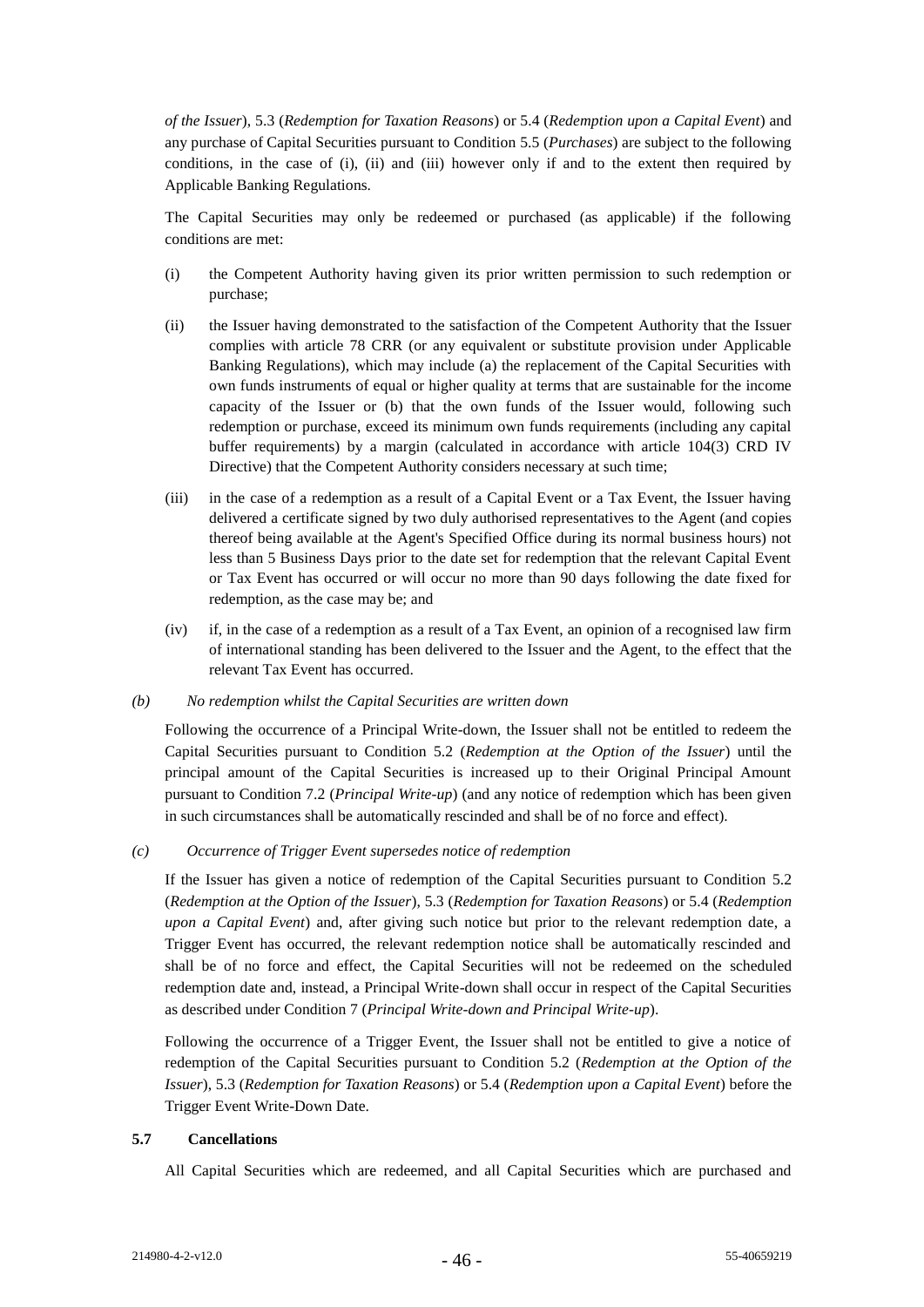*of the Issuer*), 5.3 (*Redemption for Taxation Reasons*) or 5.4 (*Redemption upon a Capital Event*) and any purchase of Capital Securities pursuant to Condition 5.5 (*Purchases*) are subject to the following conditions, in the case of (i), (ii) and (iii) however only if and to the extent then required by Applicable Banking Regulations.

The Capital Securities may only be redeemed or purchased (as applicable) if the following conditions are met:

(i) the Competent Authority having given its prior written permission to such redemption or purchase;

(ii) the Issuer having demonstrated to the satisfaction of the Competent Authority that the Issuer complies with article 78 CRR (or any equivalent or substitute provision under Applicable Banking Regulations), which may include (a) the replacement of the Capital Securities with own funds instruments of equal or higher quality at terms that are sustainable for the income capacity of the Issuer or (b) that the own funds of the Issuer would, following such redemption or purchase, exceed its minimum own funds requirements (including any capital buffer requirements) by a margin (calculated in accordance with article 104(3) CRD IV Directive) that the Competent Authority considers necessary at such time;

(iii) in the case of a redemption as a result of a Capital Event or a Tax Event, the Issuer having delivered a certificate signed by two duly authorised representatives to the Agent (and copies thereof being available at the Agent's Specified Office during its normal business hours) not less than 5 Business Days prior to the date set for redemption that the relevant Capital Event or Tax Event has occurred or will occur no more than 90 days following the date fixed for redemption, as the case may be; and

(iv) if, in the case of a redemption as a result of a Tax Event, an opinion of a recognised law firm of international standing has been delivered to the Issuer and the Agent, to the effect that the relevant Tax Event has occurred.

*(b) No redemption whilst the Capital Securities are written down*

Following the occurrence of a Principal Write-down, the Issuer shall not be entitled to redeem the Capital Securities pursuant to Condition 5.2 (*Redemption at the Option of the Issuer*) until the principal amount of the Capital Securities is increased up to their Original Principal Amount pursuant to Condition 7.2 (*Principal Write-up*) (and any notice of redemption which has been given in such circumstances shall be automatically rescinded and shall be of no force and effect).

*(c) Occurrence of Trigger Event supersedes notice of redemption*

If the Issuer has given a notice of redemption of the Capital Securities pursuant to Condition 5.2 (*Redemption at the Option of the Issuer*), 5.3 (*Redemption for Taxation Reasons*) or 5.4 (*Redemption upon a Capital Event*) and, after giving such notice but prior to the relevant redemption date, a Trigger Event has occurred, the relevant redemption notice shall be automatically rescinded and shall be of no force and effect, the Capital Securities will not be redeemed on the scheduled redemption date and, instead, a Principal Write-down shall occur in respect of the Capital Securities as described under Condition 7 (*Principal Write-down and Principal Write-up*).

Following the occurrence of a Trigger Event, the Issuer shall not be entitled to give a notice of redemption of the Capital Securities pursuant to Condition 5.2 (*Redemption at the Option of the Issuer*), 5.3 (*Redemption for Taxation Reasons*) or 5.4 (*Redemption upon a Capital Event*) before the Trigger Event Write-Down Date.

### 5.7 Cancellations

All Capital Securities which are redeemed, and all Capital Securities which are purchased and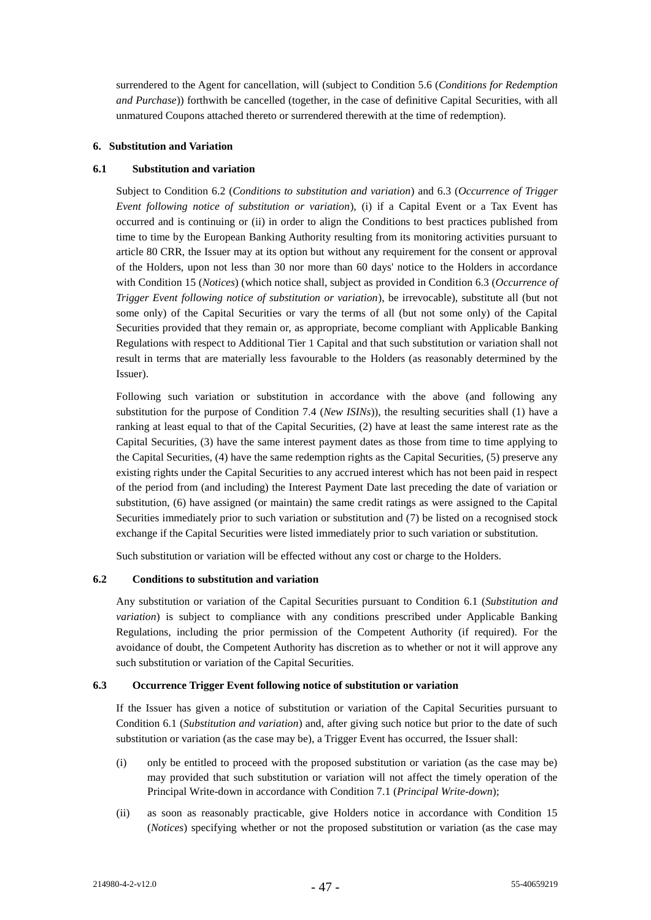surrendered to the Agent for cancellation, will (subject to Condition 5.6 (*Conditions for Redemption and Purchase*)) forthwith be cancelled (together, in the case of definitive Capital Securities, with all unmatured Coupons attached thereto or surrendered therewith at the time of redemption).

## 6. Substitution and Variation

### 6.1 Substitution and variation

Subject to Condition 6.2 (*Conditions to substitution and variation*) and 6.3 (*Occurrence of Trigger Event following notice of substitution or variation*), (i) if a Capital Event or a Tax Event has occurred and is continuing or (ii) in order to align the Conditions to best practices published from time to time by the European Banking Authority resulting from its monitoring activities pursuant to article 80 CRR, the Issuer may at its option but without any requirement for the consent or approval of the Holders, upon not less than 30 nor more than 60 days' notice to the Holders in accordance with Condition 15 (*Notices*) (which notice shall, subject as provided in Condition 6.3 (*Occurrence of Trigger Event following notice of substitution or variation*), be irrevocable), substitute all (but not some only) of the Capital Securities or vary the terms of all (but not some only) of the Capital Securities provided that they remain or, as appropriate, become compliant with Applicable Banking Regulations with respect to Additional Tier 1 Capital and that such substitution or variation shall not result in terms that are materially less favourable to the Holders (as reasonably determined by the Issuer).

Following such variation or substitution in accordance with the above (and following any substitution for the purpose of Condition 7.4 (*New ISINs*)), the resulting securities shall (1) have a ranking at least equal to that of the Capital Securities, (2) have at least the same interest rate as the Capital Securities, (3) have the same interest payment dates as those from time to time applying to the Capital Securities, (4) have the same redemption rights as the Capital Securities, (5) preserve any existing rights under the Capital Securities to any accrued interest which has not been paid in respect of the period from (and including) the Interest Payment Date last preceding the date of variation or substitution, (6) have assigned (or maintain) the same credit ratings as were assigned to the Capital Securities immediately prior to such variation or substitution and (7) be listed on a recognised stock exchange if the Capital Securities were listed immediately prior to such variation or substitution.

Such substitution or variation will be effected without any cost or charge to the Holders.

### 6.2 Conditions to substitution and variation

Any substitution or variation of the Capital Securities pursuant to Condition 6.1 (*Substitution and variation*) is subject to compliance with any conditions prescribed under Applicable Banking Regulations, including the prior permission of the Competent Authority (if required). For the avoidance of doubt, the Competent Authority has discretion as to whether or not it will approve any such substitution or variation of the Capital Securities.

### 6.3 Occurrence Trigger Event following notice of substitution or variation

If the Issuer has given a notice of substitution or variation of the Capital Securities pursuant to Condition 6.1 (*Substitution and variation*) and, after giving such notice but prior to the date of such substitution or variation (as the case may be), a Trigger Event has occurred, the Issuer shall:

(i) only be entitled to proceed with the proposed substitution or variation (as the case may be) may provided that such substitution or variation will not affect the timely operation of the Principal Write-down in accordance with Condition 7.1 (*Principal Write-down*);

(ii) as soon as reasonably practicable, give Holders notice in accordance with Condition 15 (*Notices*) specifying whether or not the proposed substitution or variation (as the case may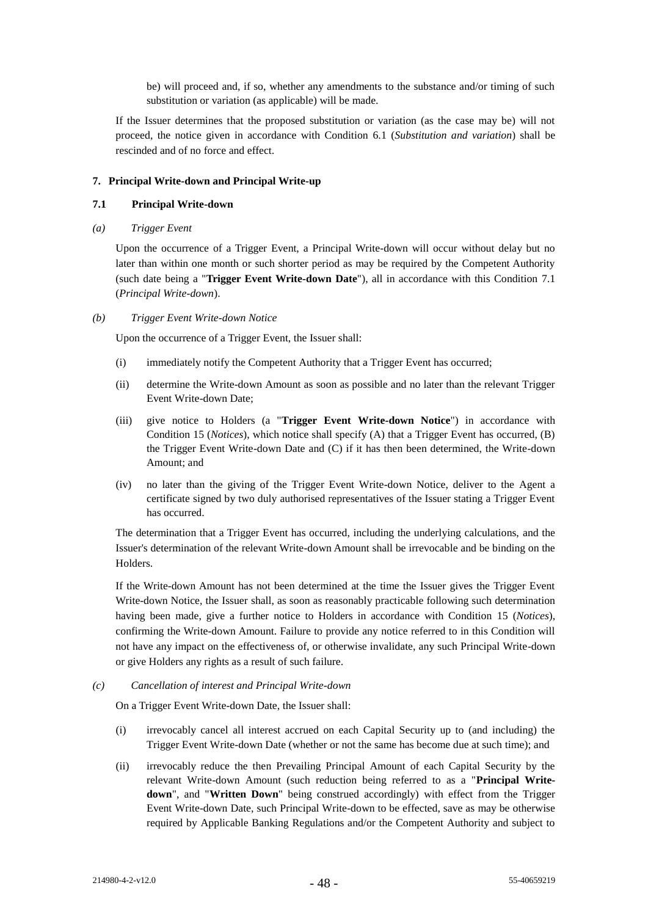be) will proceed and, if so, whether any amendments to the substance and/or timing of such substitution or variation (as applicable) will be made.

If the Issuer determines that the proposed substitution or variation (as the case may be) will not proceed, the notice given in accordance with Condition 6.1 (*Substitution and variation*) shall be rescinded and of no force and effect.

## 7. Principal Write-down and Principal Write-up

### 7.1 Principal Write-down

*(a) Trigger Event*

Upon the occurrence of a Trigger Event, a Principal Write-down will occur without delay but no later than within one month or such shorter period as may be required by the Competent Authority (such date being a "**Trigger Event Write-down Date**"), all in accordance with this Condition 7.1 (*Principal Write-down*).

*(b) Trigger Event Write-down Notice*

Upon the occurrence of a Trigger Event, the Issuer shall:

(i) immediately notify the Competent Authority that a Trigger Event has occurred;

(ii) determine the Write-down Amount as soon as possible and no later than the relevant Trigger Event Write-down Date;

(iii) give notice to Holders (a "**Trigger Event Write-down Notice**") in accordance with Condition 15 (*Notices*), which notice shall specify (A) that a Trigger Event has occurred, (B) the Trigger Event Write-down Date and (C) if it has then been determined, the Write-down Amount; and

(iv) no later than the giving of the Trigger Event Write-down Notice, deliver to the Agent a certificate signed by two duly authorised representatives of the Issuer stating a Trigger Event has occurred.

The determination that a Trigger Event has occurred, including the underlying calculations, and the Issuer's determination of the relevant Write-down Amount shall be irrevocable and be binding on the Holders.

If the Write-down Amount has not been determined at the time the Issuer gives the Trigger Event Write-down Notice, the Issuer shall, as soon as reasonably practicable following such determination having been made, give a further notice to Holders in accordance with Condition 15 (*Notices*), confirming the Write-down Amount. Failure to provide any notice referred to in this Condition will not have any impact on the effectiveness of, or otherwise invalidate, any such Principal Write-down or give Holders any rights as a result of such failure.

*(c) Cancellation of interest and Principal Write-down*

On a Trigger Event Write-down Date, the Issuer shall:

(i) irrevocably cancel all interest accrued on each Capital Security up to (and including) the Trigger Event Write-down Date (whether or not the same has become due at such time); and

(ii) irrevocably reduce the then Prevailing Principal Amount of each Capital Security by the relevant Write-down Amount (such reduction being referred to as a "**Principal Write-down**", and "**Written Down**" being construed accordingly) with effect from the Trigger Event Write-down Date, such Principal Write-down to be effected, save as may be otherwise required by Applicable Banking Regulations and/or the Competent Authority and subject to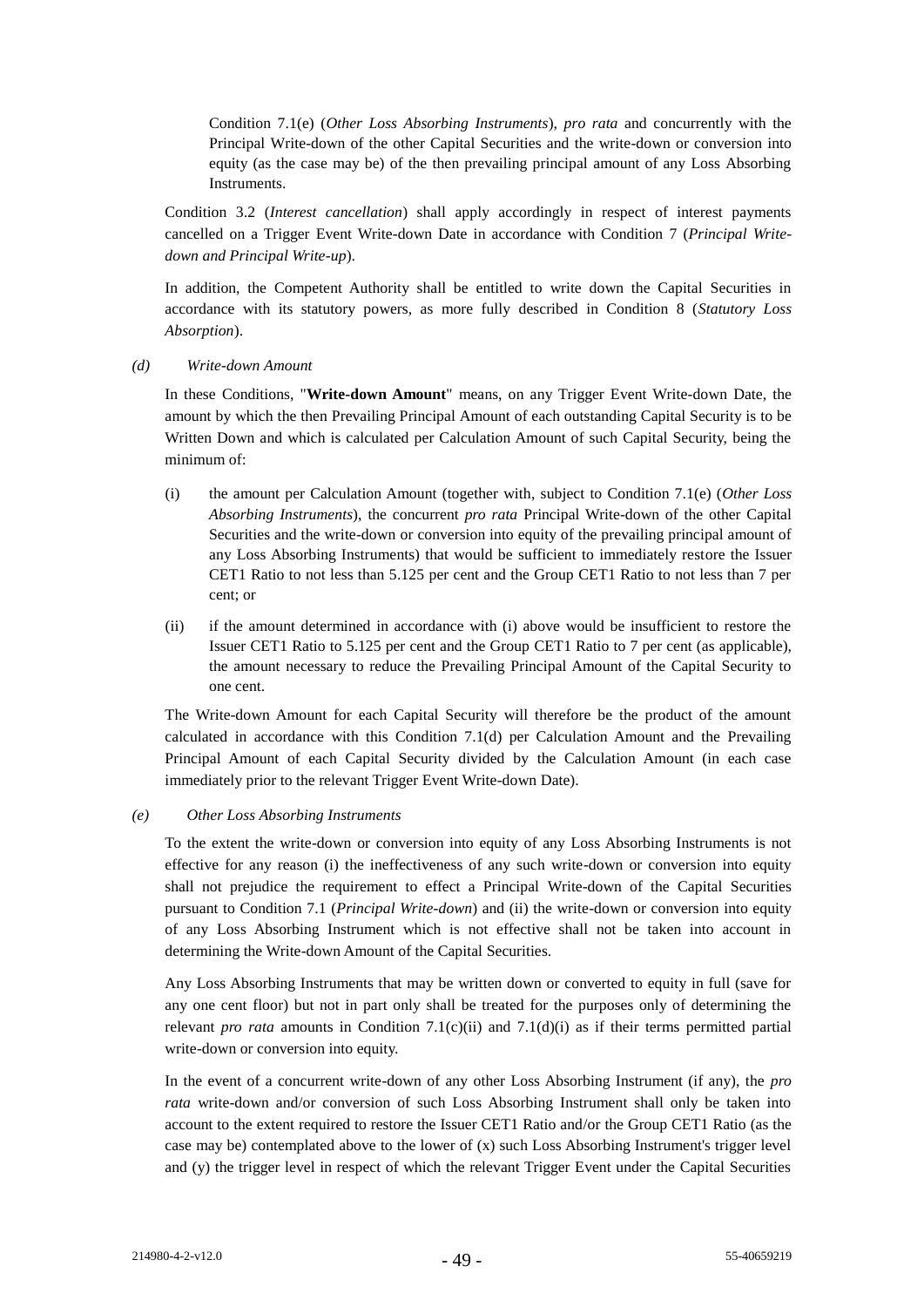Condition 7.1(e) (*Other Loss Absorbing Instruments*), *pro rata* and concurrently with the Principal Write-down of the other Capital Securities and the write-down or conversion into equity (as the case may be) of the then prevailing principal amount of any Loss Absorbing Instruments.

Condition 3.2 (*Interest cancellation*) shall apply accordingly in respect of interest payments cancelled on a Trigger Event Write-down Date in accordance with Condition 7 (*Principal Write-down and Principal Write-up*).

In addition, the Competent Authority shall be entitled to write down the Capital Securities in accordance with its statutory powers, as more fully described in Condition 8 (*Statutory Loss Absorption*).

*(d) Write-down Amount*

In these Conditions, "**Write-down Amount**" means, on any Trigger Event Write-down Date, the amount by which the then Prevailing Principal Amount of each outstanding Capital Security is to be Written Down and which is calculated per Calculation Amount of such Capital Security, being the minimum of:

(i) the amount per Calculation Amount (together with, subject to Condition 7.1(e) (*Other Loss Absorbing Instruments*), the concurrent *pro rata* Principal Write-down of the other Capital Securities and the write-down or conversion into equity of the prevailing principal amount of any Loss Absorbing Instruments) that would be sufficient to immediately restore the Issuer CET1 Ratio to not less than 5.125 per cent and the Group CET1 Ratio to not less than 7 per cent; or

(ii) if the amount determined in accordance with (i) above would be insufficient to restore the Issuer CET1 Ratio to 5.125 per cent and the Group CET1 Ratio to 7 per cent (as applicable), the amount necessary to reduce the Prevailing Principal Amount of the Capital Security to one cent.

The Write-down Amount for each Capital Security will therefore be the product of the amount calculated in accordance with this Condition 7.1(d) per Calculation Amount and the Prevailing Principal Amount of each Capital Security divided by the Calculation Amount (in each case immediately prior to the relevant Trigger Event Write-down Date).

*(e) Other Loss Absorbing Instruments*

To the extent the write-down or conversion into equity of any Loss Absorbing Instruments is not effective for any reason (i) the ineffectiveness of any such write-down or conversion into equity shall not prejudice the requirement to effect a Principal Write-down of the Capital Securities pursuant to Condition 7.1 (*Principal Write-down*) and (ii) the write-down or conversion into equity of any Loss Absorbing Instrument which is not effective shall not be taken into account in determining the Write-down Amount of the Capital Securities.

Any Loss Absorbing Instruments that may be written down or converted to equity in full (save for any one cent floor) but not in part only shall be treated for the purposes only of determining the relevant *pro rata* amounts in Condition 7.1(c)(ii) and 7.1(d)(i) as if their terms permitted partial write-down or conversion into equity.

In the event of a concurrent write-down of any other Loss Absorbing Instrument (if any), the *pro rata* write-down and/or conversion of such Loss Absorbing Instrument shall only be taken into account to the extent required to restore the Issuer CET1 Ratio and/or the Group CET1 Ratio (as the case may be) contemplated above to the lower of (x) such Loss Absorbing Instrument's trigger level and (y) the trigger level in respect of which the relevant Trigger Event under the Capital Securities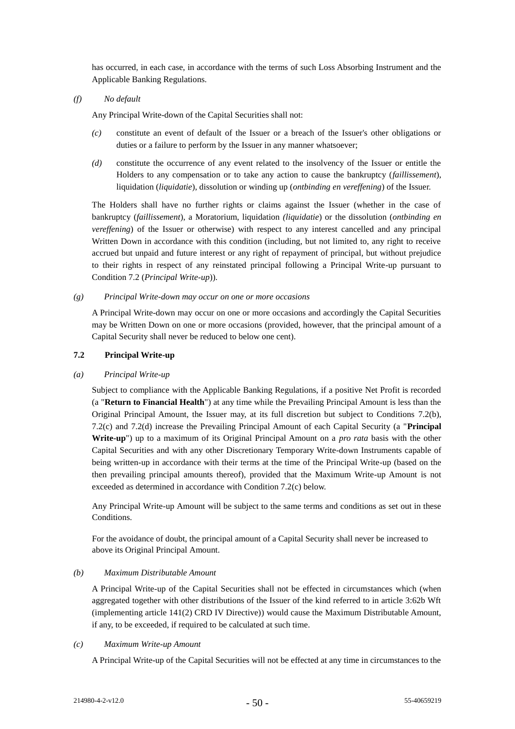has occurred, in each case, in accordance with the terms of such Loss Absorbing Instrument and the Applicable Banking Regulations.

*(f) No default*

Any Principal Write-down of the Capital Securities shall not:

*(c)* constitute an event of default of the Issuer or a breach of the Issuer's other obligations or duties or a failure to perform by the Issuer in any manner whatsoever;

*(d)* constitute the occurrence of any event related to the insolvency of the Issuer or entitle the Holders to any compensation or to take any action to cause the bankruptcy (*faillissement*), liquidation (*liquidatie*), dissolution or winding up (*ontbinding en vereffening*) of the Issuer.

The Holders shall have no further rights or claims against the Issuer (whether in the case of bankruptcy (*faillissement*), a Moratorium, liquidation *(liquidatie*) or the dissolution (*ontbinding en vereffening*) of the Issuer or otherwise) with respect to any interest cancelled and any principal Written Down in accordance with this condition (including, but not limited to, any right to receive accrued but unpaid and future interest or any right of repayment of principal, but without prejudice to their rights in respect of any reinstated principal following a Principal Write-up pursuant to Condition 7.2 (*Principal Write-up*)).

*(g) Principal Write-down may occur on one or more occasions*

A Principal Write-down may occur on one or more occasions and accordingly the Capital Securities may be Written Down on one or more occasions (provided, however, that the principal amount of a Capital Security shall never be reduced to below one cent).

**7.2 Principal Write-up**

*(a) Principal Write-up*

Subject to compliance with the Applicable Banking Regulations, if a positive Net Profit is recorded (a "**Return to Financial Health**") at any time while the Prevailing Principal Amount is less than the Original Principal Amount, the Issuer may, at its full discretion but subject to Conditions 7.2(b), 7.2(c) and 7.2(d) increase the Prevailing Principal Amount of each Capital Security (a "**Principal Write-up**") up to a maximum of its Original Principal Amount on a *pro rata* basis with the other Capital Securities and with any other Discretionary Temporary Write-down Instruments capable of being written-up in accordance with their terms at the time of the Principal Write-up (based on the then prevailing principal amounts thereof), provided that the Maximum Write-up Amount is not exceeded as determined in accordance with Condition 7.2(c) below.

Any Principal Write-up Amount will be subject to the same terms and conditions as set out in these Conditions.

For the avoidance of doubt, the principal amount of a Capital Security shall never be increased to above its Original Principal Amount.

*(b) Maximum Distributable Amount*

A Principal Write-up of the Capital Securities shall not be effected in circumstances which (when aggregated together with other distributions of the Issuer of the kind referred to in article 3:62b Wft (implementing article 141(2) CRD IV Directive)) would cause the Maximum Distributable Amount, if any, to be exceeded, if required to be calculated at such time.

*(c) Maximum Write-up Amount*

A Principal Write-up of the Capital Securities will not be effected at any time in circumstances to the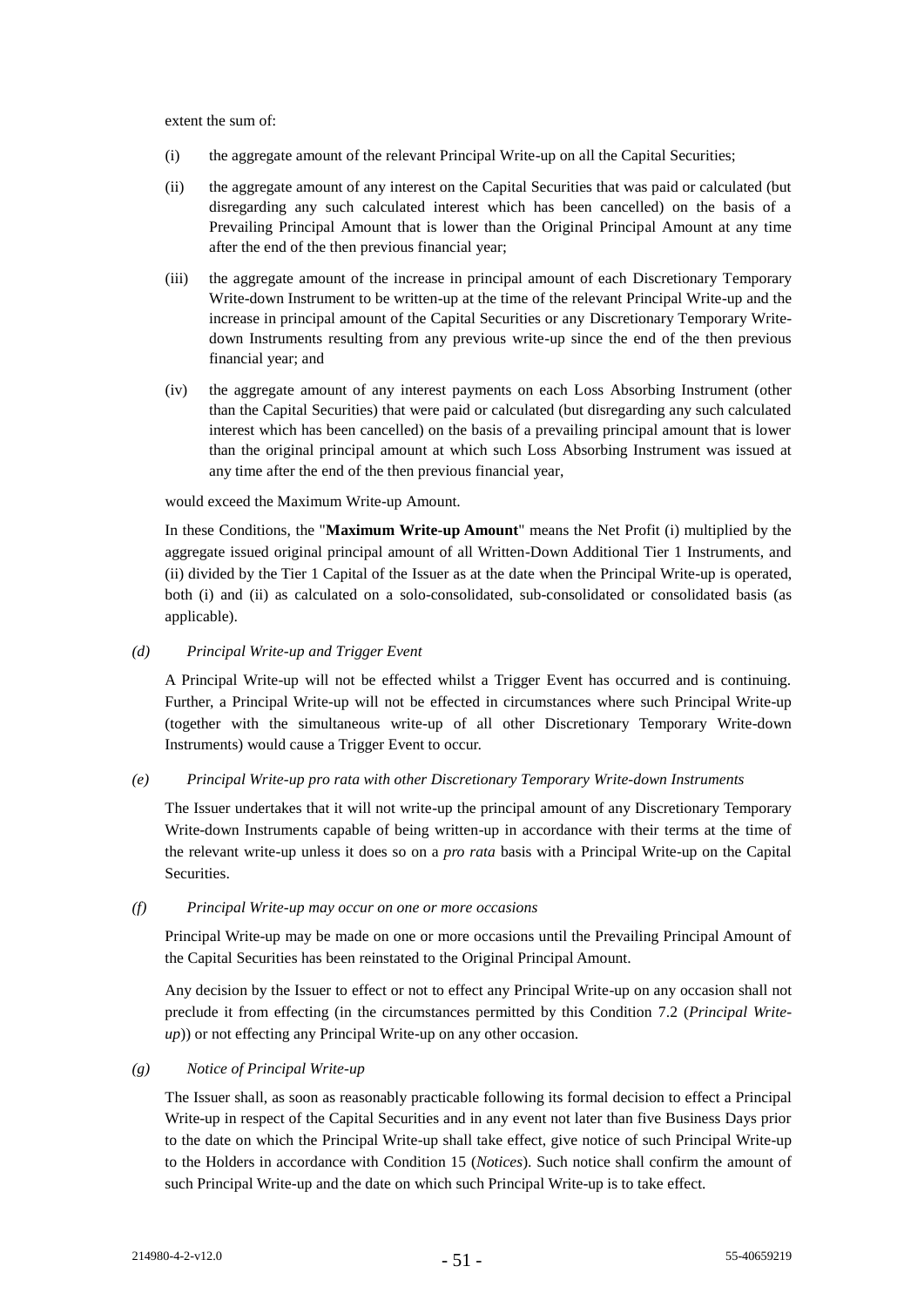extent the sum of:

(i) the aggregate amount of the relevant Principal Write-up on all the Capital Securities;

(ii) the aggregate amount of any interest on the Capital Securities that was paid or calculated (but disregarding any such calculated interest which has been cancelled) on the basis of a Prevailing Principal Amount that is lower than the Original Principal Amount at any time after the end of the then previous financial year;

(iii) the aggregate amount of the increase in principal amount of each Discretionary Temporary Write-down Instrument to be written-up at the time of the relevant Principal Write-up and the increase in principal amount of the Capital Securities or any Discretionary Temporary Write-down Instruments resulting from any previous write-up since the end of the then previous financial year; and

(iv) the aggregate amount of any interest payments on each Loss Absorbing Instrument (other than the Capital Securities) that were paid or calculated (but disregarding any such calculated interest which has been cancelled) on the basis of a prevailing principal amount that is lower than the original principal amount at which such Loss Absorbing Instrument was issued at any time after the end of the then previous financial year,

would exceed the Maximum Write-up Amount.

In these Conditions, the "**Maximum Write-up Amount**" means the Net Profit (i) multiplied by the aggregate issued original principal amount of all Written-Down Additional Tier 1 Instruments, and (ii) divided by the Tier 1 Capital of the Issuer as at the date when the Principal Write-up is operated, both (i) and (ii) as calculated on a solo-consolidated, sub-consolidated or consolidated basis (as applicable).

*(d) Principal Write-up and Trigger Event*

A Principal Write-up will not be effected whilst a Trigger Event has occurred and is continuing. Further, a Principal Write-up will not be effected in circumstances where such Principal Write-up (together with the simultaneous write-up of all other Discretionary Temporary Write-down Instruments) would cause a Trigger Event to occur.

*(e) Principal Write-up pro rata with other Discretionary Temporary Write-down Instruments*

The Issuer undertakes that it will not write-up the principal amount of any Discretionary Temporary Write-down Instruments capable of being written-up in accordance with their terms at the time of the relevant write-up unless it does so on a *pro rata* basis with a Principal Write-up on the Capital Securities.

*(f) Principal Write-up may occur on one or more occasions*

Principal Write-up may be made on one or more occasions until the Prevailing Principal Amount of the Capital Securities has been reinstated to the Original Principal Amount.

Any decision by the Issuer to effect or not to effect any Principal Write-up on any occasion shall not preclude it from effecting (in the circumstances permitted by this Condition 7.2 (*Principal Write-up*)) or not effecting any Principal Write-up on any other occasion.

*(g) Notice of Principal Write-up*

The Issuer shall, as soon as reasonably practicable following its formal decision to effect a Principal Write-up in respect of the Capital Securities and in any event not later than five Business Days prior to the date on which the Principal Write-up shall take effect, give notice of such Principal Write-up to the Holders in accordance with Condition 15 (*Notices*). Such notice shall confirm the amount of such Principal Write-up and the date on which such Principal Write-up is to take effect.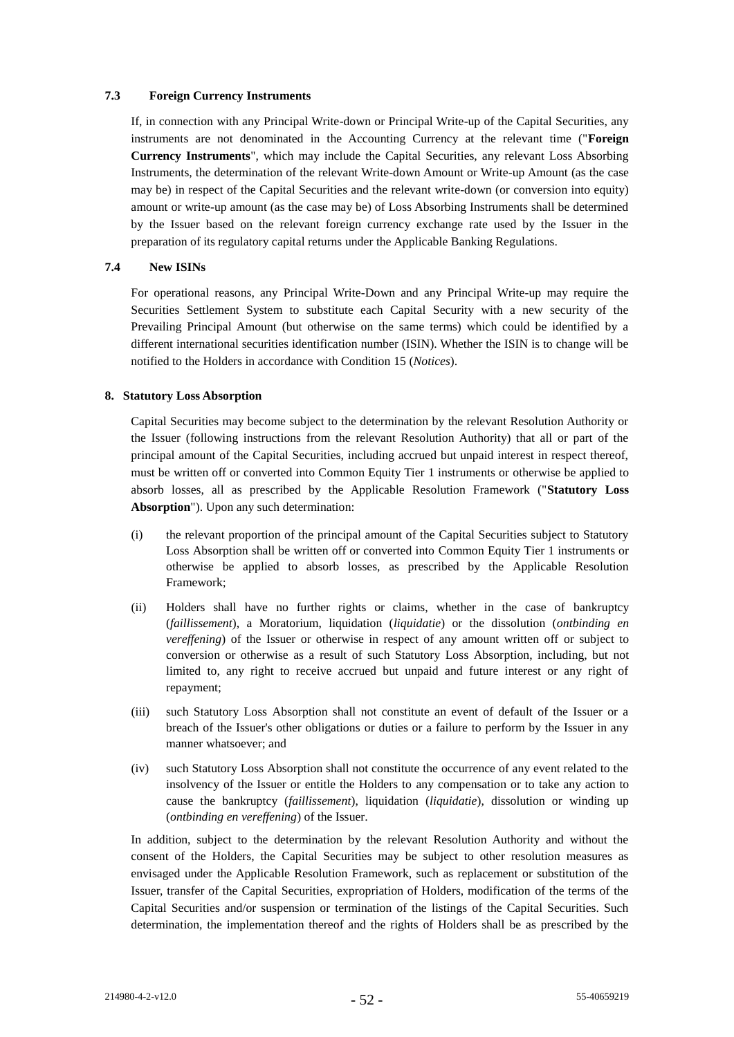### 7.3 Foreign Currency Instruments

If, in connection with any Principal Write-down or Principal Write-up of the Capital Securities, any instruments are not denominated in the Accounting Currency at the relevant time ("**Foreign Currency Instruments**", which may include the Capital Securities, any relevant Loss Absorbing Instruments, the determination of the relevant Write-down Amount or Write-up Amount (as the case may be) in respect of the Capital Securities and the relevant write-down (or conversion into equity) amount or write-up amount (as the case may be) of Loss Absorbing Instruments shall be determined by the Issuer based on the relevant foreign currency exchange rate used by the Issuer in the preparation of its regulatory capital returns under the Applicable Banking Regulations.

### 7.4 New ISINs

For operational reasons, any Principal Write-Down and any Principal Write-up may require the Securities Settlement System to substitute each Capital Security with a new security of the Prevailing Principal Amount (but otherwise on the same terms) which could be identified by a different international securities identification number (ISIN). Whether the ISIN is to change will be notified to the Holders in accordance with Condition 15 (*Notices*).

## 8. Statutory Loss Absorption

Capital Securities may become subject to the determination by the relevant Resolution Authority or the Issuer (following instructions from the relevant Resolution Authority) that all or part of the principal amount of the Capital Securities, including accrued but unpaid interest in respect thereof, must be written off or converted into Common Equity Tier 1 instruments or otherwise be applied to absorb losses, all as prescribed by the Applicable Resolution Framework ("**Statutory Loss Absorption**"). Upon any such determination:

(i) the relevant proportion of the principal amount of the Capital Securities subject to Statutory Loss Absorption shall be written off or converted into Common Equity Tier 1 instruments or otherwise be applied to absorb losses, as prescribed by the Applicable Resolution Framework;

(ii) Holders shall have no further rights or claims, whether in the case of bankruptcy (*faillissement*), a Moratorium, liquidation (*liquidatie*) or the dissolution (*ontbinding en vereffening*) of the Issuer or otherwise in respect of any amount written off or subject to conversion or otherwise as a result of such Statutory Loss Absorption, including, but not limited to, any right to receive accrued but unpaid and future interest or any right of repayment;

(iii) such Statutory Loss Absorption shall not constitute an event of default of the Issuer or a breach of the Issuer's other obligations or duties or a failure to perform by the Issuer in any manner whatsoever; and

(iv) such Statutory Loss Absorption shall not constitute the occurrence of any event related to the insolvency of the Issuer or entitle the Holders to any compensation or to take any action to cause the bankruptcy (*faillissement*), liquidation (*liquidatie*), dissolution or winding up (*ontbinding en vereffening*) of the Issuer.

In addition, subject to the determination by the relevant Resolution Authority and without the consent of the Holders, the Capital Securities may be subject to other resolution measures as envisaged under the Applicable Resolution Framework, such as replacement or substitution of the Issuer, transfer of the Capital Securities, expropriation of Holders, modification of the terms of the Capital Securities and/or suspension or termination of the listings of the Capital Securities. Such determination, the implementation thereof and the rights of Holders shall be as prescribed by the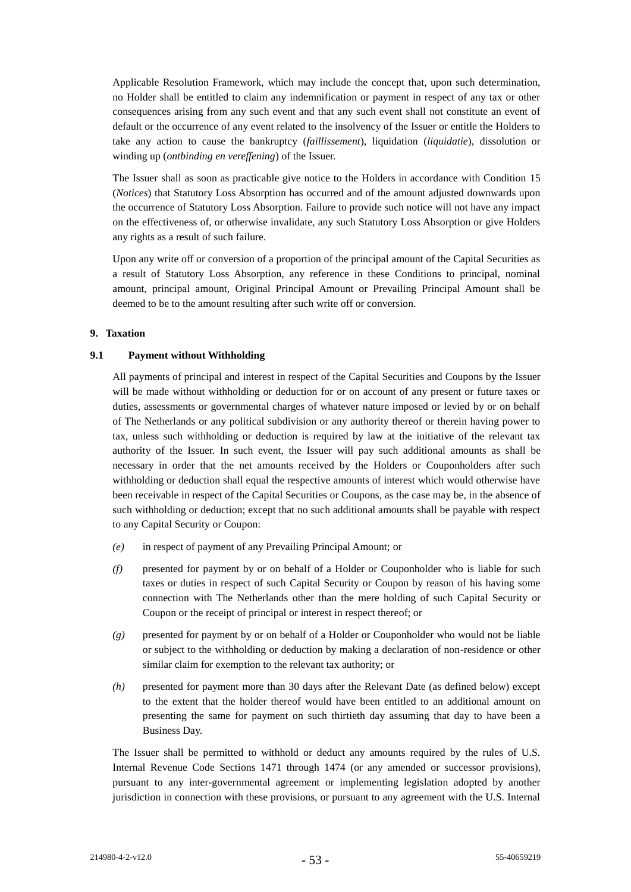Applicable Resolution Framework, which may include the concept that, upon such determination, no Holder shall be entitled to claim any indemnification or payment in respect of any tax or other consequences arising from any such event and that any such event shall not constitute an event of default or the occurrence of any event related to the insolvency of the Issuer or entitle the Holders to take any action to cause the bankruptcy (*faillissement*), liquidation (*liquidatie*), dissolution or winding up (*ontbinding en vereffening*) of the Issuer.

The Issuer shall as soon as practicable give notice to the Holders in accordance with Condition 15 (*Notices*) that Statutory Loss Absorption has occurred and of the amount adjusted downwards upon the occurrence of Statutory Loss Absorption. Failure to provide such notice will not have any impact on the effectiveness of, or otherwise invalidate, any such Statutory Loss Absorption or give Holders any rights as a result of such failure.

Upon any write off or conversion of a proportion of the principal amount of the Capital Securities as a result of Statutory Loss Absorption, any reference in these Conditions to principal, nominal amount, principal amount, Original Principal Amount or Prevailing Principal Amount shall be deemed to be to the amount resulting after such write off or conversion.

## 9. Taxation

### 9.1 Payment without Withholding

All payments of principal and interest in respect of the Capital Securities and Coupons by the Issuer will be made without withholding or deduction for or on account of any present or future taxes or duties, assessments or governmental charges of whatever nature imposed or levied by or on behalf of The Netherlands or any political subdivision or any authority thereof or therein having power to tax, unless such withholding or deduction is required by law at the initiative of the relevant tax authority of the Issuer. In such event, the Issuer will pay such additional amounts as shall be necessary in order that the net amounts received by the Holders or Couponholders after such withholding or deduction shall equal the respective amounts of interest which would otherwise have been receivable in respect of the Capital Securities or Coupons, as the case may be, in the absence of such withholding or deduction; except that no such additional amounts shall be payable with respect to any Capital Security or Coupon:

*(e)* in respect of payment of any Prevailing Principal Amount; or

*(f)* presented for payment by or on behalf of a Holder or Couponholder who is liable for such taxes or duties in respect of such Capital Security or Coupon by reason of his having some connection with The Netherlands other than the mere holding of such Capital Security or Coupon or the receipt of principal or interest in respect thereof; or

*(g)* presented for payment by or on behalf of a Holder or Couponholder who would not be liable or subject to the withholding or deduction by making a declaration of non-residence or other similar claim for exemption to the relevant tax authority; or

*(h)* presented for payment more than 30 days after the Relevant Date (as defined below) except to the extent that the holder thereof would have been entitled to an additional amount on presenting the same for payment on such thirtieth day assuming that day to have been a Business Day.

The Issuer shall be permitted to withhold or deduct any amounts required by the rules of U.S. Internal Revenue Code Sections 1471 through 1474 (or any amended or successor provisions), pursuant to any inter-governmental agreement or implementing legislation adopted by another jurisdiction in connection with these provisions, or pursuant to any agreement with the U.S. Internal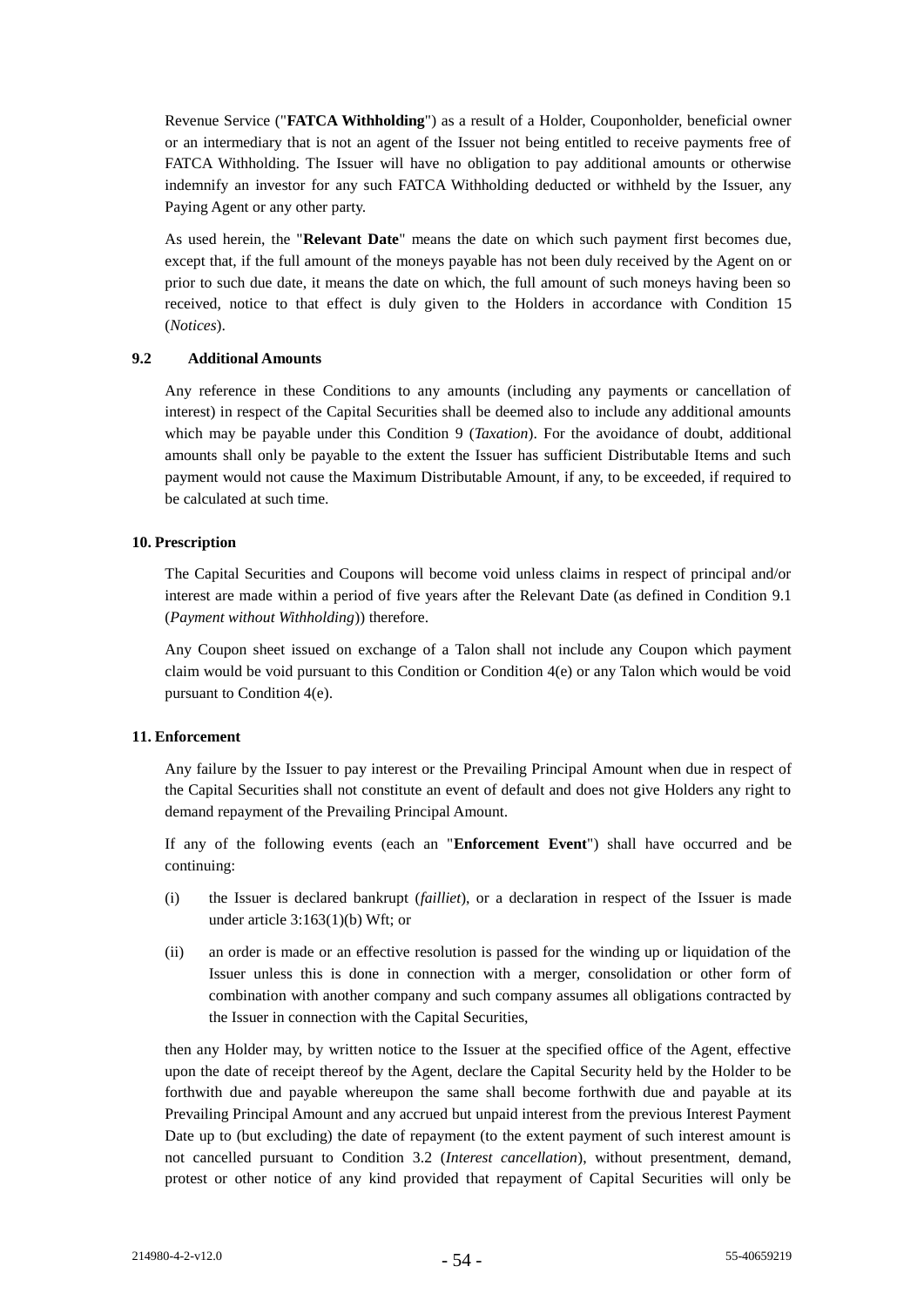Revenue Service ("**FATCA Withholding**") as a result of a Holder, Couponholder, beneficial owner or an intermediary that is not an agent of the Issuer not being entitled to receive payments free of FATCA Withholding. The Issuer will have no obligation to pay additional amounts or otherwise indemnify an investor for any such FATCA Withholding deducted or withheld by the Issuer, any Paying Agent or any other party.

As used herein, the "**Relevant Date**" means the date on which such payment first becomes due, except that, if the full amount of the moneys payable has not been duly received by the Agent on or prior to such due date, it means the date on which, the full amount of such moneys having been so received, notice to that effect is duly given to the Holders in accordance with Condition 15 (*Notices*).

### 9.2 Additional Amounts

Any reference in these Conditions to any amounts (including any payments or cancellation of interest) in respect of the Capital Securities shall be deemed also to include any additional amounts which may be payable under this Condition 9 (*Taxation*). For the avoidance of doubt, additional amounts shall only be payable to the extent the Issuer has sufficient Distributable Items and such payment would not cause the Maximum Distributable Amount, if any, to be exceeded, if required to be calculated at such time.

## 10. Prescription

The Capital Securities and Coupons will become void unless claims in respect of principal and/or interest are made within a period of five years after the Relevant Date (as defined in Condition 9.1 (*Payment without Withholding*)) therefore.

Any Coupon sheet issued on exchange of a Talon shall not include any Coupon which payment claim would be void pursuant to this Condition or Condition 4(e) or any Talon which would be void pursuant to Condition 4(e).

## 11. Enforcement

Any failure by the Issuer to pay interest or the Prevailing Principal Amount when due in respect of the Capital Securities shall not constitute an event of default and does not give Holders any right to demand repayment of the Prevailing Principal Amount.

If any of the following events (each an "**Enforcement Event**") shall have occurred and be continuing:

(i) the Issuer is declared bankrupt (*failliet*), or a declaration in respect of the Issuer is made under article 3:163(1)(b) Wft; or

(ii) an order is made or an effective resolution is passed for the winding up or liquidation of the Issuer unless this is done in connection with a merger, consolidation or other form of combination with another company and such company assumes all obligations contracted by the Issuer in connection with the Capital Securities,

then any Holder may, by written notice to the Issuer at the specified office of the Agent, effective upon the date of receipt thereof by the Agent, declare the Capital Security held by the Holder to be forthwith due and payable whereupon the same shall become forthwith due and payable at its Prevailing Principal Amount and any accrued but unpaid interest from the previous Interest Payment Date up to (but excluding) the date of repayment (to the extent payment of such interest amount is not cancelled pursuant to Condition 3.2 (*Interest cancellation*), without presentment, demand, protest or other notice of any kind provided that repayment of Capital Securities will only be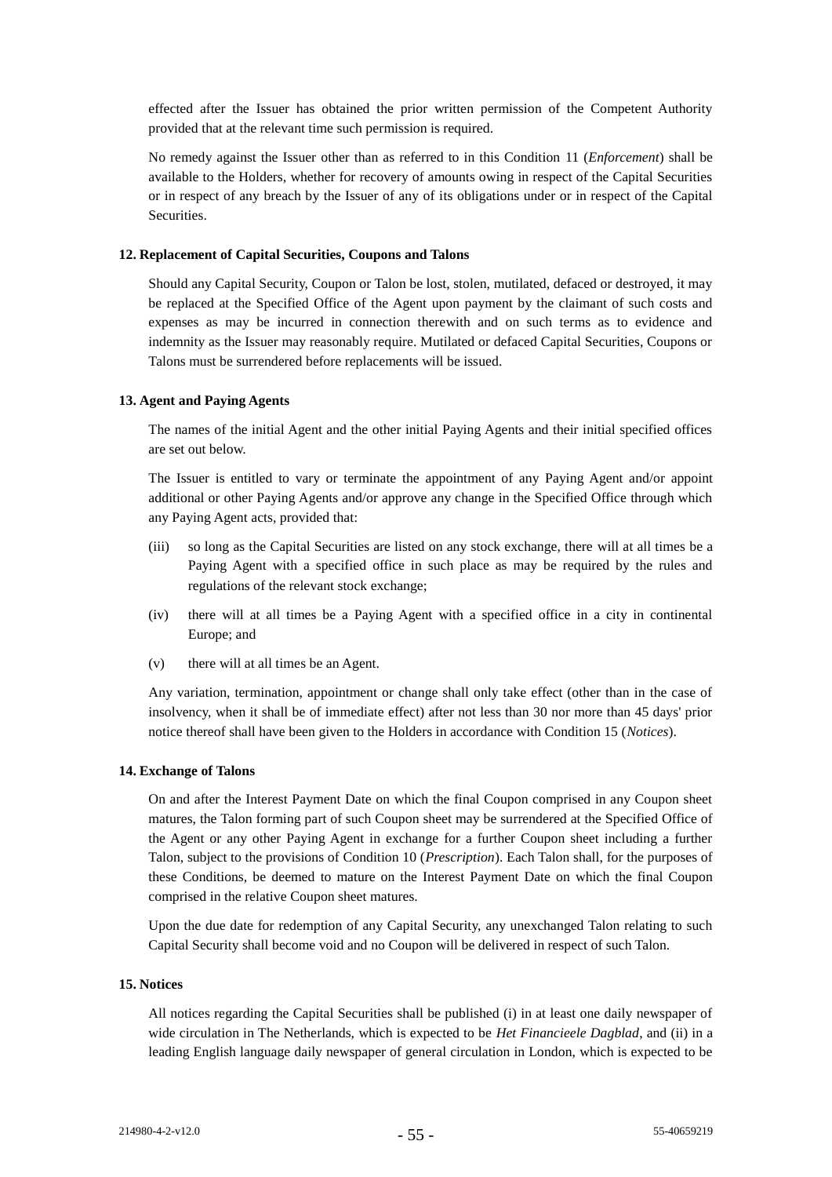effected after the Issuer has obtained the prior written permission of the Competent Authority provided that at the relevant time such permission is required.

No remedy against the Issuer other than as referred to in this Condition 11 (*Enforcement*) shall be available to the Holders, whether for recovery of amounts owing in respect of the Capital Securities or in respect of any breach by the Issuer of any of its obligations under or in respect of the Capital Securities.

### 12. Replacement of Capital Securities, Coupons and Talons

Should any Capital Security, Coupon or Talon be lost, stolen, mutilated, defaced or destroyed, it may be replaced at the Specified Office of the Agent upon payment by the claimant of such costs and expenses as may be incurred in connection therewith and on such terms as to evidence and indemnity as the Issuer may reasonably require. Mutilated or defaced Capital Securities, Coupons or Talons must be surrendered before replacements will be issued.

### 13. Agent and Paying Agents

The names of the initial Agent and the other initial Paying Agents and their initial specified offices are set out below.

The Issuer is entitled to vary or terminate the appointment of any Paying Agent and/or appoint additional or other Paying Agents and/or approve any change in the Specified Office through which any Paying Agent acts, provided that:

(iii) so long as the Capital Securities are listed on any stock exchange, there will at all times be a Paying Agent with a specified office in such place as may be required by the rules and regulations of the relevant stock exchange;

(iv) there will at all times be a Paying Agent with a specified office in a city in continental Europe; and

(v) there will at all times be an Agent.

Any variation, termination, appointment or change shall only take effect (other than in the case of insolvency, when it shall be of immediate effect) after not less than 30 nor more than 45 days' prior notice thereof shall have been given to the Holders in accordance with Condition 15 (*Notices*).

### 14. Exchange of Talons

On and after the Interest Payment Date on which the final Coupon comprised in any Coupon sheet matures, the Talon forming part of such Coupon sheet may be surrendered at the Specified Office of the Agent or any other Paying Agent in exchange for a further Coupon sheet including a further Talon, subject to the provisions of Condition 10 (*Prescription*). Each Talon shall, for the purposes of these Conditions, be deemed to mature on the Interest Payment Date on which the final Coupon comprised in the relative Coupon sheet matures.

Upon the due date for redemption of any Capital Security, any unexchanged Talon relating to such Capital Security shall become void and no Coupon will be delivered in respect of such Talon.

### 15. Notices

All notices regarding the Capital Securities shall be published (i) in at least one daily newspaper of wide circulation in The Netherlands, which is expected to be *Het Financieele Dagblad*, and (ii) in a leading English language daily newspaper of general circulation in London, which is expected to be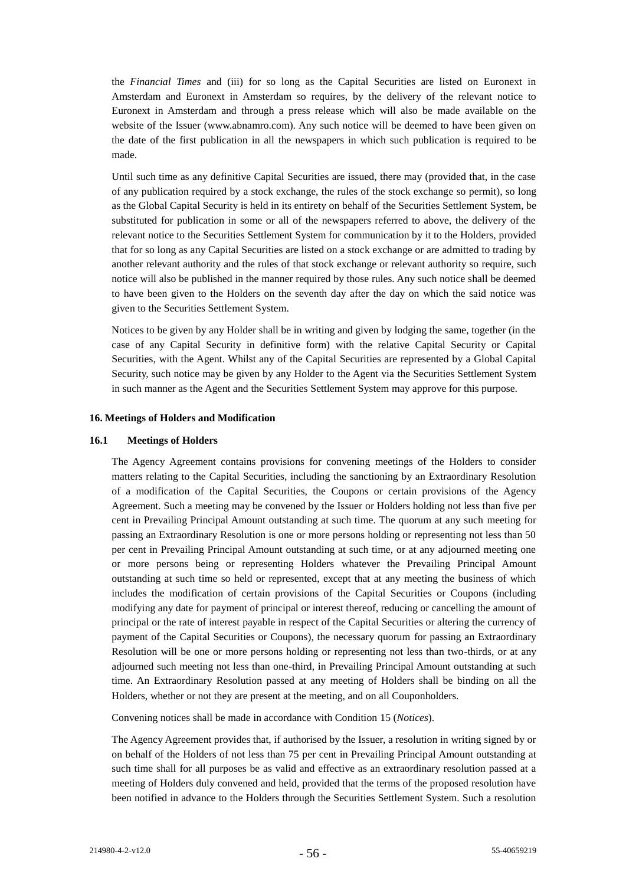the *Financial Times* and (iii) for so long as the Capital Securities are listed on Euronext in Amsterdam and Euronext in Amsterdam so requires, by the delivery of the relevant notice to Euronext in Amsterdam and through a press release which will also be made available on the website of the Issuer (www.abnamro.com). Any such notice will be deemed to have been given on the date of the first publication in all the newspapers in which such publication is required to be made.

Until such time as any definitive Capital Securities are issued, there may (provided that, in the case of any publication required by a stock exchange, the rules of the stock exchange so permit), so long as the Global Capital Security is held in its entirety on behalf of the Securities Settlement System, be substituted for publication in some or all of the newspapers referred to above, the delivery of the relevant notice to the Securities Settlement System for communication by it to the Holders, provided that for so long as any Capital Securities are listed on a stock exchange or are admitted to trading by another relevant authority and the rules of that stock exchange or relevant authority so require, such notice will also be published in the manner required by those rules. Any such notice shall be deemed to have been given to the Holders on the seventh day after the day on which the said notice was given to the Securities Settlement System.

Notices to be given by any Holder shall be in writing and given by lodging the same, together (in the case of any Capital Security in definitive form) with the relative Capital Security or Capital Securities, with the Agent. Whilst any of the Capital Securities are represented by a Global Capital Security, such notice may be given by any Holder to the Agent via the Securities Settlement System in such manner as the Agent and the Securities Settlement System may approve for this purpose.

### 16. Meetings of Holders and Modification

#### 16.1 Meetings of Holders

The Agency Agreement contains provisions for convening meetings of the Holders to consider matters relating to the Capital Securities, including the sanctioning by an Extraordinary Resolution of a modification of the Capital Securities, the Coupons or certain provisions of the Agency Agreement. Such a meeting may be convened by the Issuer or Holders holding not less than five per cent in Prevailing Principal Amount outstanding at such time. The quorum at any such meeting for passing an Extraordinary Resolution is one or more persons holding or representing not less than 50 per cent in Prevailing Principal Amount outstanding at such time, or at any adjourned meeting one or more persons being or representing Holders whatever the Prevailing Principal Amount outstanding at such time so held or represented, except that at any meeting the business of which includes the modification of certain provisions of the Capital Securities or Coupons (including modifying any date for payment of principal or interest thereof, reducing or cancelling the amount of principal or the rate of interest payable in respect of the Capital Securities or altering the currency of payment of the Capital Securities or Coupons), the necessary quorum for passing an Extraordinary Resolution will be one or more persons holding or representing not less than two-thirds, or at any adjourned such meeting not less than one-third, in Prevailing Principal Amount outstanding at such time. An Extraordinary Resolution passed at any meeting of Holders shall be binding on all the Holders, whether or not they are present at the meeting, and on all Couponholders.

Convening notices shall be made in accordance with Condition 15 (*Notices*).

The Agency Agreement provides that, if authorised by the Issuer, a resolution in writing signed by or on behalf of the Holders of not less than 75 per cent in Prevailing Principal Amount outstanding at such time shall for all purposes be as valid and effective as an extraordinary resolution passed at a meeting of Holders duly convened and held, provided that the terms of the proposed resolution have been notified in advance to the Holders through the Securities Settlement System. Such a resolution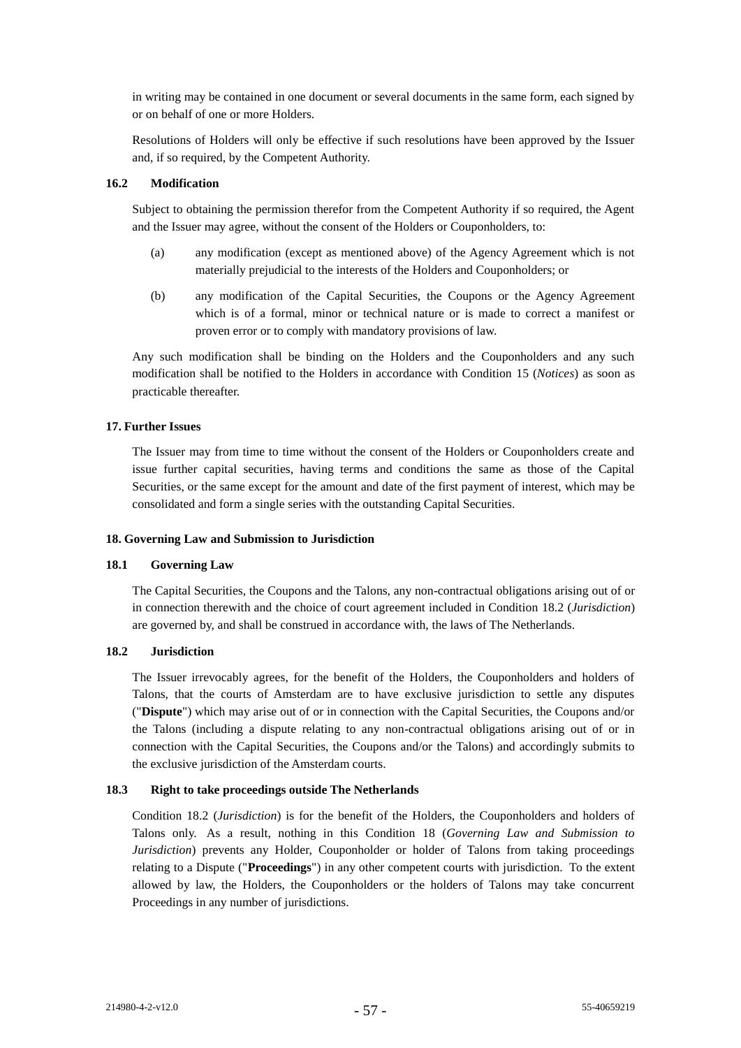in writing may be contained in one document or several documents in the same form, each signed by or on behalf of one or more Holders.

Resolutions of Holders will only be effective if such resolutions have been approved by the Issuer and, if so required, by the Competent Authority.

### 16.2 Modification

Subject to obtaining the permission therefor from the Competent Authority if so required, the Agent and the Issuer may agree, without the consent of the Holders or Couponholders, to:

(a) any modification (except as mentioned above) of the Agency Agreement which is not materially prejudicial to the interests of the Holders and Couponholders; or

(b) any modification of the Capital Securities, the Coupons or the Agency Agreement which is of a formal, minor or technical nature or is made to correct a manifest or proven error or to comply with mandatory provisions of law.

Any such modification shall be binding on the Holders and the Couponholders and any such modification shall be notified to the Holders in accordance with Condition 15 (*Notices*) as soon as practicable thereafter.

## 17. Further Issues

The Issuer may from time to time without the consent of the Holders or Couponholders create and issue further capital securities, having terms and conditions the same as those of the Capital Securities, or the same except for the amount and date of the first payment of interest, which may be consolidated and form a single series with the outstanding Capital Securities.

## 18. Governing Law and Submission to Jurisdiction

### 18.1 Governing Law

The Capital Securities, the Coupons and the Talons, any non-contractual obligations arising out of or in connection therewith and the choice of court agreement included in Condition 18.2 (*Jurisdiction*) are governed by, and shall be construed in accordance with, the laws of The Netherlands.

### 18.2 Jurisdiction

The Issuer irrevocably agrees, for the benefit of the Holders, the Couponholders and holders of Talons, that the courts of Amsterdam are to have exclusive jurisdiction to settle any disputes ("**Dispute**") which may arise out of or in connection with the Capital Securities, the Coupons and/or the Talons (including a dispute relating to any non-contractual obligations arising out of or in connection with the Capital Securities, the Coupons and/or the Talons) and accordingly submits to the exclusive jurisdiction of the Amsterdam courts.

### 18.3 Right to take proceedings outside The Netherlands

Condition 18.2 (*Jurisdiction*) is for the benefit of the Holders, the Couponholders and holders of Talons only. As a result, nothing in this Condition 18 (*Governing Law and Submission to Jurisdiction*) prevents any Holder, Couponholder or holder of Talons from taking proceedings relating to a Dispute ("**Proceedings**") in any other competent courts with jurisdiction. To the extent allowed by law, the Holders, the Couponholders or the holders of Talons may take concurrent Proceedings in any number of jurisdictions.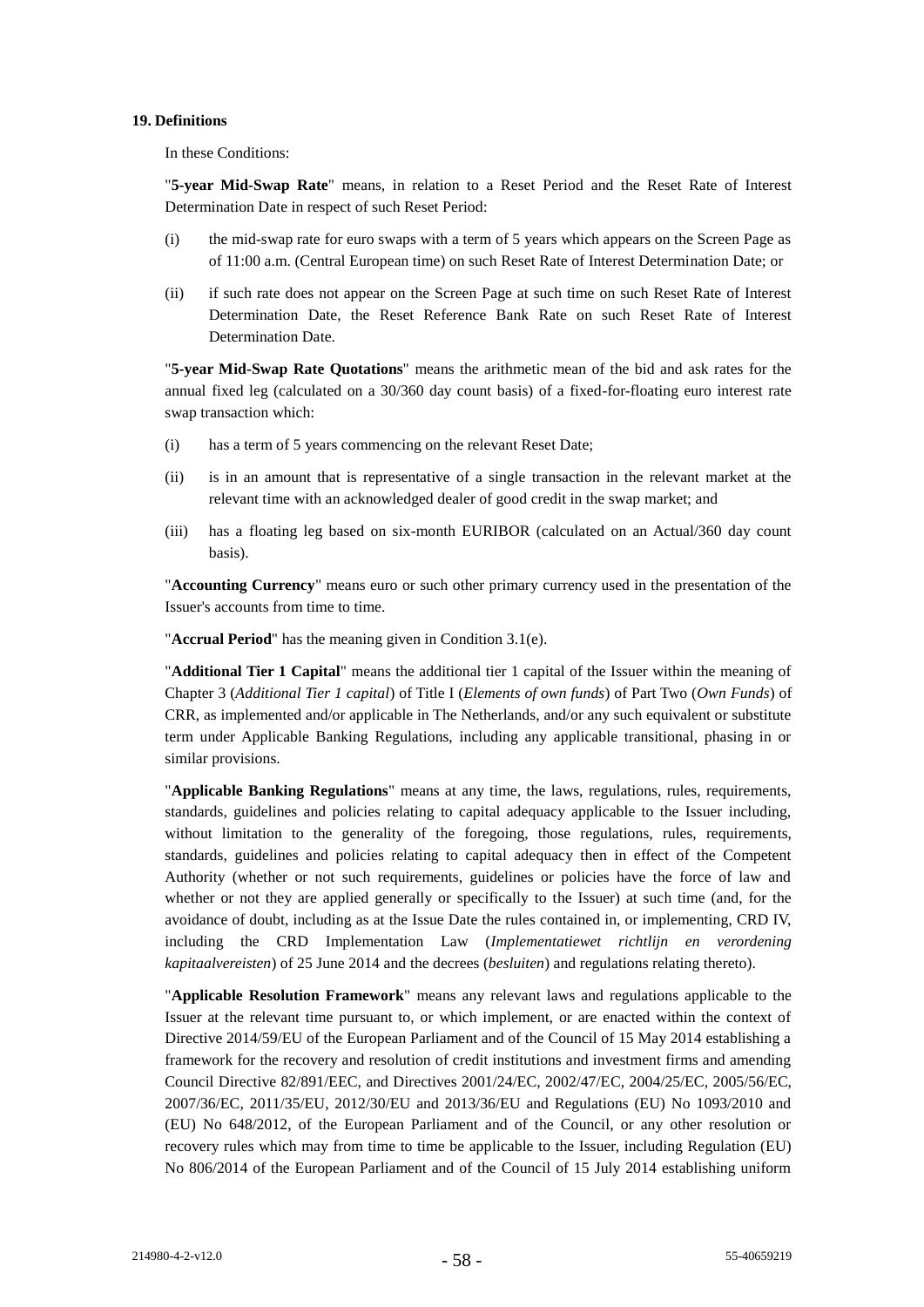**19. Definitions**

In these Conditions:

"**5-year Mid-Swap Rate**" means, in relation to a Reset Period and the Reset Rate of Interest Determination Date in respect of such Reset Period:

(i) the mid-swap rate for euro swaps with a term of 5 years which appears on the Screen Page as of 11:00 a.m. (Central European time) on such Reset Rate of Interest Determination Date; or

(ii) if such rate does not appear on the Screen Page at such time on such Reset Rate of Interest Determination Date, the Reset Reference Bank Rate on such Reset Rate of Interest Determination Date.

"**5-year Mid-Swap Rate Quotations**" means the arithmetic mean of the bid and ask rates for the annual fixed leg (calculated on a 30/360 day count basis) of a fixed-for-floating euro interest rate swap transaction which:

(i) has a term of 5 years commencing on the relevant Reset Date;

(ii) is in an amount that is representative of a single transaction in the relevant market at the relevant time with an acknowledged dealer of good credit in the swap market; and

(iii) has a floating leg based on six-month EURIBOR (calculated on an Actual/360 day count basis).

"**Accounting Currency**" means euro or such other primary currency used in the presentation of the Issuer's accounts from time to time.

"**Accrual Period**" has the meaning given in Condition 3.1(e).

"**Additional Tier 1 Capital**" means the additional tier 1 capital of the Issuer within the meaning of Chapter 3 (*Additional Tier 1 capital*) of Title I (*Elements of own funds*) of Part Two (*Own Funds*) of CRR, as implemented and/or applicable in The Netherlands, and/or any such equivalent or substitute term under Applicable Banking Regulations, including any applicable transitional, phasing in or similar provisions.

"**Applicable Banking Regulations**" means at any time, the laws, regulations, rules, requirements, standards, guidelines and policies relating to capital adequacy applicable to the Issuer including, without limitation to the generality of the foregoing, those regulations, rules, requirements, standards, guidelines and policies relating to capital adequacy then in effect of the Competent Authority (whether or not such requirements, guidelines or policies have the force of law and whether or not they are applied generally or specifically to the Issuer) at such time (and, for the avoidance of doubt, including as at the Issue Date the rules contained in, or implementing, CRD IV, including the CRD Implementation Law (*Implementatiewet richtlijn en verordening kapitaalvereisten*) of 25 June 2014 and the decrees (*besluiten*) and regulations relating thereto).

"**Applicable Resolution Framework**" means any relevant laws and regulations applicable to the Issuer at the relevant time pursuant to, or which implement, or are enacted within the context of Directive 2014/59/EU of the European Parliament and of the Council of 15 May 2014 establishing a framework for the recovery and resolution of credit institutions and investment firms and amending Council Directive 82/891/EEC, and Directives 2001/24/EC, 2002/47/EC, 2004/25/EC, 2005/56/EC, 2007/36/EC, 2011/35/EU, 2012/30/EU and 2013/36/EU and Regulations (EU) No 1093/2010 and (EU) No 648/2012, of the European Parliament and of the Council, or any other resolution or recovery rules which may from time to time be applicable to the Issuer, including Regulation (EU) No 806/2014 of the European Parliament and of the Council of 15 July 2014 establishing uniform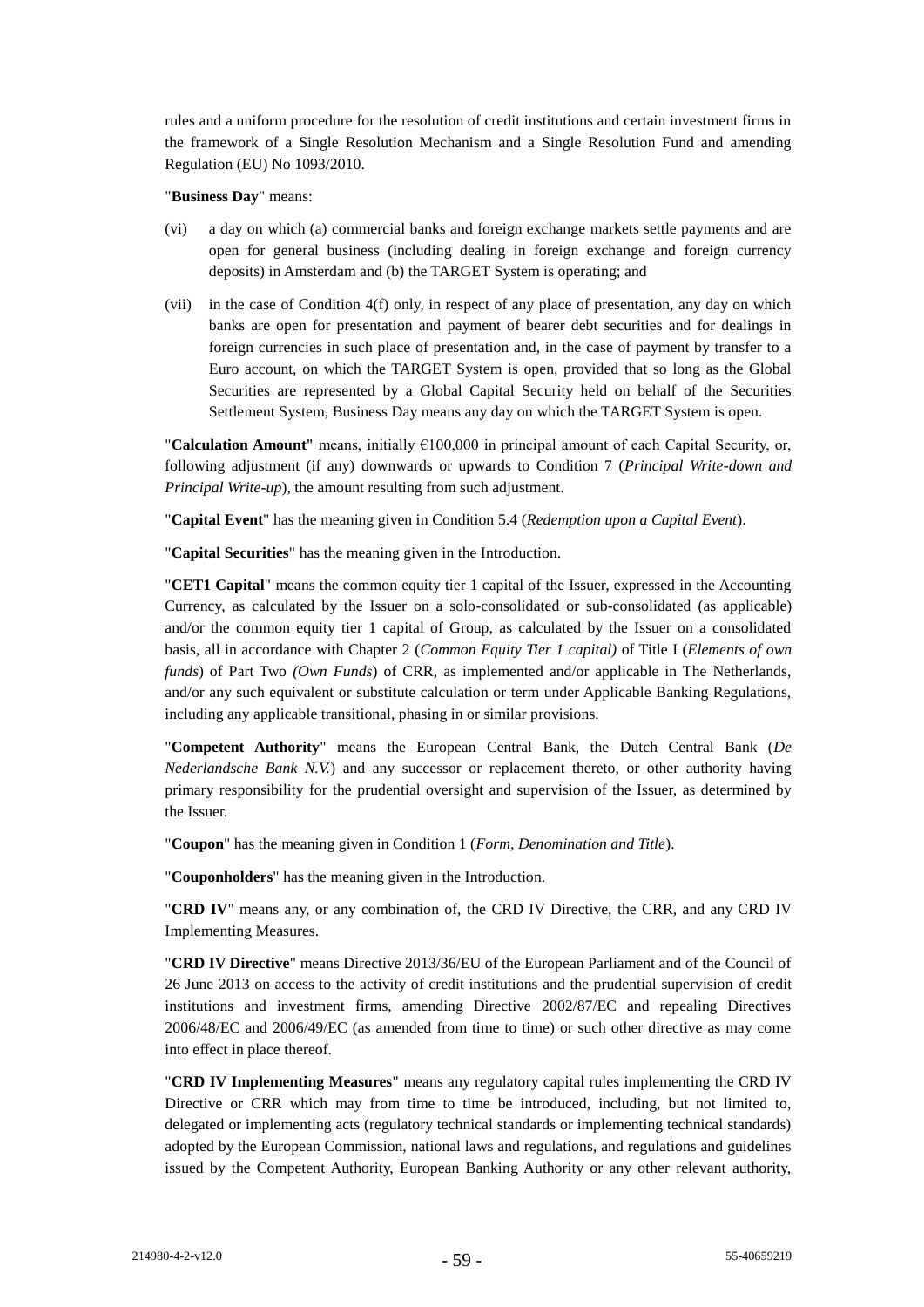rules and a uniform procedure for the resolution of credit institutions and certain investment firms in the framework of a Single Resolution Mechanism and a Single Resolution Fund and amending Regulation (EU) No 1093/2010.

"**Business Day**" means:

(vi) a day on which (a) commercial banks and foreign exchange markets settle payments and are open for general business (including dealing in foreign exchange and foreign currency deposits) in Amsterdam and (b) the TARGET System is operating; and

(vii) in the case of Condition 4(f) only, in respect of any place of presentation, any day on which banks are open for presentation and payment of bearer debt securities and for dealings in foreign currencies in such place of presentation and, in the case of payment by transfer to a Euro account, on which the TARGET System is open, provided that so long as the Global Securities are represented by a Global Capital Security held on behalf of the Securities Settlement System, Business Day means any day on which the TARGET System is open.

"**Calculation Amount**" means, initially €100,000 in principal amount of each Capital Security, or, following adjustment (if any) downwards or upwards to Condition 7 (*Principal Write-down and Principal Write-up*), the amount resulting from such adjustment.

"**Capital Event**" has the meaning given in Condition 5.4 (*Redemption upon a Capital Event*).

"**Capital Securities**" has the meaning given in the Introduction.

"**CET1 Capital**" means the common equity tier 1 capital of the Issuer, expressed in the Accounting Currency, as calculated by the Issuer on a solo-consolidated or sub-consolidated (as applicable) and/or the common equity tier 1 capital of Group, as calculated by the Issuer on a consolidated basis, all in accordance with Chapter 2 (*Common Equity Tier 1 capital)* of Title I (*Elements of own funds*) of Part Two *(Own Funds*) of CRR, as implemented and/or applicable in The Netherlands, and/or any such equivalent or substitute calculation or term under Applicable Banking Regulations, including any applicable transitional, phasing in or similar provisions.

"**Competent Authority**" means the European Central Bank, the Dutch Central Bank (*De Nederlandsche Bank N.V.*) and any successor or replacement thereto, or other authority having primary responsibility for the prudential oversight and supervision of the Issuer, as determined by the Issuer.

"**Coupon**" has the meaning given in Condition 1 (*Form, Denomination and Title*).

"**Couponholders**" has the meaning given in the Introduction.

"**CRD IV**" means any, or any combination of, the CRD IV Directive, the CRR, and any CRD IV Implementing Measures.

"**CRD IV Directive**" means Directive 2013/36/EU of the European Parliament and of the Council of 26 June 2013 on access to the activity of credit institutions and the prudential supervision of credit institutions and investment firms, amending Directive 2002/87/EC and repealing Directives 2006/48/EC and 2006/49/EC (as amended from time to time) or such other directive as may come into effect in place thereof.

"**CRD IV Implementing Measures**" means any regulatory capital rules implementing the CRD IV Directive or CRR which may from time to time be introduced, including, but not limited to, delegated or implementing acts (regulatory technical standards or implementing technical standards) adopted by the European Commission, national laws and regulations, and regulations and guidelines issued by the Competent Authority, European Banking Authority or any other relevant authority,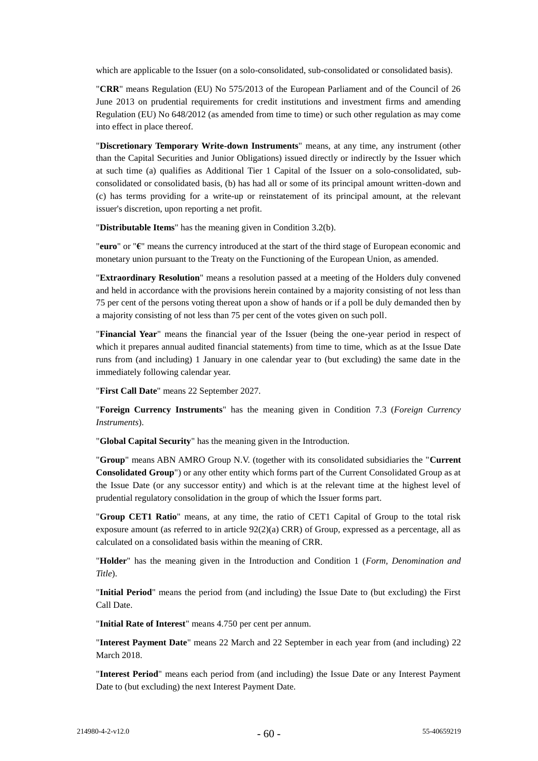which are applicable to the Issuer (on a solo-consolidated, sub-consolidated or consolidated basis).

"**CRR**" means Regulation (EU) No 575/2013 of the European Parliament and of the Council of 26 June 2013 on prudential requirements for credit institutions and investment firms and amending Regulation (EU) No 648/2012 (as amended from time to time) or such other regulation as may come into effect in place thereof.

"**Discretionary Temporary Write-down Instruments**" means, at any time, any instrument (other than the Capital Securities and Junior Obligations) issued directly or indirectly by the Issuer which at such time (a) qualifies as Additional Tier 1 Capital of the Issuer on a solo-consolidated, sub-consolidated or consolidated basis, (b) has had all or some of its principal amount written-down and (c) has terms providing for a write-up or reinstatement of its principal amount, at the relevant issuer's discretion, upon reporting a net profit.

"**Distributable Items**" has the meaning given in Condition 3.2(b).

"**euro**" or "**€**" means the currency introduced at the start of the third stage of European economic and monetary union pursuant to the Treaty on the Functioning of the European Union, as amended.

"**Extraordinary Resolution**" means a resolution passed at a meeting of the Holders duly convened and held in accordance with the provisions herein contained by a majority consisting of not less than 75 per cent of the persons voting thereat upon a show of hands or if a poll be duly demanded then by a majority consisting of not less than 75 per cent of the votes given on such poll.

"**Financial Year**" means the financial year of the Issuer (being the one-year period in respect of which it prepares annual audited financial statements) from time to time, which as at the Issue Date runs from (and including) 1 January in one calendar year to (but excluding) the same date in the immediately following calendar year.

"**First Call Date**" means 22 September 2027.

"**Foreign Currency Instruments**" has the meaning given in Condition 7.3 (*Foreign Currency Instruments*).

"**Global Capital Security**" has the meaning given in the Introduction.

"**Group**" means ABN AMRO Group N.V. (together with its consolidated subsidiaries the "**Current Consolidated Group**") or any other entity which forms part of the Current Consolidated Group as at the Issue Date (or any successor entity) and which is at the relevant time at the highest level of prudential regulatory consolidation in the group of which the Issuer forms part.

"**Group CET1 Ratio**" means, at any time, the ratio of CET1 Capital of Group to the total risk exposure amount (as referred to in article 92(2)(a) CRR) of Group, expressed as a percentage, all as calculated on a consolidated basis within the meaning of CRR.

"**Holder**" has the meaning given in the Introduction and Condition 1 (*Form, Denomination and Title*).

"**Initial Period**" means the period from (and including) the Issue Date to (but excluding) the First Call Date.

"**Initial Rate of Interest**" means 4.750 per cent per annum.

"**Interest Payment Date**" means 22 March and 22 September in each year from (and including) 22 March 2018.

"**Interest Period**" means each period from (and including) the Issue Date or any Interest Payment Date to (but excluding) the next Interest Payment Date.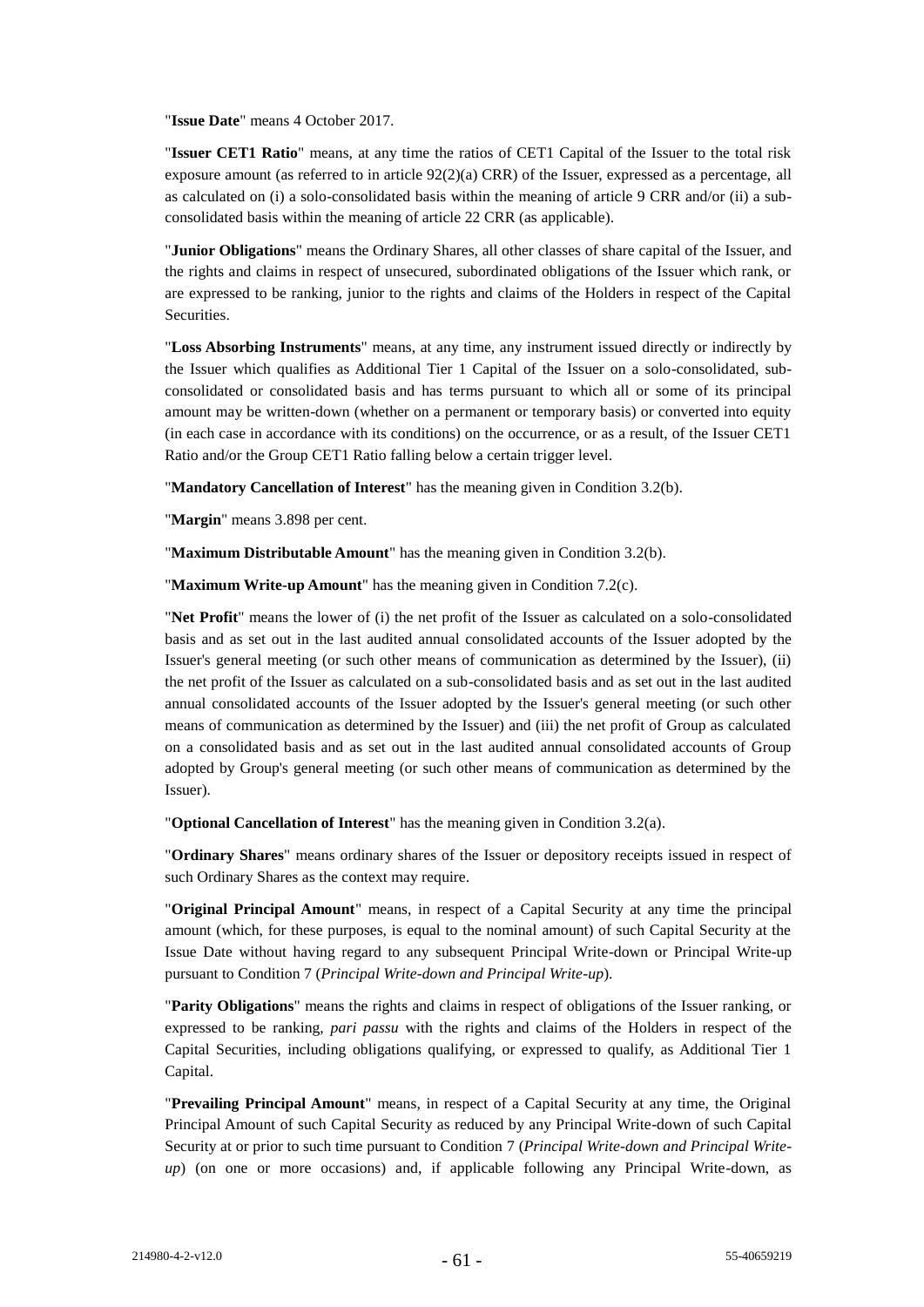"**Issue Date**" means 4 October 2017.

"**Issuer CET1 Ratio**" means, at any time the ratios of CET1 Capital of the Issuer to the total risk exposure amount (as referred to in article 92(2)(a) CRR) of the Issuer, expressed as a percentage, all as calculated on (i) a solo-consolidated basis within the meaning of article 9 CRR and/or (ii) a sub-consolidated basis within the meaning of article 22 CRR (as applicable).

"**Junior Obligations**" means the Ordinary Shares, all other classes of share capital of the Issuer, and the rights and claims in respect of unsecured, subordinated obligations of the Issuer which rank, or are expressed to be ranking, junior to the rights and claims of the Holders in respect of the Capital Securities.

"**Loss Absorbing Instruments**" means, at any time, any instrument issued directly or indirectly by the Issuer which qualifies as Additional Tier 1 Capital of the Issuer on a solo-consolidated, sub-consolidated or consolidated basis and has terms pursuant to which all or some of its principal amount may be written-down (whether on a permanent or temporary basis) or converted into equity (in each case in accordance with its conditions) on the occurrence, or as a result, of the Issuer CET1 Ratio and/or the Group CET1 Ratio falling below a certain trigger level.

"**Mandatory Cancellation of Interest**" has the meaning given in Condition 3.2(b).

"**Margin**" means 3.898 per cent.

"**Maximum Distributable Amount**" has the meaning given in Condition 3.2(b).

"**Maximum Write-up Amount**" has the meaning given in Condition 7.2(c).

"**Net Profit**" means the lower of (i) the net profit of the Issuer as calculated on a solo-consolidated basis and as set out in the last audited annual consolidated accounts of the Issuer adopted by the Issuer's general meeting (or such other means of communication as determined by the Issuer), (ii) the net profit of the Issuer as calculated on a sub-consolidated basis and as set out in the last audited annual consolidated accounts of the Issuer adopted by the Issuer's general meeting (or such other means of communication as determined by the Issuer) and (iii) the net profit of Group as calculated on a consolidated basis and as set out in the last audited annual consolidated accounts of Group adopted by Group's general meeting (or such other means of communication as determined by the Issuer).

"**Optional Cancellation of Interest**" has the meaning given in Condition 3.2(a).

"**Ordinary Shares**" means ordinary shares of the Issuer or depository receipts issued in respect of such Ordinary Shares as the context may require.

"**Original Principal Amount**" means, in respect of a Capital Security at any time the principal amount (which, for these purposes, is equal to the nominal amount) of such Capital Security at the Issue Date without having regard to any subsequent Principal Write-down or Principal Write-up pursuant to Condition 7 (*Principal Write-down and Principal Write-up*).

"**Parity Obligations**" means the rights and claims in respect of obligations of the Issuer ranking, or expressed to be ranking, *pari passu* with the rights and claims of the Holders in respect of the Capital Securities, including obligations qualifying, or expressed to qualify, as Additional Tier 1 Capital.

"**Prevailing Principal Amount**" means, in respect of a Capital Security at any time, the Original Principal Amount of such Capital Security as reduced by any Principal Write-down of such Capital Security at or prior to such time pursuant to Condition 7 (*Principal Write-down and Principal Write-up*) (on one or more occasions) and, if applicable following any Principal Write-down, as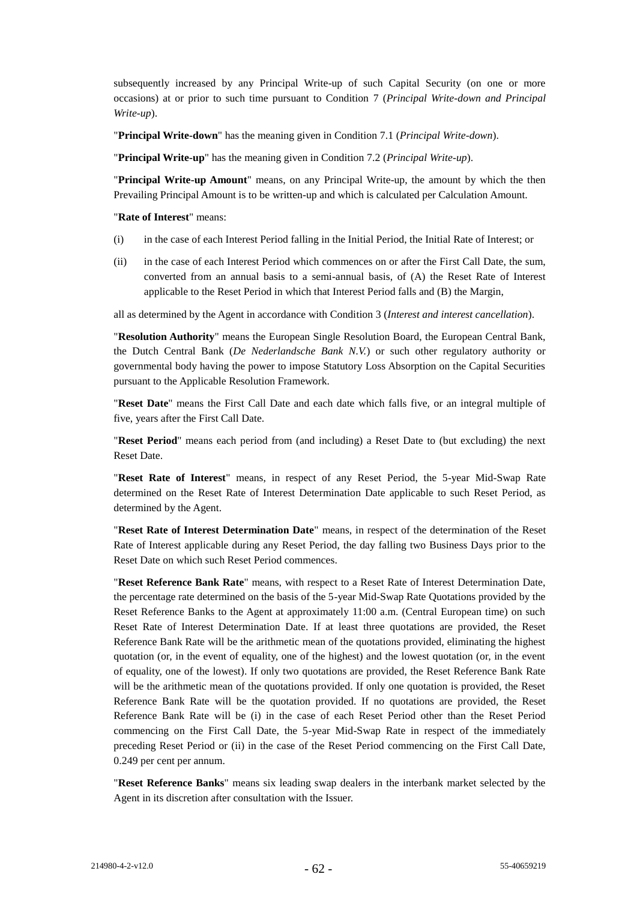subsequently increased by any Principal Write-up of such Capital Security (on one or more occasions) at or prior to such time pursuant to Condition 7 (*Principal Write-down and Principal Write-up*).

"**Principal Write-down**" has the meaning given in Condition 7.1 (*Principal Write-down*).

"**Principal Write-up**" has the meaning given in Condition 7.2 (*Principal Write-up*).

"**Principal Write-up Amount**" means, on any Principal Write-up, the amount by which the then Prevailing Principal Amount is to be written-up and which is calculated per Calculation Amount.

"**Rate of Interest**" means:

(i) in the case of each Interest Period falling in the Initial Period, the Initial Rate of Interest; or

(ii) in the case of each Interest Period which commences on or after the First Call Date, the sum, converted from an annual basis to a semi-annual basis, of (A) the Reset Rate of Interest applicable to the Reset Period in which that Interest Period falls and (B) the Margin,

all as determined by the Agent in accordance with Condition 3 (*Interest and interest cancellation*).

"**Resolution Authority**" means the European Single Resolution Board, the European Central Bank, the Dutch Central Bank (*De Nederlandsche Bank N.V.*) or such other regulatory authority or governmental body having the power to impose Statutory Loss Absorption on the Capital Securities pursuant to the Applicable Resolution Framework.

"**Reset Date**" means the First Call Date and each date which falls five, or an integral multiple of five, years after the First Call Date.

"**Reset Period**" means each period from (and including) a Reset Date to (but excluding) the next Reset Date.

"**Reset Rate of Interest**" means, in respect of any Reset Period, the 5-year Mid-Swap Rate determined on the Reset Rate of Interest Determination Date applicable to such Reset Period, as determined by the Agent.

"**Reset Rate of Interest Determination Date**" means, in respect of the determination of the Reset Rate of Interest applicable during any Reset Period, the day falling two Business Days prior to the Reset Date on which such Reset Period commences.

"**Reset Reference Bank Rate**" means, with respect to a Reset Rate of Interest Determination Date, the percentage rate determined on the basis of the 5-year Mid-Swap Rate Quotations provided by the Reset Reference Banks to the Agent at approximately 11:00 a.m. (Central European time) on such Reset Rate of Interest Determination Date. If at least three quotations are provided, the Reset Reference Bank Rate will be the arithmetic mean of the quotations provided, eliminating the highest quotation (or, in the event of equality, one of the highest) and the lowest quotation (or, in the event of equality, one of the lowest). If only two quotations are provided, the Reset Reference Bank Rate will be the arithmetic mean of the quotations provided. If only one quotation is provided, the Reset Reference Bank Rate will be the quotation provided. If no quotations are provided, the Reset Reference Bank Rate will be (i) in the case of each Reset Period other than the Reset Period commencing on the First Call Date, the 5-year Mid-Swap Rate in respect of the immediately preceding Reset Period or (ii) in the case of the Reset Period commencing on the First Call Date, 0.249 per cent per annum.

"**Reset Reference Banks**" means six leading swap dealers in the interbank market selected by the Agent in its discretion after consultation with the Issuer.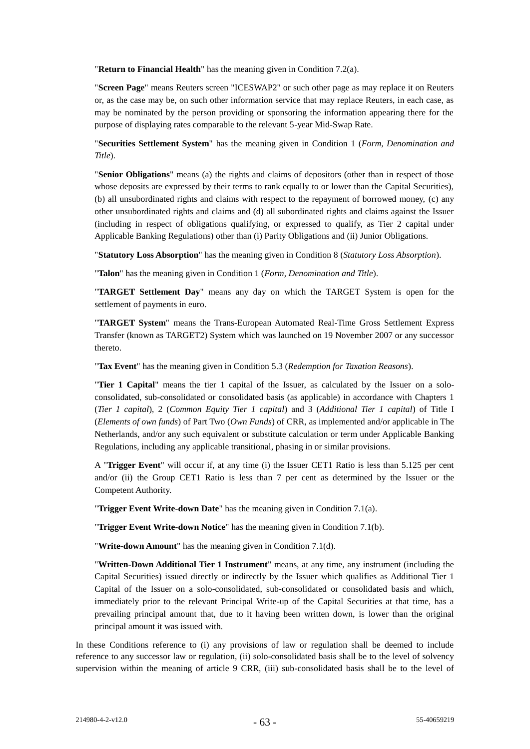"**Return to Financial Health**" has the meaning given in Condition 7.2(a).

"**Screen Page**" means Reuters screen "ICESWAP2" or such other page as may replace it on Reuters or, as the case may be, on such other information service that may replace Reuters, in each case, as may be nominated by the person providing or sponsoring the information appearing there for the purpose of displaying rates comparable to the relevant 5-year Mid-Swap Rate.

"**Securities Settlement System**" has the meaning given in Condition 1 (*Form, Denomination and Title*).

"**Senior Obligations**" means (a) the rights and claims of depositors (other than in respect of those whose deposits are expressed by their terms to rank equally to or lower than the Capital Securities), (b) all unsubordinated rights and claims with respect to the repayment of borrowed money, (c) any other unsubordinated rights and claims and (d) all subordinated rights and claims against the Issuer (including in respect of obligations qualifying, or expressed to qualify, as Tier 2 capital under Applicable Banking Regulations) other than (i) Parity Obligations and (ii) Junior Obligations.

"**Statutory Loss Absorption**" has the meaning given in Condition 8 (*Statutory Loss Absorption*).

"**Talon**" has the meaning given in Condition 1 (*Form, Denomination and Title*).

"**TARGET Settlement Day**" means any day on which the TARGET System is open for the settlement of payments in euro.

"**TARGET System**" means the Trans-European Automated Real-Time Gross Settlement Express Transfer (known as TARGET2) System which was launched on 19 November 2007 or any successor thereto.

"**Tax Event**" has the meaning given in Condition 5.3 (*Redemption for Taxation Reasons*).

"**Tier 1 Capital**" means the tier 1 capital of the Issuer, as calculated by the Issuer on a solo-consolidated, sub-consolidated or consolidated basis (as applicable) in accordance with Chapters 1 (*Tier 1 capital*), 2 (*Common Equity Tier 1 capital*) and 3 (*Additional Tier 1 capital*) of Title I (*Elements of own funds*) of Part Two (*Own Funds*) of CRR, as implemented and/or applicable in The Netherlands, and/or any such equivalent or substitute calculation or term under Applicable Banking Regulations, including any applicable transitional, phasing in or similar provisions.

A "**Trigger Event**" will occur if, at any time (i) the Issuer CET1 Ratio is less than 5.125 per cent and/or (ii) the Group CET1 Ratio is less than 7 per cent as determined by the Issuer or the Competent Authority.

"**Trigger Event Write-down Date**" has the meaning given in Condition 7.1(a).

"**Trigger Event Write-down Notice**" has the meaning given in Condition 7.1(b).

"**Write-down Amount**" has the meaning given in Condition 7.1(d).

"**Written-Down Additional Tier 1 Instrument**" means, at any time, any instrument (including the Capital Securities) issued directly or indirectly by the Issuer which qualifies as Additional Tier 1 Capital of the Issuer on a solo-consolidated, sub-consolidated or consolidated basis and which, immediately prior to the relevant Principal Write-up of the Capital Securities at that time, has a prevailing principal amount that, due to it having been written down, is lower than the original principal amount it was issued with.

In these Conditions reference to (i) any provisions of law or regulation shall be deemed to include reference to any successor law or regulation, (ii) solo-consolidated basis shall be to the level of solvency supervision within the meaning of article 9 CRR, (iii) sub-consolidated basis shall be to the level of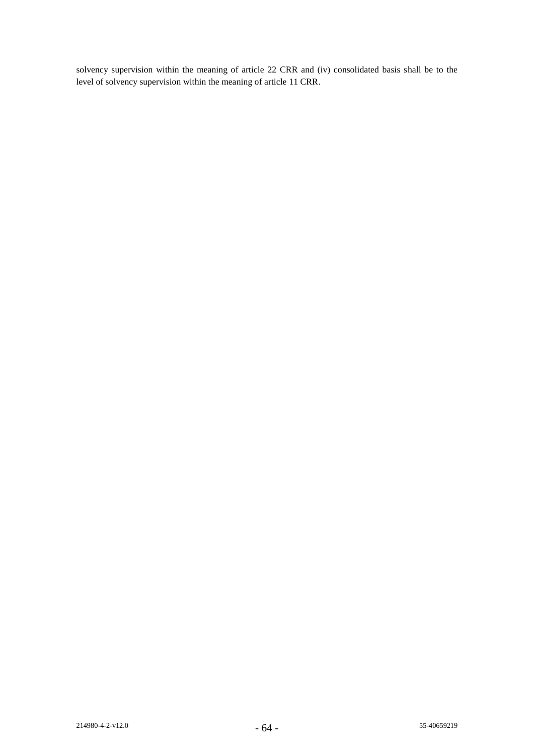solvency supervision within the meaning of article 22 CRR and (iv) consolidated basis shall be to the level of solvency supervision within the meaning of article 11 CRR.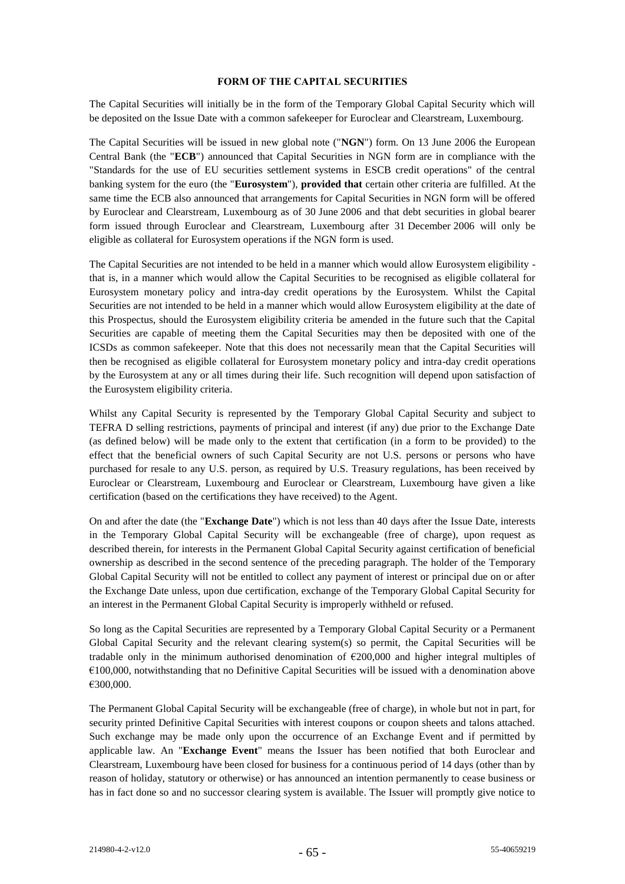## FORM OF THE CAPITAL SECURITIES

The Capital Securities will initially be in the form of the Temporary Global Capital Security which will be deposited on the Issue Date with a common safekeeper for Euroclear and Clearstream, Luxembourg.

The Capital Securities will be issued in new global note ("**NGN**") form. On 13 June 2006 the European Central Bank (the "**ECB**") announced that Capital Securities in NGN form are in compliance with the "Standards for the use of EU securities settlement systems in ESCB credit operations" of the central banking system for the euro (the "**Eurosystem**"), **provided that** certain other criteria are fulfilled. At the same time the ECB also announced that arrangements for Capital Securities in NGN form will be offered by Euroclear and Clearstream, Luxembourg as of 30 June 2006 and that debt securities in global bearer form issued through Euroclear and Clearstream, Luxembourg after 31 December 2006 will only be eligible as collateral for Eurosystem operations if the NGN form is used.

The Capital Securities are not intended to be held in a manner which would allow Eurosystem eligibility - that is, in a manner which would allow the Capital Securities to be recognised as eligible collateral for Eurosystem monetary policy and intra-day credit operations by the Eurosystem. Whilst the Capital Securities are not intended to be held in a manner which would allow Eurosystem eligibility at the date of this Prospectus, should the Eurosystem eligibility criteria be amended in the future such that the Capital Securities are capable of meeting them the Capital Securities may then be deposited with one of the ICSDs as common safekeeper. Note that this does not necessarily mean that the Capital Securities will then be recognised as eligible collateral for Eurosystem monetary policy and intra-day credit operations by the Eurosystem at any or all times during their life. Such recognition will depend upon satisfaction of the Eurosystem eligibility criteria.

Whilst any Capital Security is represented by the Temporary Global Capital Security and subject to TEFRA D selling restrictions, payments of principal and interest (if any) due prior to the Exchange Date (as defined below) will be made only to the extent that certification (in a form to be provided) to the effect that the beneficial owners of such Capital Security are not U.S. persons or persons who have purchased for resale to any U.S. person, as required by U.S. Treasury regulations, has been received by Euroclear or Clearstream, Luxembourg and Euroclear or Clearstream, Luxembourg have given a like certification (based on the certifications they have received) to the Agent.

On and after the date (the "**Exchange Date**") which is not less than 40 days after the Issue Date, interests in the Temporary Global Capital Security will be exchangeable (free of charge), upon request as described therein, for interests in the Permanent Global Capital Security against certification of beneficial ownership as described in the second sentence of the preceding paragraph. The holder of the Temporary Global Capital Security will not be entitled to collect any payment of interest or principal due on or after the Exchange Date unless, upon due certification, exchange of the Temporary Global Capital Security for an interest in the Permanent Global Capital Security is improperly withheld or refused.

So long as the Capital Securities are represented by a Temporary Global Capital Security or a Permanent Global Capital Security and the relevant clearing system(s) so permit, the Capital Securities will be tradable only in the minimum authorised denomination of €200,000 and higher integral multiples of €100,000, notwithstanding that no Definitive Capital Securities will be issued with a denomination above €300,000.

The Permanent Global Capital Security will be exchangeable (free of charge), in whole but not in part, for security printed Definitive Capital Securities with interest coupons or coupon sheets and talons attached. Such exchange may be made only upon the occurrence of an Exchange Event and if permitted by applicable law. An "**Exchange Event**" means the Issuer has been notified that both Euroclear and Clearstream, Luxembourg have been closed for business for a continuous period of 14 days (other than by reason of holiday, statutory or otherwise) or has announced an intention permanently to cease business or has in fact done so and no successor clearing system is available. The Issuer will promptly give notice to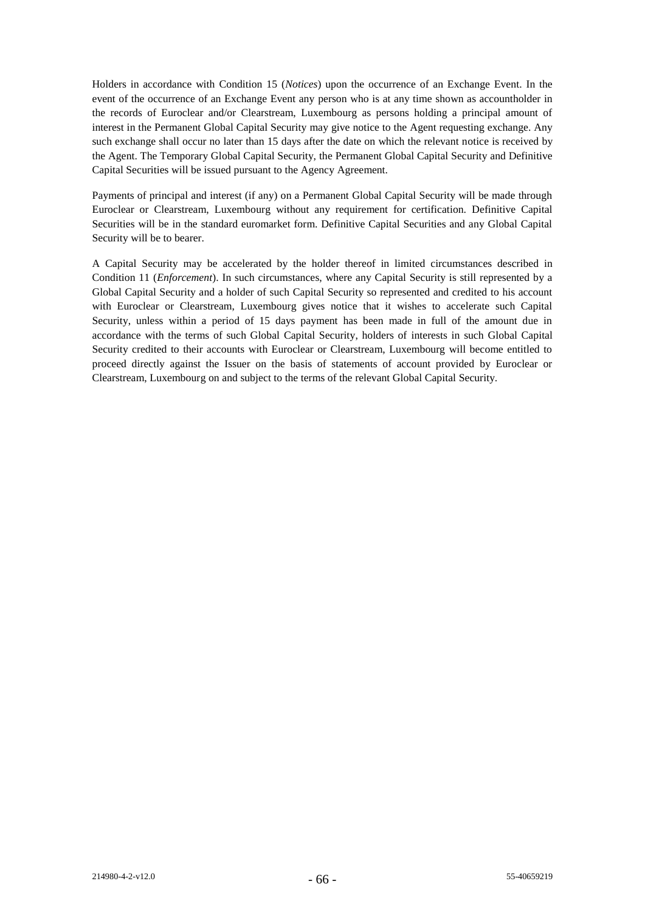Holders in accordance with Condition 15 (*Notices*) upon the occurrence of an Exchange Event. In the event of the occurrence of an Exchange Event any person who is at any time shown as accountholder in the records of Euroclear and/or Clearstream, Luxembourg as persons holding a principal amount of interest in the Permanent Global Capital Security may give notice to the Agent requesting exchange. Any such exchange shall occur no later than 15 days after the date on which the relevant notice is received by the Agent. The Temporary Global Capital Security, the Permanent Global Capital Security and Definitive Capital Securities will be issued pursuant to the Agency Agreement.

Payments of principal and interest (if any) on a Permanent Global Capital Security will be made through Euroclear or Clearstream, Luxembourg without any requirement for certification. Definitive Capital Securities will be in the standard euromarket form. Definitive Capital Securities and any Global Capital Security will be to bearer.

A Capital Security may be accelerated by the holder thereof in limited circumstances described in Condition 11 (*Enforcement*). In such circumstances, where any Capital Security is still represented by a Global Capital Security and a holder of such Capital Security so represented and credited to his account with Euroclear or Clearstream, Luxembourg gives notice that it wishes to accelerate such Capital Security, unless within a period of 15 days payment has been made in full of the amount due in accordance with the terms of such Global Capital Security, holders of interests in such Global Capital Security credited to their accounts with Euroclear or Clearstream, Luxembourg will become entitled to proceed directly against the Issuer on the basis of statements of account provided by Euroclear or Clearstream, Luxembourg on and subject to the terms of the relevant Global Capital Security.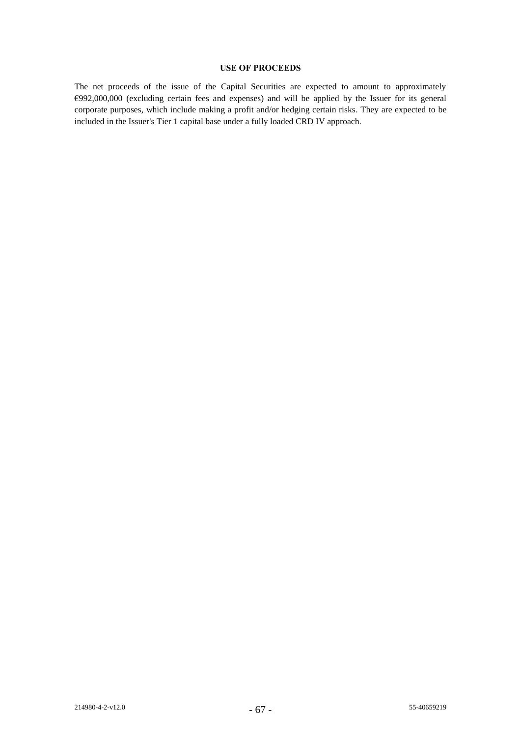## USE OF PROCEEDS

The net proceeds of the issue of the Capital Securities are expected to amount to approximately €992,000,000 (excluding certain fees and expenses) and will be applied by the Issuer for its general corporate purposes, which include making a profit and/or hedging certain risks. They are expected to be included in the Issuer's Tier 1 capital base under a fully loaded CRD IV approach.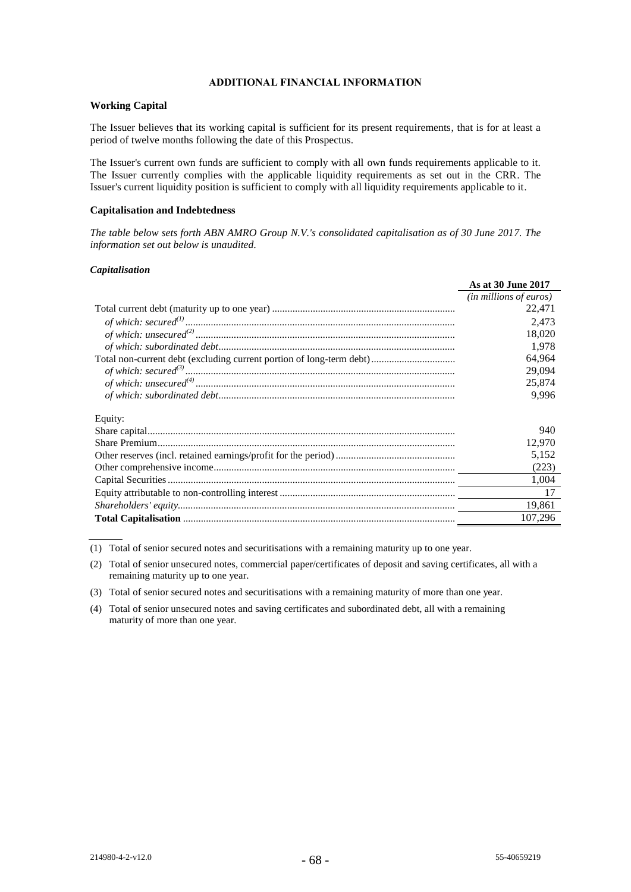## ADDITIONAL FINANCIAL INFORMATION

### Working Capital

The Issuer believes that its working capital is sufficient for its present requirements, that is for at least a period of twelve months following the date of this Prospectus.

The Issuer's current own funds are sufficient to comply with all own funds requirements applicable to it. The Issuer currently complies with the applicable liquidity requirements as set out in the CRR. The Issuer's current liquidity position is sufficient to comply with all liquidity requirements applicable to it.

### Capitalisation and Indebtedness

*The table below sets forth ABN AMRO Group N.V.'s consolidated capitalisation as of 30 June 2017. The information set out below is unaudited.*

#### *Capitalisation*

| | As at 30 June 2017 |
|---|---|
| | *(in millions of euros)* |
| Total current debt (maturity up to one year) | 22,471 |
| *of which: secured*[(1)] | 2,473 |
| *of which: unsecured*[(2)] | 18,020 |
| *of which: subordinated debt* | 1,978 |
| Total non-current debt (excluding current portion of long-term debt) | 64,964 |
| *of which: secured*[(3)] | 29,094 |
| *of which: unsecured*[(4)] | 25,874 |
| *of which: subordinated debt* | 9,996 |
| Equity: | |
| Share capital | 940 |
| Share Premium | 12,970 |
| Other reserves (incl. retained earnings/profit for the period) | 5,152 |
| Other comprehensive income | (223) |
| Capital Securities | 1,004 |
| Equity attributable to non-controlling interest | 17 |
| *Shareholders' equity* | 19,861 |
| **Total Capitalisation** | 107,296 |

(1) Total of senior secured notes and securitisations with a remaining maturity up to one year.

(2) Total of senior unsecured notes, commercial paper/certificates of deposit and saving certificates, all with a remaining maturity up to one year.

(3) Total of senior secured notes and securitisations with a remaining maturity of more than one year.

(4) Total of senior unsecured notes and saving certificates and subordinated debt, all with a remaining maturity of more than one year.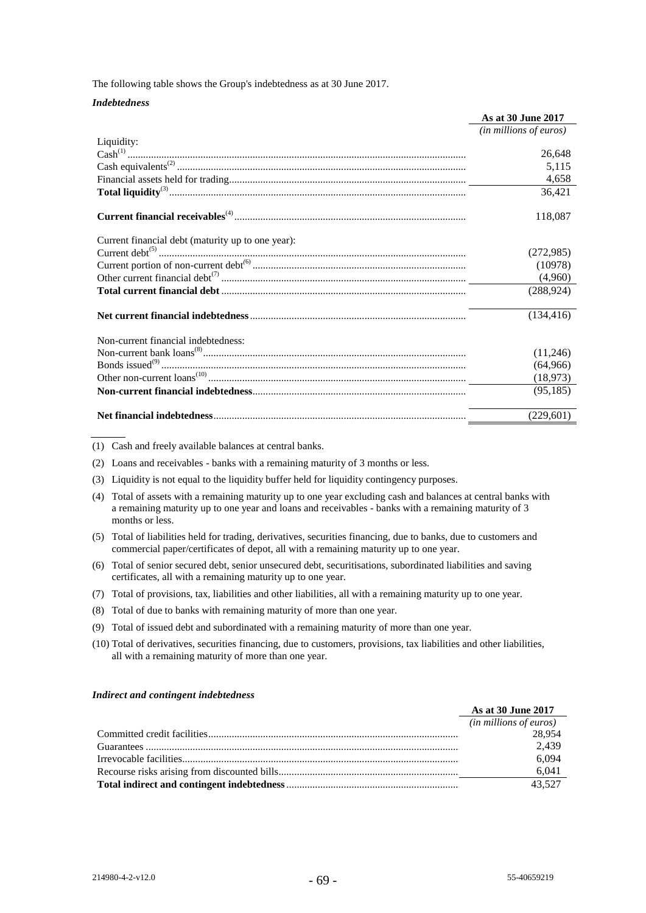The following table shows the Group's indebtedness as at 30 June 2017.

***Indebtedness***

| | **As at 30 June 2017** |
|---|---|
| | *(in millions of euros)* |
| Liquidity: | |
| Cash[(1)] | 26,648 |
| Cash equivalents[(2)] | 5,115 |
| Financial assets held for trading | 4,658 |
| **Total liquidity**[(3)] | 36,421 |
| **Current financial receivables**[(4)] | 118,087 |
| Current financial debt (maturity up to one year): | |
| Current debt[(5)] | (272,985) |
| Current portion of non-current debt[(6)] | (10978) |
| Other current financial debt[(7)] | (4,960) |
| **Total current financial debt** | (288,924) |
| **Net current financial indebtedness** | (134,416) |
| Non-current financial indebtedness: | |
| Non-current bank loans[(8)] | (11,246) |
| Bonds issued[(9)] | (64,966) |
| Other non-current loans[(10)] | (18,973) |
| **Non-current financial indebtedness** | (95,185) |
| **Net financial indebtedness** | (229,601) |

(1) Cash and freely available balances at central banks.

(2) Loans and receivables - banks with a remaining maturity of 3 months or less.

(3) Liquidity is not equal to the liquidity buffer held for liquidity contingency purposes.

(4) Total of assets with a remaining maturity up to one year excluding cash and balances at central banks with a remaining maturity up to one year and loans and receivables - banks with a remaining maturity of 3 months or less.

(5) Total of liabilities held for trading, derivatives, securities financing, due to banks, due to customers and commercial paper/certificates of depot, all with a remaining maturity up to one year.

(6) Total of senior secured debt, senior unsecured debt, securitisations, subordinated liabilities and saving certificates, all with a remaining maturity up to one year.

(7) Total of provisions, tax, liabilities and other liabilities, all with a remaining maturity up to one year.

(8) Total of due to banks with remaining maturity of more than one year.

(9) Total of issued debt and subordinated with a remaining maturity of more than one year.

(10) Total of derivatives, securities financing, due to customers, provisions, tax liabilities and other liabilities, all with a remaining maturity of more than one year.

***Indirect and contingent indebtedness***

| | **As at 30 June 2017** |
|---|---|
| | *(in millions of euros)* |
| Committed credit facilities | 28,954 |
| Guarantees | 2,439 |
| Irrevocable facilities | 6,094 |
| Recourse risks arising from discounted bills | 6,041 |
| **Total indirect and contingent indebtedness** | 43,527 |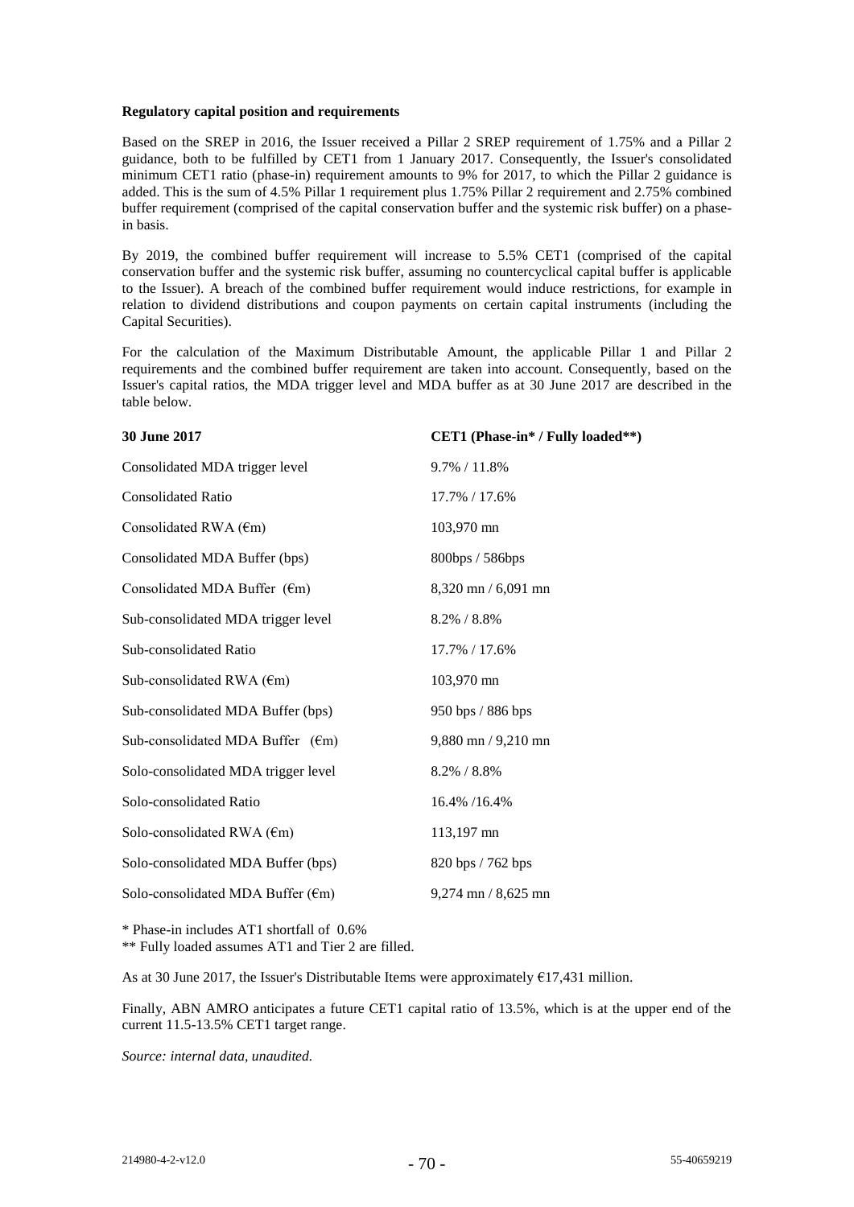**Regulatory capital position and requirements**

Based on the SREP in 2016, the Issuer received a Pillar 2 SREP requirement of 1.75% and a Pillar 2 guidance, both to be fulfilled by CET1 from 1 January 2017. Consequently, the Issuer's consolidated minimum CET1 ratio (phase-in) requirement amounts to 9% for 2017, to which the Pillar 2 guidance is added. This is the sum of 4.5% Pillar 1 requirement plus 1.75% Pillar 2 requirement and 2.75% combined buffer requirement (comprised of the capital conservation buffer and the systemic risk buffer) on a phase-in basis.

By 2019, the combined buffer requirement will increase to 5.5% CET1 (comprised of the capital conservation buffer and the systemic risk buffer, assuming no countercyclical capital buffer is applicable to the Issuer). A breach of the combined buffer requirement would induce restrictions, for example in relation to dividend distributions and coupon payments on certain capital instruments (including the Capital Securities).

For the calculation of the Maximum Distributable Amount, the applicable Pillar 1 and Pillar 2 requirements and the combined buffer requirement are taken into account. Consequently, based on the Issuer's capital ratios, the MDA trigger level and MDA buffer as at 30 June 2017 are described in the table below.

| 30 June 2017 | CET1 (Phase-in* / Fully loaded**) |
|---|---|
| Consolidated MDA trigger level | 9.7% / 11.8% |
| Consolidated Ratio | 17.7% / 17.6% |
| Consolidated RWA (€m) | 103,970 mn |
| Consolidated MDA Buffer (bps) | 800bps / 586bps |
| Consolidated MDA Buffer (€m) | 8,320 mn / 6,091 mn |
| Sub-consolidated MDA trigger level | 8.2% / 8.8% |
| Sub-consolidated Ratio | 17.7% / 17.6% |
| Sub-consolidated RWA (€m) | 103,970 mn |
| Sub-consolidated MDA Buffer (bps) | 950 bps / 886 bps |
| Sub-consolidated MDA Buffer (€m) | 9,880 mn / 9,210 mn |
| Solo-consolidated MDA trigger level | 8.2% / 8.8% |
| Solo-consolidated Ratio | 16.4% /16.4% |
| Solo-consolidated RWA (€m) | 113,197 mn |
| Solo-consolidated MDA Buffer (bps) | 820 bps / 762 bps |
| Solo-consolidated MDA Buffer (€m) | 9,274 mn / 8,625 mn |

\* Phase-in includes AT1 shortfall of 0.6%

\*\* Fully loaded assumes AT1 and Tier 2 are filled.

As at 30 June 2017, the Issuer's Distributable Items were approximately €17,431 million.

Finally, ABN AMRO anticipates a future CET1 capital ratio of 13.5%, which is at the upper end of the current 11.5-13.5% CET1 target range.

*Source: internal data, unaudited.*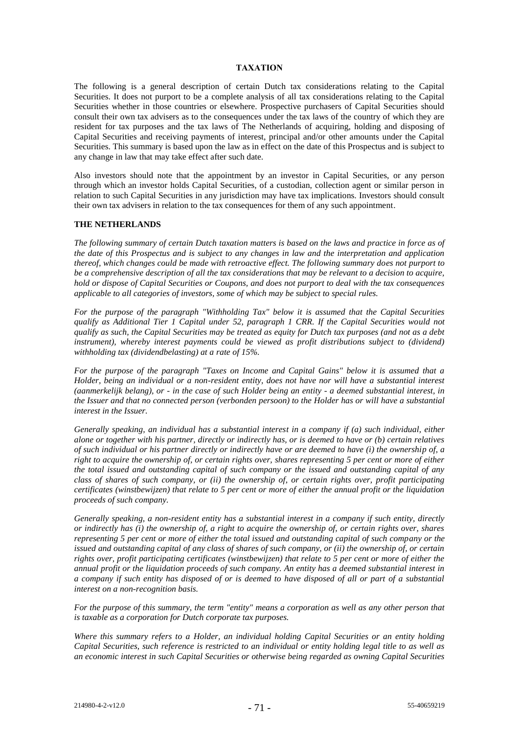## TAXATION

The following is a general description of certain Dutch tax considerations relating to the Capital Securities. It does not purport to be a complete analysis of all tax considerations relating to the Capital Securities whether in those countries or elsewhere. Prospective purchasers of Capital Securities should consult their own tax advisers as to the consequences under the tax laws of the country of which they are resident for tax purposes and the tax laws of The Netherlands of acquiring, holding and disposing of Capital Securities and receiving payments of interest, principal and/or other amounts under the Capital Securities. This summary is based upon the law as in effect on the date of this Prospectus and is subject to any change in law that may take effect after such date.

Also investors should note that the appointment by an investor in Capital Securities, or any person through which an investor holds Capital Securities, of a custodian, collection agent or similar person in relation to such Capital Securities in any jurisdiction may have tax implications. Investors should consult their own tax advisers in relation to the tax consequences for them of any such appointment.

### THE NETHERLANDS

*The following summary of certain Dutch taxation matters is based on the laws and practice in force as of the date of this Prospectus and is subject to any changes in law and the interpretation and application thereof, which changes could be made with retroactive effect. The following summary does not purport to be a comprehensive description of all the tax considerations that may be relevant to a decision to acquire, hold or dispose of Capital Securities or Coupons, and does not purport to deal with the tax consequences applicable to all categories of investors, some of which may be subject to special rules.*

*For the purpose of the paragraph "Withholding Tax" below it is assumed that the Capital Securities qualify as Additional Tier 1 Capital under 52, paragraph 1 CRR. If the Capital Securities would not qualify as such, the Capital Securities may be treated as equity for Dutch tax purposes (and not as a debt instrument), whereby interest payments could be viewed as profit distributions subject to (dividend) withholding tax (dividendbelasting) at a rate of 15%.*

*For the purpose of the paragraph "Taxes on Income and Capital Gains" below it is assumed that a Holder, being an individual or a non-resident entity, does not have nor will have a substantial interest (aanmerkelijk belang), or - in the case of such Holder being an entity - a deemed substantial interest, in the Issuer and that no connected person (verbonden persoon) to the Holder has or will have a substantial interest in the Issuer.*

*Generally speaking, an individual has a substantial interest in a company if (a) such individual, either alone or together with his partner, directly or indirectly has, or is deemed to have or (b) certain relatives of such individual or his partner directly or indirectly have or are deemed to have (i) the ownership of, a right to acquire the ownership of, or certain rights over, shares representing 5 per cent or more of either the total issued and outstanding capital of such company or the issued and outstanding capital of any class of shares of such company, or (ii) the ownership of, or certain rights over, profit participating certificates (winstbewijzen) that relate to 5 per cent or more of either the annual profit or the liquidation proceeds of such company.*

*Generally speaking, a non-resident entity has a substantial interest in a company if such entity, directly or indirectly has (i) the ownership of, a right to acquire the ownership of, or certain rights over, shares representing 5 per cent or more of either the total issued and outstanding capital of such company or the issued and outstanding capital of any class of shares of such company, or (ii) the ownership of, or certain rights over, profit participating certificates (winstbewijzen) that relate to 5 per cent or more of either the annual profit or the liquidation proceeds of such company. An entity has a deemed substantial interest in a company if such entity has disposed of or is deemed to have disposed of all or part of a substantial interest on a non-recognition basis.*

*For the purpose of this summary, the term "entity" means a corporation as well as any other person that is taxable as a corporation for Dutch corporate tax purposes.*

*Where this summary refers to a Holder, an individual holding Capital Securities or an entity holding Capital Securities, such reference is restricted to an individual or entity holding legal title to as well as an economic interest in such Capital Securities or otherwise being regarded as owning Capital Securities*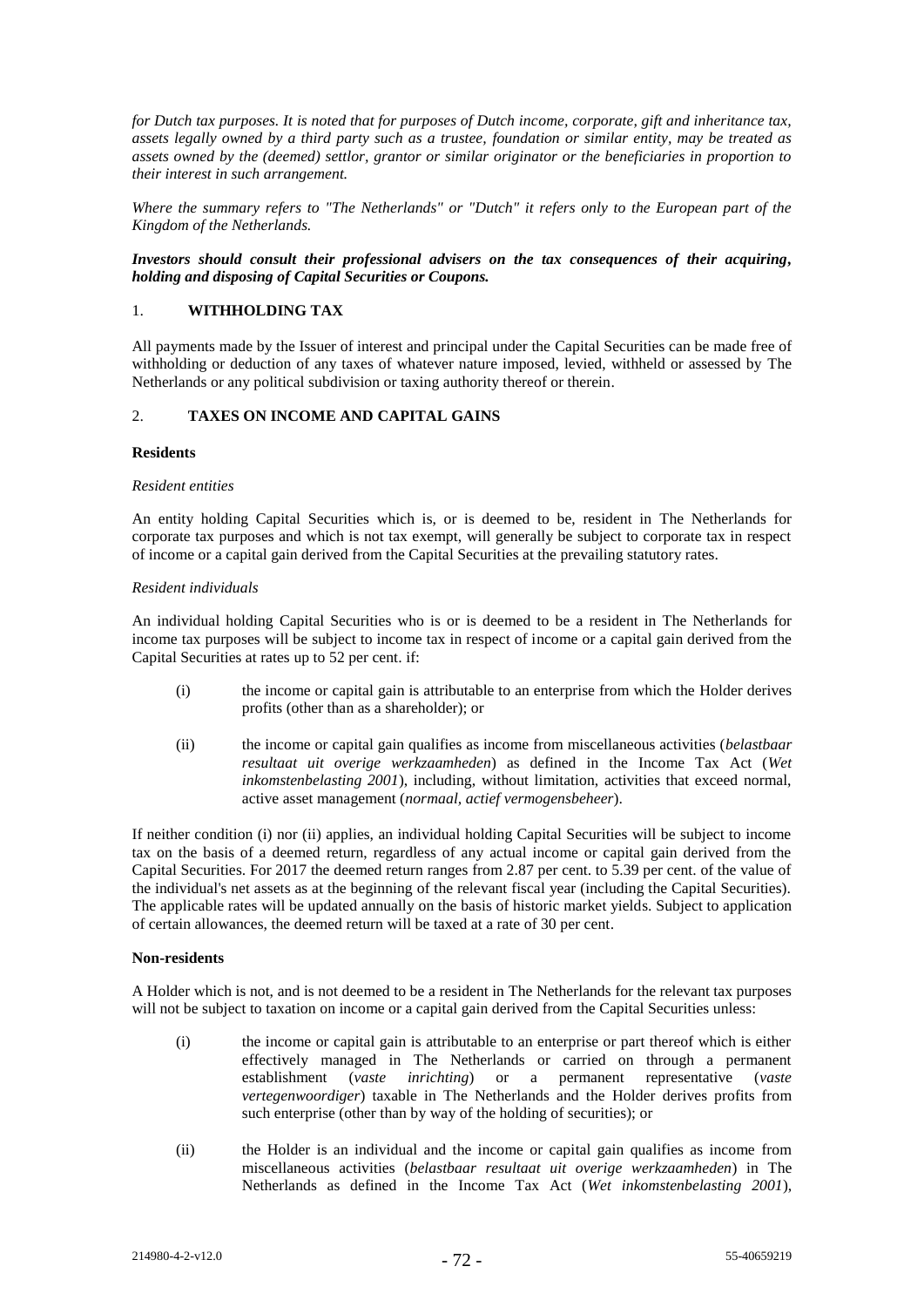*for Dutch tax purposes. It is noted that for purposes of Dutch income, corporate, gift and inheritance tax, assets legally owned by a third party such as a trustee, foundation or similar entity, may be treated as assets owned by the (deemed) settlor, grantor or similar originator or the beneficiaries in proportion to their interest in such arrangement.*

*Where the summary refers to "The Netherlands" or "Dutch" it refers only to the European part of the Kingdom of the Netherlands.*

***Investors should consult their professional advisers on the tax consequences of their acquiring, holding and disposing of Capital Securities or Coupons.***

## 1. WITHHOLDING TAX

All payments made by the Issuer of interest and principal under the Capital Securities can be made free of withholding or deduction of any taxes of whatever nature imposed, levied, withheld or assessed by The Netherlands or any political subdivision or taxing authority thereof or therein.

## 2. TAXES ON INCOME AND CAPITAL GAINS

**Residents**

*Resident entities*

An entity holding Capital Securities which is, or is deemed to be, resident in The Netherlands for corporate tax purposes and which is not tax exempt, will generally be subject to corporate tax in respect of income or a capital gain derived from the Capital Securities at the prevailing statutory rates.

*Resident individuals*

An individual holding Capital Securities who is or is deemed to be a resident in The Netherlands for income tax purposes will be subject to income tax in respect of income or a capital gain derived from the Capital Securities at rates up to 52 per cent. if:

(i) the income or capital gain is attributable to an enterprise from which the Holder derives profits (other than as a shareholder); or

(ii) the income or capital gain qualifies as income from miscellaneous activities (*belastbaar resultaat uit overige werkzaamheden*) as defined in the Income Tax Act (*Wet inkomstenbelasting 2001*), including, without limitation, activities that exceed normal, active asset management (*normaal, actief vermogensbeheer*).

If neither condition (i) nor (ii) applies, an individual holding Capital Securities will be subject to income tax on the basis of a deemed return, regardless of any actual income or capital gain derived from the Capital Securities. For 2017 the deemed return ranges from 2.87 per cent. to 5.39 per cent. of the value of the individual's net assets as at the beginning of the relevant fiscal year (including the Capital Securities). The applicable rates will be updated annually on the basis of historic market yields. Subject to application of certain allowances, the deemed return will be taxed at a rate of 30 per cent.

**Non-residents**

A Holder which is not, and is not deemed to be a resident in The Netherlands for the relevant tax purposes will not be subject to taxation on income or a capital gain derived from the Capital Securities unless:

(i) the income or capital gain is attributable to an enterprise or part thereof which is either effectively managed in The Netherlands or carried on through a permanent establishment (*vaste inrichting*) or a permanent representative (*vaste vertegenwoordiger*) taxable in The Netherlands and the Holder derives profits from such enterprise (other than by way of the holding of securities); or

(ii) the Holder is an individual and the income or capital gain qualifies as income from miscellaneous activities (*belastbaar resultaat uit overige werkzaamheden*) in The Netherlands as defined in the Income Tax Act (*Wet inkomstenbelasting 2001*),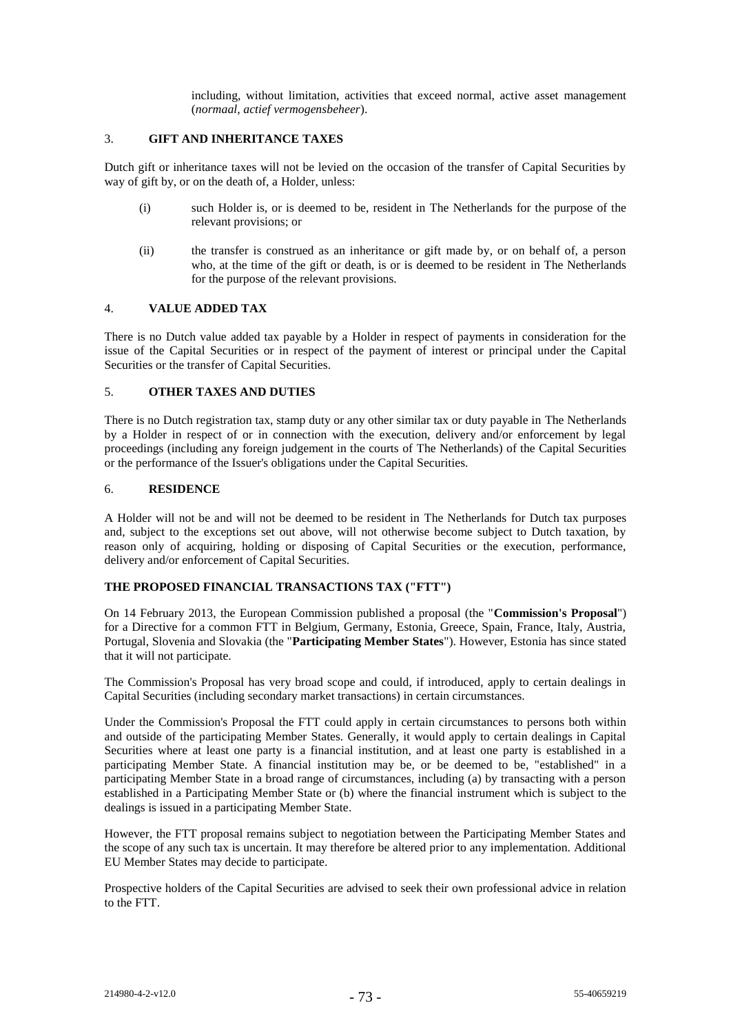including, without limitation, activities that exceed normal, active asset management (*normaal, actief vermogensbeheer*).

### 3. GIFT AND INHERITANCE TAXES

Dutch gift or inheritance taxes will not be levied on the occasion of the transfer of Capital Securities by way of gift by, or on the death of, a Holder, unless:

(i) such Holder is, or is deemed to be, resident in The Netherlands for the purpose of the relevant provisions; or

(ii) the transfer is construed as an inheritance or gift made by, or on behalf of, a person who, at the time of the gift or death, is or is deemed to be resident in The Netherlands for the purpose of the relevant provisions.

### 4. VALUE ADDED TAX

There is no Dutch value added tax payable by a Holder in respect of payments in consideration for the issue of the Capital Securities or in respect of the payment of interest or principal under the Capital Securities or the transfer of Capital Securities.

### 5. OTHER TAXES AND DUTIES

There is no Dutch registration tax, stamp duty or any other similar tax or duty payable in The Netherlands by a Holder in respect of or in connection with the execution, delivery and/or enforcement by legal proceedings (including any foreign judgement in the courts of The Netherlands) of the Capital Securities or the performance of the Issuer's obligations under the Capital Securities.

### 6. RESIDENCE

A Holder will not be and will not be deemed to be resident in The Netherlands for Dutch tax purposes and, subject to the exceptions set out above, will not otherwise become subject to Dutch taxation, by reason only of acquiring, holding or disposing of Capital Securities or the execution, performance, delivery and/or enforcement of Capital Securities.

## THE PROPOSED FINANCIAL TRANSACTIONS TAX ("FTT")

On 14 February 2013, the European Commission published a proposal (the "**Commission's Proposal**") for a Directive for a common FTT in Belgium, Germany, Estonia, Greece, Spain, France, Italy, Austria, Portugal, Slovenia and Slovakia (the "**Participating Member States**"). However, Estonia has since stated that it will not participate.

The Commission's Proposal has very broad scope and could, if introduced, apply to certain dealings in Capital Securities (including secondary market transactions) in certain circumstances.

Under the Commission's Proposal the FTT could apply in certain circumstances to persons both within and outside of the participating Member States. Generally, it would apply to certain dealings in Capital Securities where at least one party is a financial institution, and at least one party is established in a participating Member State. A financial institution may be, or be deemed to be, "established" in a participating Member State in a broad range of circumstances, including (a) by transacting with a person established in a Participating Member State or (b) where the financial instrument which is subject to the dealings is issued in a participating Member State.

However, the FTT proposal remains subject to negotiation between the Participating Member States and the scope of any such tax is uncertain. It may therefore be altered prior to any implementation. Additional EU Member States may decide to participate.

Prospective holders of the Capital Securities are advised to seek their own professional advice in relation to the FTT.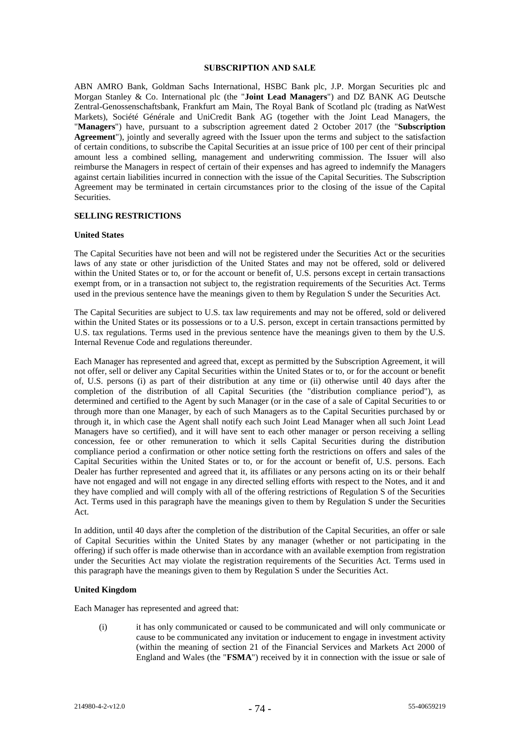## SUBSCRIPTION AND SALE

ABN AMRO Bank, Goldman Sachs International, HSBC Bank plc, J.P. Morgan Securities plc and Morgan Stanley & Co. International plc (the "**Joint Lead Managers**") and DZ BANK AG Deutsche Zentral-Genossenschaftsbank, Frankfurt am Main, The Royal Bank of Scotland plc (trading as NatWest Markets), Société Générale and UniCredit Bank AG (together with the Joint Lead Managers, the "**Managers**") have, pursuant to a subscription agreement dated 2 October 2017 (the "**Subscription Agreement**"), jointly and severally agreed with the Issuer upon the terms and subject to the satisfaction of certain conditions, to subscribe the Capital Securities at an issue price of 100 per cent of their principal amount less a combined selling, management and underwriting commission. The Issuer will also reimburse the Managers in respect of certain of their expenses and has agreed to indemnify the Managers against certain liabilities incurred in connection with the issue of the Capital Securities. The Subscription Agreement may be terminated in certain circumstances prior to the closing of the issue of the Capital Securities.

### SELLING RESTRICTIONS

#### United States

The Capital Securities have not been and will not be registered under the Securities Act or the securities laws of any state or other jurisdiction of the United States and may not be offered, sold or delivered within the United States or to, or for the account or benefit of, U.S. persons except in certain transactions exempt from, or in a transaction not subject to, the registration requirements of the Securities Act. Terms used in the previous sentence have the meanings given to them by Regulation S under the Securities Act.

The Capital Securities are subject to U.S. tax law requirements and may not be offered, sold or delivered within the United States or its possessions or to a U.S. person, except in certain transactions permitted by U.S. tax regulations. Terms used in the previous sentence have the meanings given to them by the U.S. Internal Revenue Code and regulations thereunder.

Each Manager has represented and agreed that, except as permitted by the Subscription Agreement, it will not offer, sell or deliver any Capital Securities within the United States or to, or for the account or benefit of, U.S. persons (i) as part of their distribution at any time or (ii) otherwise until 40 days after the completion of the distribution of all Capital Securities (the "distribution compliance period"), as determined and certified to the Agent by such Manager (or in the case of a sale of Capital Securities to or through more than one Manager, by each of such Managers as to the Capital Securities purchased by or through it, in which case the Agent shall notify each such Joint Lead Manager when all such Joint Lead Managers have so certified), and it will have sent to each other manager or person receiving a selling concession, fee or other remuneration to which it sells Capital Securities during the distribution compliance period a confirmation or other notice setting forth the restrictions on offers and sales of the Capital Securities within the United States or to, or for the account or benefit of, U.S. persons. Each Dealer has further represented and agreed that it, its affiliates or any persons acting on its or their behalf have not engaged and will not engage in any directed selling efforts with respect to the Notes, and it and they have complied and will comply with all of the offering restrictions of Regulation S of the Securities Act. Terms used in this paragraph have the meanings given to them by Regulation S under the Securities Act.

In addition, until 40 days after the completion of the distribution of the Capital Securities, an offer or sale of Capital Securities within the United States by any manager (whether or not participating in the offering) if such offer is made otherwise than in accordance with an available exemption from registration under the Securities Act may violate the registration requirements of the Securities Act. Terms used in this paragraph have the meanings given to them by Regulation S under the Securities Act.

#### United Kingdom

Each Manager has represented and agreed that:

(i) it has only communicated or caused to be communicated and will only communicate or cause to be communicated any invitation or inducement to engage in investment activity (within the meaning of section 21 of the Financial Services and Markets Act 2000 of England and Wales (the "**FSMA**") received by it in connection with the issue or sale of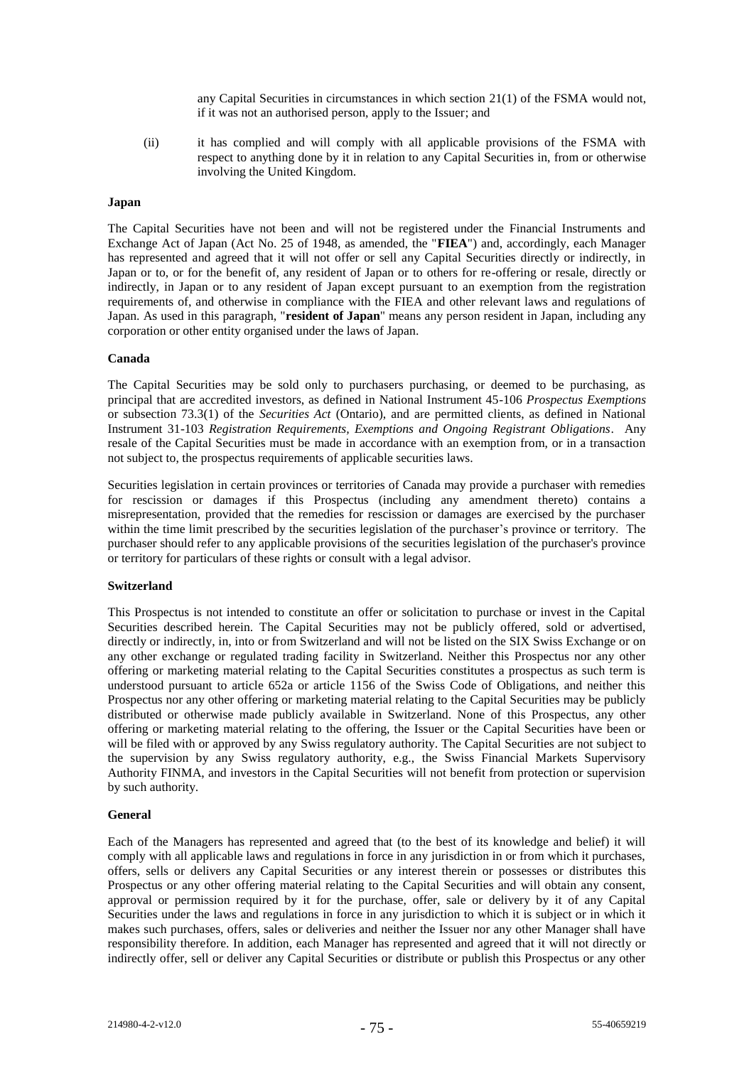any Capital Securities in circumstances in which section 21(1) of the FSMA would not, if it was not an authorised person, apply to the Issuer; and

(ii) it has complied and will comply with all applicable provisions of the FSMA with respect to anything done by it in relation to any Capital Securities in, from or otherwise involving the United Kingdom.

**Japan**

The Capital Securities have not been and will not be registered under the Financial Instruments and Exchange Act of Japan (Act No. 25 of 1948, as amended, the "**FIEA**") and, accordingly, each Manager has represented and agreed that it will not offer or sell any Capital Securities directly or indirectly, in Japan or to, or for the benefit of, any resident of Japan or to others for re-offering or resale, directly or indirectly, in Japan or to any resident of Japan except pursuant to an exemption from the registration requirements of, and otherwise in compliance with the FIEA and other relevant laws and regulations of Japan. As used in this paragraph, "**resident of Japan**" means any person resident in Japan, including any corporation or other entity organised under the laws of Japan.

**Canada**

The Capital Securities may be sold only to purchasers purchasing, or deemed to be purchasing, as principal that are accredited investors, as defined in National Instrument 45-106 *Prospectus Exemptions* or subsection 73.3(1) of the *Securities Act* (Ontario), and are permitted clients, as defined in National Instrument 31-103 *Registration Requirements, Exemptions and Ongoing Registrant Obligations*. Any resale of the Capital Securities must be made in accordance with an exemption from, or in a transaction not subject to, the prospectus requirements of applicable securities laws.

Securities legislation in certain provinces or territories of Canada may provide a purchaser with remedies for rescission or damages if this Prospectus (including any amendment thereto) contains a misrepresentation, provided that the remedies for rescission or damages are exercised by the purchaser within the time limit prescribed by the securities legislation of the purchaser's province or territory. The purchaser should refer to any applicable provisions of the securities legislation of the purchaser's province or territory for particulars of these rights or consult with a legal advisor.

**Switzerland**

This Prospectus is not intended to constitute an offer or solicitation to purchase or invest in the Capital Securities described herein. The Capital Securities may not be publicly offered, sold or advertised, directly or indirectly, in, into or from Switzerland and will not be listed on the SIX Swiss Exchange or on any other exchange or regulated trading facility in Switzerland. Neither this Prospectus nor any other offering or marketing material relating to the Capital Securities constitutes a prospectus as such term is understood pursuant to article 652a or article 1156 of the Swiss Code of Obligations, and neither this Prospectus nor any other offering or marketing material relating to the Capital Securities may be publicly distributed or otherwise made publicly available in Switzerland. None of this Prospectus, any other offering or marketing material relating to the offering, the Issuer or the Capital Securities have been or will be filed with or approved by any Swiss regulatory authority. The Capital Securities are not subject to the supervision by any Swiss regulatory authority, e.g., the Swiss Financial Markets Supervisory Authority FINMA, and investors in the Capital Securities will not benefit from protection or supervision by such authority.

**General**

Each of the Managers has represented and agreed that (to the best of its knowledge and belief) it will comply with all applicable laws and regulations in force in any jurisdiction in or from which it purchases, offers, sells or delivers any Capital Securities or any interest therein or possesses or distributes this Prospectus or any other offering material relating to the Capital Securities and will obtain any consent, approval or permission required by it for the purchase, offer, sale or delivery by it of any Capital Securities under the laws and regulations in force in any jurisdiction to which it is subject or in which it makes such purchases, offers, sales or deliveries and neither the Issuer nor any other Manager shall have responsibility therefore. In addition, each Manager has represented and agreed that it will not directly or indirectly offer, sell or deliver any Capital Securities or distribute or publish this Prospectus or any other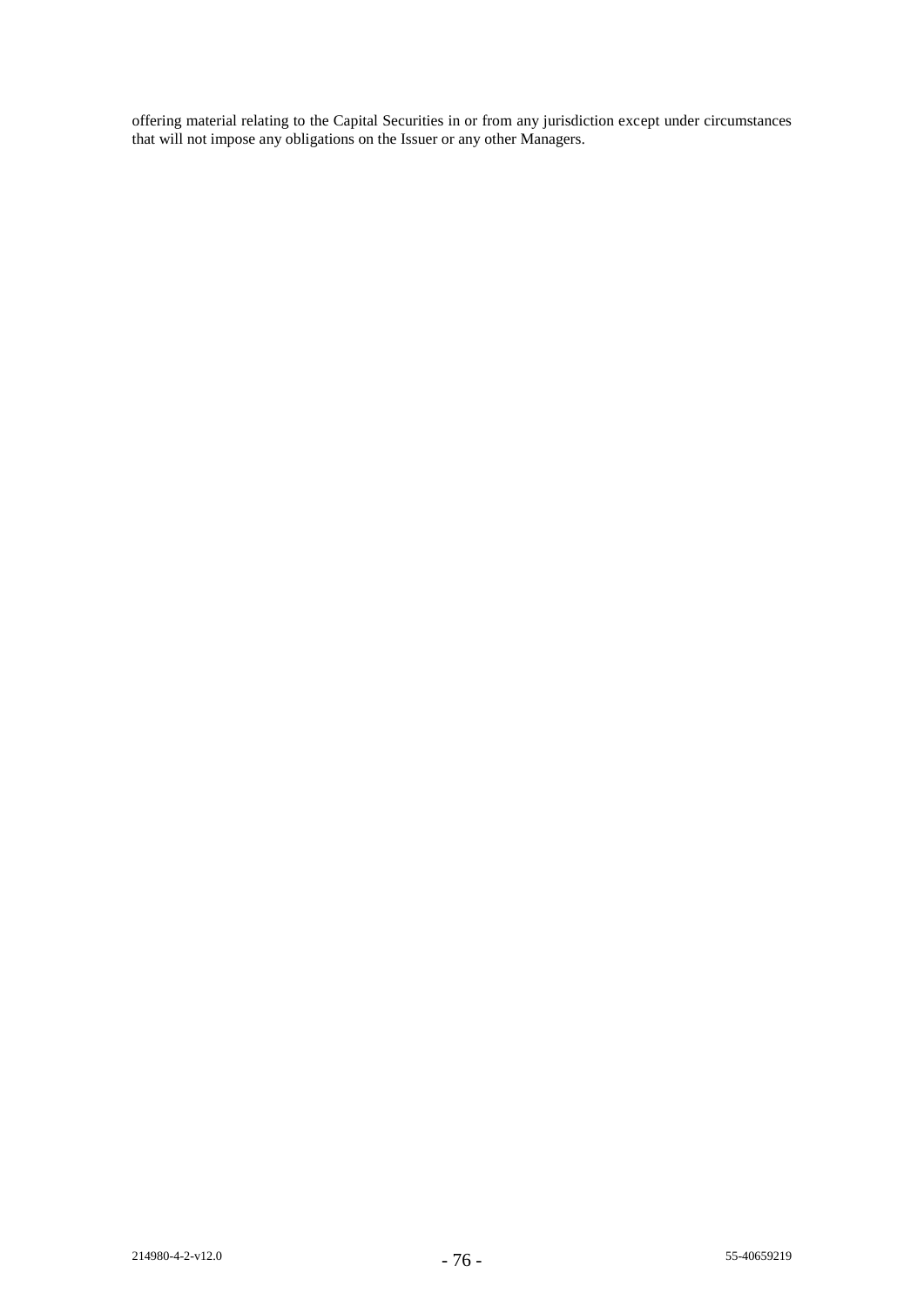offering material relating to the Capital Securities in or from any jurisdiction except under circumstances that will not impose any obligations on the Issuer or any other Managers.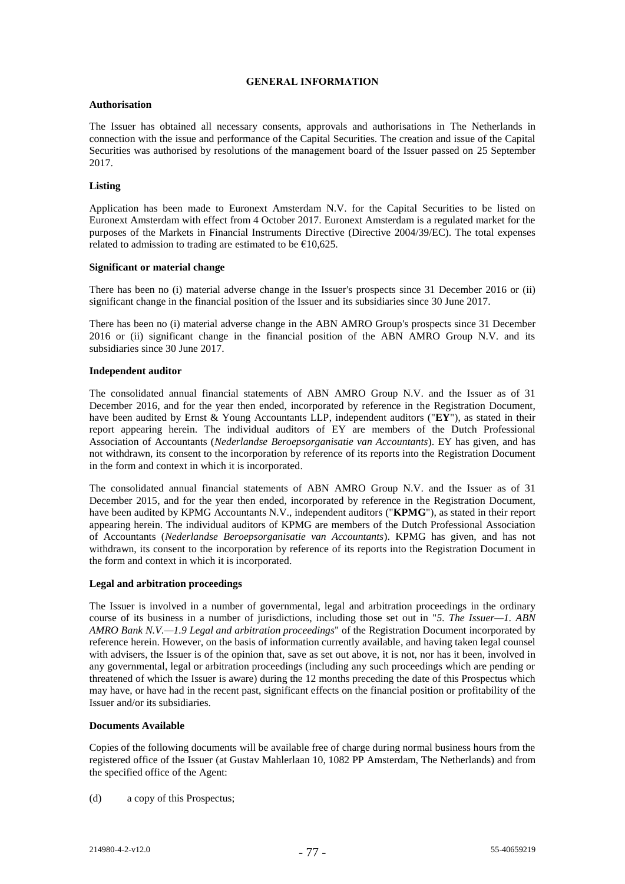## GENERAL INFORMATION

### Authorisation

The Issuer has obtained all necessary consents, approvals and authorisations in The Netherlands in connection with the issue and performance of the Capital Securities. The creation and issue of the Capital Securities was authorised by resolutions of the management board of the Issuer passed on 25 September 2017.

### Listing

Application has been made to Euronext Amsterdam N.V. for the Capital Securities to be listed on Euronext Amsterdam with effect from 4 October 2017. Euronext Amsterdam is a regulated market for the purposes of the Markets in Financial Instruments Directive (Directive 2004/39/EC). The total expenses related to admission to trading are estimated to be €10,625.

### Significant or material change

There has been no (i) material adverse change in the Issuer's prospects since 31 December 2016 or (ii) significant change in the financial position of the Issuer and its subsidiaries since 30 June 2017.

There has been no (i) material adverse change in the ABN AMRO Group's prospects since 31 December 2016 or (ii) significant change in the financial position of the ABN AMRO Group N.V. and its subsidiaries since 30 June 2017.

### Independent auditor

The consolidated annual financial statements of ABN AMRO Group N.V. and the Issuer as of 31 December 2016, and for the year then ended, incorporated by reference in the Registration Document, have been audited by Ernst & Young Accountants LLP, independent auditors ("**EY**"), as stated in their report appearing herein. The individual auditors of EY are members of the Dutch Professional Association of Accountants (*Nederlandse Beroepsorganisatie van Accountants*). EY has given, and has not withdrawn, its consent to the incorporation by reference of its reports into the Registration Document in the form and context in which it is incorporated.

The consolidated annual financial statements of ABN AMRO Group N.V. and the Issuer as of 31 December 2015, and for the year then ended, incorporated by reference in the Registration Document, have been audited by KPMG Accountants N.V., independent auditors ("**KPMG**"), as stated in their report appearing herein. The individual auditors of KPMG are members of the Dutch Professional Association of Accountants (*Nederlandse Beroepsorganisatie van Accountants*). KPMG has given, and has not withdrawn, its consent to the incorporation by reference of its reports into the Registration Document in the form and context in which it is incorporated.

### Legal and arbitration proceedings

The Issuer is involved in a number of governmental, legal and arbitration proceedings in the ordinary course of its business in a number of jurisdictions, including those set out in "*5. The Issuer—1. ABN AMRO Bank N.V.—1.9 Legal and arbitration proceedings*" of the Registration Document incorporated by reference herein. However, on the basis of information currently available, and having taken legal counsel with advisers, the Issuer is of the opinion that, save as set out above, it is not, nor has it been, involved in any governmental, legal or arbitration proceedings (including any such proceedings which are pending or threatened of which the Issuer is aware) during the 12 months preceding the date of this Prospectus which may have, or have had in the recent past, significant effects on the financial position or profitability of the Issuer and/or its subsidiaries.

### Documents Available

Copies of the following documents will be available free of charge during normal business hours from the registered office of the Issuer (at Gustav Mahlerlaan 10, 1082 PP Amsterdam, The Netherlands) and from the specified office of the Agent:

(d) a copy of this Prospectus;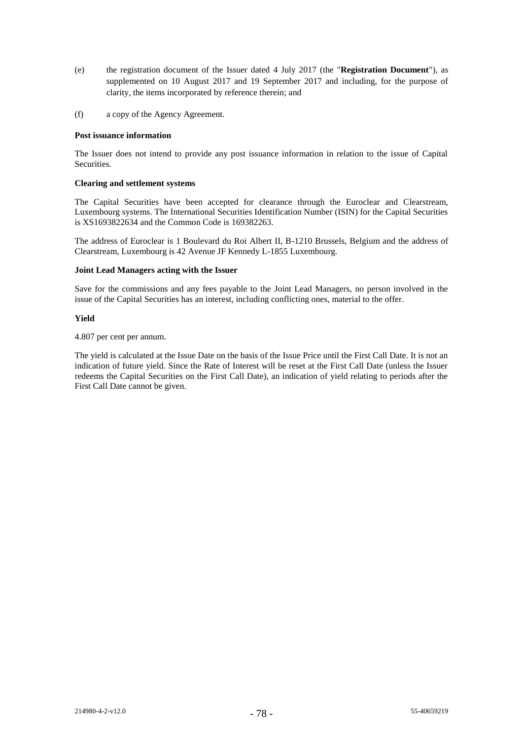(e) the registration document of the Issuer dated 4 July 2017 (the "**Registration Document**"), as supplemented on 10 August 2017 and 19 September 2017 and including, for the purpose of clarity, the items incorporated by reference therein; and

(f) a copy of the Agency Agreement.

**Post issuance information**

The Issuer does not intend to provide any post issuance information in relation to the issue of Capital Securities.

**Clearing and settlement systems**

The Capital Securities have been accepted for clearance through the Euroclear and Clearstream, Luxembourg systems. The International Securities Identification Number (ISIN) for the Capital Securities is XS1693822634 and the Common Code is 169382263.

The address of Euroclear is 1 Boulevard du Roi Albert II, B-1210 Brussels, Belgium and the address of Clearstream, Luxembourg is 42 Avenue JF Kennedy L-1855 Luxembourg.

**Joint Lead Managers acting with the Issuer**

Save for the commissions and any fees payable to the Joint Lead Managers, no person involved in the issue of the Capital Securities has an interest, including conflicting ones, material to the offer.

**Yield**

4.807 per cent per annum.

The yield is calculated at the Issue Date on the basis of the Issue Price until the First Call Date. It is not an indication of future yield. Since the Rate of Interest will be reset at the First Call Date (unless the Issuer redeems the Capital Securities on the First Call Date), an indication of yield relating to periods after the First Call Date cannot be given.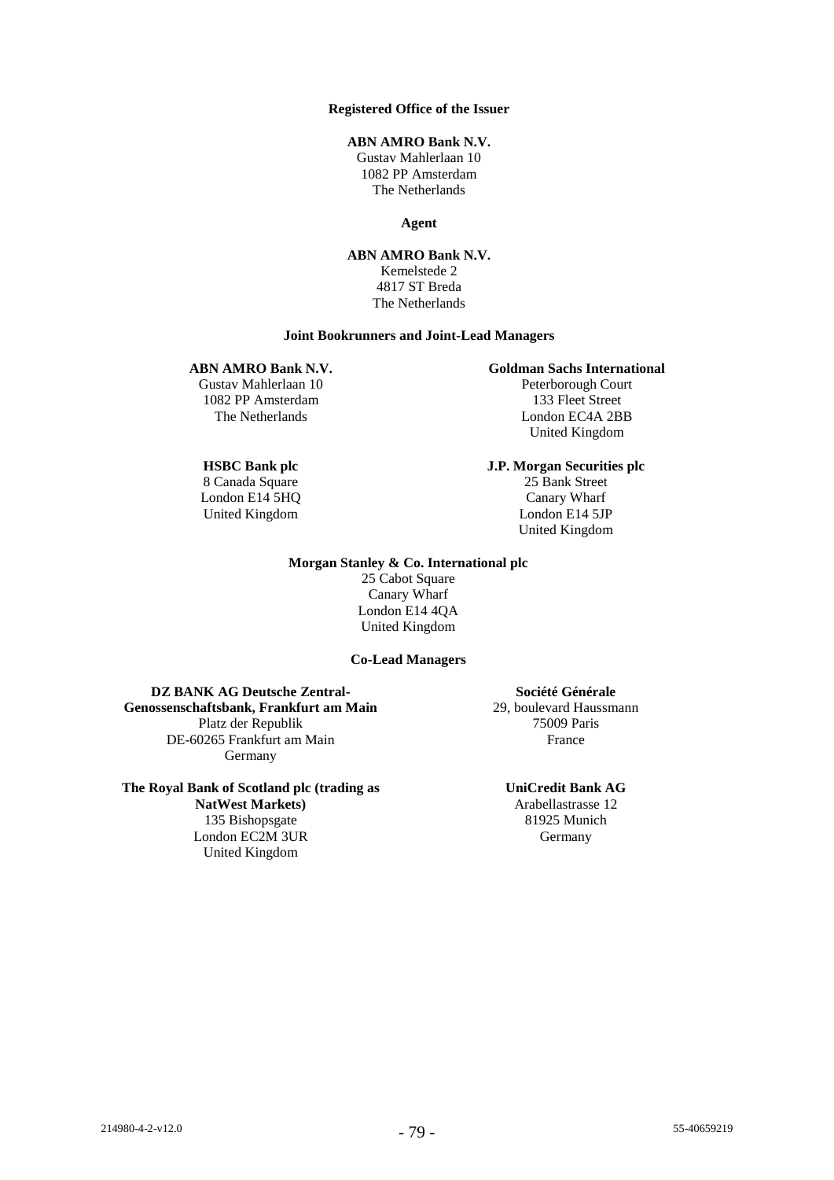**Registered Office of the Issuer**

**ABN AMRO Bank N.V.**
Gustav Mahlerlaan 10
1082 PP Amsterdam
The Netherlands

**Agent**

**ABN AMRO Bank N.V.**
Kemelstede 2
4817 ST Breda
The Netherlands

**Joint Bookrunners and Joint-Lead Managers**

**ABN AMRO Bank N.V.**
Gustav Mahlerlaan 10
1082 PP Amsterdam
The Netherlands

**Goldman Sachs International**
Peterborough Court
133 Fleet Street
London EC4A 2BB
United Kingdom

**HSBC Bank plc**
8 Canada Square
London E14 5HQ
United Kingdom

**J.P. Morgan Securities plc**
25 Bank Street
Canary Wharf
London E14 5JP
United Kingdom

**Morgan Stanley & Co. International plc**
25 Cabot Square
Canary Wharf
London E14 4QA
United Kingdom

**Co-Lead Managers**

**DZ BANK AG Deutsche Zentral-Genossenschaftsbank, Frankfurt am Main**
Platz der Republik
DE-60265 Frankfurt am Main
Germany

**Société Générale**
29, boulevard Haussmann
75009 Paris
France

**The Royal Bank of Scotland plc (trading as NatWest Markets)**
135 Bishopsgate
London EC2M 3UR
United Kingdom

**UniCredit Bank AG**
Arabellastrasse 12
81925 Munich
Germany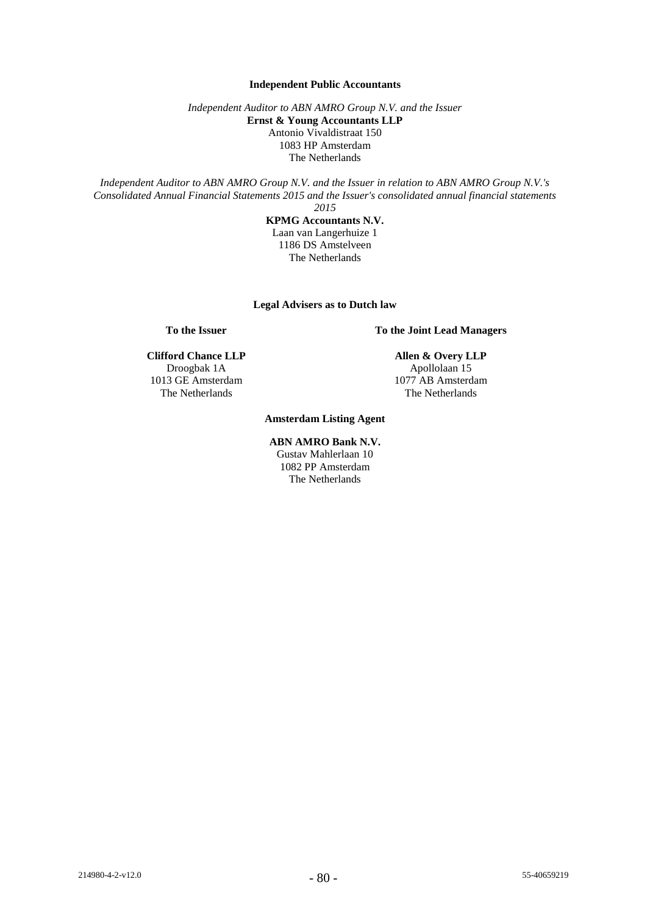**Independent Public Accountants**

*Independent Auditor to ABN AMRO Group N.V. and the Issuer*
**Ernst & Young Accountants LLP**
Antonio Vivaldistraat 150
1083 HP Amsterdam
The Netherlands

*Independent Auditor to ABN AMRO Group N.V. and the Issuer in relation to ABN AMRO Group N.V.'s Consolidated Annual Financial Statements 2015 and the Issuer's consolidated annual financial statements 2015*
**KPMG Accountants N.V.**
Laan van Langerhuize 1
1186 DS Amstelveen
The Netherlands

**Legal Advisers as to Dutch law**

**To the Issuer**

**Clifford Chance LLP**
Droogbak 1A
1013 GE Amsterdam
The Netherlands

**To the Joint Lead Managers**

**Allen & Overy LLP**
Apollolaan 15
1077 AB Amsterdam
The Netherlands

**Amsterdam Listing Agent**

**ABN AMRO Bank N.V.**
Gustav Mahlerlaan 10
1082 PP Amsterdam
The Netherlands